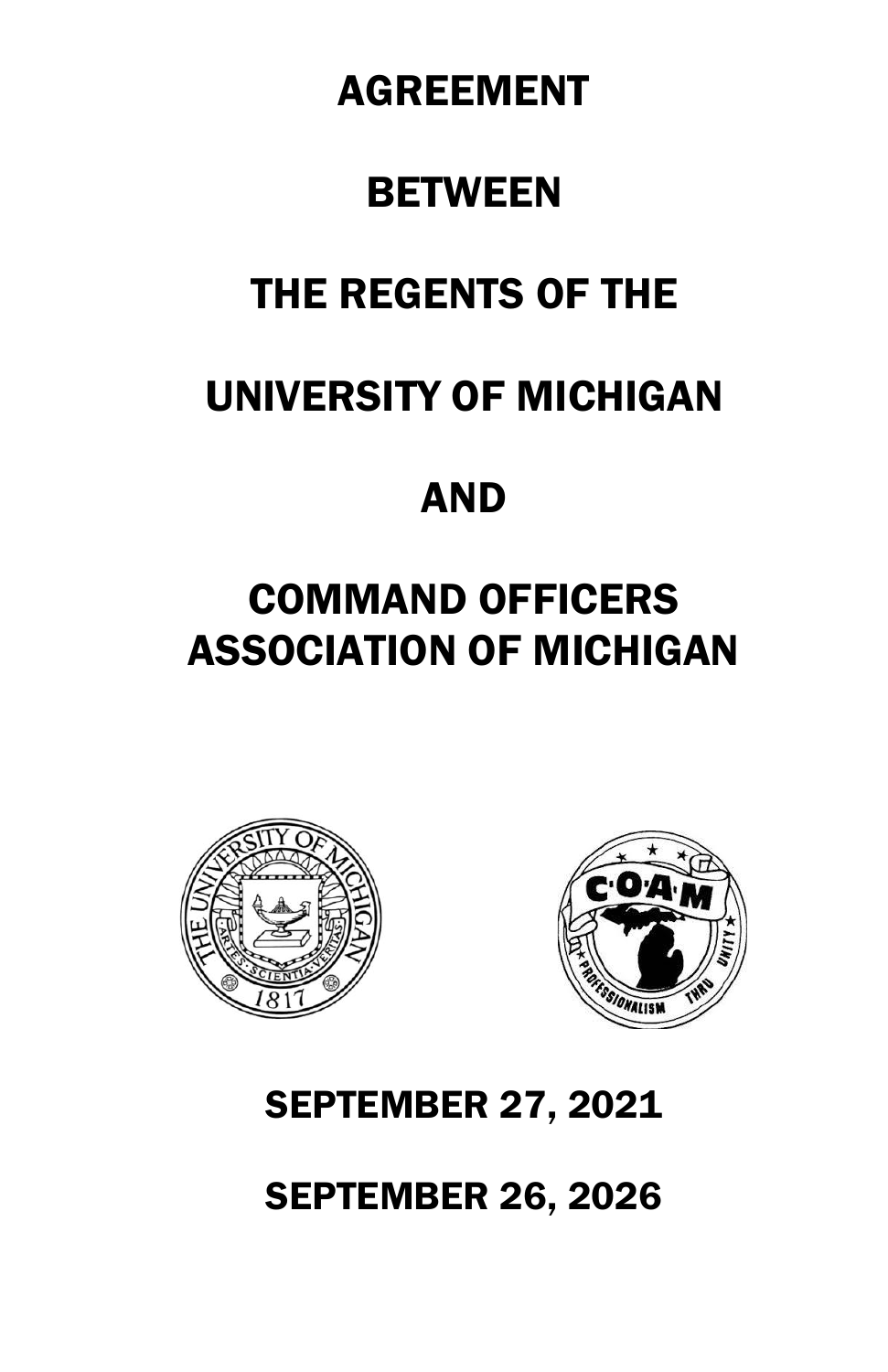# AGREEMENT

# BETWEEN

# THE REGENTS OF THE

# UNIVERSITY OF MICHIGAN

# AND

# COMMAND OFFICERS ASSOCIATION OF MICHIGAN

## SEPTEMBER 27, 2021

## SEPTEMBER 26, 2026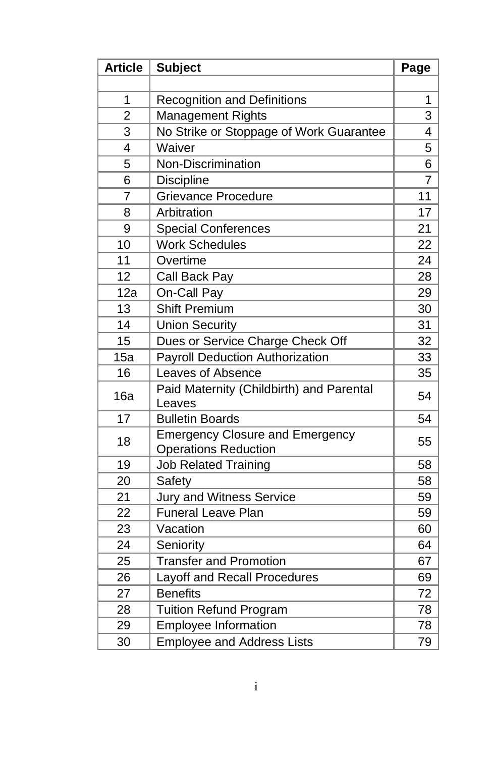| Article | Subject | Page |
| --- | --- | --- |
| | | |
| 1 | Recognition and Definitions | 1 |
| 2 | Management Rights | 3 |
| 3 | No Strike or Stoppage of Work Guarantee | 4 |
| 4 | Waiver | 5 |
| 5 | Non-Discrimination | 6 |
| 6 | Discipline | 7 |
| 7 | Grievance Procedure | 11 |
| 8 | Arbitration | 17 |
| 9 | Special Conferences | 21 |
| 10 | Work Schedules | 22 |
| 11 | Overtime | 24 |
| 12 | Call Back Pay | 28 |
| 12a | On-Call Pay | 29 |
| 13 | Shift Premium | 30 |
| 14 | Union Security | 31 |
| 15 | Dues or Service Charge Check Off | 32 |
| 15a | Payroll Deduction Authorization | 33 |
| 16 | Leaves of Absence | 35 |
| 16a | Paid Maternity (Childbirth) and Parental Leaves | 54 |
| 17 | Bulletin Boards | 54 |
| 18 | Emergency Closure and Emergency Operations Reduction | 55 |
| 19 | Job Related Training | 58 |
| 20 | Safety | 58 |
| 21 | Jury and Witness Service | 59 |
| 22 | Funeral Leave Plan | 59 |
| 23 | Vacation | 60 |
| 24 | Seniority | 64 |
| 25 | Transfer and Promotion | 67 |
| 26 | Layoff and Recall Procedures | 69 |
| 27 | Benefits | 72 |
| 28 | Tuition Refund Program | 78 |
| 29 | Employee Information | 78 |
| 30 | Employee and Address Lists | 79 |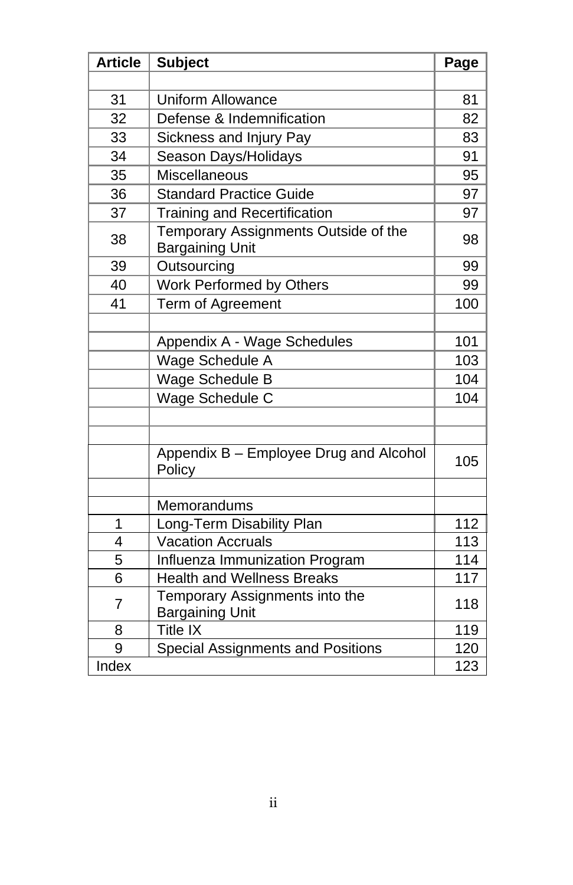| Article | Subject | Page |
|---|---|---|
| | | |
| 31 | Uniform Allowance | 81 |
| 32 | Defense & Indemnification | 82 |
| 33 | Sickness and Injury Pay | 83 |
| 34 | Season Days/Holidays | 91 |
| 35 | Miscellaneous | 95 |
| 36 | Standard Practice Guide | 97 |
| 37 | Training and Recertification | 97 |
| 38 | Temporary Assignments Outside of the Bargaining Unit | 98 |
| 39 | Outsourcing | 99 |
| 40 | Work Performed by Others | 99 |
| 41 | Term of Agreement | 100 |
| | | |
| | Appendix A - Wage Schedules | 101 |
| | Wage Schedule A | 103 |
| | Wage Schedule B | 104 |
| | Wage Schedule C | 104 |
| | | |
| | | |
| | Appendix B – Employee Drug and Alcohol Policy | 105 |
| | | |
| | Memorandums | |
| 1 | Long-Term Disability Plan | 112 |
| 4 | Vacation Accruals | 113 |
| 5 | Influenza Immunization Program | 114 |
| 6 | Health and Wellness Breaks | 117 |
| 7 | Temporary Assignments into the Bargaining Unit | 118 |
| 8 | Title IX | 119 |
| 9 | Special Assignments and Positions | 120 |
| Index | | 123 |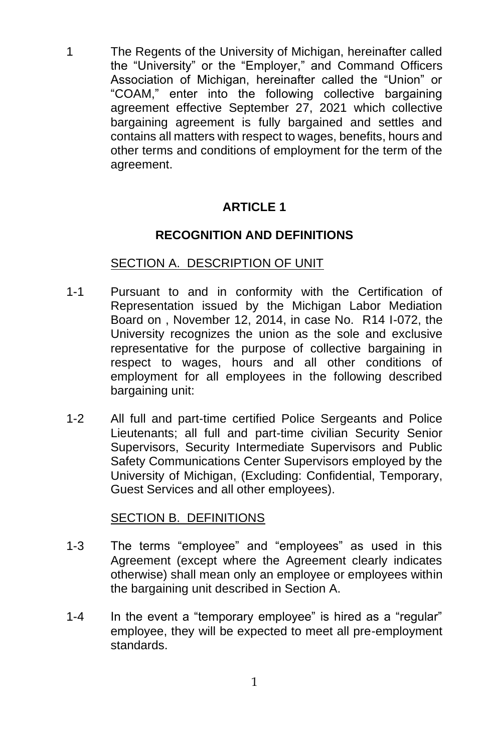1 The Regents of the University of Michigan, hereinafter called the "University" or the "Employer," and Command Officers Association of Michigan, hereinafter called the "Union" or "COAM," enter into the following collective bargaining agreement effective September 27, 2021 which collective bargaining agreement is fully bargained and settles and contains all matters with respect to wages, benefits, hours and other terms and conditions of employment for the term of the agreement.

## ARTICLE 1

## RECOGNITION AND DEFINITIONS

### SECTION A. DESCRIPTION OF UNIT

1-1 Pursuant to and in conformity with the Certification of Representation issued by the Michigan Labor Mediation Board on , November 12, 2014, in case No. R14 I-072, the University recognizes the union as the sole and exclusive representative for the purpose of collective bargaining in respect to wages, hours and all other conditions of employment for all employees in the following described bargaining unit:

1-2 All full and part-time certified Police Sergeants and Police Lieutenants; all full and part-time civilian Security Senior Supervisors, Security Intermediate Supervisors and Public Safety Communications Center Supervisors employed by the University of Michigan, (Excluding: Confidential, Temporary, Guest Services and all other employees).

### SECTION B. DEFINITIONS

1-3 The terms "employee" and "employees" as used in this Agreement (except where the Agreement clearly indicates otherwise) shall mean only an employee or employees within the bargaining unit described in Section A.

1-4 In the event a "temporary employee" is hired as a "regular" employee, they will be expected to meet all pre-employment standards.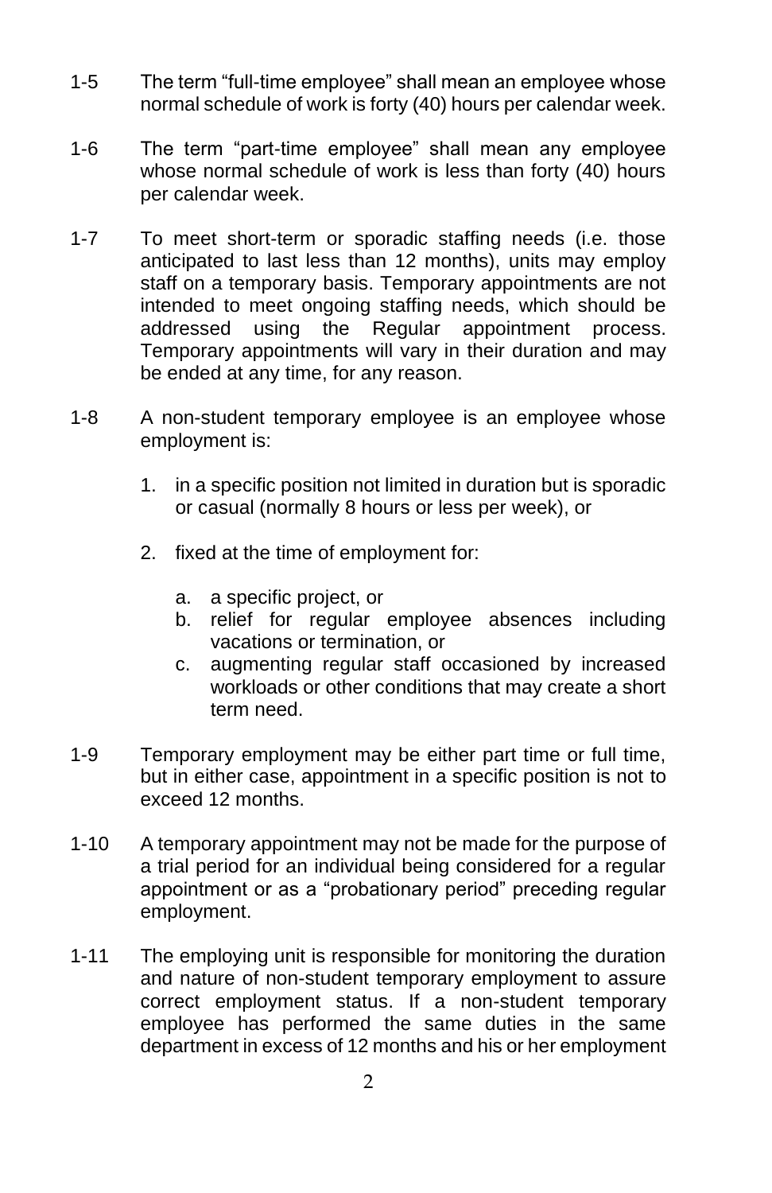1-5 The term “full-time employee” shall mean an employee whose normal schedule of work is forty (40) hours per calendar week.

1-6 The term “part-time employee” shall mean any employee whose normal schedule of work is less than forty (40) hours per calendar week.

1-7 To meet short-term or sporadic staffing needs (i.e. those anticipated to last less than 12 months), units may employ staff on a temporary basis. Temporary appointments are not intended to meet ongoing staffing needs, which should be addressed using the Regular appointment process. Temporary appointments will vary in their duration and may be ended at any time, for any reason.

1-8 A non-student temporary employee is an employee whose employment is:

1. in a specific position not limited in duration but is sporadic or casual (normally 8 hours or less per week), or

2. fixed at the time of employment for:

   a. a specific project, or
   b. relief for regular employee absences including vacations or termination, or
   c. augmenting regular staff occasioned by increased workloads or other conditions that may create a short term need.

1-9 Temporary employment may be either part time or full time, but in either case, appointment in a specific position is not to exceed 12 months.

1-10 A temporary appointment may not be made for the purpose of a trial period for an individual being considered for a regular appointment or as a “probationary period” preceding regular employment.

1-11 The employing unit is responsible for monitoring the duration and nature of non-student temporary employment to assure correct employment status. If a non-student temporary employee has performed the same duties in the same department in excess of 12 months and his or her employment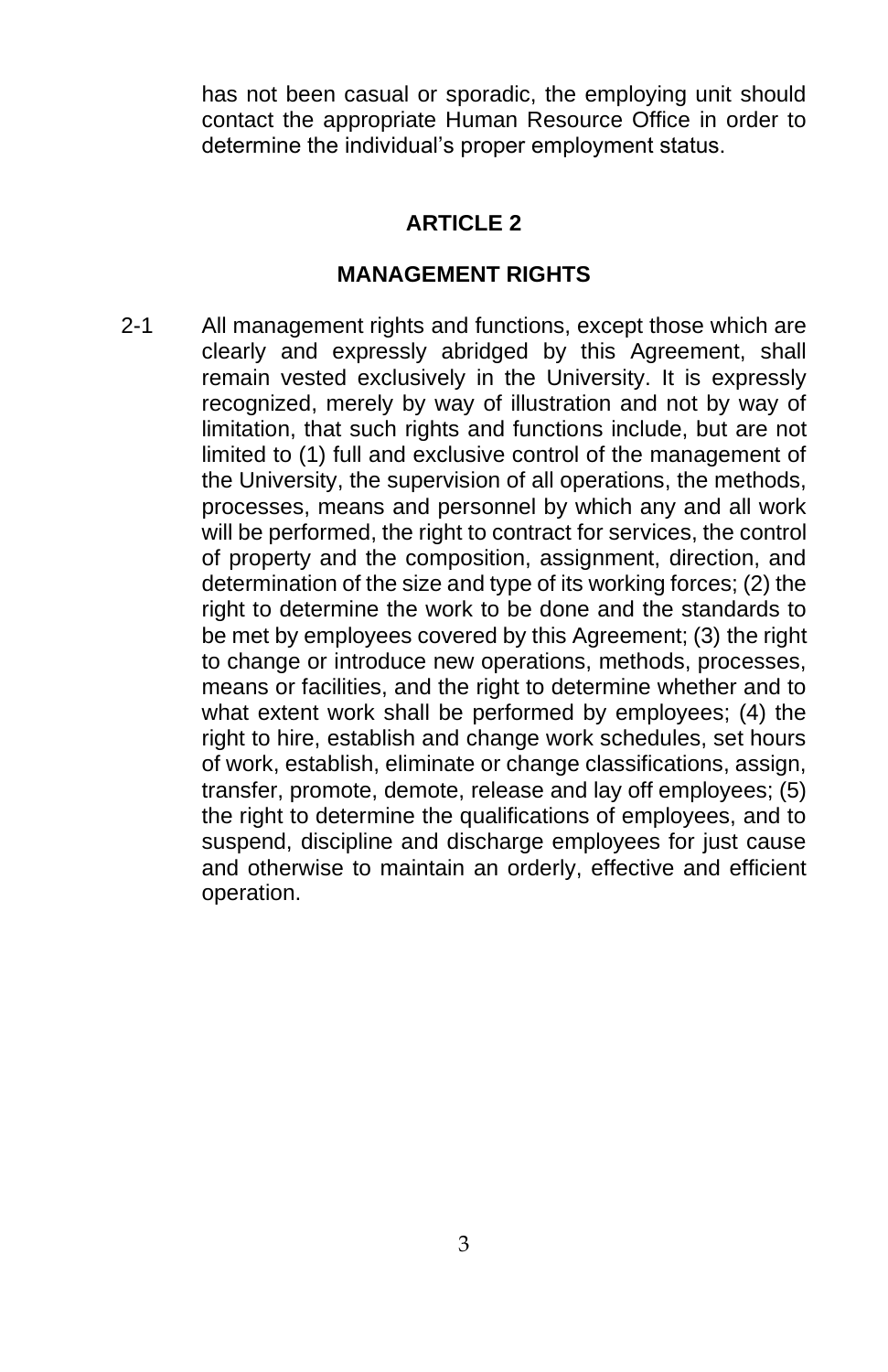has not been casual or sporadic, the employing unit should contact the appropriate Human Resource Office in order to determine the individual's proper employment status.

## ARTICLE 2

## MANAGEMENT RIGHTS

2-1 All management rights and functions, except those which are clearly and expressly abridged by this Agreement, shall remain vested exclusively in the University. It is expressly recognized, merely by way of illustration and not by way of limitation, that such rights and functions include, but are not limited to (1) full and exclusive control of the management of the University, the supervision of all operations, the methods, processes, means and personnel by which any and all work will be performed, the right to contract for services, the control of property and the composition, assignment, direction, and determination of the size and type of its working forces; (2) the right to determine the work to be done and the standards to be met by employees covered by this Agreement; (3) the right to change or introduce new operations, methods, processes, means or facilities, and the right to determine whether and to what extent work shall be performed by employees; (4) the right to hire, establish and change work schedules, set hours of work, establish, eliminate or change classifications, assign, transfer, promote, demote, release and lay off employees; (5) the right to determine the qualifications of employees, and to suspend, discipline and discharge employees for just cause and otherwise to maintain an orderly, effective and efficient operation.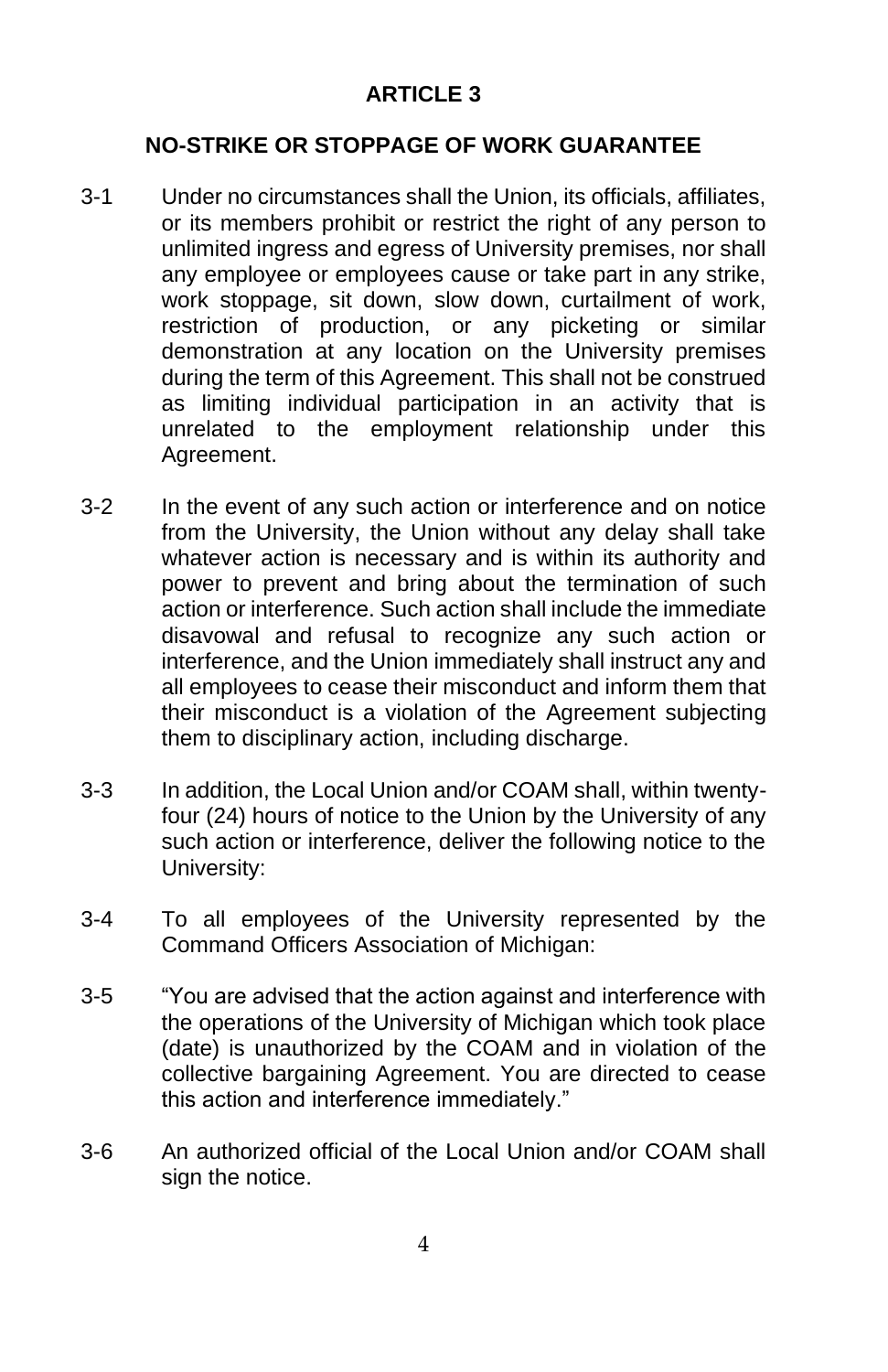# ARTICLE 3

## NO-STRIKE OR STOPPAGE OF WORK GUARANTEE

3-1 Under no circumstances shall the Union, its officials, affiliates, or its members prohibit or restrict the right of any person to unlimited ingress and egress of University premises, nor shall any employee or employees cause or take part in any strike, work stoppage, sit down, slow down, curtailment of work, restriction of production, or any picketing or similar demonstration at any location on the University premises during the term of this Agreement. This shall not be construed as limiting individual participation in an activity that is unrelated to the employment relationship under this Agreement.

3-2 In the event of any such action or interference and on notice from the University, the Union without any delay shall take whatever action is necessary and is within its authority and power to prevent and bring about the termination of such action or interference. Such action shall include the immediate disavowal and refusal to recognize any such action or interference, and the Union immediately shall instruct any and all employees to cease their misconduct and inform them that their misconduct is a violation of the Agreement subjecting them to disciplinary action, including discharge.

3-3 In addition, the Local Union and/or COAM shall, within twenty-four (24) hours of notice to the Union by the University of any such action or interference, deliver the following notice to the University:

3-4 To all employees of the University represented by the Command Officers Association of Michigan:

3-5 "You are advised that the action against and interference with the operations of the University of Michigan which took place (date) is unauthorized by the COAM and in violation of the collective bargaining Agreement. You are directed to cease this action and interference immediately."

3-6 An authorized official of the Local Union and/or COAM shall sign the notice.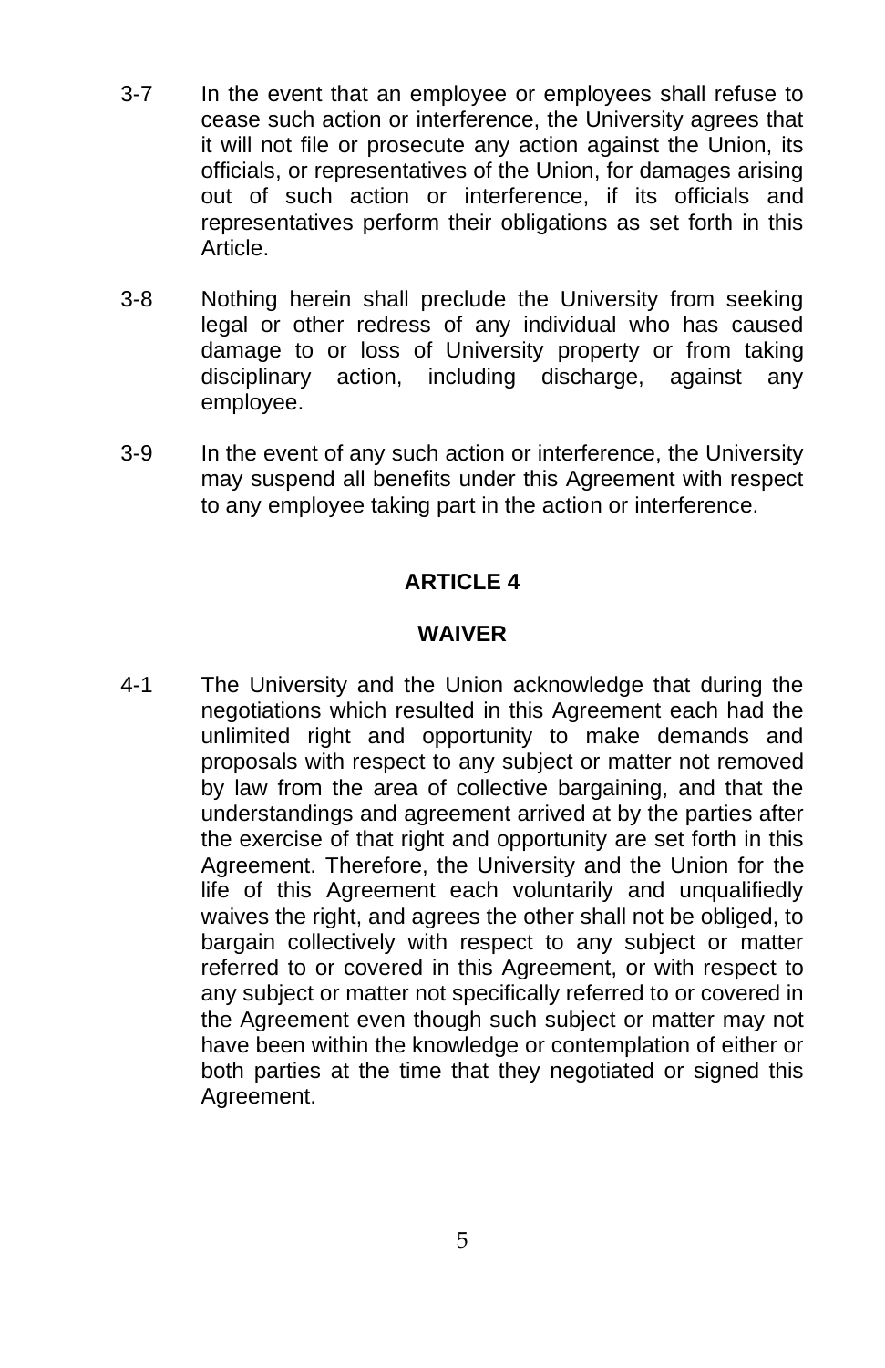3-7 In the event that an employee or employees shall refuse to cease such action or interference, the University agrees that it will not file or prosecute any action against the Union, its officials, or representatives of the Union, for damages arising out of such action or interference, if its officials and representatives perform their obligations as set forth in this Article.

3-8 Nothing herein shall preclude the University from seeking legal or other redress of any individual who has caused damage to or loss of University property or from taking disciplinary action, including discharge, against any employee.

3-9 In the event of any such action or interference, the University may suspend all benefits under this Agreement with respect to any employee taking part in the action or interference.

## ARTICLE 4

## WAIVER

4-1 The University and the Union acknowledge that during the negotiations which resulted in this Agreement each had the unlimited right and opportunity to make demands and proposals with respect to any subject or matter not removed by law from the area of collective bargaining, and that the understandings and agreement arrived at by the parties after the exercise of that right and opportunity are set forth in this Agreement. Therefore, the University and the Union for the life of this Agreement each voluntarily and unqualifiedly waives the right, and agrees the other shall not be obliged, to bargain collectively with respect to any subject or matter referred to or covered in this Agreement, or with respect to any subject or matter not specifically referred to or covered in the Agreement even though such subject or matter may not have been within the knowledge or contemplation of either or both parties at the time that they negotiated or signed this Agreement.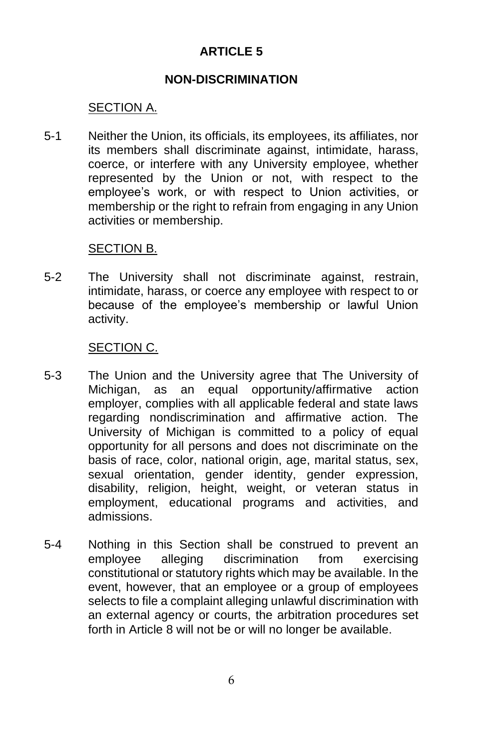# ARTICLE 5

## NON-DISCRIMINATION

SECTION A.

5-1 Neither the Union, its officials, its employees, its affiliates, nor its members shall discriminate against, intimidate, harass, coerce, or interfere with any University employee, whether represented by the Union or not, with respect to the employee's work, or with respect to Union activities, or membership or the right to refrain from engaging in any Union activities or membership.

SECTION B.

5-2 The University shall not discriminate against, restrain, intimidate, harass, or coerce any employee with respect to or because of the employee's membership or lawful Union activity.

SECTION C.

5-3 The Union and the University agree that The University of Michigan, as an equal opportunity/affirmative action employer, complies with all applicable federal and state laws regarding nondiscrimination and affirmative action. The University of Michigan is committed to a policy of equal opportunity for all persons and does not discriminate on the basis of race, color, national origin, age, marital status, sex, sexual orientation, gender identity, gender expression, disability, religion, height, weight, or veteran status in employment, educational programs and activities, and admissions.

5-4 Nothing in this Section shall be construed to prevent an employee alleging discrimination from exercising constitutional or statutory rights which may be available. In the event, however, that an employee or a group of employees selects to file a complaint alleging unlawful discrimination with an external agency or courts, the arbitration procedures set forth in Article 8 will not be or will no longer be available.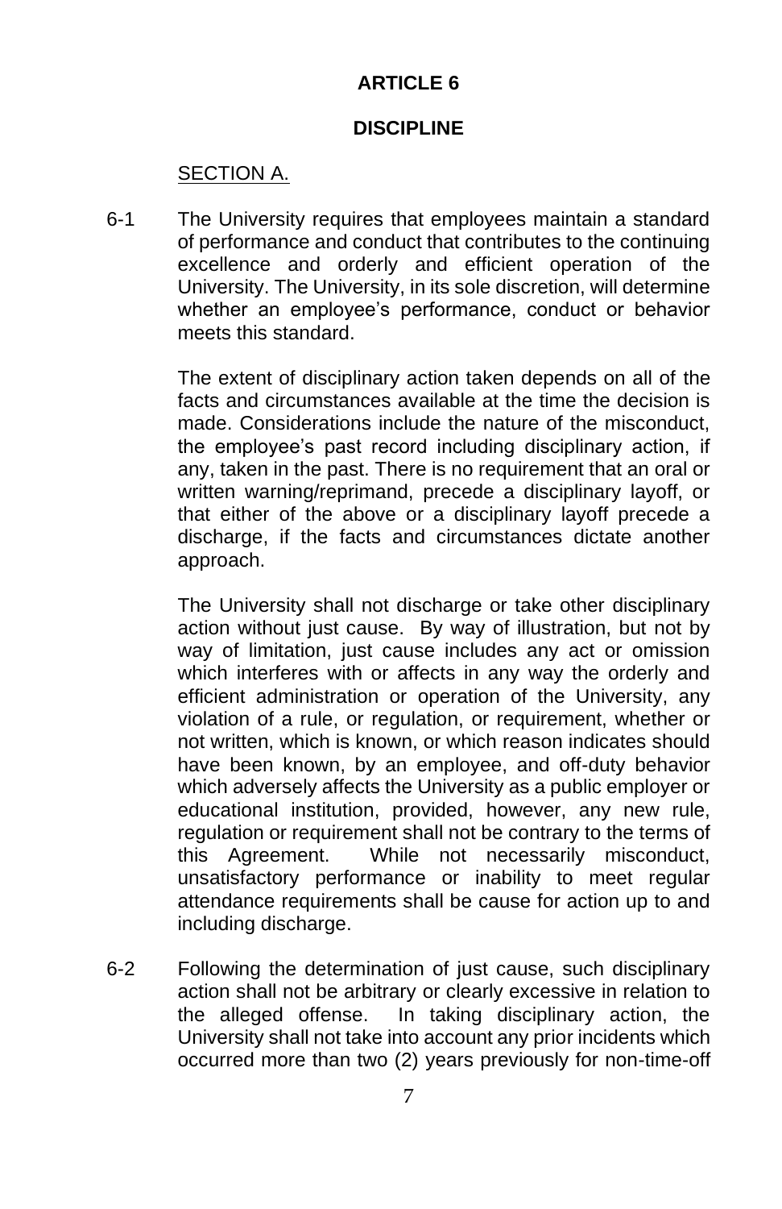# ARTICLE 6

## DISCIPLINE

SECTION A.

6-1 The University requires that employees maintain a standard of performance and conduct that contributes to the continuing excellence and orderly and efficient operation of the University. The University, in its sole discretion, will determine whether an employee's performance, conduct or behavior meets this standard.

The extent of disciplinary action taken depends on all of the facts and circumstances available at the time the decision is made. Considerations include the nature of the misconduct, the employee's past record including disciplinary action, if any, taken in the past. There is no requirement that an oral or written warning/reprimand, precede a disciplinary layoff, or that either of the above or a disciplinary layoff precede a discharge, if the facts and circumstances dictate another approach.

The University shall not discharge or take other disciplinary action without just cause. By way of illustration, but not by way of limitation, just cause includes any act or omission which interferes with or affects in any way the orderly and efficient administration or operation of the University, any violation of a rule, or regulation, or requirement, whether or not written, which is known, or which reason indicates should have been known, by an employee, and off-duty behavior which adversely affects the University as a public employer or educational institution, provided, however, any new rule, regulation or requirement shall not be contrary to the terms of this Agreement. While not necessarily misconduct, unsatisfactory performance or inability to meet regular attendance requirements shall be cause for action up to and including discharge.

6-2 Following the determination of just cause, such disciplinary action shall not be arbitrary or clearly excessive in relation to the alleged offense. In taking disciplinary action, the University shall not take into account any prior incidents which occurred more than two (2) years previously for non-time-off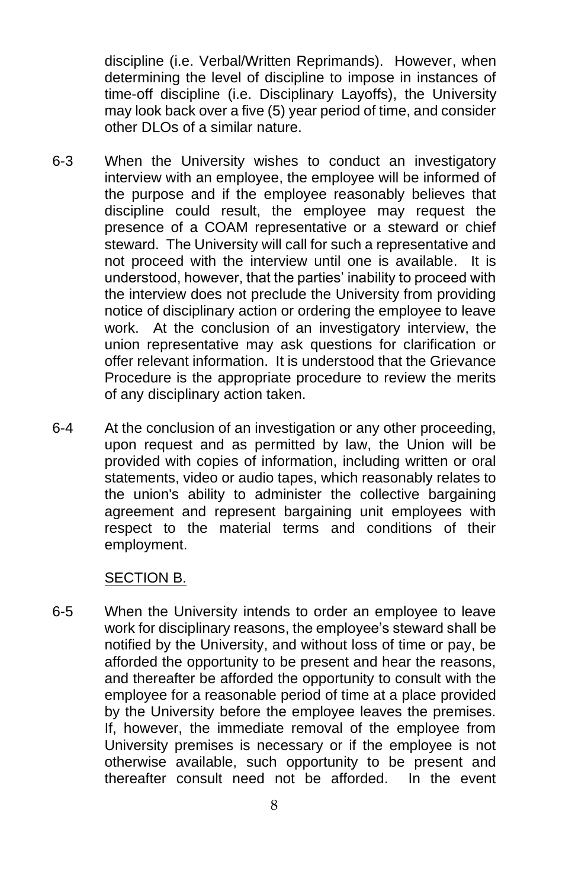discipline (i.e. Verbal/Written Reprimands). However, when determining the level of discipline to impose in instances of time-off discipline (i.e. Disciplinary Layoffs), the University may look back over a five (5) year period of time, and consider other DLOs of a similar nature.

6-3 When the University wishes to conduct an investigatory interview with an employee, the employee will be informed of the purpose and if the employee reasonably believes that discipline could result, the employee may request the presence of a COAM representative or a steward or chief steward. The University will call for such a representative and not proceed with the interview until one is available. It is understood, however, that the parties' inability to proceed with the interview does not preclude the University from providing notice of disciplinary action or ordering the employee to leave work. At the conclusion of an investigatory interview, the union representative may ask questions for clarification or offer relevant information. It is understood that the Grievance Procedure is the appropriate procedure to review the merits of any disciplinary action taken.

6-4 At the conclusion of an investigation or any other proceeding, upon request and as permitted by law, the Union will be provided with copies of information, including written or oral statements, video or audio tapes, which reasonably relates to the union's ability to administer the collective bargaining agreement and represent bargaining unit employees with respect to the material terms and conditions of their employment.

<u>SECTION B.</u>

6-5 When the University intends to order an employee to leave work for disciplinary reasons, the employee's steward shall be notified by the University, and without loss of time or pay, be afforded the opportunity to be present and hear the reasons, and thereafter be afforded the opportunity to consult with the employee for a reasonable period of time at a place provided by the University before the employee leaves the premises. If, however, the immediate removal of the employee from University premises is necessary or if the employee is not otherwise available, such opportunity to be present and thereafter consult need not be afforded. In the event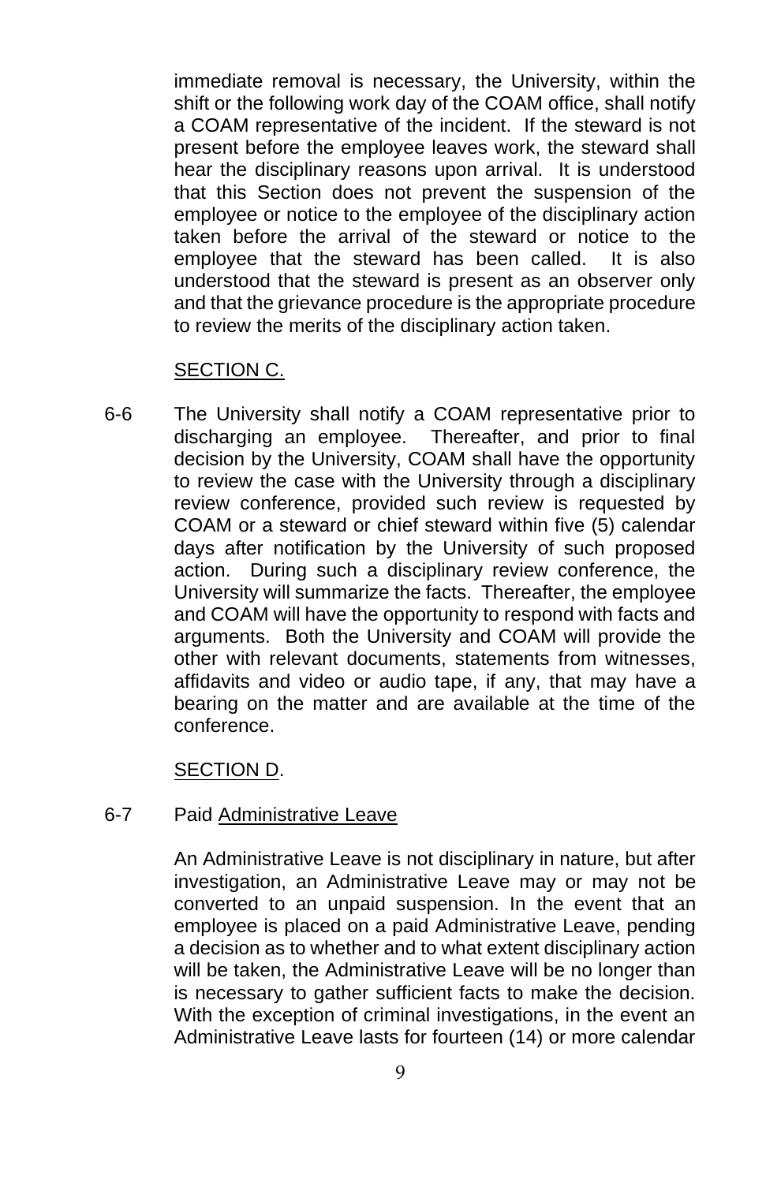immediate removal is necessary, the University, within the shift or the following work day of the COAM office, shall notify a COAM representative of the incident. If the steward is not present before the employee leaves work, the steward shall hear the disciplinary reasons upon arrival. It is understood that this Section does not prevent the suspension of the employee or notice to the employee of the disciplinary action taken before the arrival of the steward or notice to the employee that the steward has been called. It is also understood that the steward is present as an observer only and that the grievance procedure is the appropriate procedure to review the merits of the disciplinary action taken.

SECTION C.

6-6 The University shall notify a COAM representative prior to discharging an employee. Thereafter, and prior to final decision by the University, COAM shall have the opportunity to review the case with the University through a disciplinary review conference, provided such review is requested by COAM or a steward or chief steward within five (5) calendar days after notification by the University of such proposed action. During such a disciplinary review conference, the University will summarize the facts. Thereafter, the employee and COAM will have the opportunity to respond with facts and arguments. Both the University and COAM will provide the other with relevant documents, statements from witnesses, affidavits and video or audio tape, if any, that may have a bearing on the matter and are available at the time of the conference.

SECTION D.

6-7 Paid Administrative Leave

An Administrative Leave is not disciplinary in nature, but after investigation, an Administrative Leave may or may not be converted to an unpaid suspension. In the event that an employee is placed on a paid Administrative Leave, pending a decision as to whether and to what extent disciplinary action will be taken, the Administrative Leave will be no longer than is necessary to gather sufficient facts to make the decision. With the exception of criminal investigations, in the event an Administrative Leave lasts for fourteen (14) or more calendar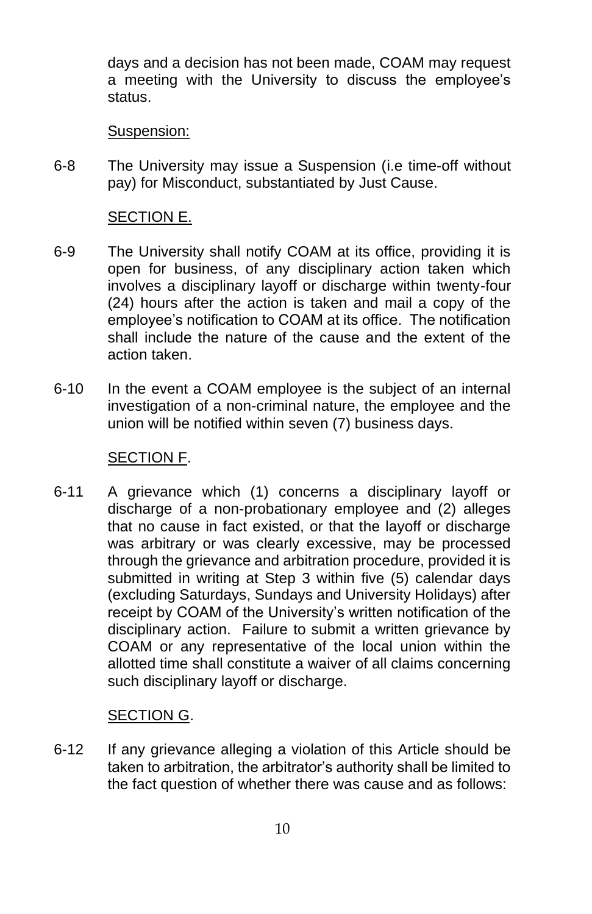days and a decision has not been made, COAM may request a meeting with the University to discuss the employee's status.

Suspension:

6-8 The University may issue a Suspension (i.e time-off without pay) for Misconduct, substantiated by Just Cause.

SECTION E.

6-9 The University shall notify COAM at its office, providing it is open for business, of any disciplinary action taken which involves a disciplinary layoff or discharge within twenty-four (24) hours after the action is taken and mail a copy of the employee's notification to COAM at its office. The notification shall include the nature of the cause and the extent of the action taken.

6-10 In the event a COAM employee is the subject of an internal investigation of a non-criminal nature, the employee and the union will be notified within seven (7) business days.

SECTION F.

6-11 A grievance which (1) concerns a disciplinary layoff or discharge of a non-probationary employee and (2) alleges that no cause in fact existed, or that the layoff or discharge was arbitrary or was clearly excessive, may be processed through the grievance and arbitration procedure, provided it is submitted in writing at Step 3 within five (5) calendar days (excluding Saturdays, Sundays and University Holidays) after receipt by COAM of the University's written notification of the disciplinary action. Failure to submit a written grievance by COAM or any representative of the local union within the allotted time shall constitute a waiver of all claims concerning such disciplinary layoff or discharge.

SECTION G.

6-12 If any grievance alleging a violation of this Article should be taken to arbitration, the arbitrator's authority shall be limited to the fact question of whether there was cause and as follows: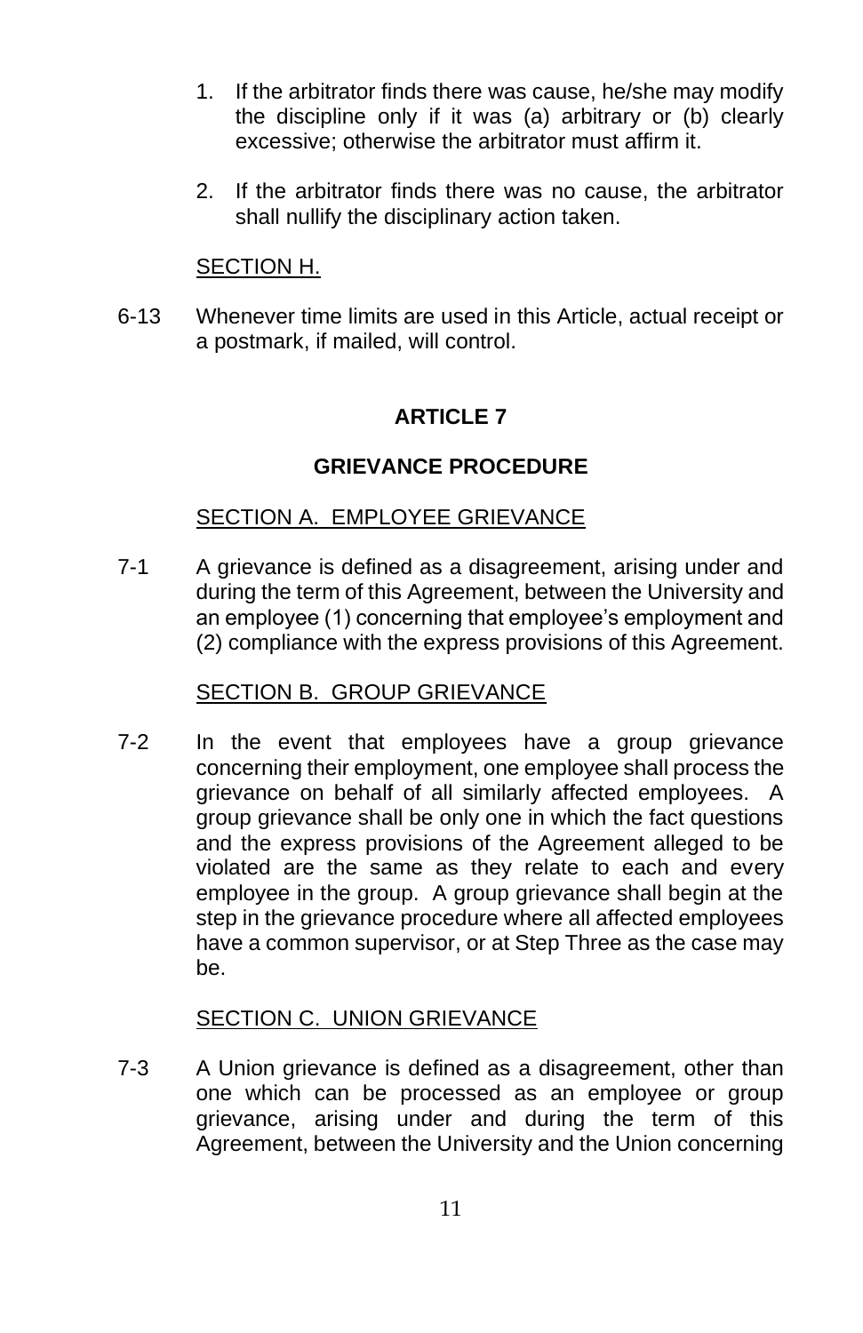1. If the arbitrator finds there was cause, he/she may modify the discipline only if it was (a) arbitrary or (b) clearly excessive; otherwise the arbitrator must affirm it.

2. If the arbitrator finds there was no cause, the arbitrator shall nullify the disciplinary action taken.

SECTION H.

6-13 Whenever time limits are used in this Article, actual receipt or a postmark, if mailed, will control.

## ARTICLE 7

## GRIEVANCE PROCEDURE

SECTION A. EMPLOYEE GRIEVANCE

7-1 A grievance is defined as a disagreement, arising under and during the term of this Agreement, between the University and an employee (1) concerning that employee's employment and (2) compliance with the express provisions of this Agreement.

SECTION B. GROUP GRIEVANCE

7-2 In the event that employees have a group grievance concerning their employment, one employee shall process the grievance on behalf of all similarly affected employees. A group grievance shall be only one in which the fact questions and the express provisions of the Agreement alleged to be violated are the same as they relate to each and every employee in the group. A group grievance shall begin at the step in the grievance procedure where all affected employees have a common supervisor, or at Step Three as the case may be.

SECTION C. UNION GRIEVANCE

7-3 A Union grievance is defined as a disagreement, other than one which can be processed as an employee or group grievance, arising under and during the term of this Agreement, between the University and the Union concerning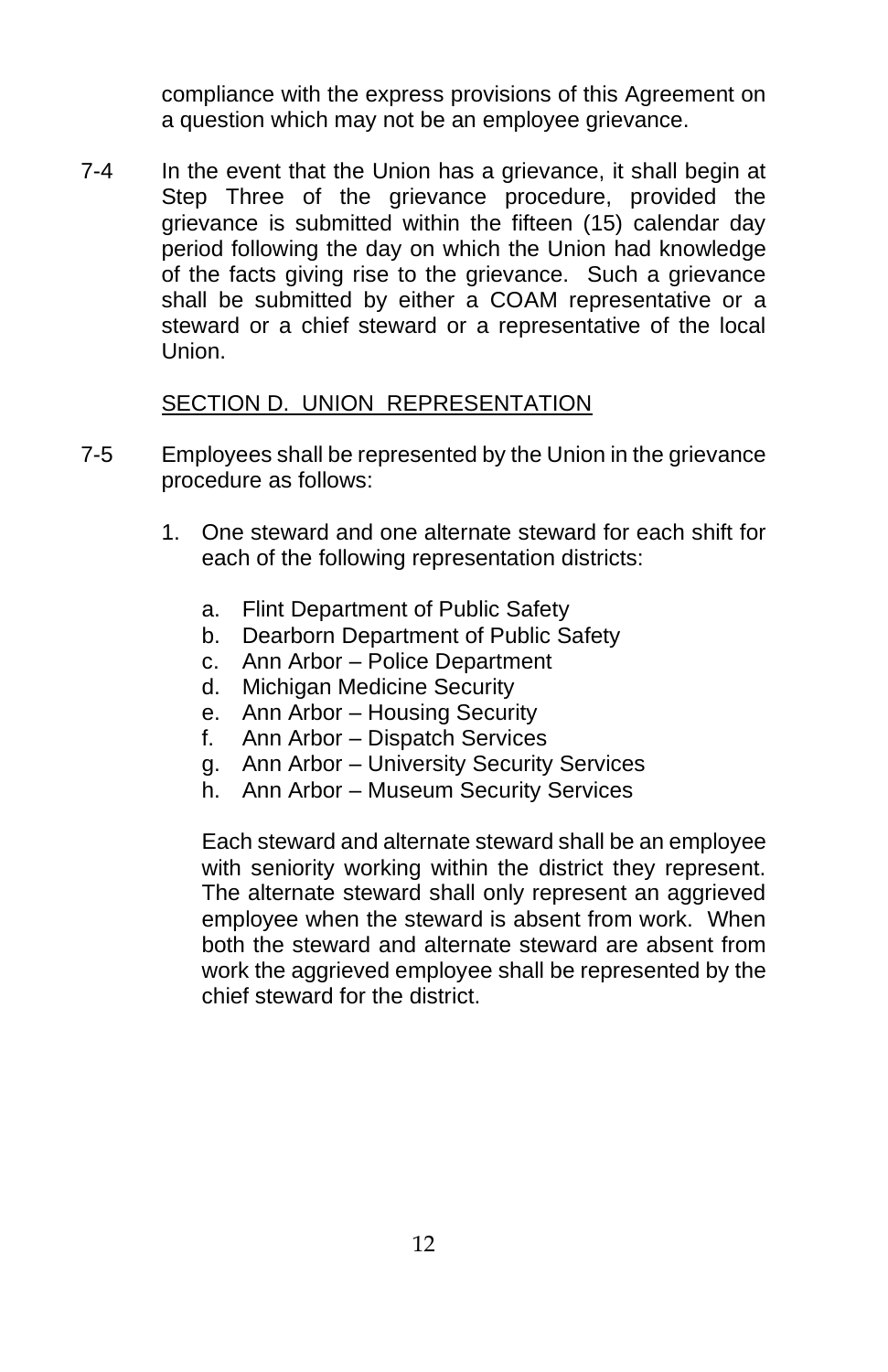compliance with the express provisions of this Agreement on a question which may not be an employee grievance.

7-4 In the event that the Union has a grievance, it shall begin at Step Three of the grievance procedure, provided the grievance is submitted within the fifteen (15) calendar day period following the day on which the Union had knowledge of the facts giving rise to the grievance. Such a grievance shall be submitted by either a COAM representative or a steward or a chief steward or a representative of the local Union.

## SECTION D. UNION REPRESENTATION

7-5 Employees shall be represented by the Union in the grievance procedure as follows:

1. One steward and one alternate steward for each shift for each of the following representation districts:

   a. Flint Department of Public Safety
   b. Dearborn Department of Public Safety
   c. Ann Arbor – Police Department
   d. Michigan Medicine Security
   e. Ann Arbor – Housing Security
   f. Ann Arbor – Dispatch Services
   g. Ann Arbor – University Security Services
   h. Ann Arbor – Museum Security Services

   Each steward and alternate steward shall be an employee with seniority working within the district they represent. The alternate steward shall only represent an aggrieved employee when the steward is absent from work. When both the steward and alternate steward are absent from work the aggrieved employee shall be represented by the chief steward for the district.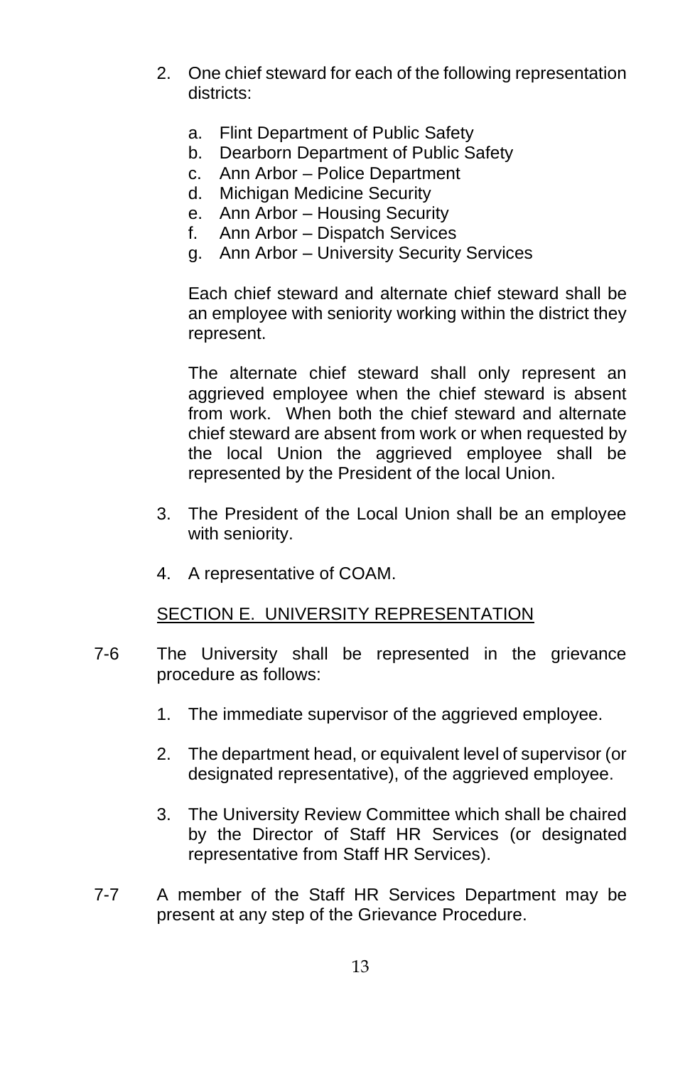2. One chief steward for each of the following representation districts:

   a. Flint Department of Public Safety
   b. Dearborn Department of Public Safety
   c. Ann Arbor – Police Department
   d. Michigan Medicine Security
   e. Ann Arbor – Housing Security
   f. Ann Arbor – Dispatch Services
   g. Ann Arbor – University Security Services

   Each chief steward and alternate chief steward shall be an employee with seniority working within the district they represent.

   The alternate chief steward shall only represent an aggrieved employee when the chief steward is absent from work. When both the chief steward and alternate chief steward are absent from work or when requested by the local Union the aggrieved employee shall be represented by the President of the local Union.

3. The President of the Local Union shall be an employee with seniority.

4. A representative of COAM.

SECTION E. UNIVERSITY REPRESENTATION

7-6 The University shall be represented in the grievance procedure as follows:

1. The immediate supervisor of the aggrieved employee.

2. The department head, or equivalent level of supervisor (or designated representative), of the aggrieved employee.

3. The University Review Committee which shall be chaired by the Director of Staff HR Services (or designated representative from Staff HR Services).

7-7 A member of the Staff HR Services Department may be present at any step of the Grievance Procedure.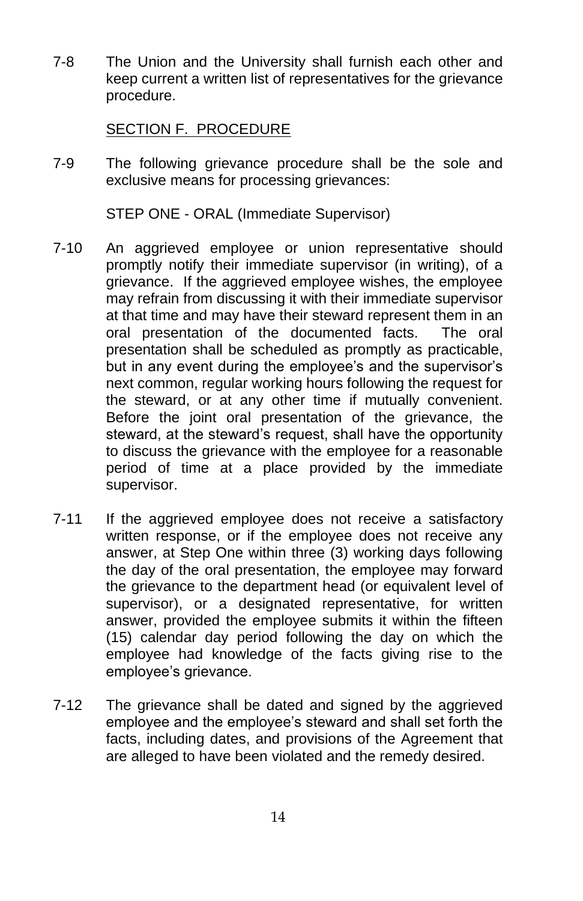7-8 The Union and the University shall furnish each other and keep current a written list of representatives for the grievance procedure.

## SECTION F. PROCEDURE

7-9 The following grievance procedure shall be the sole and exclusive means for processing grievances:

STEP ONE - ORAL (Immediate Supervisor)

7-10 An aggrieved employee or union representative should promptly notify their immediate supervisor (in writing), of a grievance. If the aggrieved employee wishes, the employee may refrain from discussing it with their immediate supervisor at that time and may have their steward represent them in an oral presentation of the documented facts. The oral presentation shall be scheduled as promptly as practicable, but in any event during the employee's and the supervisor's next common, regular working hours following the request for the steward, or at any other time if mutually convenient. Before the joint oral presentation of the grievance, the steward, at the steward's request, shall have the opportunity to discuss the grievance with the employee for a reasonable period of time at a place provided by the immediate supervisor.

7-11 If the aggrieved employee does not receive a satisfactory written response, or if the employee does not receive any answer, at Step One within three (3) working days following the day of the oral presentation, the employee may forward the grievance to the department head (or equivalent level of supervisor), or a designated representative, for written answer, provided the employee submits it within the fifteen (15) calendar day period following the day on which the employee had knowledge of the facts giving rise to the employee's grievance.

7-12 The grievance shall be dated and signed by the aggrieved employee and the employee's steward and shall set forth the facts, including dates, and provisions of the Agreement that are alleged to have been violated and the remedy desired.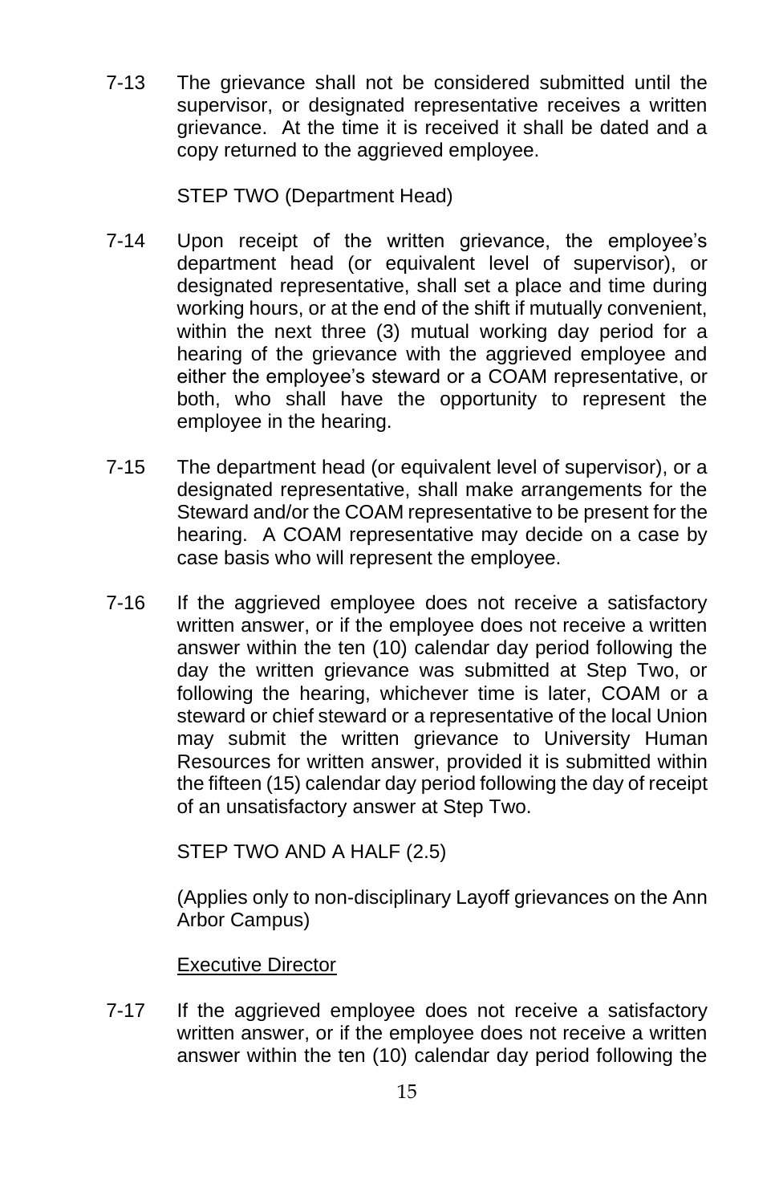7-13 The grievance shall not be considered submitted until the supervisor, or designated representative receives a written grievance. At the time it is received it shall be dated and a copy returned to the aggrieved employee.

STEP TWO (Department Head)

7-14 Upon receipt of the written grievance, the employee's department head (or equivalent level of supervisor), or designated representative, shall set a place and time during working hours, or at the end of the shift if mutually convenient, within the next three (3) mutual working day period for a hearing of the grievance with the aggrieved employee and either the employee's steward or a COAM representative, or both, who shall have the opportunity to represent the employee in the hearing.

7-15 The department head (or equivalent level of supervisor), or a designated representative, shall make arrangements for the Steward and/or the COAM representative to be present for the hearing. A COAM representative may decide on a case by case basis who will represent the employee.

7-16 If the aggrieved employee does not receive a satisfactory written answer, or if the employee does not receive a written answer within the ten (10) calendar day period following the day the written grievance was submitted at Step Two, or following the hearing, whichever time is later, COAM or a steward or chief steward or a representative of the local Union may submit the written grievance to University Human Resources for written answer, provided it is submitted within the fifteen (15) calendar day period following the day of receipt of an unsatisfactory answer at Step Two.

STEP TWO AND A HALF (2.5)

(Applies only to non-disciplinary Layoff grievances on the Ann Arbor Campus)

<u>Executive Director</u>

7-17 If the aggrieved employee does not receive a satisfactory written answer, or if the employee does not receive a written answer within the ten (10) calendar day period following the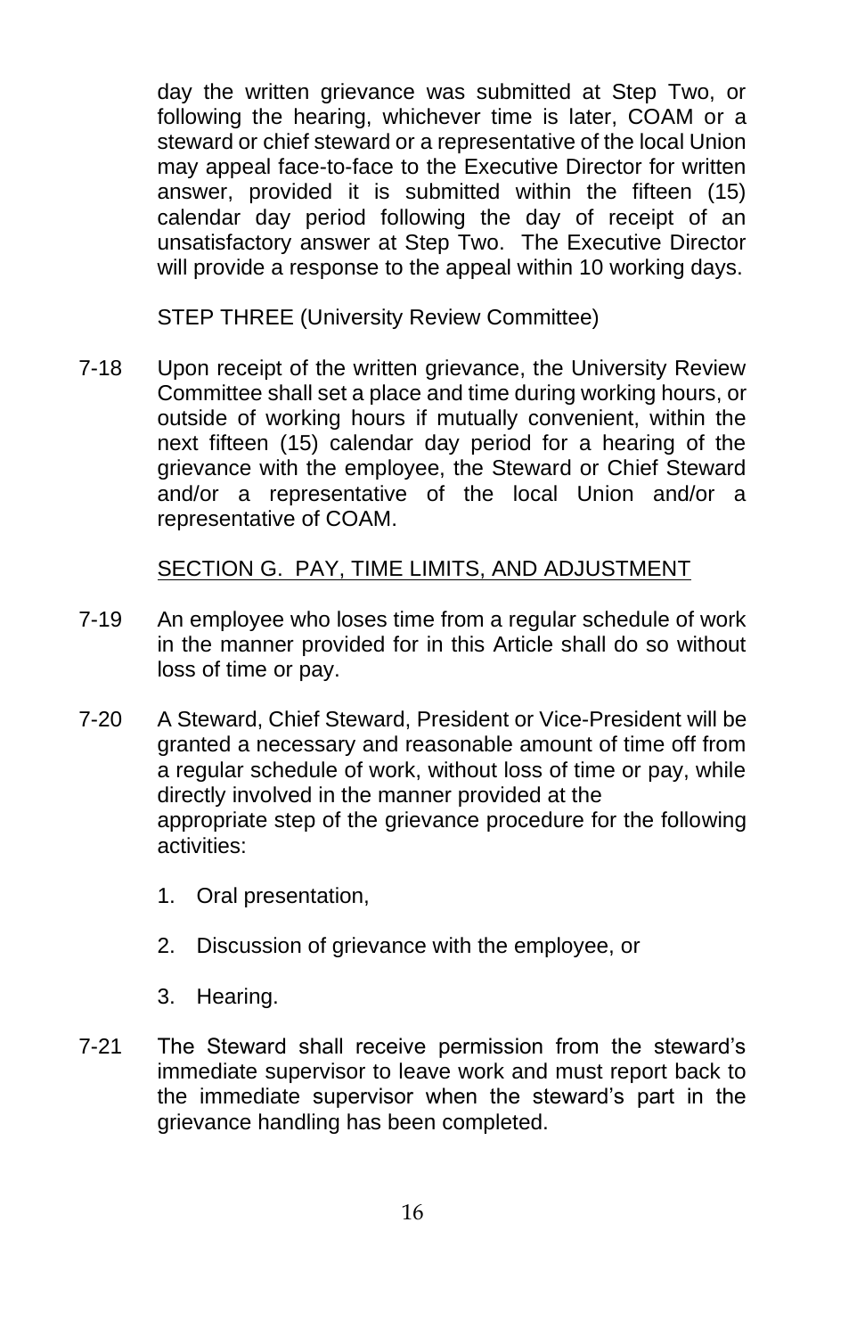day the written grievance was submitted at Step Two, or following the hearing, whichever time is later, COAM or a steward or chief steward or a representative of the local Union may appeal face-to-face to the Executive Director for written answer, provided it is submitted within the fifteen (15) calendar day period following the day of receipt of an unsatisfactory answer at Step Two. The Executive Director will provide a response to the appeal within 10 working days.

STEP THREE (University Review Committee)

7-18 Upon receipt of the written grievance, the University Review Committee shall set a place and time during working hours, or outside of working hours if mutually convenient, within the next fifteen (15) calendar day period for a hearing of the grievance with the employee, the Steward or Chief Steward and/or a representative of the local Union and/or a representative of COAM.

## SECTION G. PAY, TIME LIMITS, AND ADJUSTMENT

7-19 An employee who loses time from a regular schedule of work in the manner provided for in this Article shall do so without loss of time or pay.

7-20 A Steward, Chief Steward, President or Vice-President will be granted a necessary and reasonable amount of time off from a regular schedule of work, without loss of time or pay, while directly involved in the manner provided at the appropriate step of the grievance procedure for the following activities:

1. Oral presentation,
2. Discussion of grievance with the employee, or
3. Hearing.

7-21 The Steward shall receive permission from the steward's immediate supervisor to leave work and must report back to the immediate supervisor when the steward's part in the grievance handling has been completed.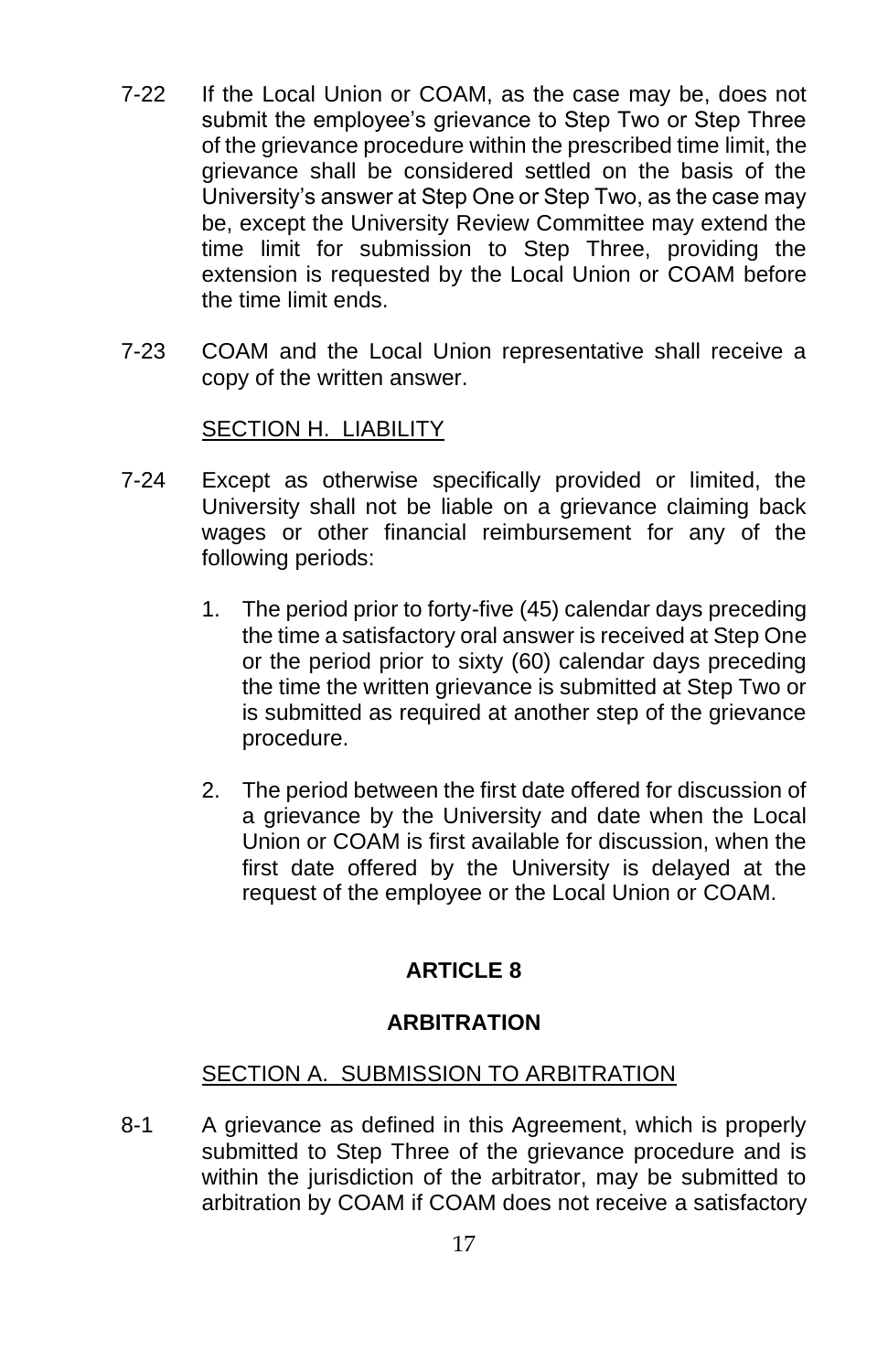7-22 If the Local Union or COAM, as the case may be, does not submit the employee's grievance to Step Two or Step Three of the grievance procedure within the prescribed time limit, the grievance shall be considered settled on the basis of the University's answer at Step One or Step Two, as the case may be, except the University Review Committee may extend the time limit for submission to Step Three, providing the extension is requested by the Local Union or COAM before the time limit ends.

7-23 COAM and the Local Union representative shall receive a copy of the written answer.

SECTION H. LIABILITY

7-24 Except as otherwise specifically provided or limited, the University shall not be liable on a grievance claiming back wages or other financial reimbursement for any of the following periods:

1. The period prior to forty-five (45) calendar days preceding the time a satisfactory oral answer is received at Step One or the period prior to sixty (60) calendar days preceding the time the written grievance is submitted at Step Two or is submitted as required at another step of the grievance procedure.

2. The period between the first date offered for discussion of a grievance by the University and date when the Local Union or COAM is first available for discussion, when the first date offered by the University is delayed at the request of the employee or the Local Union or COAM.

## ARTICLE 8

## ARBITRATION

SECTION A. SUBMISSION TO ARBITRATION

8-1 A grievance as defined in this Agreement, which is properly submitted to Step Three of the grievance procedure and is within the jurisdiction of the arbitrator, may be submitted to arbitration by COAM if COAM does not receive a satisfactory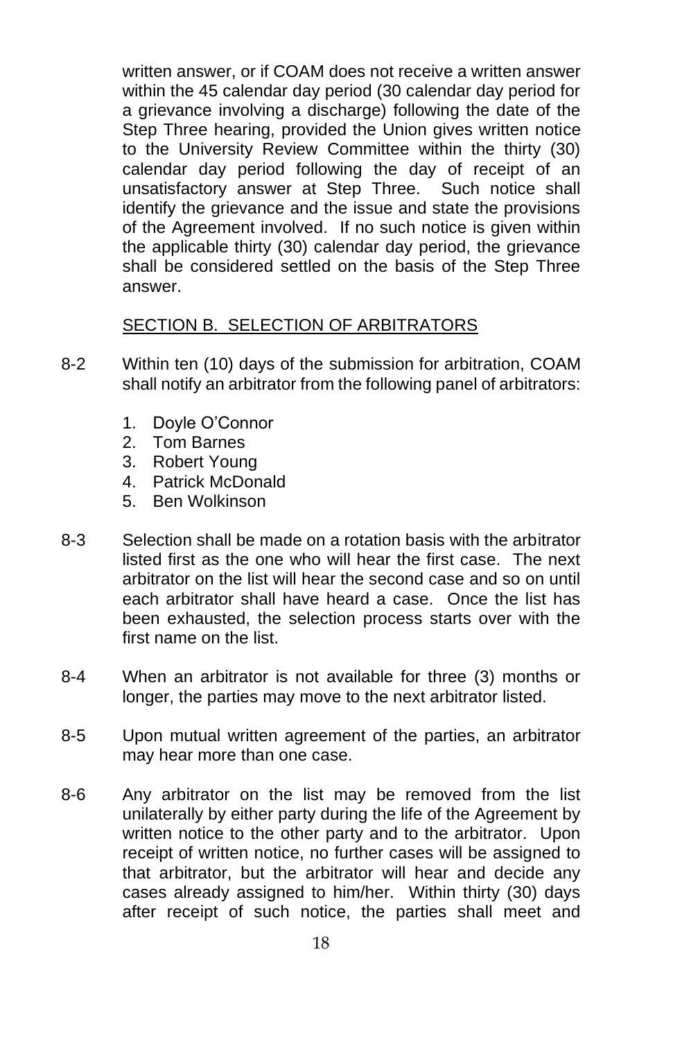written answer, or if COAM does not receive a written answer within the 45 calendar day period (30 calendar day period for a grievance involving a discharge) following the date of the Step Three hearing, provided the Union gives written notice to the University Review Committee within the thirty (30) calendar day period following the day of receipt of an unsatisfactory answer at Step Three. Such notice shall identify the grievance and the issue and state the provisions of the Agreement involved. If no such notice is given within the applicable thirty (30) calendar day period, the grievance shall be considered settled on the basis of the Step Three answer.

## SECTION B. SELECTION OF ARBITRATORS

8-2 Within ten (10) days of the submission for arbitration, COAM shall notify an arbitrator from the following panel of arbitrators:

1. Doyle O'Connor
2. Tom Barnes
3. Robert Young
4. Patrick McDonald
5. Ben Wolkinson

8-3 Selection shall be made on a rotation basis with the arbitrator listed first as the one who will hear the first case. The next arbitrator on the list will hear the second case and so on until each arbitrator shall have heard a case. Once the list has been exhausted, the selection process starts over with the first name on the list.

8-4 When an arbitrator is not available for three (3) months or longer, the parties may move to the next arbitrator listed.

8-5 Upon mutual written agreement of the parties, an arbitrator may hear more than one case.

8-6 Any arbitrator on the list may be removed from the list unilaterally by either party during the life of the Agreement by written notice to the other party and to the arbitrator. Upon receipt of written notice, no further cases will be assigned to that arbitrator, but the arbitrator will hear and decide any cases already assigned to him/her. Within thirty (30) days after receipt of such notice, the parties shall meet and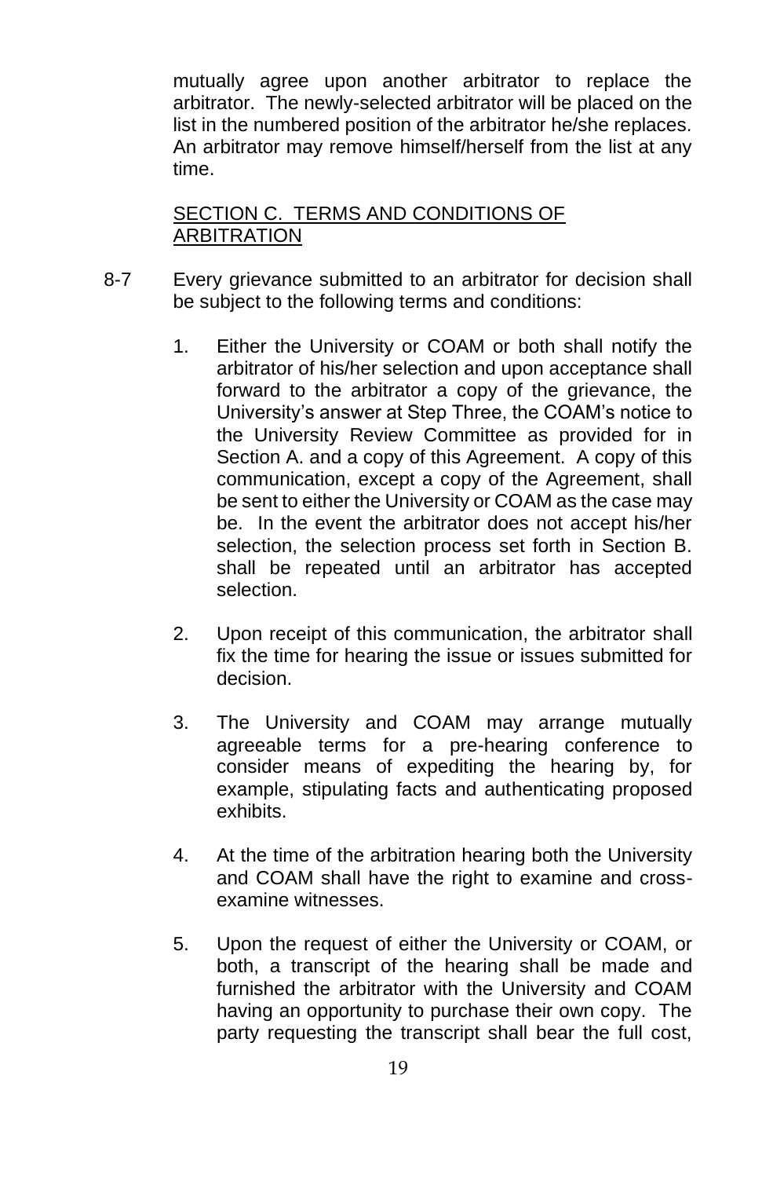mutually agree upon another arbitrator to replace the arbitrator. The newly-selected arbitrator will be placed on the list in the numbered position of the arbitrator he/she replaces. An arbitrator may remove himself/herself from the list at any time.

## SECTION C. TERMS AND CONDITIONS OF ARBITRATION

8-7 Every grievance submitted to an arbitrator for decision shall be subject to the following terms and conditions:

1. Either the University or COAM or both shall notify the arbitrator of his/her selection and upon acceptance shall forward to the arbitrator a copy of the grievance, the University's answer at Step Three, the COAM's notice to the University Review Committee as provided for in Section A. and a copy of this Agreement. A copy of this communication, except a copy of the Agreement, shall be sent to either the University or COAM as the case may be. In the event the arbitrator does not accept his/her selection, the selection process set forth in Section B. shall be repeated until an arbitrator has accepted selection.

2. Upon receipt of this communication, the arbitrator shall fix the time for hearing the issue or issues submitted for decision.

3. The University and COAM may arrange mutually agreeable terms for a pre-hearing conference to consider means of expediting the hearing by, for example, stipulating facts and authenticating proposed exhibits.

4. At the time of the arbitration hearing both the University and COAM shall have the right to examine and cross-examine witnesses.

5. Upon the request of either the University or COAM, or both, a transcript of the hearing shall be made and furnished the arbitrator with the University and COAM having an opportunity to purchase their own copy. The party requesting the transcript shall bear the full cost,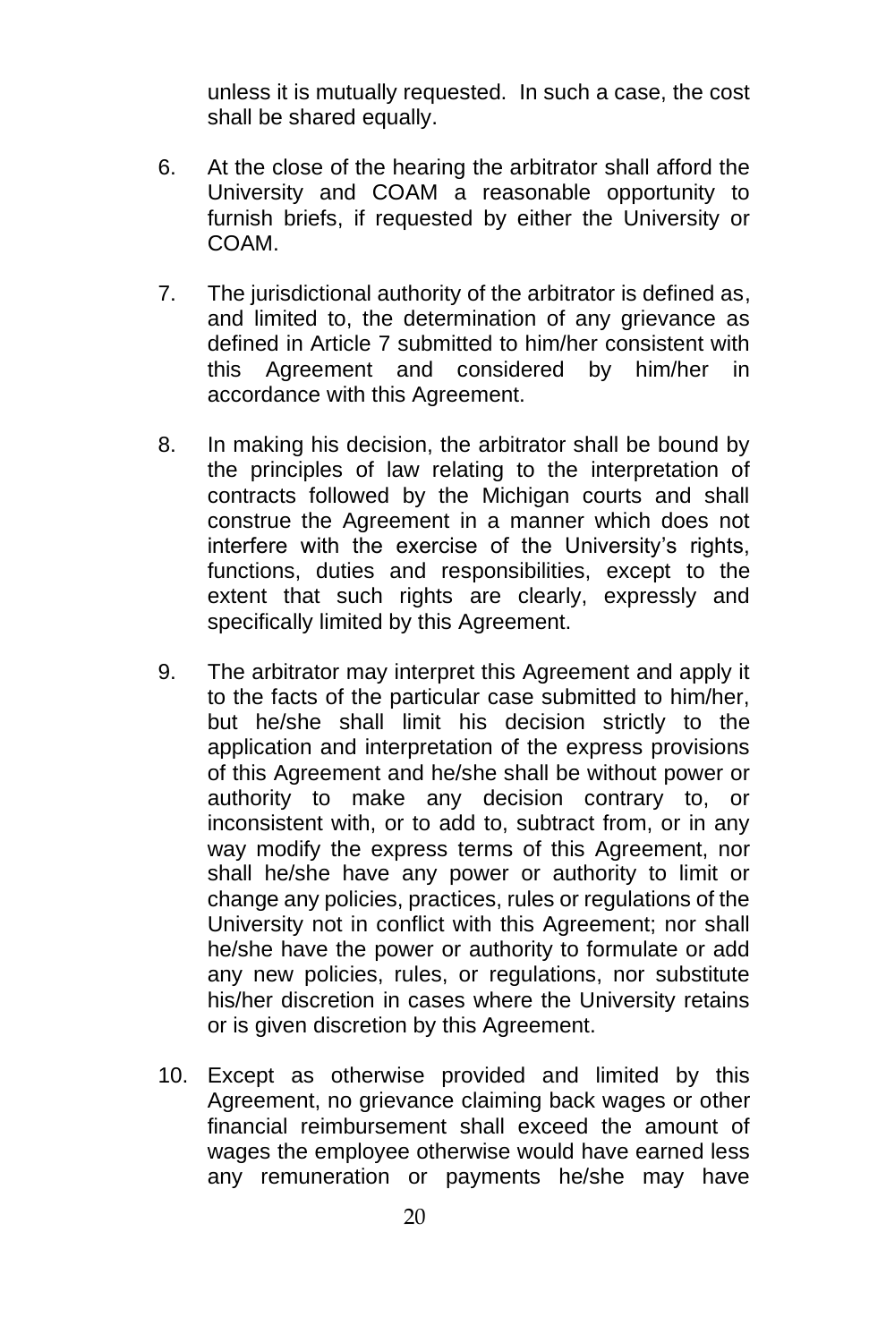unless it is mutually requested. In such a case, the cost shall be shared equally.

6. At the close of the hearing the arbitrator shall afford the University and COAM a reasonable opportunity to furnish briefs, if requested by either the University or COAM.

7. The jurisdictional authority of the arbitrator is defined as, and limited to, the determination of any grievance as defined in Article 7 submitted to him/her consistent with this Agreement and considered by him/her in accordance with this Agreement.

8. In making his decision, the arbitrator shall be bound by the principles of law relating to the interpretation of contracts followed by the Michigan courts and shall construe the Agreement in a manner which does not interfere with the exercise of the University's rights, functions, duties and responsibilities, except to the extent that such rights are clearly, expressly and specifically limited by this Agreement.

9. The arbitrator may interpret this Agreement and apply it to the facts of the particular case submitted to him/her, but he/she shall limit his decision strictly to the application and interpretation of the express provisions of this Agreement and he/she shall be without power or authority to make any decision contrary to, or inconsistent with, or to add to, subtract from, or in any way modify the express terms of this Agreement, nor shall he/she have any power or authority to limit or change any policies, practices, rules or regulations of the University not in conflict with this Agreement; nor shall he/she have the power or authority to formulate or add any new policies, rules, or regulations, nor substitute his/her discretion in cases where the University retains or is given discretion by this Agreement.

10. Except as otherwise provided and limited by this Agreement, no grievance claiming back wages or other financial reimbursement shall exceed the amount of wages the employee otherwise would have earned less any remuneration or payments he/she may have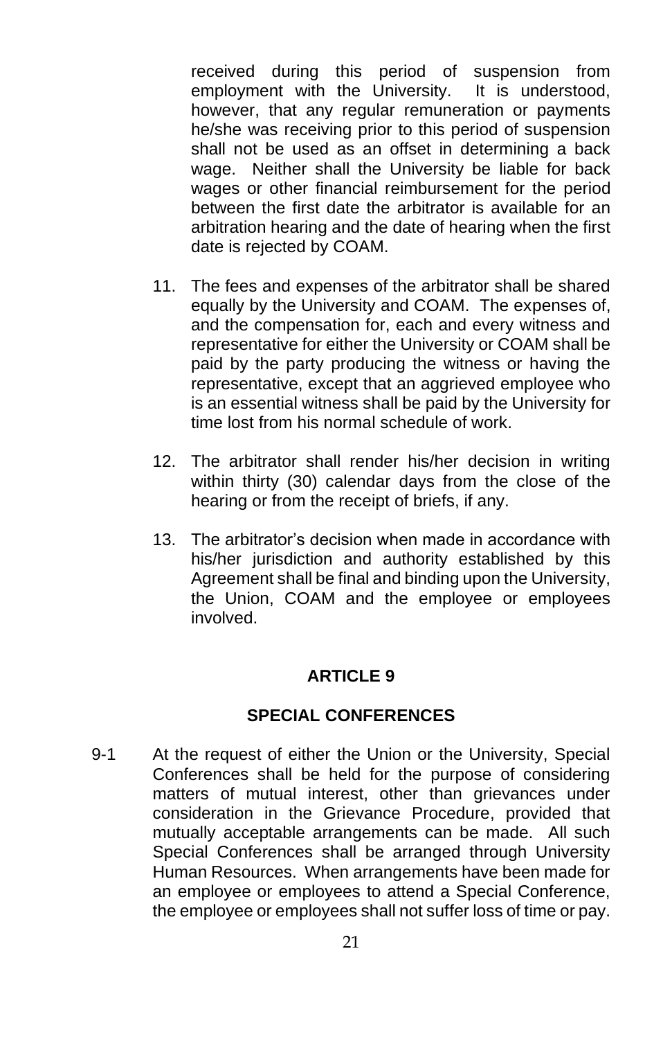received during this period of suspension from employment with the University. It is understood, however, that any regular remuneration or payments he/she was receiving prior to this period of suspension shall not be used as an offset in determining a back wage. Neither shall the University be liable for back wages or other financial reimbursement for the period between the first date the arbitrator is available for an arbitration hearing and the date of hearing when the first date is rejected by COAM.

11. The fees and expenses of the arbitrator shall be shared equally by the University and COAM. The expenses of, and the compensation for, each and every witness and representative for either the University or COAM shall be paid by the party producing the witness or having the representative, except that an aggrieved employee who is an essential witness shall be paid by the University for time lost from his normal schedule of work.

12. The arbitrator shall render his/her decision in writing within thirty (30) calendar days from the close of the hearing or from the receipt of briefs, if any.

13. The arbitrator's decision when made in accordance with his/her jurisdiction and authority established by this Agreement shall be final and binding upon the University, the Union, COAM and the employee or employees involved.

## ARTICLE 9

## SPECIAL CONFERENCES

9-1 At the request of either the Union or the University, Special Conferences shall be held for the purpose of considering matters of mutual interest, other than grievances under consideration in the Grievance Procedure, provided that mutually acceptable arrangements can be made. All such Special Conferences shall be arranged through University Human Resources. When arrangements have been made for an employee or employees to attend a Special Conference, the employee or employees shall not suffer loss of time or pay.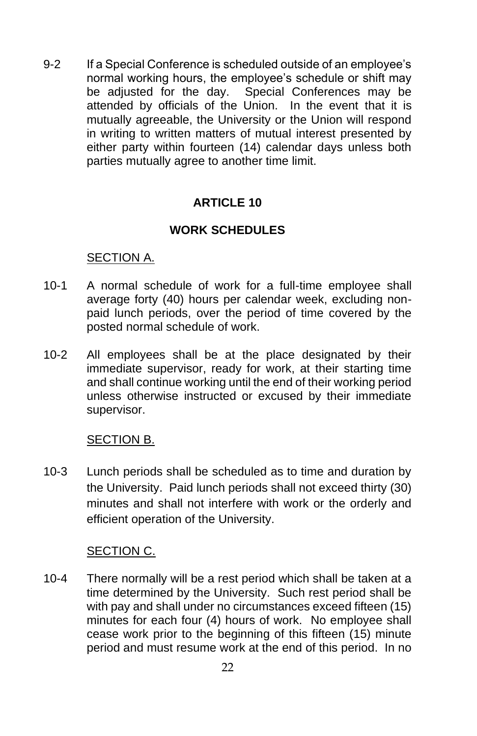9-2 If a Special Conference is scheduled outside of an employee's normal working hours, the employee's schedule or shift may be adjusted for the day. Special Conferences may be attended by officials of the Union. In the event that it is mutually agreeable, the University or the Union will respond in writing to written matters of mutual interest presented by either party within fourteen (14) calendar days unless both parties mutually agree to another time limit.

# ARTICLE 10

## WORK SCHEDULES

<u>SECTION A.</u>

10-1 A normal schedule of work for a full-time employee shall average forty (40) hours per calendar week, excluding non-paid lunch periods, over the period of time covered by the posted normal schedule of work.

10-2 All employees shall be at the place designated by their immediate supervisor, ready for work, at their starting time and shall continue working until the end of their working period unless otherwise instructed or excused by their immediate supervisor.

<u>SECTION B.</u>

10-3 Lunch periods shall be scheduled as to time and duration by the University. Paid lunch periods shall not exceed thirty (30) minutes and shall not interfere with work or the orderly and efficient operation of the University.

<u>SECTION C.</u>

10-4 There normally will be a rest period which shall be taken at a time determined by the University. Such rest period shall be with pay and shall under no circumstances exceed fifteen (15) minutes for each four (4) hours of work. No employee shall cease work prior to the beginning of this fifteen (15) minute period and must resume work at the end of this period. In no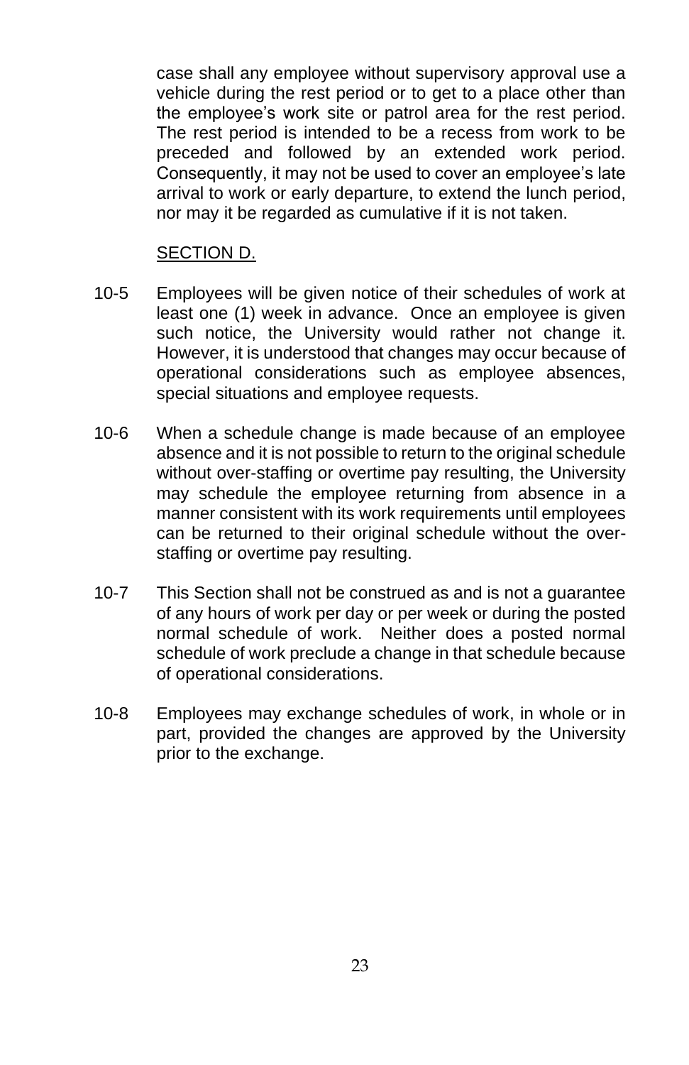case shall any employee without supervisory approval use a vehicle during the rest period or to get to a place other than the employee's work site or patrol area for the rest period. The rest period is intended to be a recess from work to be preceded and followed by an extended work period. Consequently, it may not be used to cover an employee's late arrival to work or early departure, to extend the lunch period, nor may it be regarded as cumulative if it is not taken.

## SECTION D.

10-5 Employees will be given notice of their schedules of work at least one (1) week in advance. Once an employee is given such notice, the University would rather not change it. However, it is understood that changes may occur because of operational considerations such as employee absences, special situations and employee requests.

10-6 When a schedule change is made because of an employee absence and it is not possible to return to the original schedule without over-staffing or overtime pay resulting, the University may schedule the employee returning from absence in a manner consistent with its work requirements until employees can be returned to their original schedule without the over-staffing or overtime pay resulting.

10-7 This Section shall not be construed as and is not a guarantee of any hours of work per day or per week or during the posted normal schedule of work. Neither does a posted normal schedule of work preclude a change in that schedule because of operational considerations.

10-8 Employees may exchange schedules of work, in whole or in part, provided the changes are approved by the University prior to the exchange.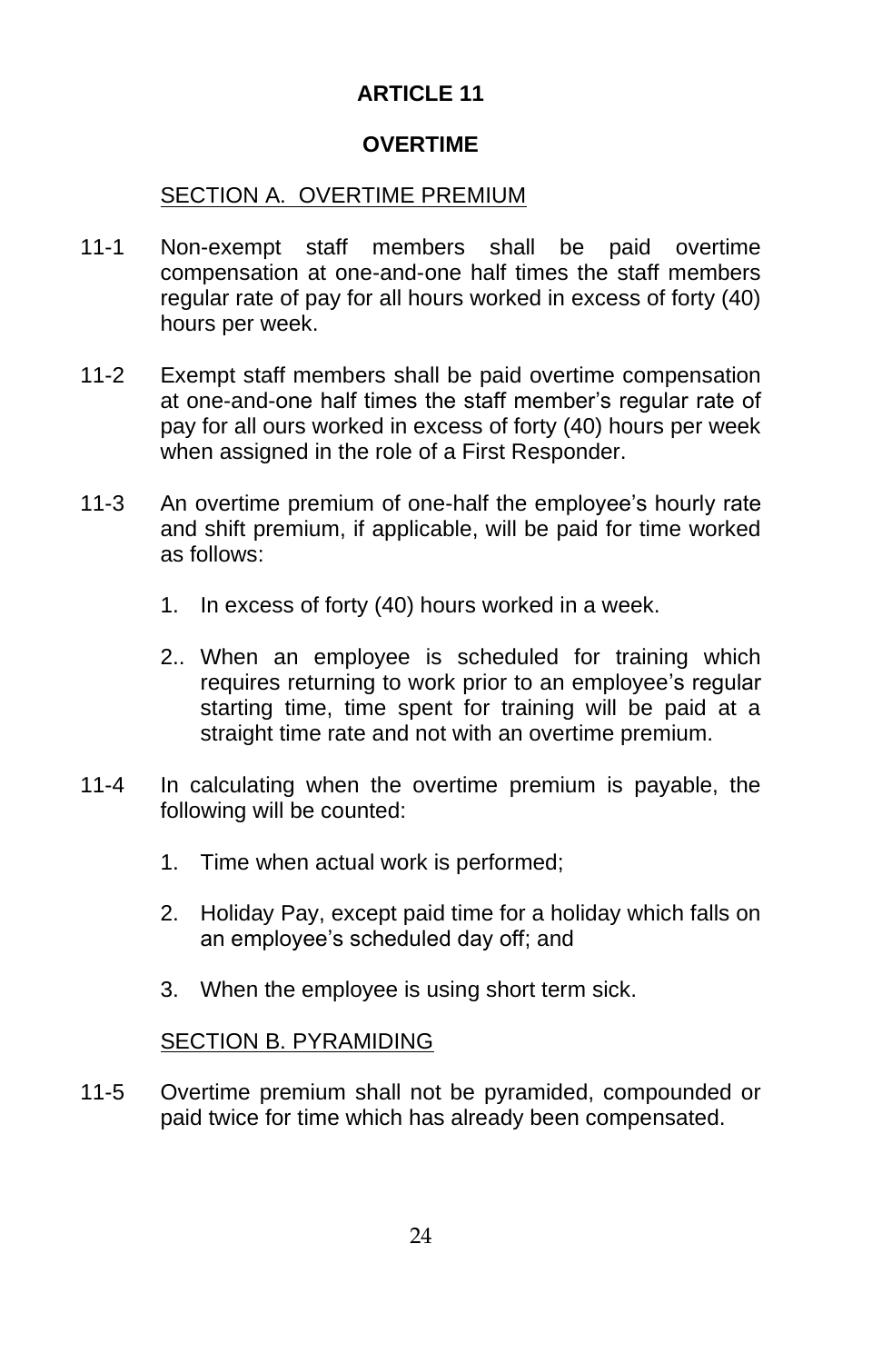# ARTICLE 11

## OVERTIME

### SECTION A. OVERTIME PREMIUM

11-1 Non-exempt staff members shall be paid overtime compensation at one-and-one half times the staff members regular rate of pay for all hours worked in excess of forty (40) hours per week.

11-2 Exempt staff members shall be paid overtime compensation at one-and-one half times the staff member's regular rate of pay for all ours worked in excess of forty (40) hours per week when assigned in the role of a First Responder.

11-3 An overtime premium of one-half the employee's hourly rate and shift premium, if applicable, will be paid for time worked as follows:

1. In excess of forty (40) hours worked in a week.

2.. When an employee is scheduled for training which requires returning to work prior to an employee's regular starting time, time spent for training will be paid at a straight time rate and not with an overtime premium.

11-4 In calculating when the overtime premium is payable, the following will be counted:

1. Time when actual work is performed;

2. Holiday Pay, except paid time for a holiday which falls on an employee's scheduled day off; and

3. When the employee is using short term sick.

### SECTION B. PYRAMIDING

11-5 Overtime premium shall not be pyramided, compounded or paid twice for time which has already been compensated.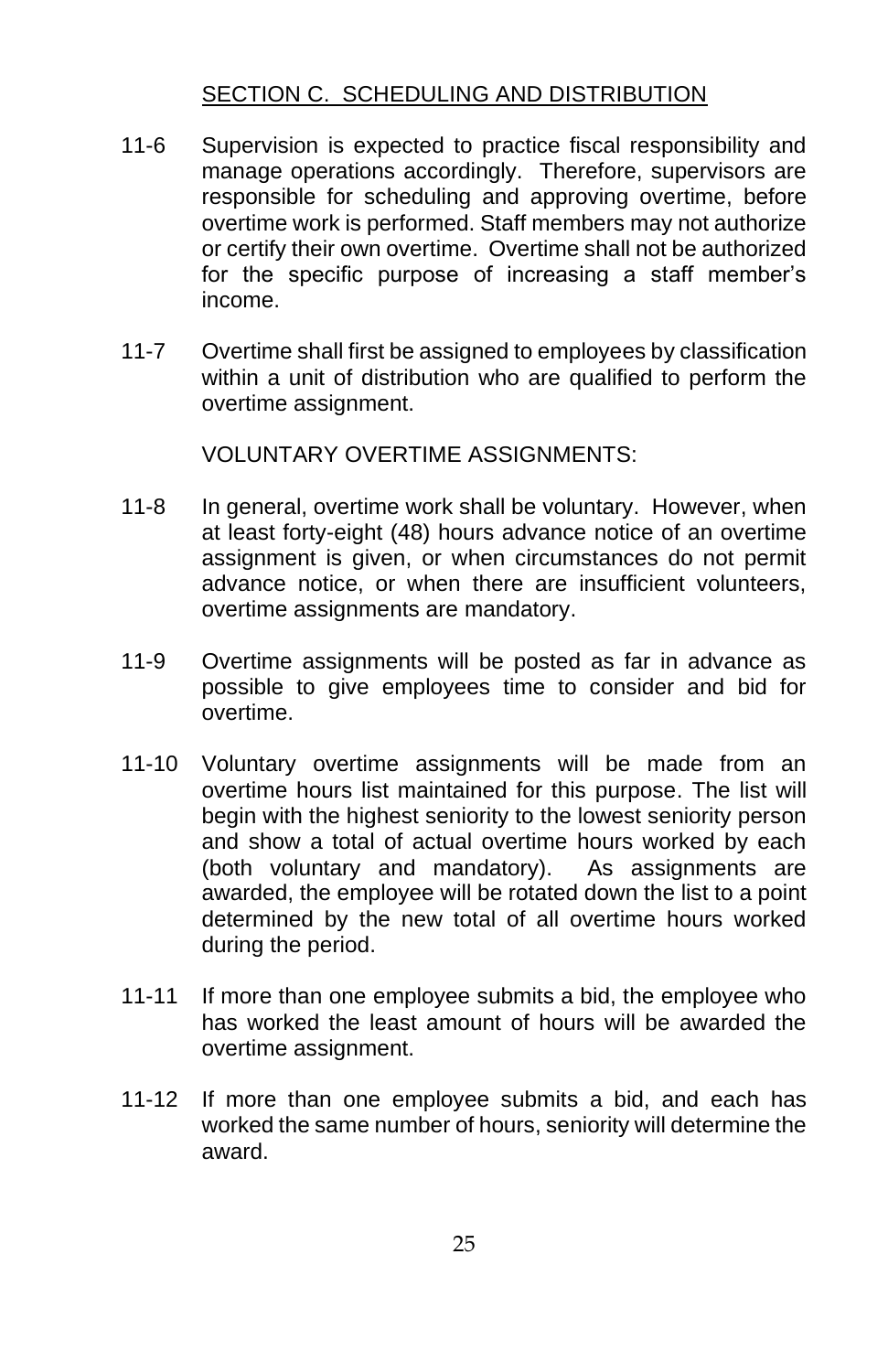## SECTION C. SCHEDULING AND DISTRIBUTION

11-6 Supervision is expected to practice fiscal responsibility and manage operations accordingly. Therefore, supervisors are responsible for scheduling and approving overtime, before overtime work is performed. Staff members may not authorize or certify their own overtime. Overtime shall not be authorized for the specific purpose of increasing a staff member's income.

11-7 Overtime shall first be assigned to employees by classification within a unit of distribution who are qualified to perform the overtime assignment.

VOLUNTARY OVERTIME ASSIGNMENTS:

11-8 In general, overtime work shall be voluntary. However, when at least forty-eight (48) hours advance notice of an overtime assignment is given, or when circumstances do not permit advance notice, or when there are insufficient volunteers, overtime assignments are mandatory.

11-9 Overtime assignments will be posted as far in advance as possible to give employees time to consider and bid for overtime.

11-10 Voluntary overtime assignments will be made from an overtime hours list maintained for this purpose. The list will begin with the highest seniority to the lowest seniority person and show a total of actual overtime hours worked by each (both voluntary and mandatory). As assignments are awarded, the employee will be rotated down the list to a point determined by the new total of all overtime hours worked during the period.

11-11 If more than one employee submits a bid, the employee who has worked the least amount of hours will be awarded the overtime assignment.

11-12 If more than one employee submits a bid, and each has worked the same number of hours, seniority will determine the award.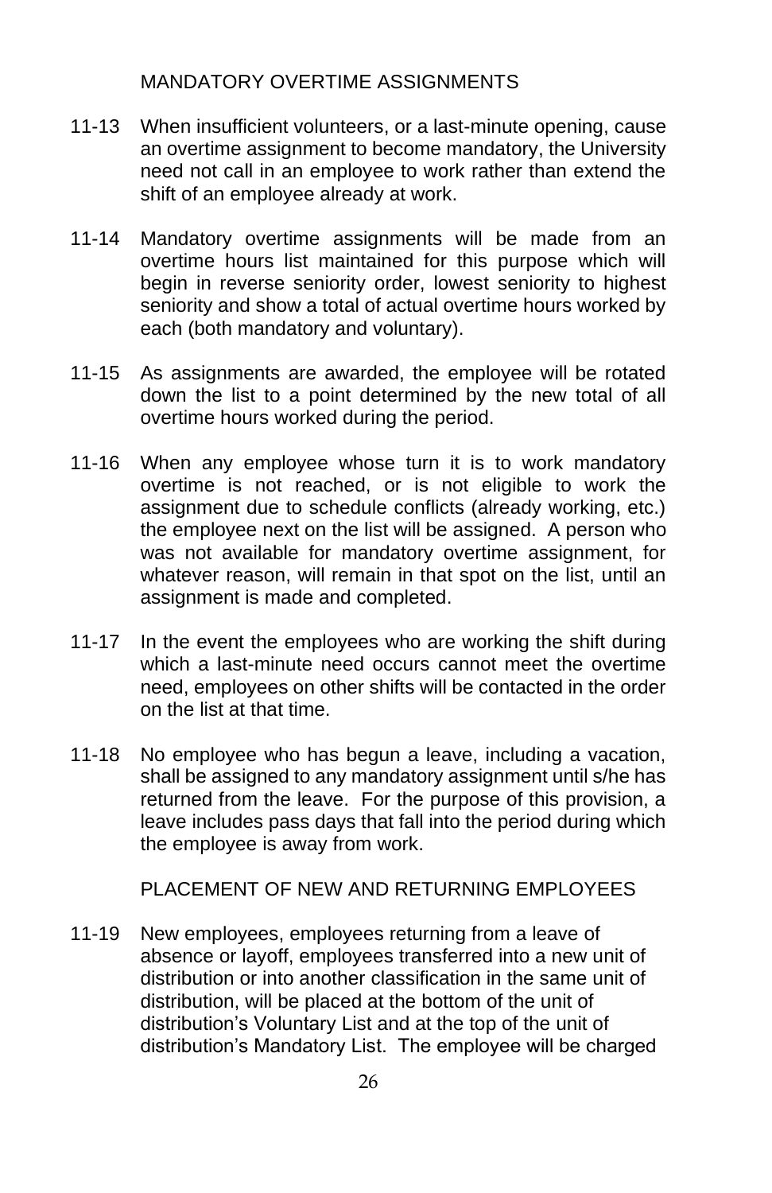## MANDATORY OVERTIME ASSIGNMENTS

11-13 When insufficient volunteers, or a last-minute opening, cause an overtime assignment to become mandatory, the University need not call in an employee to work rather than extend the shift of an employee already at work.

11-14 Mandatory overtime assignments will be made from an overtime hours list maintained for this purpose which will begin in reverse seniority order, lowest seniority to highest seniority and show a total of actual overtime hours worked by each (both mandatory and voluntary).

11-15 As assignments are awarded, the employee will be rotated down the list to a point determined by the new total of all overtime hours worked during the period.

11-16 When any employee whose turn it is to work mandatory overtime is not reached, or is not eligible to work the assignment due to schedule conflicts (already working, etc.) the employee next on the list will be assigned. A person who was not available for mandatory overtime assignment, for whatever reason, will remain in that spot on the list, until an assignment is made and completed.

11-17 In the event the employees who are working the shift during which a last-minute need occurs cannot meet the overtime need, employees on other shifts will be contacted in the order on the list at that time.

11-18 No employee who has begun a leave, including a vacation, shall be assigned to any mandatory assignment until s/he has returned from the leave. For the purpose of this provision, a leave includes pass days that fall into the period during which the employee is away from work.

## PLACEMENT OF NEW AND RETURNING EMPLOYEES

11-19 New employees, employees returning from a leave of absence or layoff, employees transferred into a new unit of distribution or into another classification in the same unit of distribution, will be placed at the bottom of the unit of distribution's Voluntary List and at the top of the unit of distribution's Mandatory List. The employee will be charged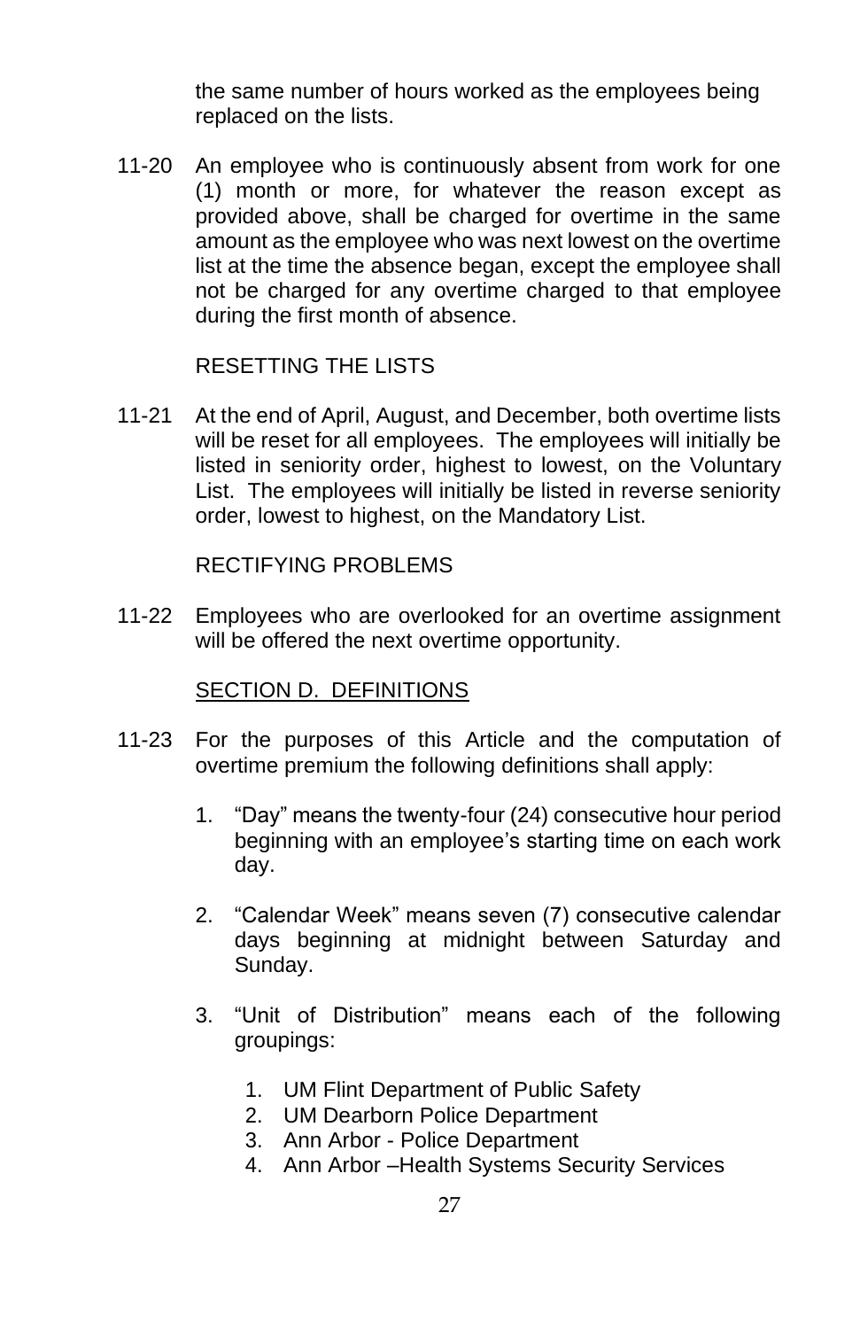the same number of hours worked as the employees being replaced on the lists.

11-20 An employee who is continuously absent from work for one (1) month or more, for whatever the reason except as provided above, shall be charged for overtime in the same amount as the employee who was next lowest on the overtime list at the time the absence began, except the employee shall not be charged for any overtime charged to that employee during the first month of absence.

RESETTING THE LISTS

11-21 At the end of April, August, and December, both overtime lists will be reset for all employees. The employees will initially be listed in seniority order, highest to lowest, on the Voluntary List. The employees will initially be listed in reverse seniority order, lowest to highest, on the Mandatory List.

RECTIFYING PROBLEMS

11-22 Employees who are overlooked for an overtime assignment will be offered the next overtime opportunity.

SECTION D. DEFINITIONS

11-23 For the purposes of this Article and the computation of overtime premium the following definitions shall apply:

1. "Day" means the twenty-four (24) consecutive hour period beginning with an employee's starting time on each work day.

2. "Calendar Week" means seven (7) consecutive calendar days beginning at midnight between Saturday and Sunday.

3. "Unit of Distribution" means each of the following groupings:

    1. UM Flint Department of Public Safety
    2. UM Dearborn Police Department
    3. Ann Arbor - Police Department
    4. Ann Arbor –Health Systems Security Services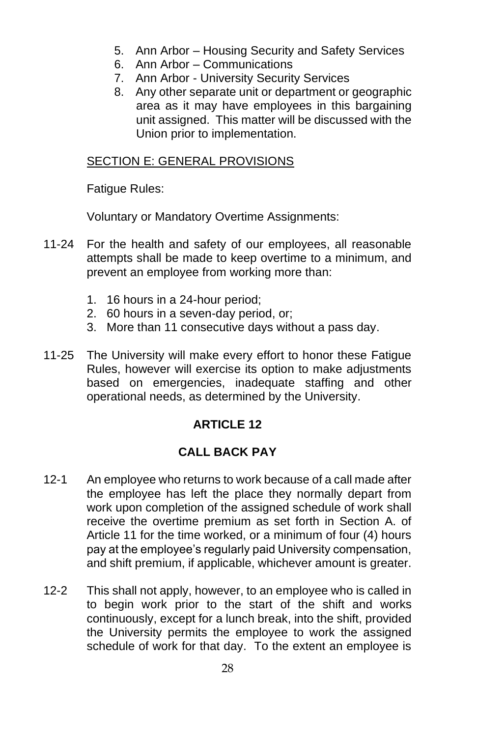5. Ann Arbor – Housing Security and Safety Services
6. Ann Arbor – Communications
7. Ann Arbor - University Security Services
8. Any other separate unit or department or geographic area as it may have employees in this bargaining unit assigned. This matter will be discussed with the Union prior to implementation.

SECTION E: GENERAL PROVISIONS

Fatigue Rules:

Voluntary or Mandatory Overtime Assignments:

11-24 For the health and safety of our employees, all reasonable attempts shall be made to keep overtime to a minimum, and prevent an employee from working more than:

1. 16 hours in a 24-hour period;
2. 60 hours in a seven-day period, or;
3. More than 11 consecutive days without a pass day.

11-25 The University will make every effort to honor these Fatigue Rules, however will exercise its option to make adjustments based on emergencies, inadequate staffing and other operational needs, as determined by the University.

## ARTICLE 12

## CALL BACK PAY

12-1 An employee who returns to work because of a call made after the employee has left the place they normally depart from work upon completion of the assigned schedule of work shall receive the overtime premium as set forth in Section A. of Article 11 for the time worked, or a minimum of four (4) hours pay at the employee's regularly paid University compensation, and shift premium, if applicable, whichever amount is greater.

12-2 This shall not apply, however, to an employee who is called in to begin work prior to the start of the shift and works continuously, except for a lunch break, into the shift, provided the University permits the employee to work the assigned schedule of work for that day. To the extent an employee is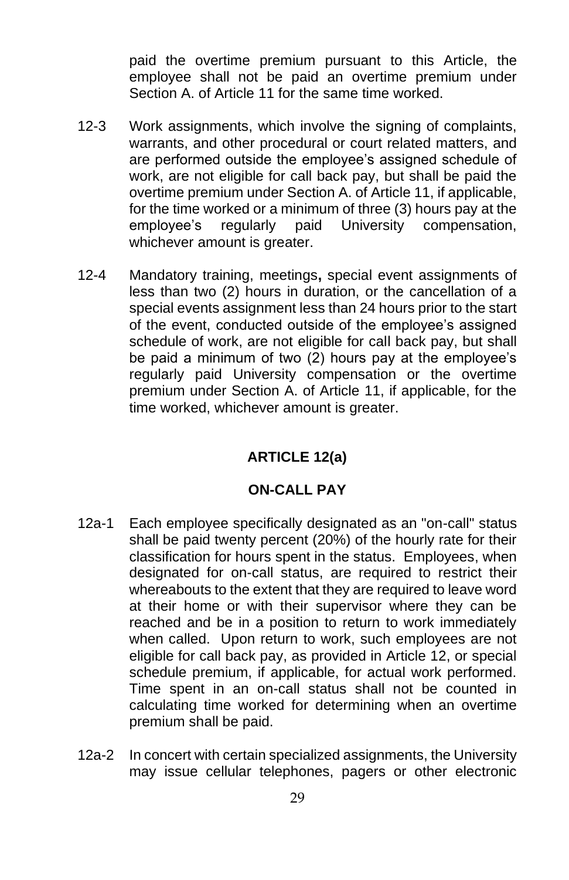paid the overtime premium pursuant to this Article, the employee shall not be paid an overtime premium under Section A. of Article 11 for the same time worked.

12-3 Work assignments, which involve the signing of complaints, warrants, and other procedural or court related matters, and are performed outside the employee's assigned schedule of work, are not eligible for call back pay, but shall be paid the overtime premium under Section A. of Article 11, if applicable, for the time worked or a minimum of three (3) hours pay at the employee's regularly paid University compensation, whichever amount is greater.

12-4 Mandatory training, meetings**,** special event assignments of less than two (2) hours in duration, or the cancellation of a special events assignment less than 24 hours prior to the start of the event, conducted outside of the employee's assigned schedule of work, are not eligible for call back pay, but shall be paid a minimum of two (2) hours pay at the employee's regularly paid University compensation or the overtime premium under Section A. of Article 11, if applicable, for the time worked, whichever amount is greater.

## ARTICLE 12(a)

## ON-CALL PAY

12a-1 Each employee specifically designated as an "on-call" status shall be paid twenty percent (20%) of the hourly rate for their classification for hours spent in the status. Employees, when designated for on-call status, are required to restrict their whereabouts to the extent that they are required to leave word at their home or with their supervisor where they can be reached and be in a position to return to work immediately when called. Upon return to work, such employees are not eligible for call back pay, as provided in Article 12, or special schedule premium, if applicable, for actual work performed. Time spent in an on-call status shall not be counted in calculating time worked for determining when an overtime premium shall be paid.

12a-2 In concert with certain specialized assignments, the University may issue cellular telephones, pagers or other electronic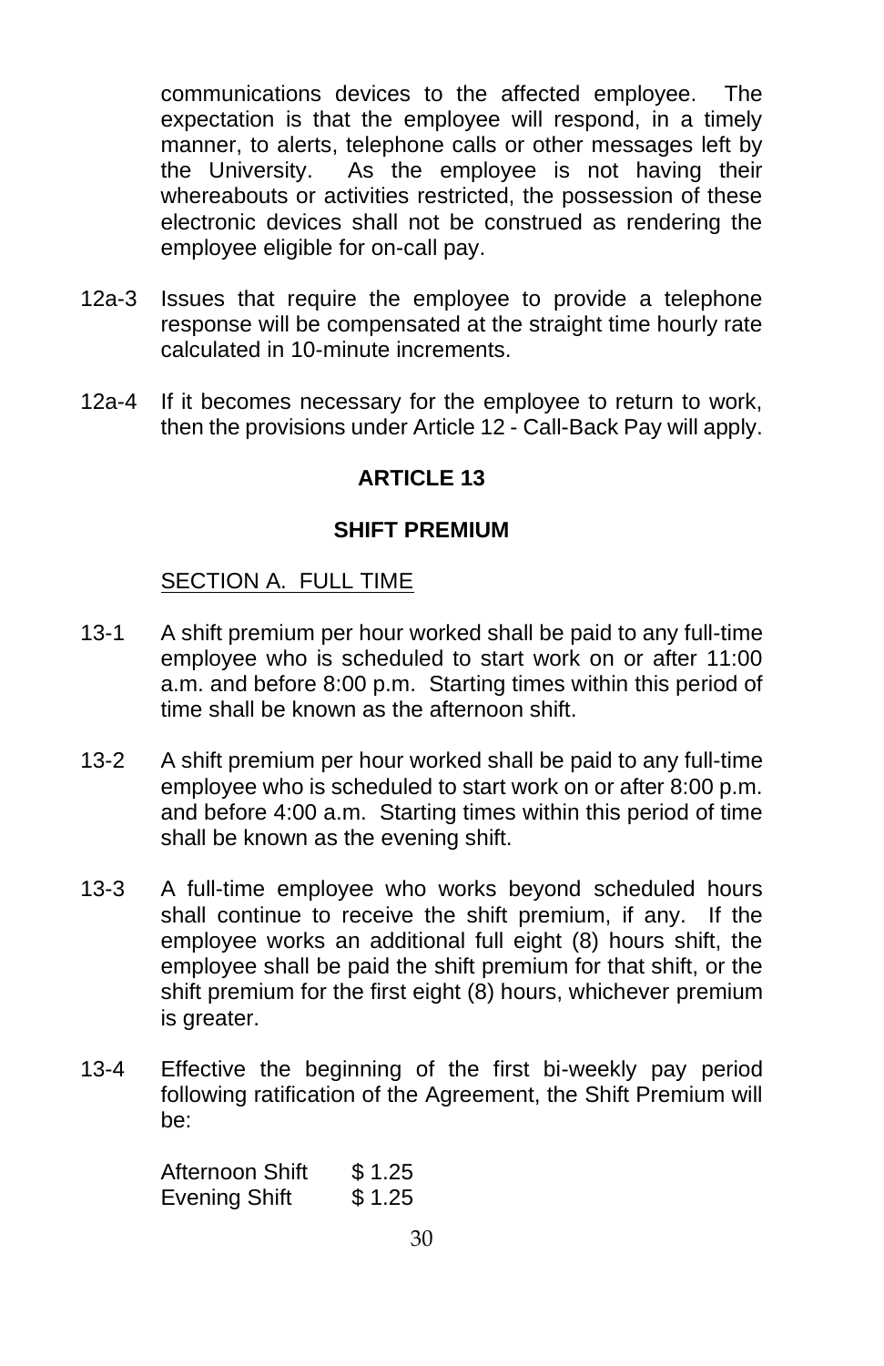communications devices to the affected employee. The expectation is that the employee will respond, in a timely manner, to alerts, telephone calls or other messages left by the University. As the employee is not having their whereabouts or activities restricted, the possession of these electronic devices shall not be construed as rendering the employee eligible for on-call pay.

12a-3 Issues that require the employee to provide a telephone response will be compensated at the straight time hourly rate calculated in 10-minute increments.

12a-4 If it becomes necessary for the employee to return to work, then the provisions under Article 12 - Call-Back Pay will apply.

## ARTICLE 13

## SHIFT PREMIUM

SECTION A. FULL TIME

13-1 A shift premium per hour worked shall be paid to any full-time employee who is scheduled to start work on or after 11:00 a.m. and before 8:00 p.m. Starting times within this period of time shall be known as the afternoon shift.

13-2 A shift premium per hour worked shall be paid to any full-time employee who is scheduled to start work on or after 8:00 p.m. and before 4:00 a.m. Starting times within this period of time shall be known as the evening shift.

13-3 A full-time employee who works beyond scheduled hours shall continue to receive the shift premium, if any. If the employee works an additional full eight (8) hours shift, the employee shall be paid the shift premium for that shift, or the shift premium for the first eight (8) hours, whichever premium is greater.

13-4 Effective the beginning of the first bi-weekly pay period following ratification of the Agreement, the Shift Premium will be:

| | |
|---|---|
| Afternoon Shift | $ 1.25 |
| Evening Shift | $ 1.25 |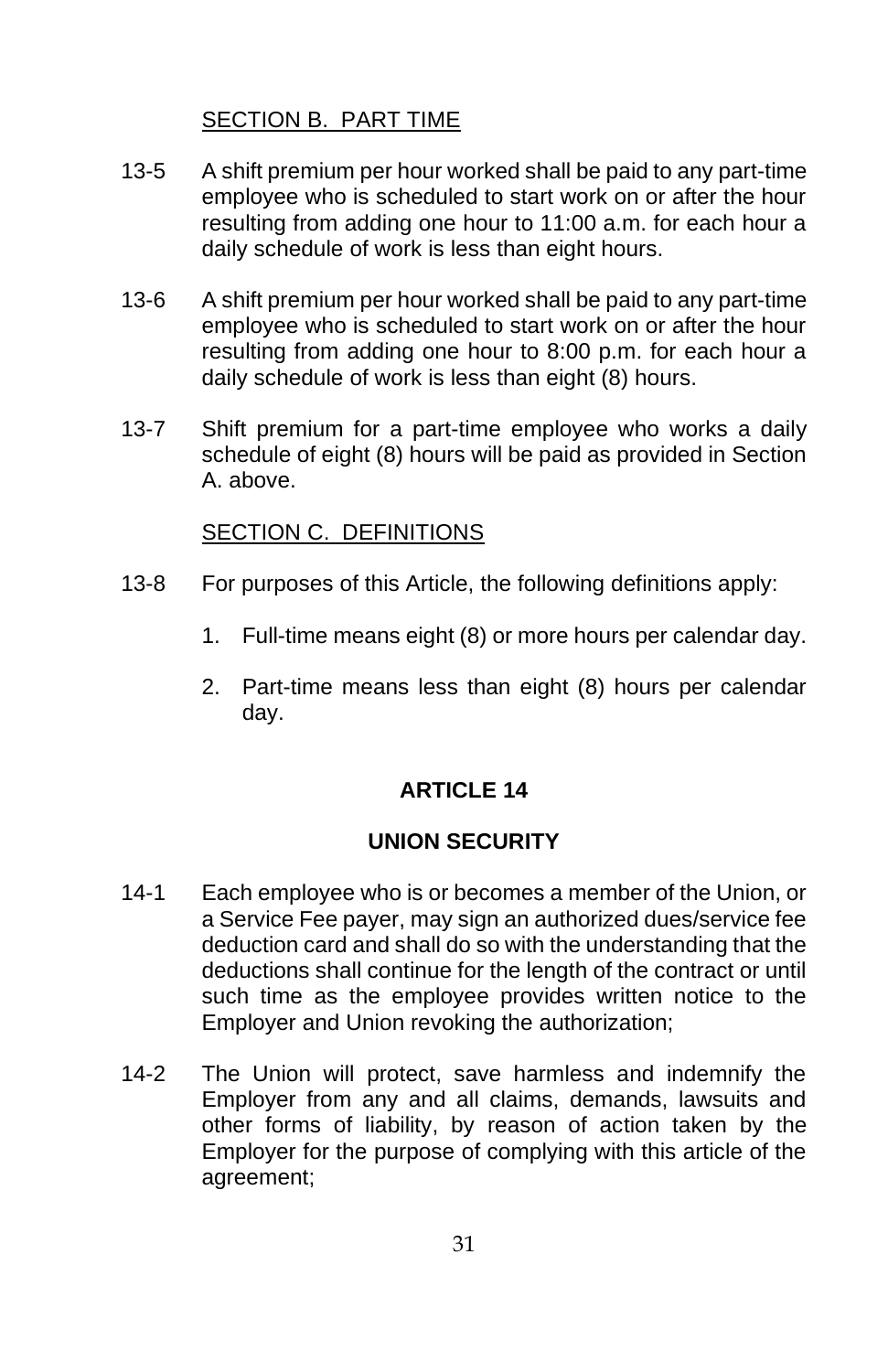SECTION B. PART TIME

13-5 A shift premium per hour worked shall be paid to any part-time employee who is scheduled to start work on or after the hour resulting from adding one hour to 11:00 a.m. for each hour a daily schedule of work is less than eight hours.

13-6 A shift premium per hour worked shall be paid to any part-time employee who is scheduled to start work on or after the hour resulting from adding one hour to 8:00 p.m. for each hour a daily schedule of work is less than eight (8) hours.

13-7 Shift premium for a part-time employee who works a daily schedule of eight (8) hours will be paid as provided in Section A. above.

SECTION C. DEFINITIONS

13-8 For purposes of this Article, the following definitions apply:

1. Full-time means eight (8) or more hours per calendar day.
2. Part-time means less than eight (8) hours per calendar day.

## ARTICLE 14

## UNION SECURITY

14-1 Each employee who is or becomes a member of the Union, or a Service Fee payer, may sign an authorized dues/service fee deduction card and shall do so with the understanding that the deductions shall continue for the length of the contract or until such time as the employee provides written notice to the Employer and Union revoking the authorization;

14-2 The Union will protect, save harmless and indemnify the Employer from any and all claims, demands, lawsuits and other forms of liability, by reason of action taken by the Employer for the purpose of complying with this article of the agreement;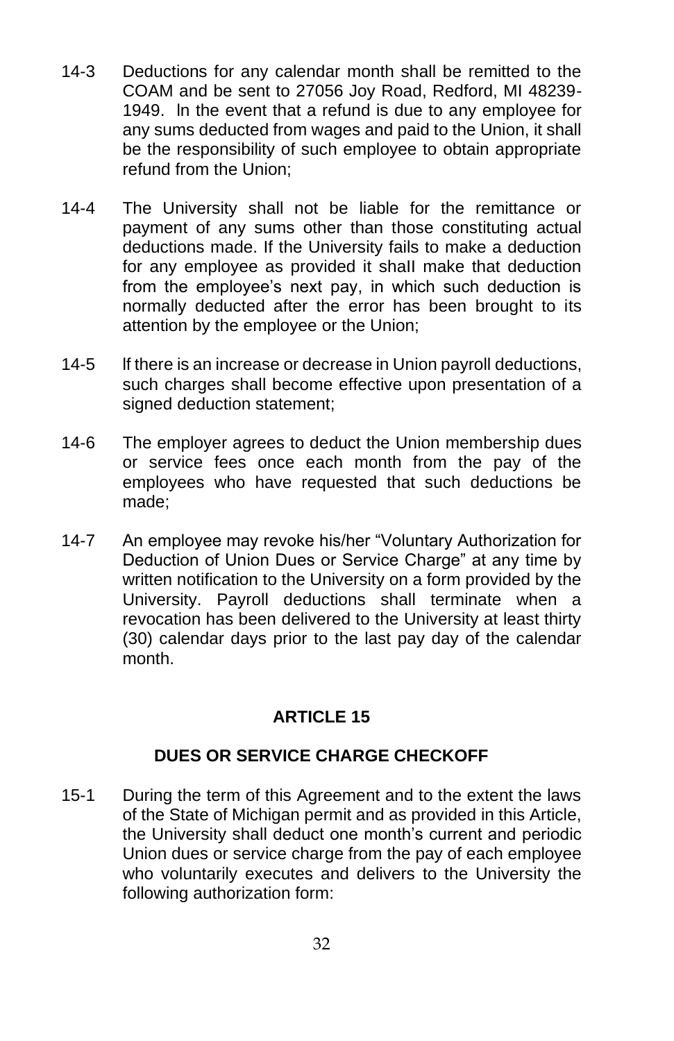14-3 Deductions for any calendar month shall be remitted to the COAM and be sent to 27056 Joy Road, Redford, MI 48239-1949. In the event that a refund is due to any employee for any sums deducted from wages and paid to the Union, it shall be the responsibility of such employee to obtain appropriate refund from the Union;

14-4 The University shall not be liable for the remittance or payment of any sums other than those constituting actual deductions made. If the University fails to make a deduction for any employee as provided it shall make that deduction from the employee's next pay, in which such deduction is normally deducted after the error has been brought to its attention by the employee or the Union;

14-5 If there is an increase or decrease in Union payroll deductions, such charges shall become effective upon presentation of a signed deduction statement;

14-6 The employer agrees to deduct the Union membership dues or service fees once each month from the pay of the employees who have requested that such deductions be made;

14-7 An employee may revoke his/her "Voluntary Authorization for Deduction of Union Dues or Service Charge" at any time by written notification to the University on a form provided by the University. Payroll deductions shall terminate when a revocation has been delivered to the University at least thirty (30) calendar days prior to the last pay day of the calendar month.

## ARTICLE 15

## DUES OR SERVICE CHARGE CHECKOFF

15-1 During the term of this Agreement and to the extent the laws of the State of Michigan permit and as provided in this Article, the University shall deduct one month's current and periodic Union dues or service charge from the pay of each employee who voluntarily executes and delivers to the University the following authorization form: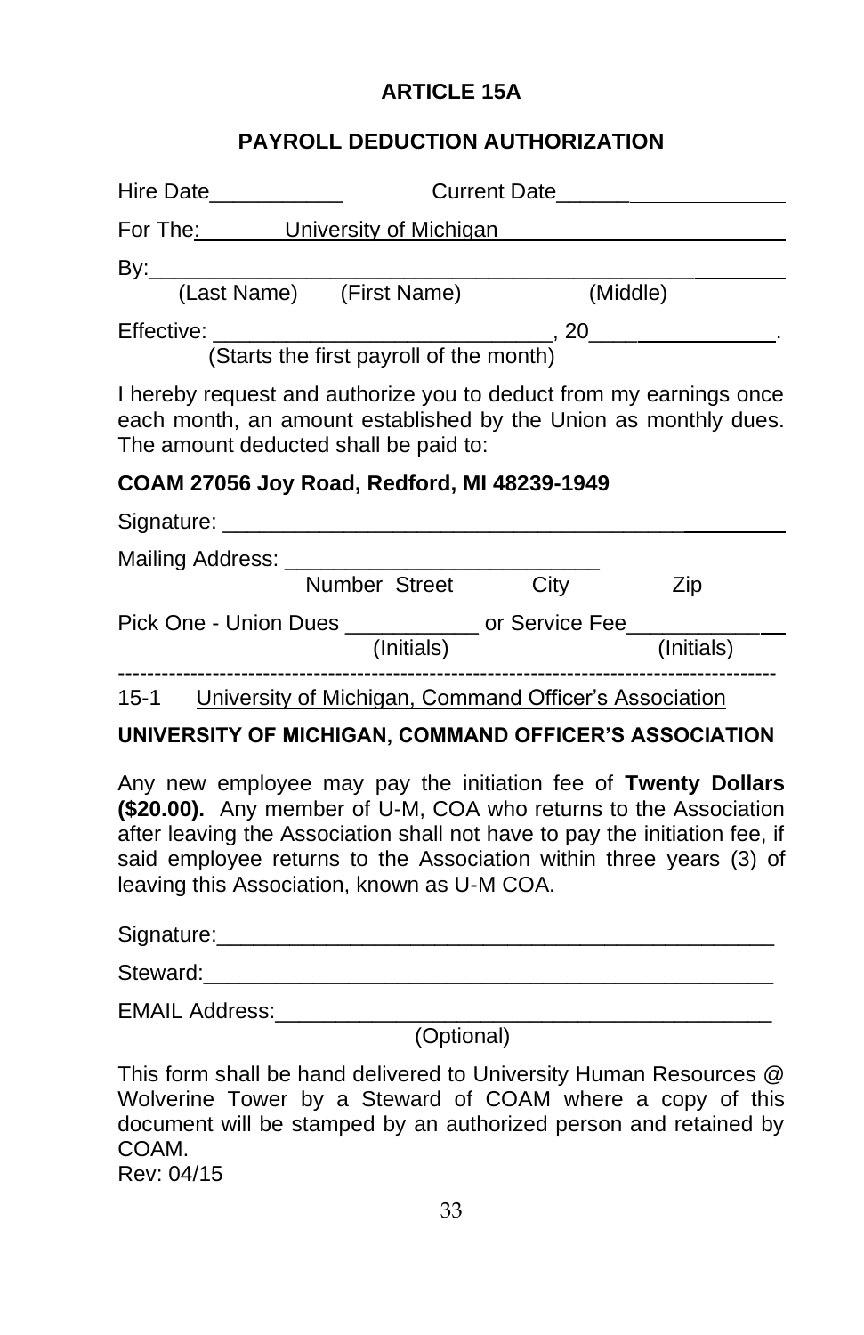# ARTICLE 15A

## PAYROLL DEDUCTION AUTHORIZATION

Hire Date___________ Current Date___________________

For The: University of Michigan

By:_______________________________________________________
(Last Name) (First Name) (Middle)

Effective: ____________________________, 20________________.
(Starts the first payroll of the month)

I hereby request and authorize you to deduct from my earnings once each month, an amount established by the Union as monthly dues. The amount deducted shall be paid to:

**COAM 27056 Joy Road, Redford, MI 48239-1949**

Signature: _______________________________________________

Mailing Address: __________________________________________
Number Street City Zip

Pick One - Union Dues ___________ or Service Fee_____________
(Initials) (Initials)

---

15-1 University of Michigan, Command Officer's Association

**UNIVERSITY OF MICHIGAN, COMMAND OFFICER'S ASSOCIATION**

Any new employee may pay the initiation fee of **Twenty Dollars ($20.00).** Any member of U-M, COA who returns to the Association after leaving the Association shall not have to pay the initiation fee, if said employee returns to the Association within three years (3) of leaving this Association, known as U-M COA.

Signature:______________________________________________

Steward:_______________________________________________

EMAIL Address:__________________________________________
(Optional)

This form shall be hand delivered to University Human Resources @ Wolverine Tower by a Steward of COAM where a copy of this document will be stamped by an authorized person and retained by COAM.
Rev: 04/15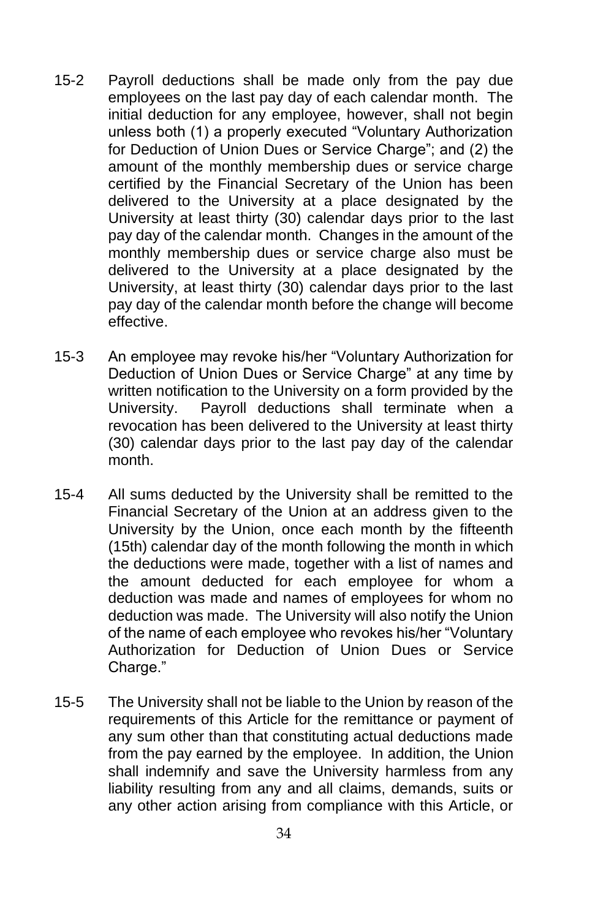15-2 Payroll deductions shall be made only from the pay due employees on the last pay day of each calendar month. The initial deduction for any employee, however, shall not begin unless both (1) a properly executed “Voluntary Authorization for Deduction of Union Dues or Service Charge”; and (2) the amount of the monthly membership dues or service charge certified by the Financial Secretary of the Union has been delivered to the University at a place designated by the University at least thirty (30) calendar days prior to the last pay day of the calendar month. Changes in the amount of the monthly membership dues or service charge also must be delivered to the University at a place designated by the University, at least thirty (30) calendar days prior to the last pay day of the calendar month before the change will become effective.

15-3 An employee may revoke his/her “Voluntary Authorization for Deduction of Union Dues or Service Charge” at any time by written notification to the University on a form provided by the University. Payroll deductions shall terminate when a revocation has been delivered to the University at least thirty (30) calendar days prior to the last pay day of the calendar month.

15-4 All sums deducted by the University shall be remitted to the Financial Secretary of the Union at an address given to the University by the Union, once each month by the fifteenth (15th) calendar day of the month following the month in which the deductions were made, together with a list of names and the amount deducted for each employee for whom a deduction was made and names of employees for whom no deduction was made. The University will also notify the Union of the name of each employee who revokes his/her “Voluntary Authorization for Deduction of Union Dues or Service Charge.”

15-5 The University shall not be liable to the Union by reason of the requirements of this Article for the remittance or payment of any sum other than that constituting actual deductions made from the pay earned by the employee. In addition, the Union shall indemnify and save the University harmless from any liability resulting from any and all claims, demands, suits or any other action arising from compliance with this Article, or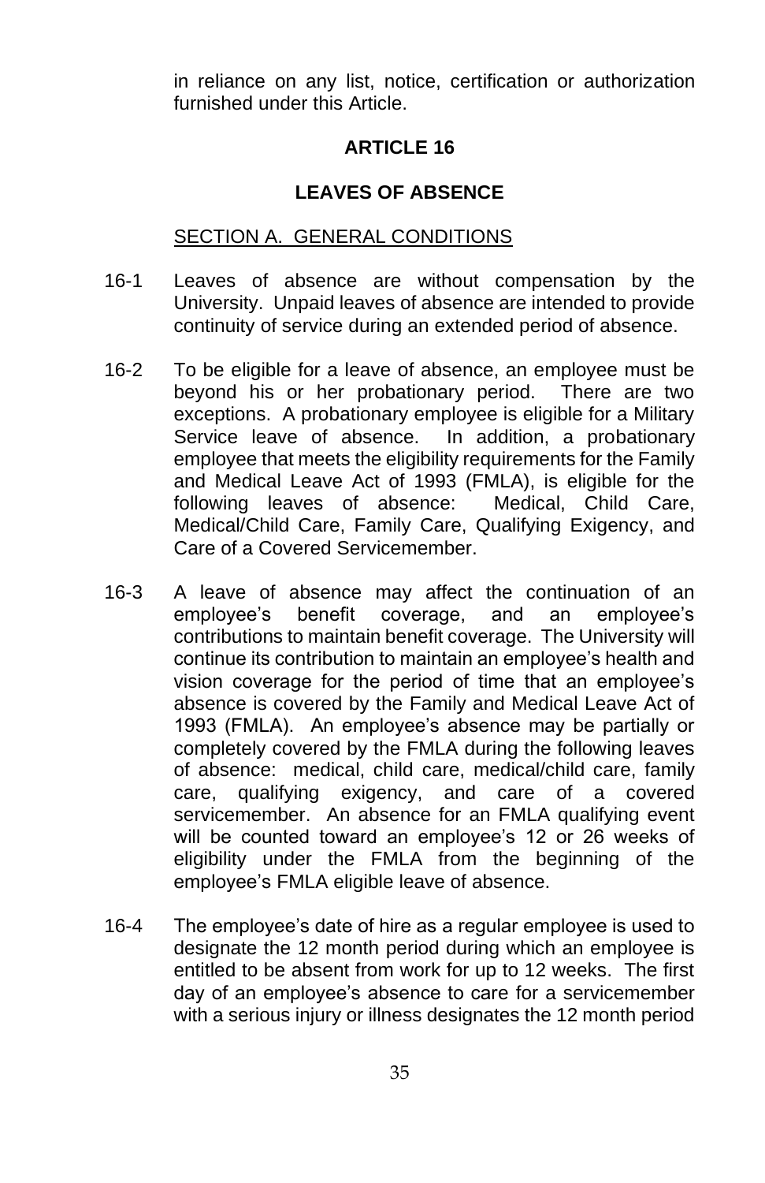in reliance on any list, notice, certification or authorization furnished under this Article.

## ARTICLE 16

## LEAVES OF ABSENCE

### SECTION A. GENERAL CONDITIONS

16-1 Leaves of absence are without compensation by the University. Unpaid leaves of absence are intended to provide continuity of service during an extended period of absence.

16-2 To be eligible for a leave of absence, an employee must be beyond his or her probationary period. There are two exceptions. A probationary employee is eligible for a Military Service leave of absence. In addition, a probationary employee that meets the eligibility requirements for the Family and Medical Leave Act of 1993 (FMLA), is eligible for the following leaves of absence: Medical, Child Care, Medical/Child Care, Family Care, Qualifying Exigency, and Care of a Covered Servicemember.

16-3 A leave of absence may affect the continuation of an employee's benefit coverage, and an employee's contributions to maintain benefit coverage. The University will continue its contribution to maintain an employee's health and vision coverage for the period of time that an employee's absence is covered by the Family and Medical Leave Act of 1993 (FMLA). An employee's absence may be partially or completely covered by the FMLA during the following leaves of absence: medical, child care, medical/child care, family care, qualifying exigency, and care of a covered servicemember. An absence for an FMLA qualifying event will be counted toward an employee's 12 or 26 weeks of eligibility under the FMLA from the beginning of the employee's FMLA eligible leave of absence.

16-4 The employee's date of hire as a regular employee is used to designate the 12 month period during which an employee is entitled to be absent from work for up to 12 weeks. The first day of an employee's absence to care for a servicemember with a serious injury or illness designates the 12 month period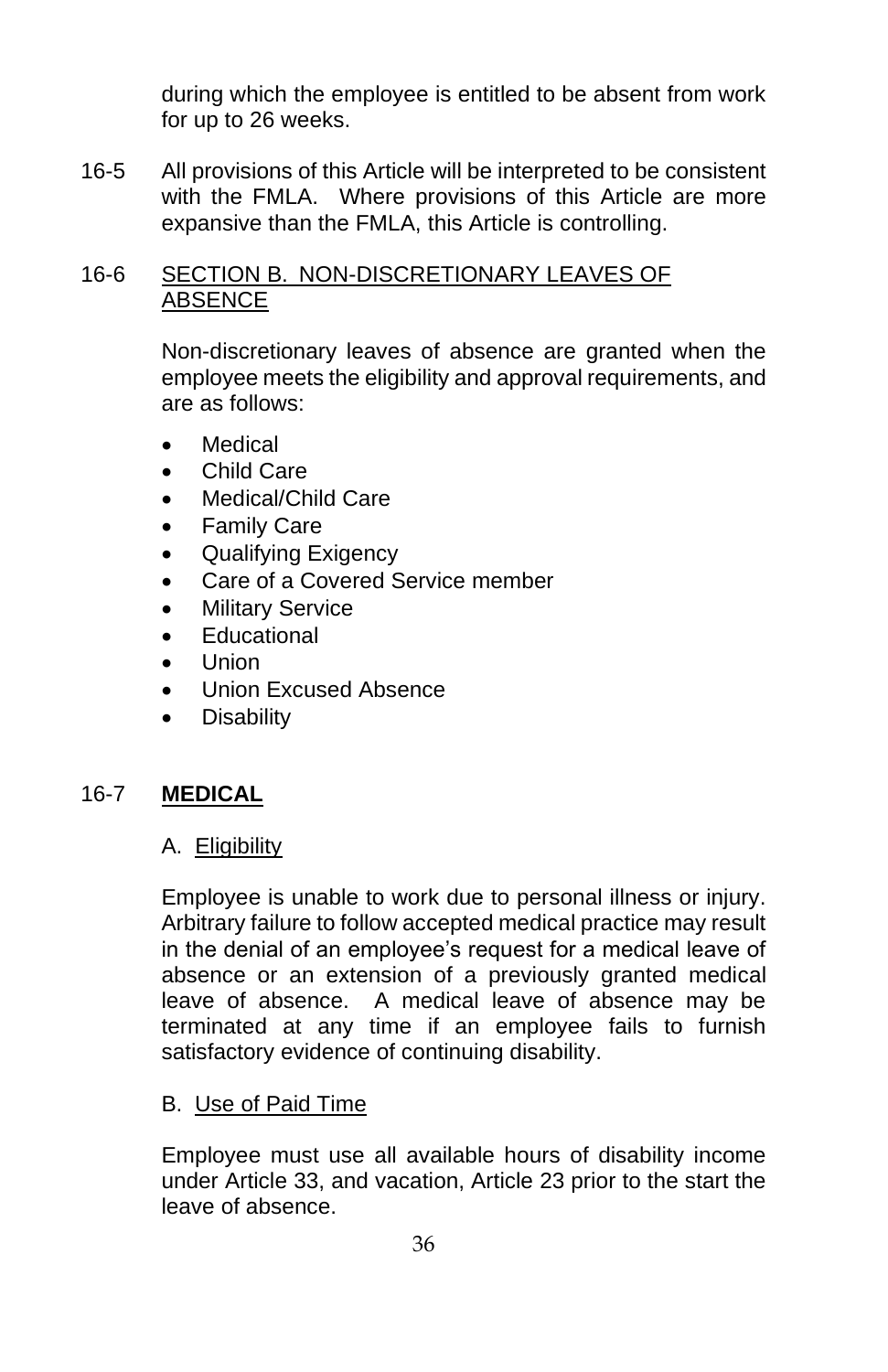during which the employee is entitled to be absent from work for up to 26 weeks.

16-5 All provisions of this Article will be interpreted to be consistent with the FMLA. Where provisions of this Article are more expansive than the FMLA, this Article is controlling.

16-6 <u>SECTION B. NON-DISCRETIONARY LEAVES OF ABSENCE</u>

Non-discretionary leaves of absence are granted when the employee meets the eligibility and approval requirements, and are as follows:

- Medical
- Child Care
- Medical/Child Care
- Family Care
- Qualifying Exigency
- Care of a Covered Service member
- Military Service
- Educational
- Union
- Union Excused Absence
- Disability

16-7 **<u>MEDICAL</u>**

A. <u>Eligibility</u>

Employee is unable to work due to personal illness or injury. Arbitrary failure to follow accepted medical practice may result in the denial of an employee's request for a medical leave of absence or an extension of a previously granted medical leave of absence. A medical leave of absence may be terminated at any time if an employee fails to furnish satisfactory evidence of continuing disability.

B. <u>Use of Paid Time</u>

Employee must use all available hours of disability income under Article 33, and vacation, Article 23 prior to the start the leave of absence.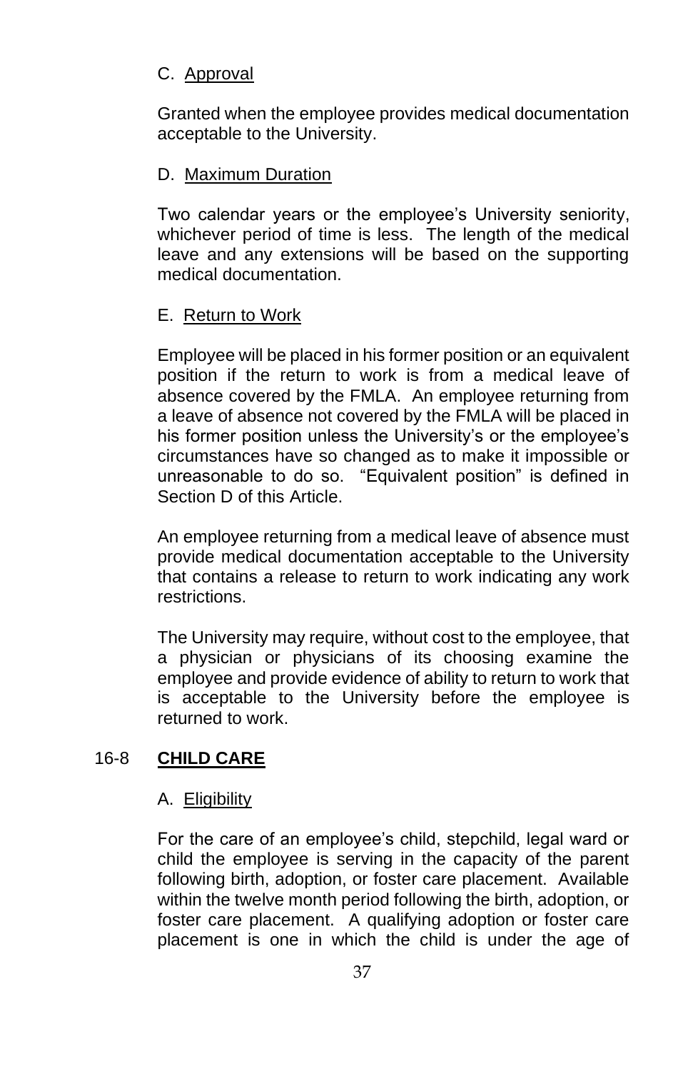C. Approval

Granted when the employee provides medical documentation acceptable to the University.

D. Maximum Duration

Two calendar years or the employee's University seniority, whichever period of time is less. The length of the medical leave and any extensions will be based on the supporting medical documentation.

E. Return to Work

Employee will be placed in his former position or an equivalent position if the return to work is from a medical leave of absence covered by the FMLA. An employee returning from a leave of absence not covered by the FMLA will be placed in his former position unless the University's or the employee's circumstances have so changed as to make it impossible or unreasonable to do so. "Equivalent position" is defined in Section D of this Article.

An employee returning from a medical leave of absence must provide medical documentation acceptable to the University that contains a release to return to work indicating any work restrictions.

The University may require, without cost to the employee, that a physician or physicians of its choosing examine the employee and provide evidence of ability to return to work that is acceptable to the University before the employee is returned to work.

## 16-8 CHILD CARE

A. Eligibility

For the care of an employee's child, stepchild, legal ward or child the employee is serving in the capacity of the parent following birth, adoption, or foster care placement. Available within the twelve month period following the birth, adoption, or foster care placement. A qualifying adoption or foster care placement is one in which the child is under the age of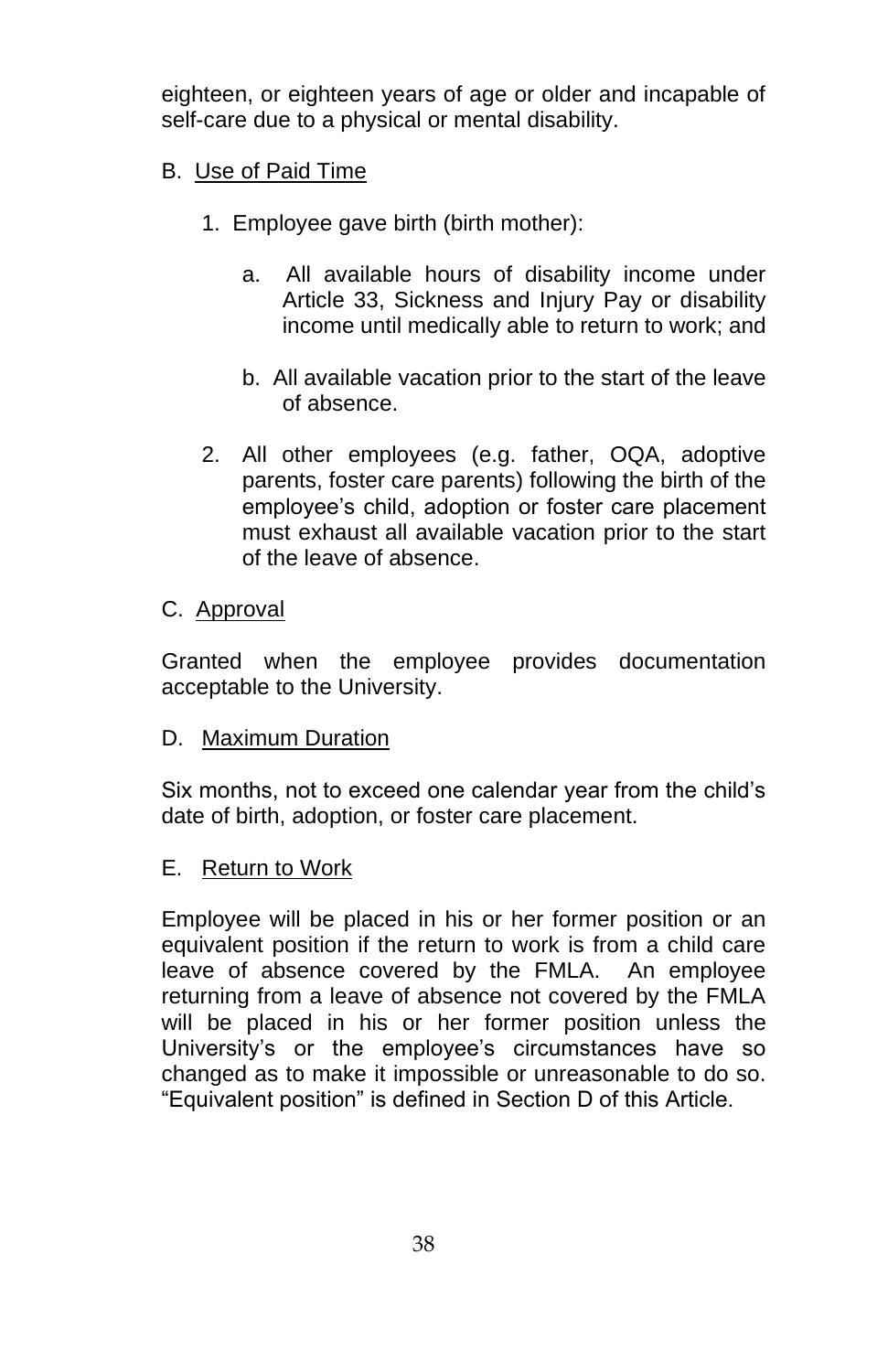eighteen, or eighteen years of age or older and incapable of self-care due to a physical or mental disability.

B. Use of Paid Time

1. Employee gave birth (birth mother):

   a. All available hours of disability income under Article 33, Sickness and Injury Pay or disability income until medically able to return to work; and

   b. All available vacation prior to the start of the leave of absence.

2. All other employees (e.g. father, OQA, adoptive parents, foster care parents) following the birth of the employee's child, adoption or foster care placement must exhaust all available vacation prior to the start of the leave of absence.

C. Approval

Granted when the employee provides documentation acceptable to the University.

D. Maximum Duration

Six months, not to exceed one calendar year from the child's date of birth, adoption, or foster care placement.

E. Return to Work

Employee will be placed in his or her former position or an equivalent position if the return to work is from a child care leave of absence covered by the FMLA. An employee returning from a leave of absence not covered by the FMLA will be placed in his or her former position unless the University's or the employee's circumstances have so changed as to make it impossible or unreasonable to do so. "Equivalent position" is defined in Section D of this Article.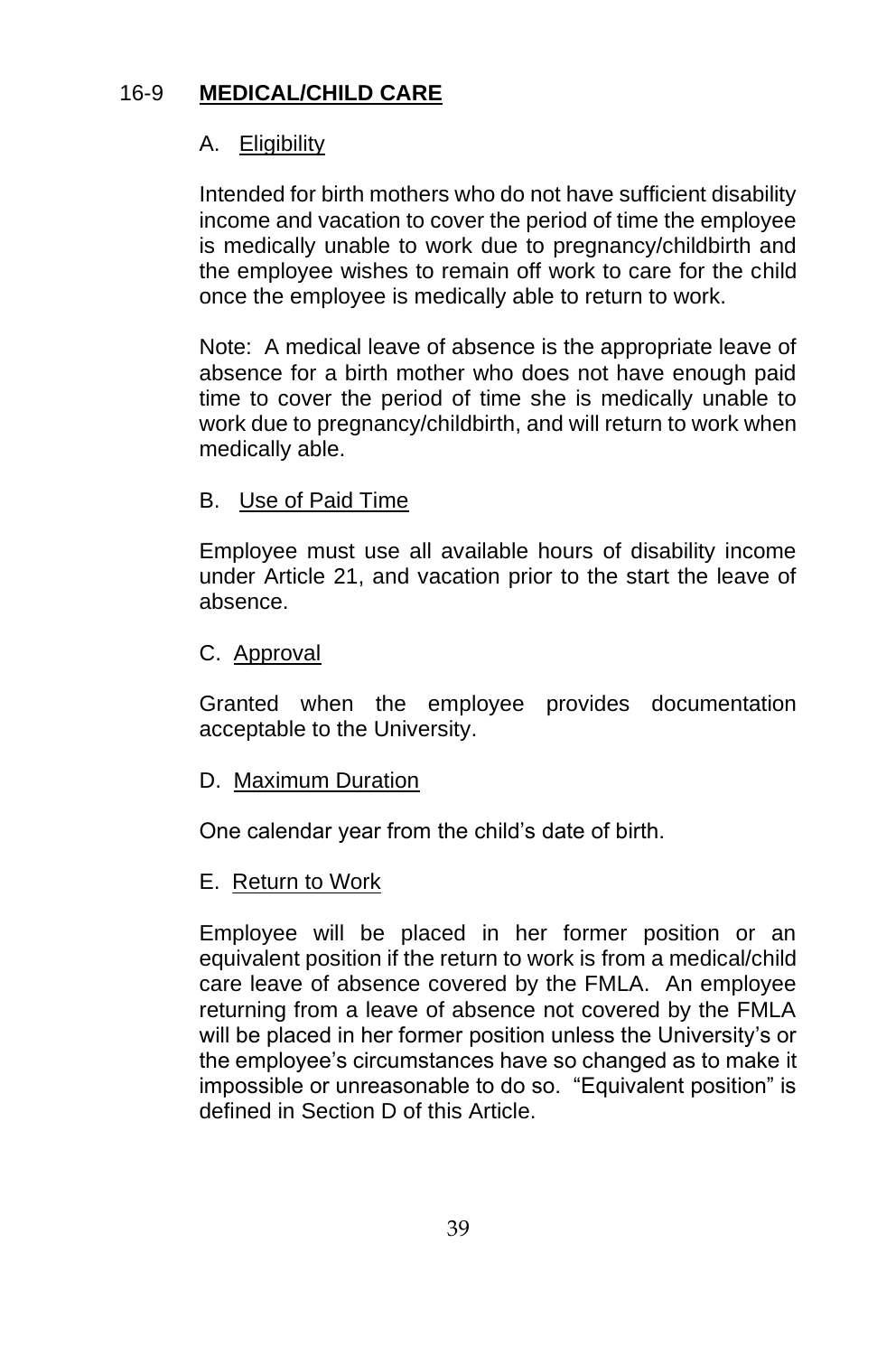## 16-9 **MEDICAL/CHILD CARE**

### A. Eligibility

Intended for birth mothers who do not have sufficient disability income and vacation to cover the period of time the employee is medically unable to work due to pregnancy/childbirth and the employee wishes to remain off work to care for the child once the employee is medically able to return to work.

Note: A medical leave of absence is the appropriate leave of absence for a birth mother who does not have enough paid time to cover the period of time she is medically unable to work due to pregnancy/childbirth, and will return to work when medically able.

### B. Use of Paid Time

Employee must use all available hours of disability income under Article 21, and vacation prior to the start the leave of absence.

### C. Approval

Granted when the employee provides documentation acceptable to the University.

### D. Maximum Duration

One calendar year from the child's date of birth.

### E. Return to Work

Employee will be placed in her former position or an equivalent position if the return to work is from a medical/child care leave of absence covered by the FMLA. An employee returning from a leave of absence not covered by the FMLA will be placed in her former position unless the University's or the employee's circumstances have so changed as to make it impossible or unreasonable to do so. "Equivalent position" is defined in Section D of this Article.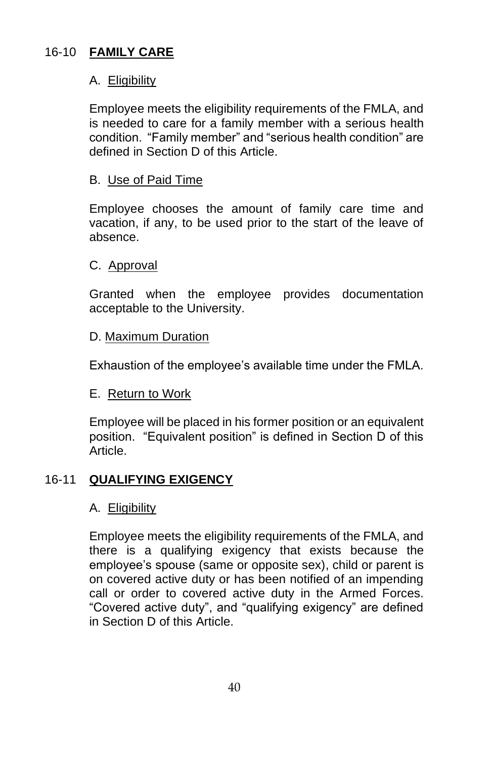## 16-10 **FAMILY CARE**

A. Eligibility

Employee meets the eligibility requirements of the FMLA, and is needed to care for a family member with a serious health condition. "Family member" and "serious health condition" are defined in Section D of this Article.

B. Use of Paid Time

Employee chooses the amount of family care time and vacation, if any, to be used prior to the start of the leave of absence.

C. Approval

Granted when the employee provides documentation acceptable to the University.

D. Maximum Duration

Exhaustion of the employee's available time under the FMLA.

E. Return to Work

Employee will be placed in his former position or an equivalent position. "Equivalent position" is defined in Section D of this Article.

## 16-11 **QUALIFYING EXIGENCY**

A. Eligibility

Employee meets the eligibility requirements of the FMLA, and there is a qualifying exigency that exists because the employee's spouse (same or opposite sex), child or parent is on covered active duty or has been notified of an impending call or order to covered active duty in the Armed Forces. "Covered active duty", and "qualifying exigency" are defined in Section D of this Article.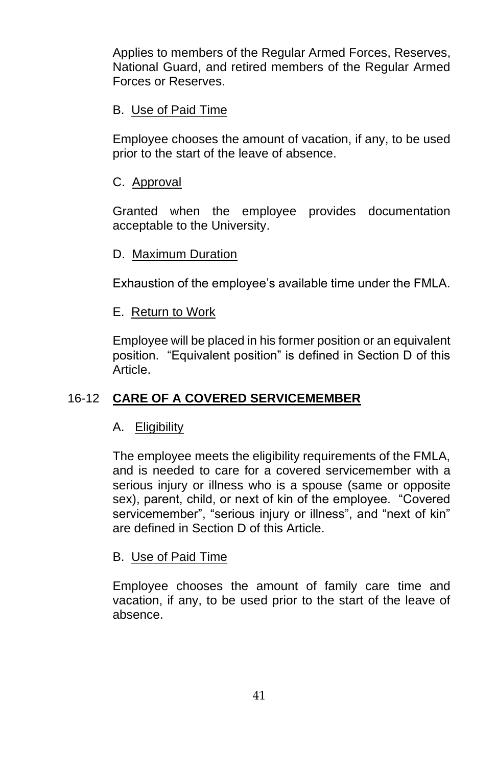Applies to members of the Regular Armed Forces, Reserves, National Guard, and retired members of the Regular Armed Forces or Reserves.

B. Use of Paid Time

Employee chooses the amount of vacation, if any, to be used prior to the start of the leave of absence.

C. Approval

Granted when the employee provides documentation acceptable to the University.

D. Maximum Duration

Exhaustion of the employee's available time under the FMLA.

E. Return to Work

Employee will be placed in his former position or an equivalent position. "Equivalent position" is defined in Section D of this Article.

## 16-12 **CARE OF A COVERED SERVICEMEMBER**

A. Eligibility

The employee meets the eligibility requirements of the FMLA, and is needed to care for a covered servicemember with a serious injury or illness who is a spouse (same or opposite sex), parent, child, or next of kin of the employee. "Covered servicemember", "serious injury or illness", and "next of kin" are defined in Section D of this Article.

B. Use of Paid Time

Employee chooses the amount of family care time and vacation, if any, to be used prior to the start of the leave of absence.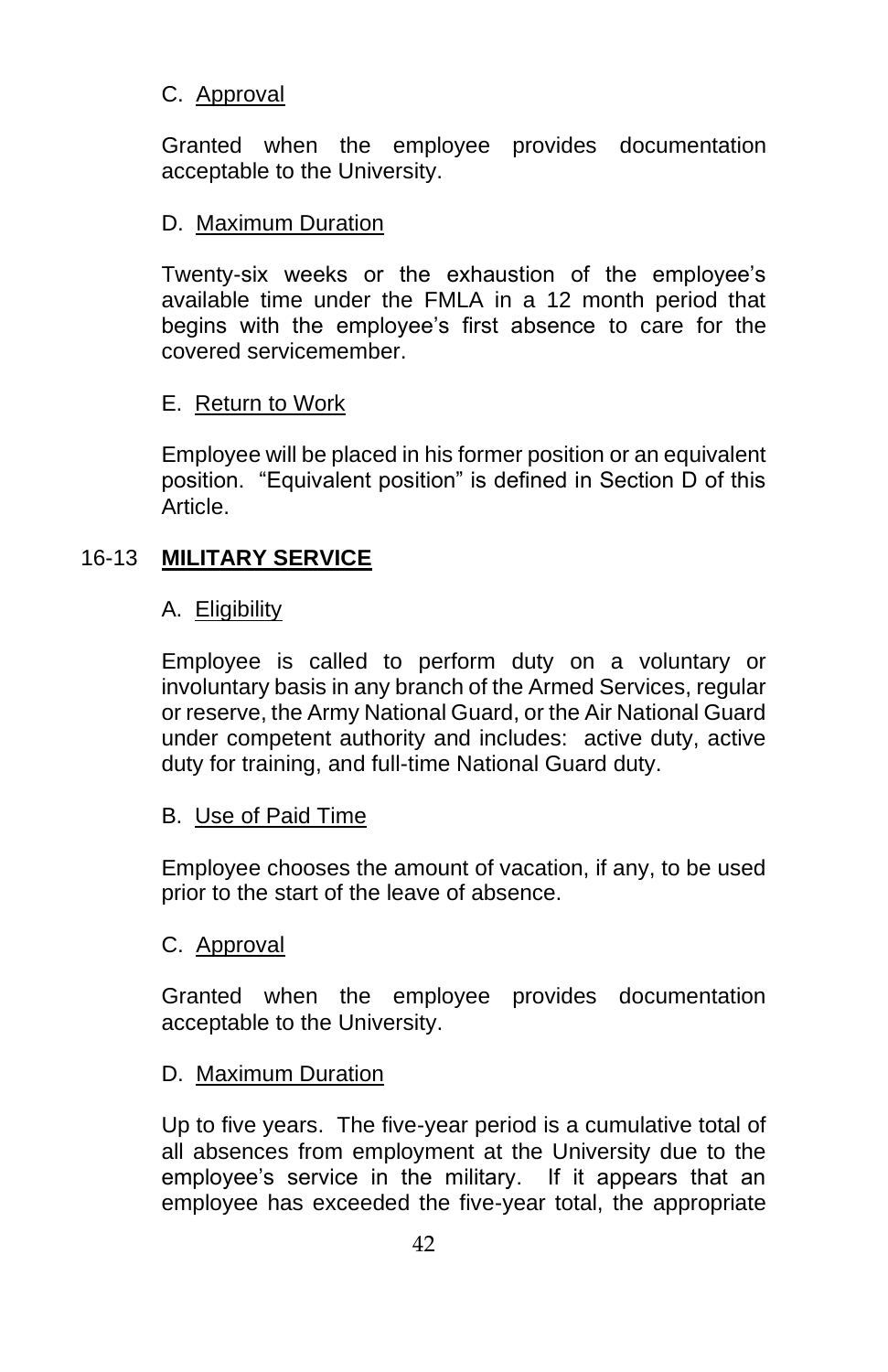C. Approval

Granted when the employee provides documentation acceptable to the University.

D. Maximum Duration

Twenty-six weeks or the exhaustion of the employee's available time under the FMLA in a 12 month period that begins with the employee's first absence to care for the covered servicemember.

E. Return to Work

Employee will be placed in his former position or an equivalent position. "Equivalent position" is defined in Section D of this Article.

## 16-13 **MILITARY SERVICE**

A. Eligibility

Employee is called to perform duty on a voluntary or involuntary basis in any branch of the Armed Services, regular or reserve, the Army National Guard, or the Air National Guard under competent authority and includes: active duty, active duty for training, and full-time National Guard duty.

B. Use of Paid Time

Employee chooses the amount of vacation, if any, to be used prior to the start of the leave of absence.

C. Approval

Granted when the employee provides documentation acceptable to the University.

D. Maximum Duration

Up to five years. The five-year period is a cumulative total of all absences from employment at the University due to the employee's service in the military. If it appears that an employee has exceeded the five-year total, the appropriate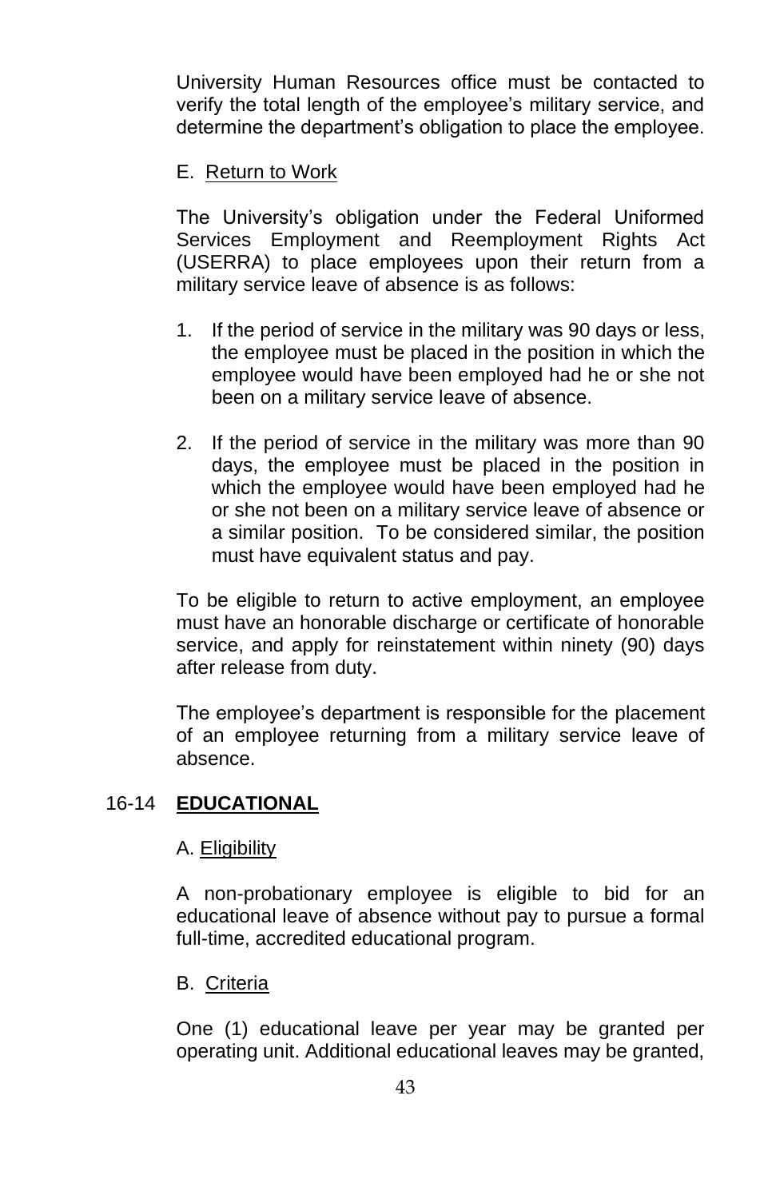University Human Resources office must be contacted to verify the total length of the employee's military service, and determine the department's obligation to place the employee.

E. Return to Work

The University's obligation under the Federal Uniformed Services Employment and Reemployment Rights Act (USERRA) to place employees upon their return from a military service leave of absence is as follows:

1. If the period of service in the military was 90 days or less, the employee must be placed in the position in which the employee would have been employed had he or she not been on a military service leave of absence.

2. If the period of service in the military was more than 90 days, the employee must be placed in the position in which the employee would have been employed had he or she not been on a military service leave of absence or a similar position. To be considered similar, the position must have equivalent status and pay.

To be eligible to return to active employment, an employee must have an honorable discharge or certificate of honorable service, and apply for reinstatement within ninety (90) days after release from duty.

The employee's department is responsible for the placement of an employee returning from a military service leave of absence.

## 16-14 **EDUCATIONAL**

A. Eligibility

A non-probationary employee is eligible to bid for an educational leave of absence without pay to pursue a formal full-time, accredited educational program.

B. Criteria

One (1) educational leave per year may be granted per operating unit. Additional educational leaves may be granted,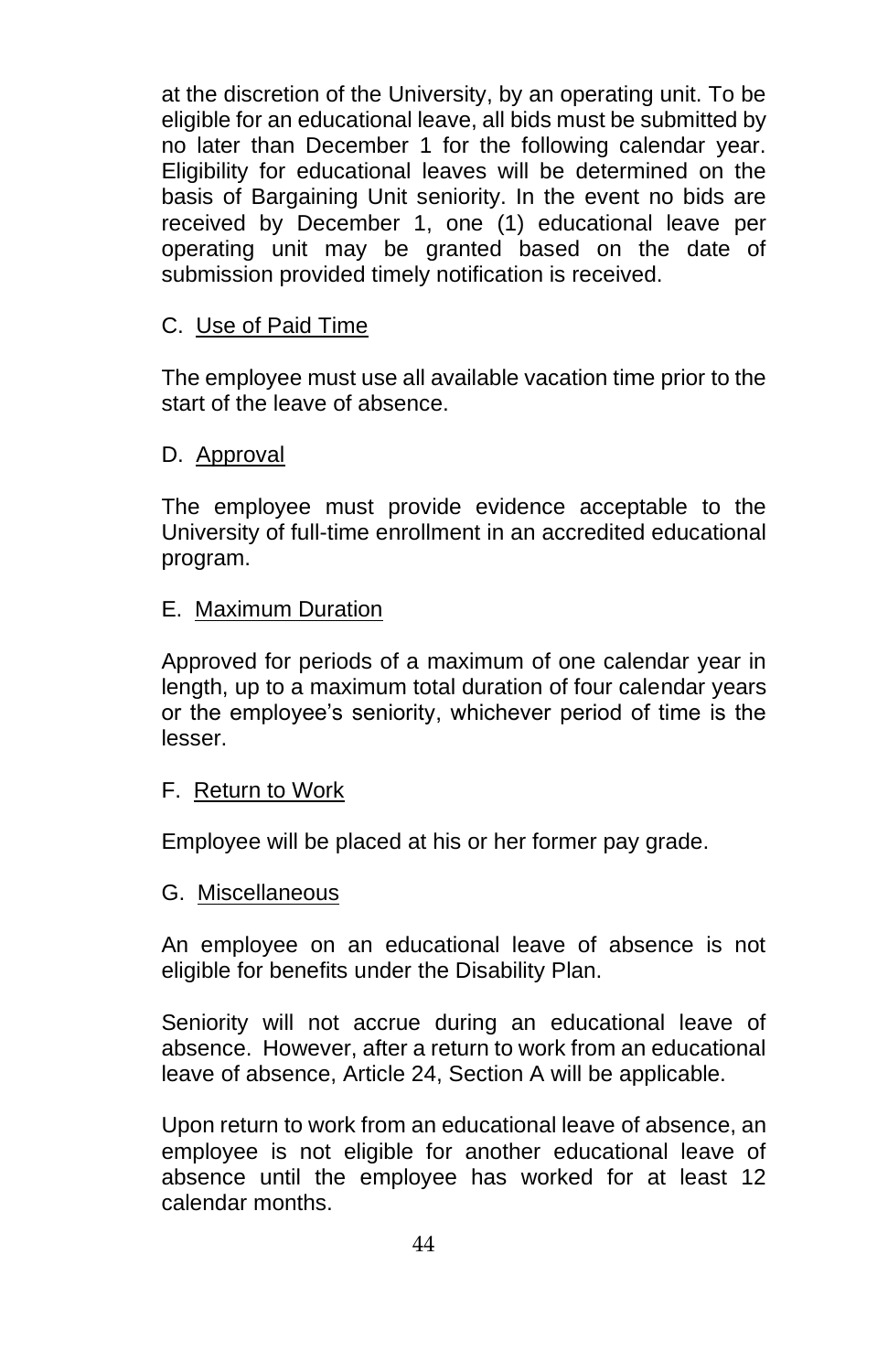at the discretion of the University, by an operating unit. To be eligible for an educational leave, all bids must be submitted by no later than December 1 for the following calendar year. Eligibility for educational leaves will be determined on the basis of Bargaining Unit seniority. In the event no bids are received by December 1, one (1) educational leave per operating unit may be granted based on the date of submission provided timely notification is received.

C. Use of Paid Time

The employee must use all available vacation time prior to the start of the leave of absence.

D. Approval

The employee must provide evidence acceptable to the University of full-time enrollment in an accredited educational program.

E. Maximum Duration

Approved for periods of a maximum of one calendar year in length, up to a maximum total duration of four calendar years or the employee's seniority, whichever period of time is the lesser.

F. Return to Work

Employee will be placed at his or her former pay grade.

G. Miscellaneous

An employee on an educational leave of absence is not eligible for benefits under the Disability Plan.

Seniority will not accrue during an educational leave of absence. However, after a return to work from an educational leave of absence, Article 24, Section A will be applicable.

Upon return to work from an educational leave of absence, an employee is not eligible for another educational leave of absence until the employee has worked for at least 12 calendar months.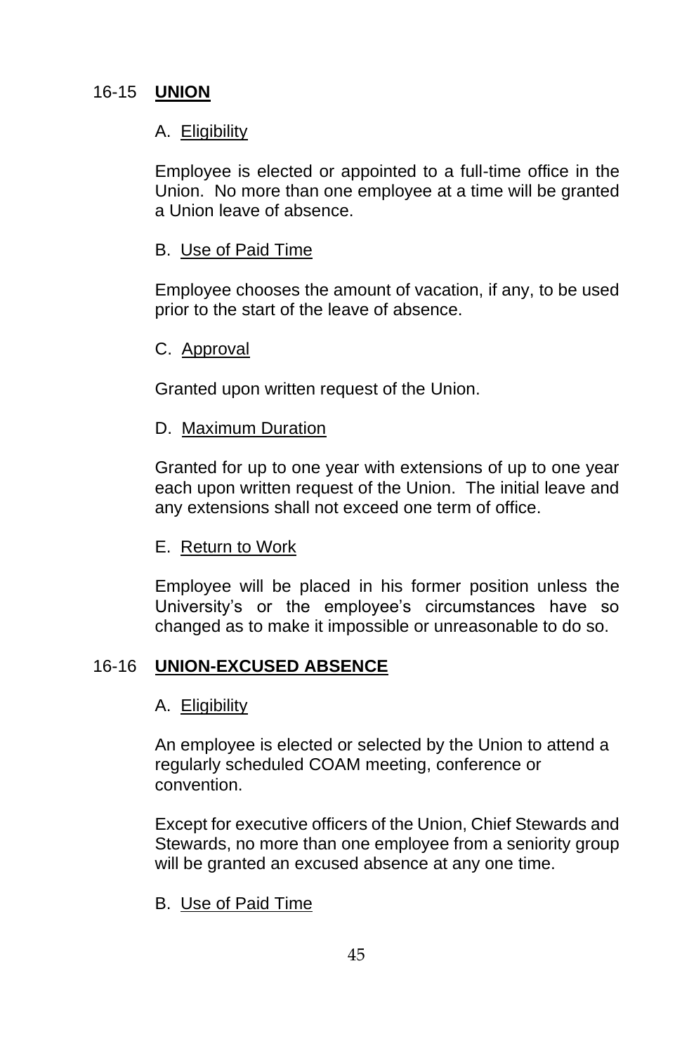## 16-15 **UNION**

A. Eligibility

Employee is elected or appointed to a full-time office in the Union. No more than one employee at a time will be granted a Union leave of absence.

B. Use of Paid Time

Employee chooses the amount of vacation, if any, to be used prior to the start of the leave of absence.

C. Approval

Granted upon written request of the Union.

D. Maximum Duration

Granted for up to one year with extensions of up to one year each upon written request of the Union. The initial leave and any extensions shall not exceed one term of office.

E. Return to Work

Employee will be placed in his former position unless the University's or the employee's circumstances have so changed as to make it impossible or unreasonable to do so.

## 16-16 **UNION-EXCUSED ABSENCE**

A. Eligibility

An employee is elected or selected by the Union to attend a regularly scheduled COAM meeting, conference or convention.

Except for executive officers of the Union, Chief Stewards and Stewards, no more than one employee from a seniority group will be granted an excused absence at any one time.

B. Use of Paid Time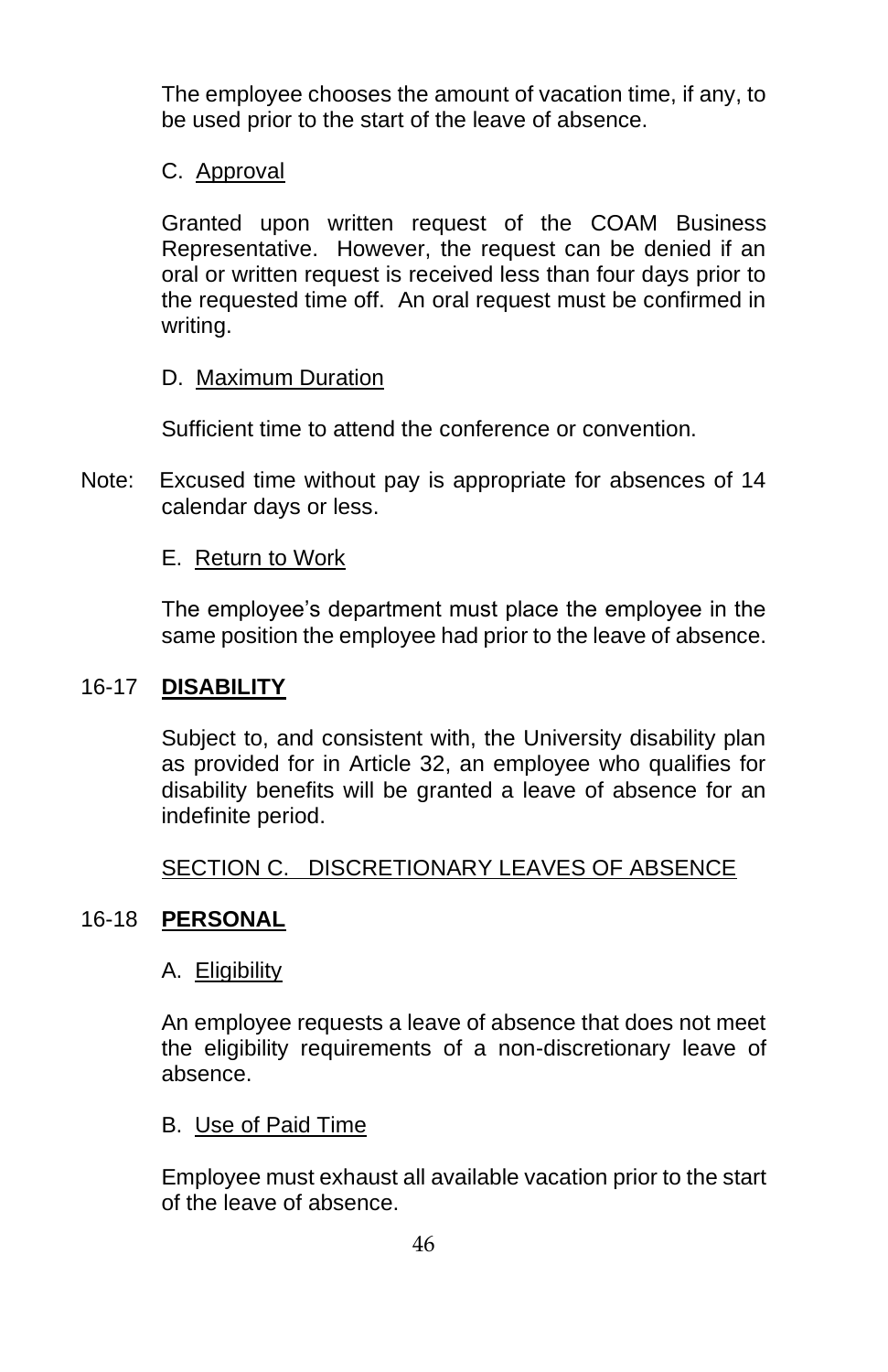The employee chooses the amount of vacation time, if any, to be used prior to the start of the leave of absence.

C. Approval

Granted upon written request of the COAM Business Representative. However, the request can be denied if an oral or written request is received less than four days prior to the requested time off. An oral request must be confirmed in writing.

D. Maximum Duration

Sufficient time to attend the conference or convention.

Note: Excused time without pay is appropriate for absences of 14 calendar days or less.

E. Return to Work

The employee's department must place the employee in the same position the employee had prior to the leave of absence.

## 16-17 **DISABILITY**

Subject to, and consistent with, the University disability plan as provided for in Article 32, an employee who qualifies for disability benefits will be granted a leave of absence for an indefinite period.

SECTION C. DISCRETIONARY LEAVES OF ABSENCE

## 16-18 **PERSONAL**

A. Eligibility

An employee requests a leave of absence that does not meet the eligibility requirements of a non-discretionary leave of absence.

B. Use of Paid Time

Employee must exhaust all available vacation prior to the start of the leave of absence.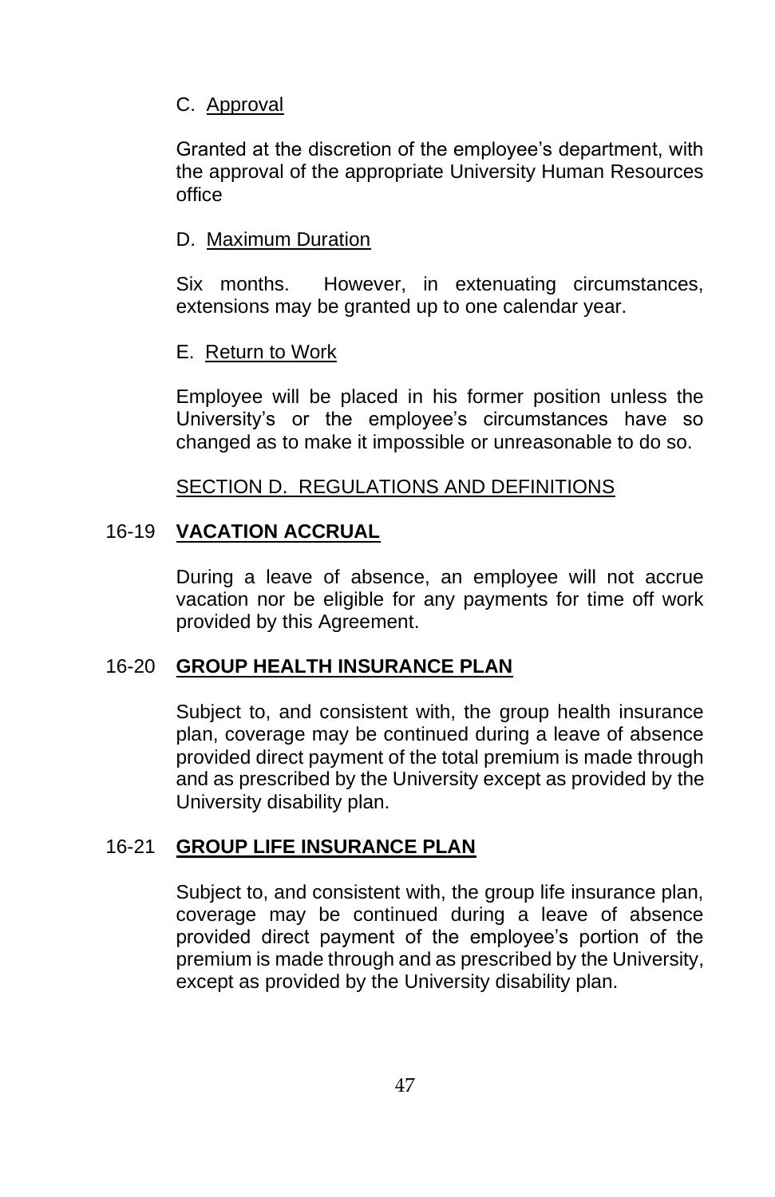C. Approval

Granted at the discretion of the employee's department, with the approval of the appropriate University Human Resources office

D. Maximum Duration

Six months. However, in extenuating circumstances, extensions may be granted up to one calendar year.

E. Return to Work

Employee will be placed in his former position unless the University's or the employee's circumstances have so changed as to make it impossible or unreasonable to do so.

## SECTION D. REGULATIONS AND DEFINITIONS

### 16-19 VACATION ACCRUAL

During a leave of absence, an employee will not accrue vacation nor be eligible for any payments for time off work provided by this Agreement.

### 16-20 GROUP HEALTH INSURANCE PLAN

Subject to, and consistent with, the group health insurance plan, coverage may be continued during a leave of absence provided direct payment of the total premium is made through and as prescribed by the University except as provided by the University disability plan.

### 16-21 GROUP LIFE INSURANCE PLAN

Subject to, and consistent with, the group life insurance plan, coverage may be continued during a leave of absence provided direct payment of the employee's portion of the premium is made through and as prescribed by the University, except as provided by the University disability plan.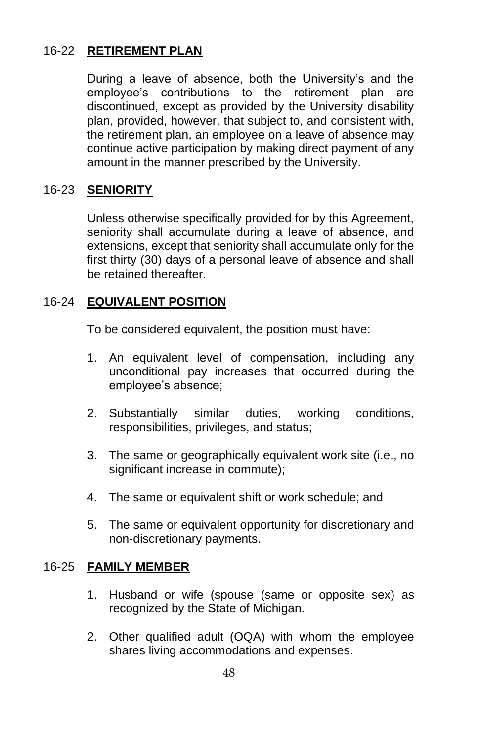## 16-22 **RETIREMENT PLAN**

During a leave of absence, both the University's and the employee's contributions to the retirement plan are discontinued, except as provided by the University disability plan, provided, however, that subject to, and consistent with, the retirement plan, an employee on a leave of absence may continue active participation by making direct payment of any amount in the manner prescribed by the University.

## 16-23 **SENIORITY**

Unless otherwise specifically provided for by this Agreement, seniority shall accumulate during a leave of absence, and extensions, except that seniority shall accumulate only for the first thirty (30) days of a personal leave of absence and shall be retained thereafter.

## 16-24 **EQUIVALENT POSITION**

To be considered equivalent, the position must have:

1. An equivalent level of compensation, including any unconditional pay increases that occurred during the employee's absence;

2. Substantially similar duties, working conditions, responsibilities, privileges, and status;

3. The same or geographically equivalent work site (i.e., no significant increase in commute);

4. The same or equivalent shift or work schedule; and

5. The same or equivalent opportunity for discretionary and non-discretionary payments.

## 16-25 **FAMILY MEMBER**

1. Husband or wife (spouse (same or opposite sex) as recognized by the State of Michigan.

2. Other qualified adult (OQA) with whom the employee shares living accommodations and expenses.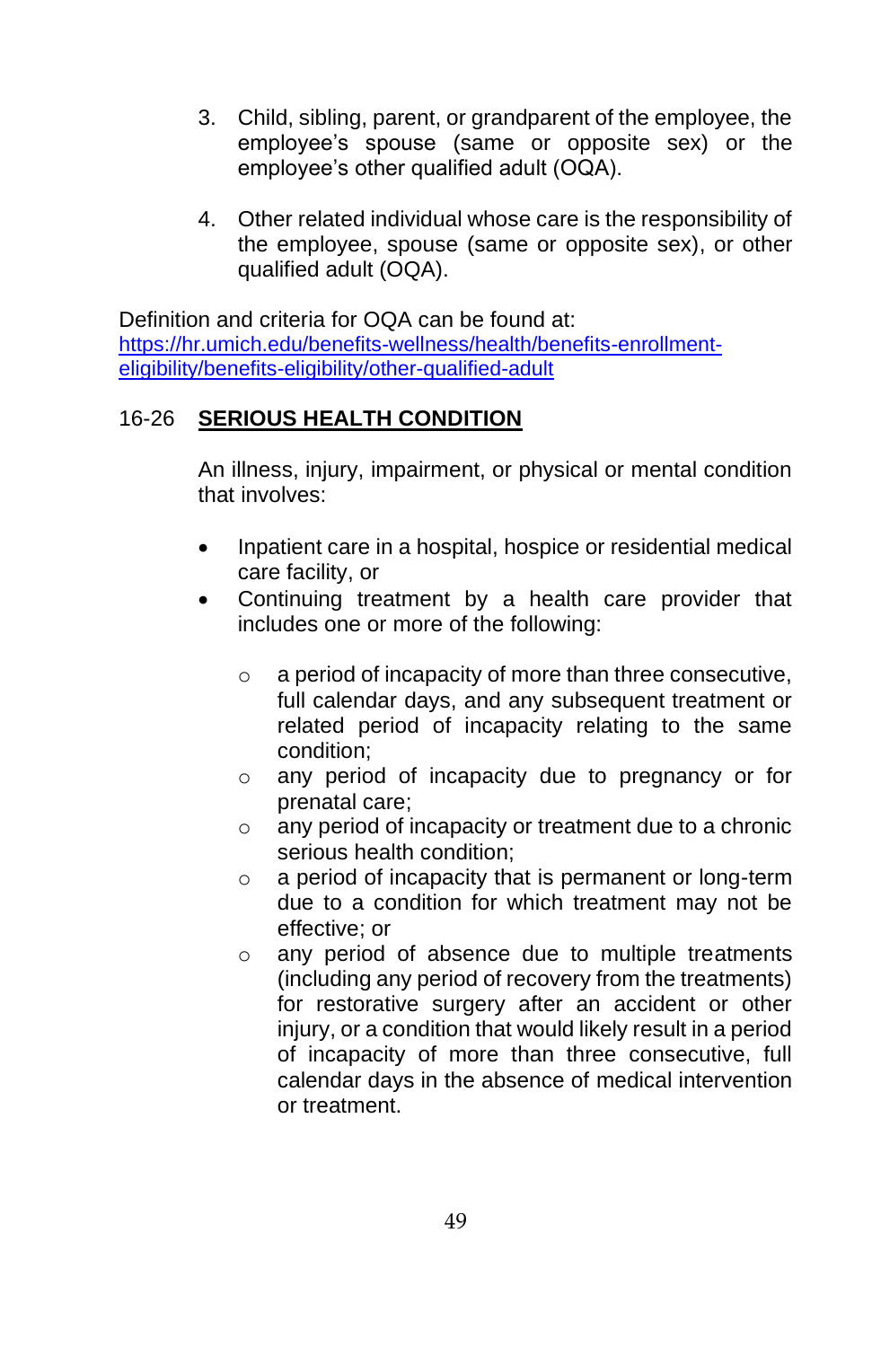3. Child, sibling, parent, or grandparent of the employee, the employee's spouse (same or opposite sex) or the employee's other qualified adult (OQA).

4. Other related individual whose care is the responsibility of the employee, spouse (same or opposite sex), or other qualified adult (OQA).

Definition and criteria for OQA can be found at: [https://hr.umich.edu/benefits-wellness/health/benefits-enrollment-eligibility/benefits-eligibility/other-qualified-adult](https://hr.umich.edu/benefits-wellness/health/benefits-enrollment-eligibility/benefits-eligibility/other-qualified-adult)

## 16-26 **SERIOUS HEALTH CONDITION**

An illness, injury, impairment, or physical or mental condition that involves:

- Inpatient care in a hospital, hospice or residential medical care facility, or
- Continuing treatment by a health care provider that includes one or more of the following:
  - a period of incapacity of more than three consecutive, full calendar days, and any subsequent treatment or related period of incapacity relating to the same condition;
  - any period of incapacity due to pregnancy or for prenatal care;
  - any period of incapacity or treatment due to a chronic serious health condition;
  - a period of incapacity that is permanent or long-term due to a condition for which treatment may not be effective; or
  - any period of absence due to multiple treatments (including any period of recovery from the treatments) for restorative surgery after an accident or other injury, or a condition that would likely result in a period of incapacity of more than three consecutive, full calendar days in the absence of medical intervention or treatment.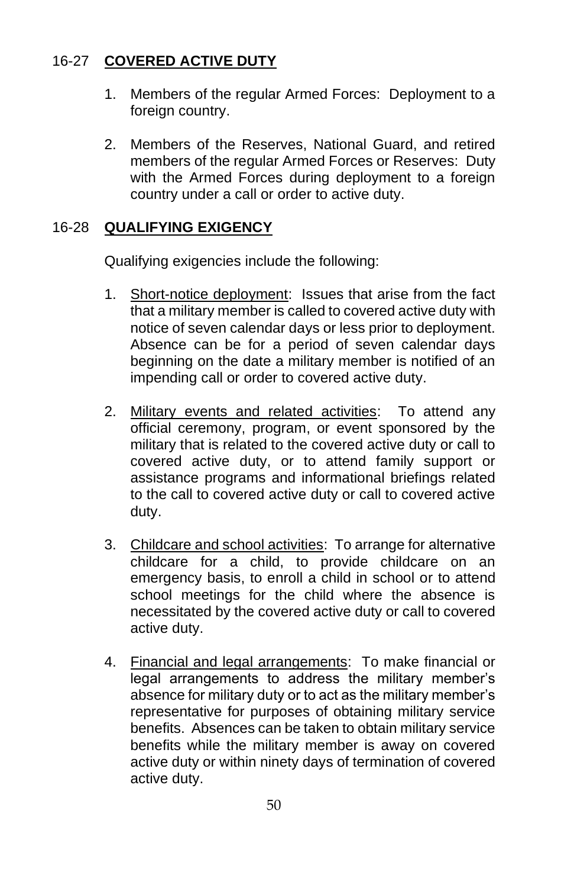## 16-27 **COVERED ACTIVE DUTY**

1. Members of the regular Armed Forces: Deployment to a foreign country.

2. Members of the Reserves, National Guard, and retired members of the regular Armed Forces or Reserves: Duty with the Armed Forces during deployment to a foreign country under a call or order to active duty.

## 16-28 **QUALIFYING EXIGENCY**

Qualifying exigencies include the following:

1. Short-notice deployment: Issues that arise from the fact that a military member is called to covered active duty with notice of seven calendar days or less prior to deployment. Absence can be for a period of seven calendar days beginning on the date a military member is notified of an impending call or order to covered active duty.

2. Military events and related activities: To attend any official ceremony, program, or event sponsored by the military that is related to the covered active duty or call to covered active duty, or to attend family support or assistance programs and informational briefings related to the call to covered active duty or call to covered active duty.

3. Childcare and school activities: To arrange for alternative childcare for a child, to provide childcare on an emergency basis, to enroll a child in school or to attend school meetings for the child where the absence is necessitated by the covered active duty or call to covered active duty.

4. Financial and legal arrangements: To make financial or legal arrangements to address the military member's absence for military duty or to act as the military member's representative for purposes of obtaining military service benefits. Absences can be taken to obtain military service benefits while the military member is away on covered active duty or within ninety days of termination of covered active duty.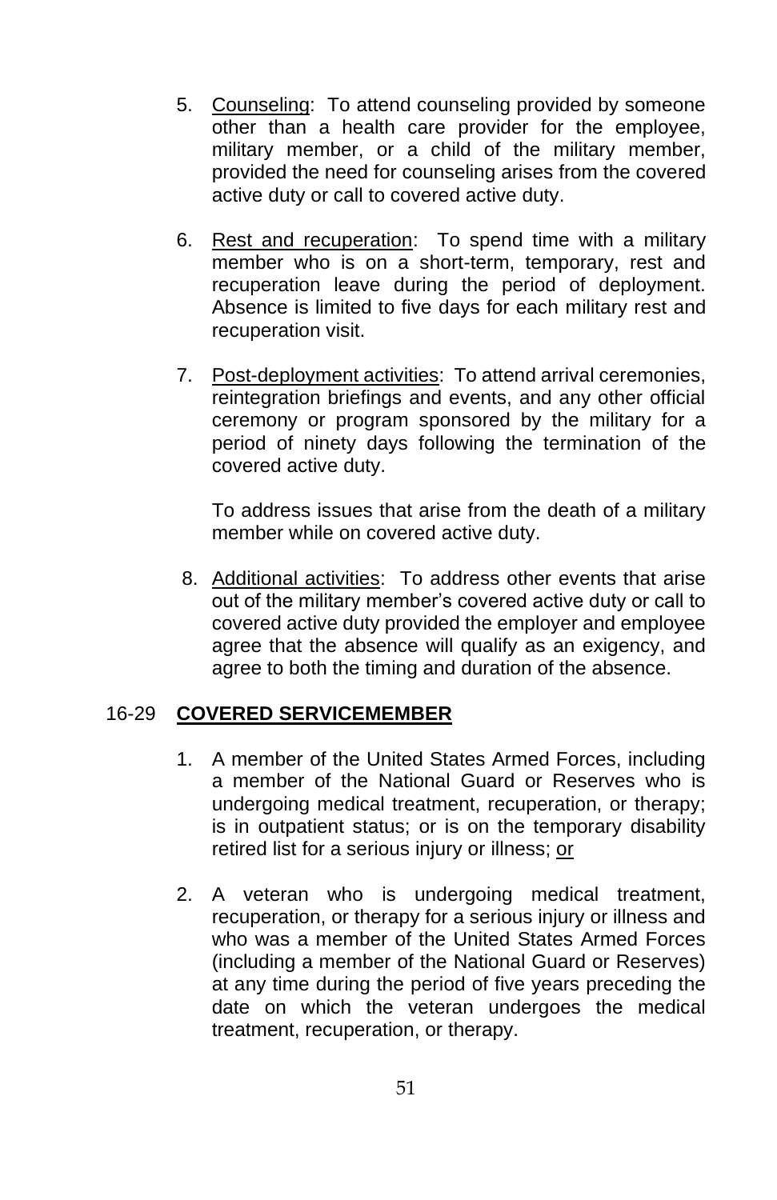5. Counseling: To attend counseling provided by someone other than a health care provider for the employee, military member, or a child of the military member, provided the need for counseling arises from the covered active duty or call to covered active duty.

6. Rest and recuperation: To spend time with a military member who is on a short-term, temporary, rest and recuperation leave during the period of deployment. Absence is limited to five days for each military rest and recuperation visit.

7. Post-deployment activities: To attend arrival ceremonies, reintegration briefings and events, and any other official ceremony or program sponsored by the military for a period of ninety days following the termination of the covered active duty.

   To address issues that arise from the death of a military member while on covered active duty.

8. Additional activities: To address other events that arise out of the military member's covered active duty or call to covered active duty provided the employer and employee agree that the absence will qualify as an exigency, and agree to both the timing and duration of the absence.

## 16-29 **COVERED SERVICEMEMBER**

1. A member of the United States Armed Forces, including a member of the National Guard or Reserves who is undergoing medical treatment, recuperation, or therapy; is in outpatient status; or is on the temporary disability retired list for a serious injury or illness; or

2. A veteran who is undergoing medical treatment, recuperation, or therapy for a serious injury or illness and who was a member of the United States Armed Forces (including a member of the National Guard or Reserves) at any time during the period of five years preceding the date on which the veteran undergoes the medical treatment, recuperation, or therapy.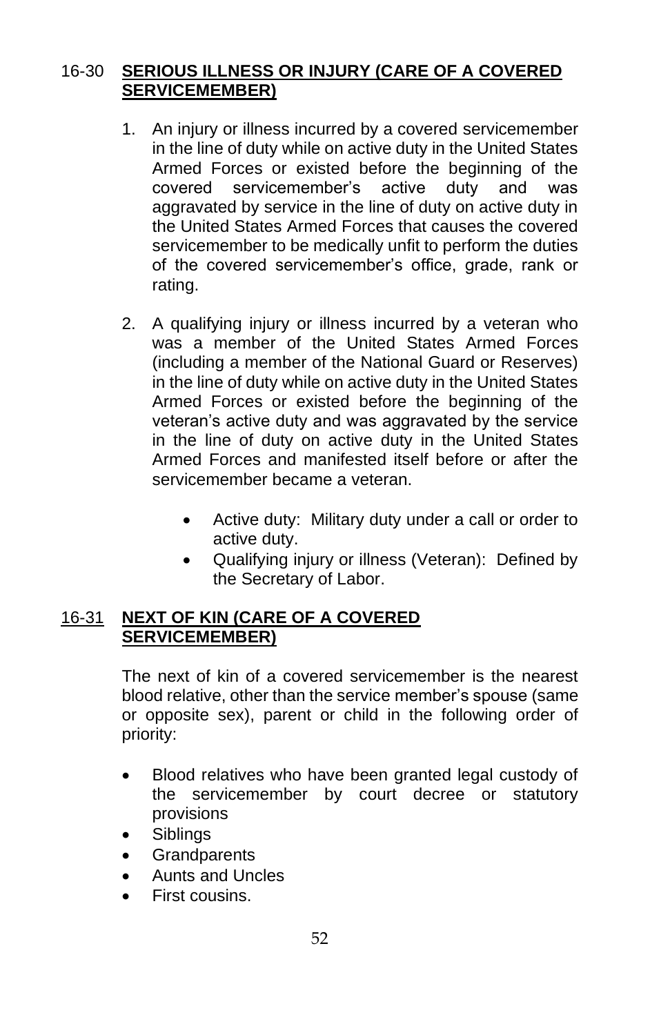## 16-30 SERIOUS ILLNESS OR INJURY (CARE OF A COVERED SERVICEMEMBER)

1. An injury or illness incurred by a covered servicemember in the line of duty while on active duty in the United States Armed Forces or existed before the beginning of the covered servicemember's active duty and was aggravated by service in the line of duty on active duty in the United States Armed Forces that causes the covered servicemember to be medically unfit to perform the duties of the covered servicemember's office, grade, rank or rating.

2. A qualifying injury or illness incurred by a veteran who was a member of the United States Armed Forces (including a member of the National Guard or Reserves) in the line of duty while on active duty in the United States Armed Forces or existed before the beginning of the veteran's active duty and was aggravated by the service in the line of duty on active duty in the United States Armed Forces and manifested itself before or after the servicemember became a veteran.

    - Active duty: Military duty under a call or order to active duty.
    - Qualifying injury or illness (Veteran): Defined by the Secretary of Labor.

## 16-31 NEXT OF KIN (CARE OF A COVERED SERVICEMEMBER)

The next of kin of a covered servicemember is the nearest blood relative, other than the service member's spouse (same or opposite sex), parent or child in the following order of priority:

- Blood relatives who have been granted legal custody of the servicemember by court decree or statutory provisions
- Siblings
- Grandparents
- Aunts and Uncles
- First cousins.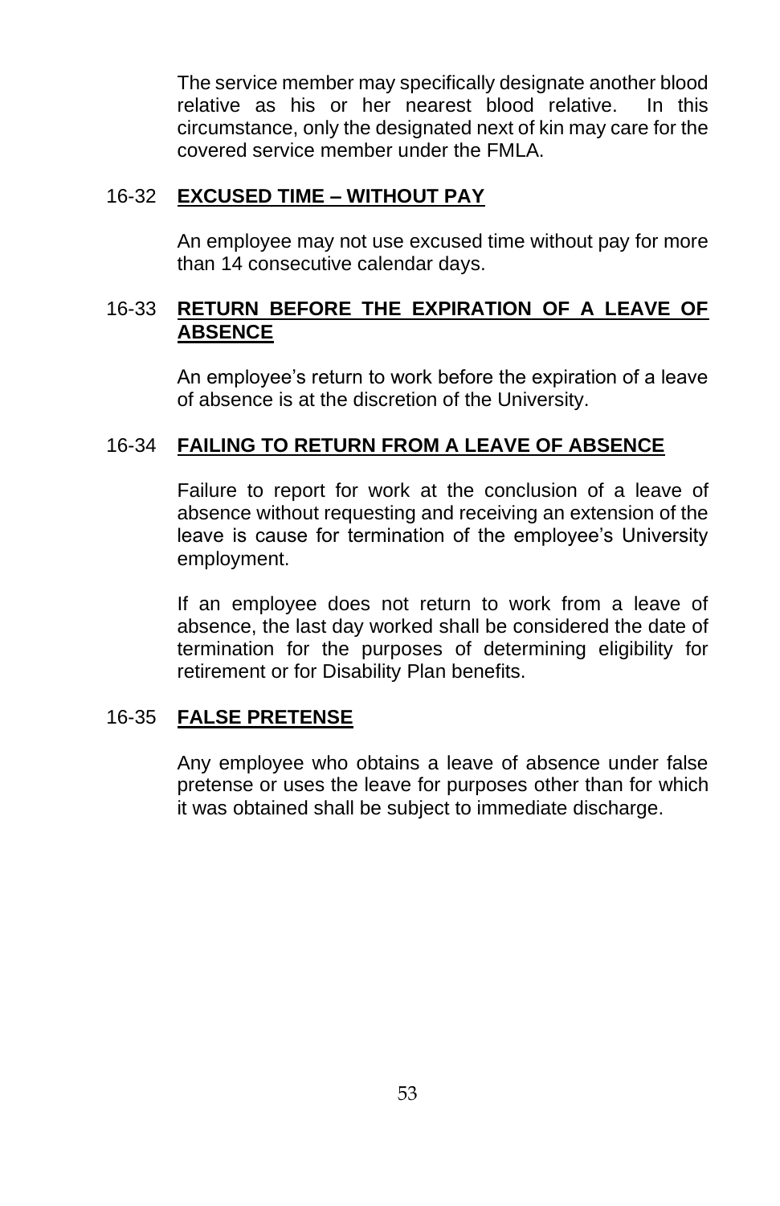The service member may specifically designate another blood relative as his or her nearest blood relative. In this circumstance, only the designated next of kin may care for the covered service member under the FMLA.

## 16-32 **EXCUSED TIME – WITHOUT PAY**

An employee may not use excused time without pay for more than 14 consecutive calendar days.

## 16-33 **RETURN BEFORE THE EXPIRATION OF A LEAVE OF ABSENCE**

An employee's return to work before the expiration of a leave of absence is at the discretion of the University.

## 16-34 **FAILING TO RETURN FROM A LEAVE OF ABSENCE**

Failure to report for work at the conclusion of a leave of absence without requesting and receiving an extension of the leave is cause for termination of the employee's University employment.

If an employee does not return to work from a leave of absence, the last day worked shall be considered the date of termination for the purposes of determining eligibility for retirement or for Disability Plan benefits.

## 16-35 **FALSE PRETENSE**

Any employee who obtains a leave of absence under false pretense or uses the leave for purposes other than for which it was obtained shall be subject to immediate discharge.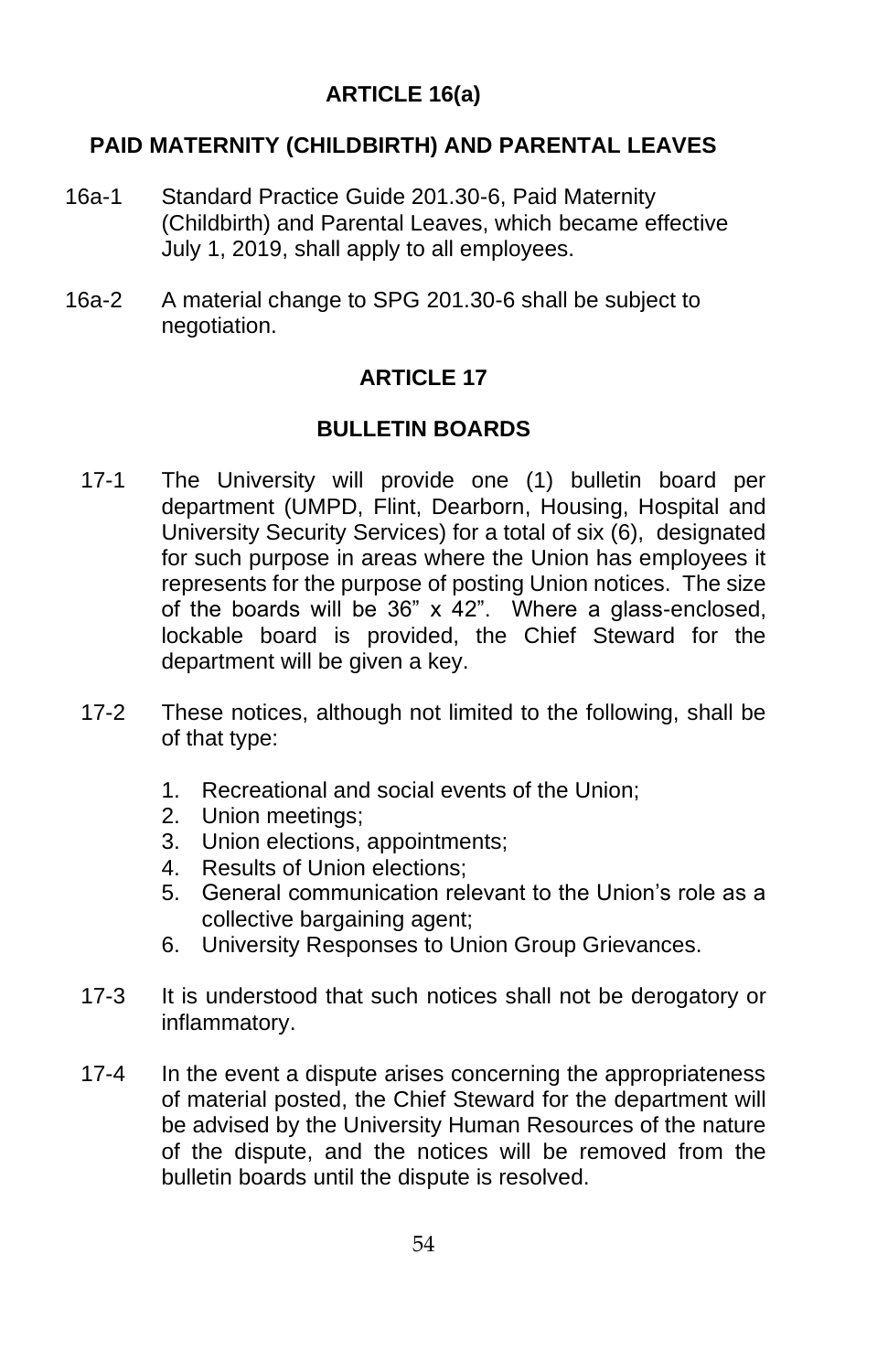## ARTICLE 16(a)

### PAID MATERNITY (CHILDBIRTH) AND PARENTAL LEAVES

16a-1 Standard Practice Guide 201.30-6, Paid Maternity (Childbirth) and Parental Leaves, which became effective July 1, 2019, shall apply to all employees.

16a-2 A material change to SPG 201.30-6 shall be subject to negotiation.

## ARTICLE 17

### BULLETIN BOARDS

17-1 The University will provide one (1) bulletin board per department (UMPD, Flint, Dearborn, Housing, Hospital and University Security Services) for a total of six (6), designated for such purpose in areas where the Union has employees it represents for the purpose of posting Union notices. The size of the boards will be 36” x 42”. Where a glass-enclosed, lockable board is provided, the Chief Steward for the department will be given a key.

17-2 These notices, although not limited to the following, shall be of that type:

1. Recreational and social events of the Union;
2. Union meetings;
3. Union elections, appointments;
4. Results of Union elections;
5. General communication relevant to the Union’s role as a collective bargaining agent;
6. University Responses to Union Group Grievances.

17-3 It is understood that such notices shall not be derogatory or inflammatory.

17-4 In the event a dispute arises concerning the appropriateness of material posted, the Chief Steward for the department will be advised by the University Human Resources of the nature of the dispute, and the notices will be removed from the bulletin boards until the dispute is resolved.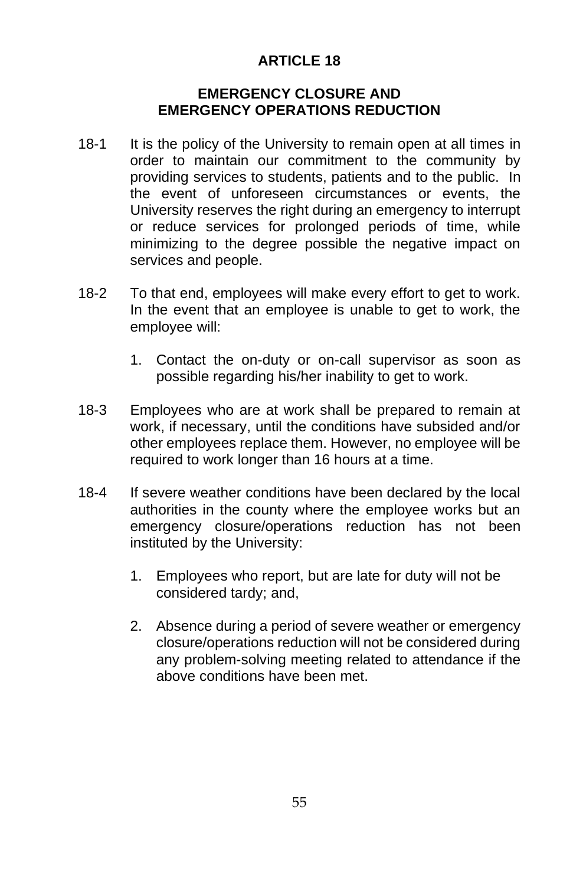# ARTICLE 18

## EMERGENCY CLOSURE AND EMERGENCY OPERATIONS REDUCTION

18-1 It is the policy of the University to remain open at all times in order to maintain our commitment to the community by providing services to students, patients and to the public. In the event of unforeseen circumstances or events, the University reserves the right during an emergency to interrupt or reduce services for prolonged periods of time, while minimizing to the degree possible the negative impact on services and people.

18-2 To that end, employees will make every effort to get to work. In the event that an employee is unable to get to work, the employee will:

1. Contact the on-duty or on-call supervisor as soon as possible regarding his/her inability to get to work.

18-3 Employees who are at work shall be prepared to remain at work, if necessary, until the conditions have subsided and/or other employees replace them. However, no employee will be required to work longer than 16 hours at a time.

18-4 If severe weather conditions have been declared by the local authorities in the county where the employee works but an emergency closure/operations reduction has not been instituted by the University:

1. Employees who report, but are late for duty will not be considered tardy; and,

2. Absence during a period of severe weather or emergency closure/operations reduction will not be considered during any problem-solving meeting related to attendance if the above conditions have been met.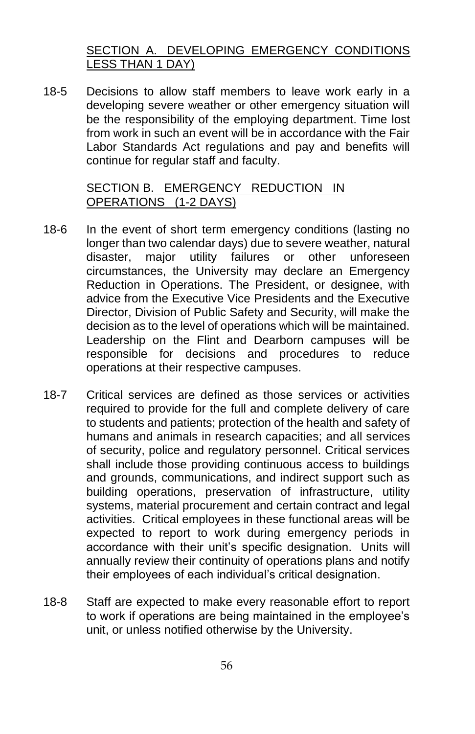## SECTION A. DEVELOPING EMERGENCY CONDITIONS LESS THAN 1 DAY)

18-5 Decisions to allow staff members to leave work early in a developing severe weather or other emergency situation will be the responsibility of the employing department. Time lost from work in such an event will be in accordance with the Fair Labor Standards Act regulations and pay and benefits will continue for regular staff and faculty.

## SECTION B. EMERGENCY REDUCTION IN OPERATIONS (1-2 DAYS)

18-6 In the event of short term emergency conditions (lasting no longer than two calendar days) due to severe weather, natural disaster, major utility failures or other unforeseen circumstances, the University may declare an Emergency Reduction in Operations. The President, or designee, with advice from the Executive Vice Presidents and the Executive Director, Division of Public Safety and Security, will make the decision as to the level of operations which will be maintained. Leadership on the Flint and Dearborn campuses will be responsible for decisions and procedures to reduce operations at their respective campuses.

18-7 Critical services are defined as those services or activities required to provide for the full and complete delivery of care to students and patients; protection of the health and safety of humans and animals in research capacities; and all services of security, police and regulatory personnel. Critical services shall include those providing continuous access to buildings and grounds, communications, and indirect support such as building operations, preservation of infrastructure, utility systems, material procurement and certain contract and legal activities. Critical employees in these functional areas will be expected to report to work during emergency periods in accordance with their unit's specific designation. Units will annually review their continuity of operations plans and notify their employees of each individual's critical designation.

18-8 Staff are expected to make every reasonable effort to report to work if operations are being maintained in the employee's unit, or unless notified otherwise by the University.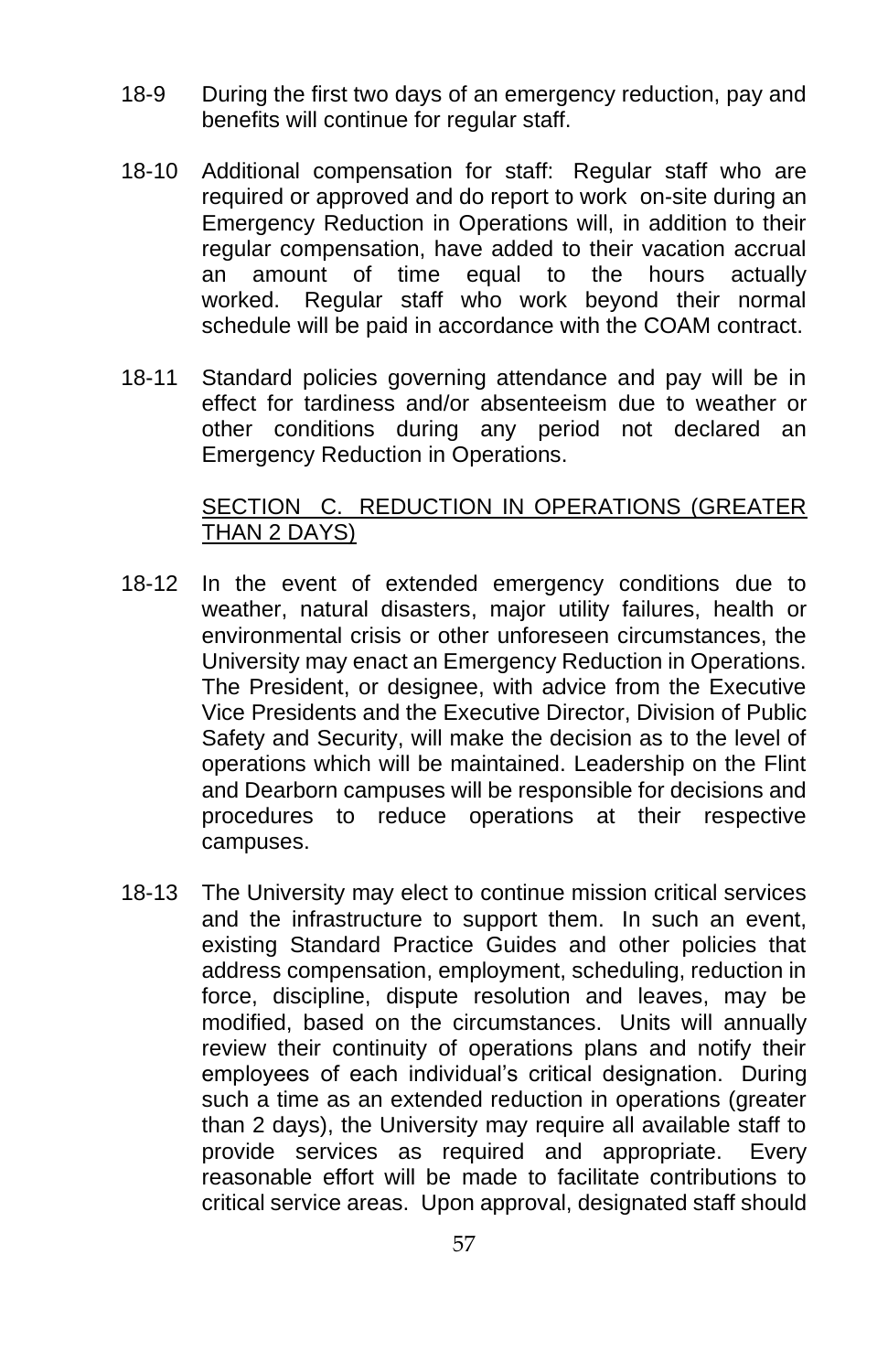18-9 During the first two days of an emergency reduction, pay and benefits will continue for regular staff.

18-10 Additional compensation for staff: Regular staff who are required or approved and do report to work on-site during an Emergency Reduction in Operations will, in addition to their regular compensation, have added to their vacation accrual an amount of time equal to the hours actually worked. Regular staff who work beyond their normal schedule will be paid in accordance with the COAM contract.

18-11 Standard policies governing attendance and pay will be in effect for tardiness and/or absenteeism due to weather or other conditions during any period not declared an Emergency Reduction in Operations.

<u>SECTION C. REDUCTION IN OPERATIONS (GREATER THAN 2 DAYS)</u>

18-12 In the event of extended emergency conditions due to weather, natural disasters, major utility failures, health or environmental crisis or other unforeseen circumstances, the University may enact an Emergency Reduction in Operations. The President, or designee, with advice from the Executive Vice Presidents and the Executive Director, Division of Public Safety and Security, will make the decision as to the level of operations which will be maintained. Leadership on the Flint and Dearborn campuses will be responsible for decisions and procedures to reduce operations at their respective campuses.

18-13 The University may elect to continue mission critical services and the infrastructure to support them. In such an event, existing Standard Practice Guides and other policies that address compensation, employment, scheduling, reduction in force, discipline, dispute resolution and leaves, may be modified, based on the circumstances. Units will annually review their continuity of operations plans and notify their employees of each individual's critical designation. During such a time as an extended reduction in operations (greater than 2 days), the University may require all available staff to provide services as required and appropriate. Every reasonable effort will be made to facilitate contributions to critical service areas. Upon approval, designated staff should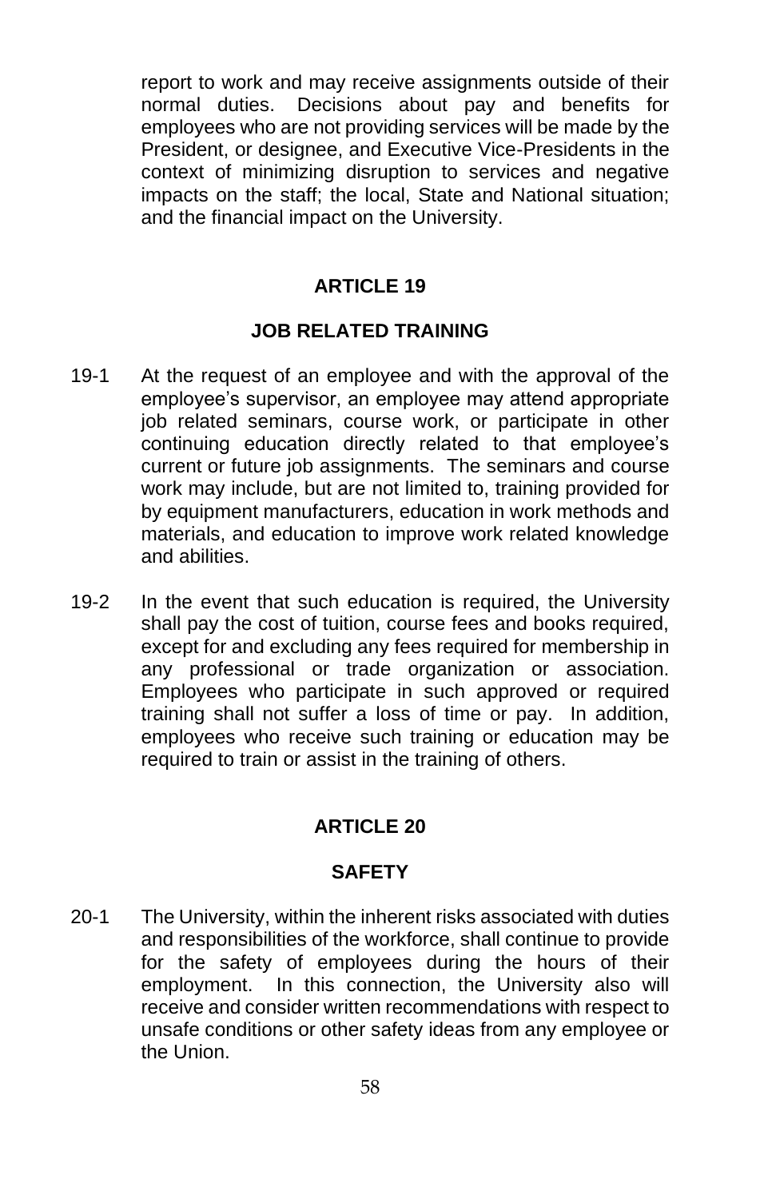report to work and may receive assignments outside of their normal duties. Decisions about pay and benefits for employees who are not providing services will be made by the President, or designee, and Executive Vice-Presidents in the context of minimizing disruption to services and negative impacts on the staff; the local, State and National situation; and the financial impact on the University.

## ARTICLE 19

## JOB RELATED TRAINING

19-1 At the request of an employee and with the approval of the employee's supervisor, an employee may attend appropriate job related seminars, course work, or participate in other continuing education directly related to that employee's current or future job assignments. The seminars and course work may include, but are not limited to, training provided for by equipment manufacturers, education in work methods and materials, and education to improve work related knowledge and abilities.

19-2 In the event that such education is required, the University shall pay the cost of tuition, course fees and books required, except for and excluding any fees required for membership in any professional or trade organization or association. Employees who participate in such approved or required training shall not suffer a loss of time or pay. In addition, employees who receive such training or education may be required to train or assist in the training of others.

## ARTICLE 20

## SAFETY

20-1 The University, within the inherent risks associated with duties and responsibilities of the workforce, shall continue to provide for the safety of employees during the hours of their employment. In this connection, the University also will receive and consider written recommendations with respect to unsafe conditions or other safety ideas from any employee or the Union.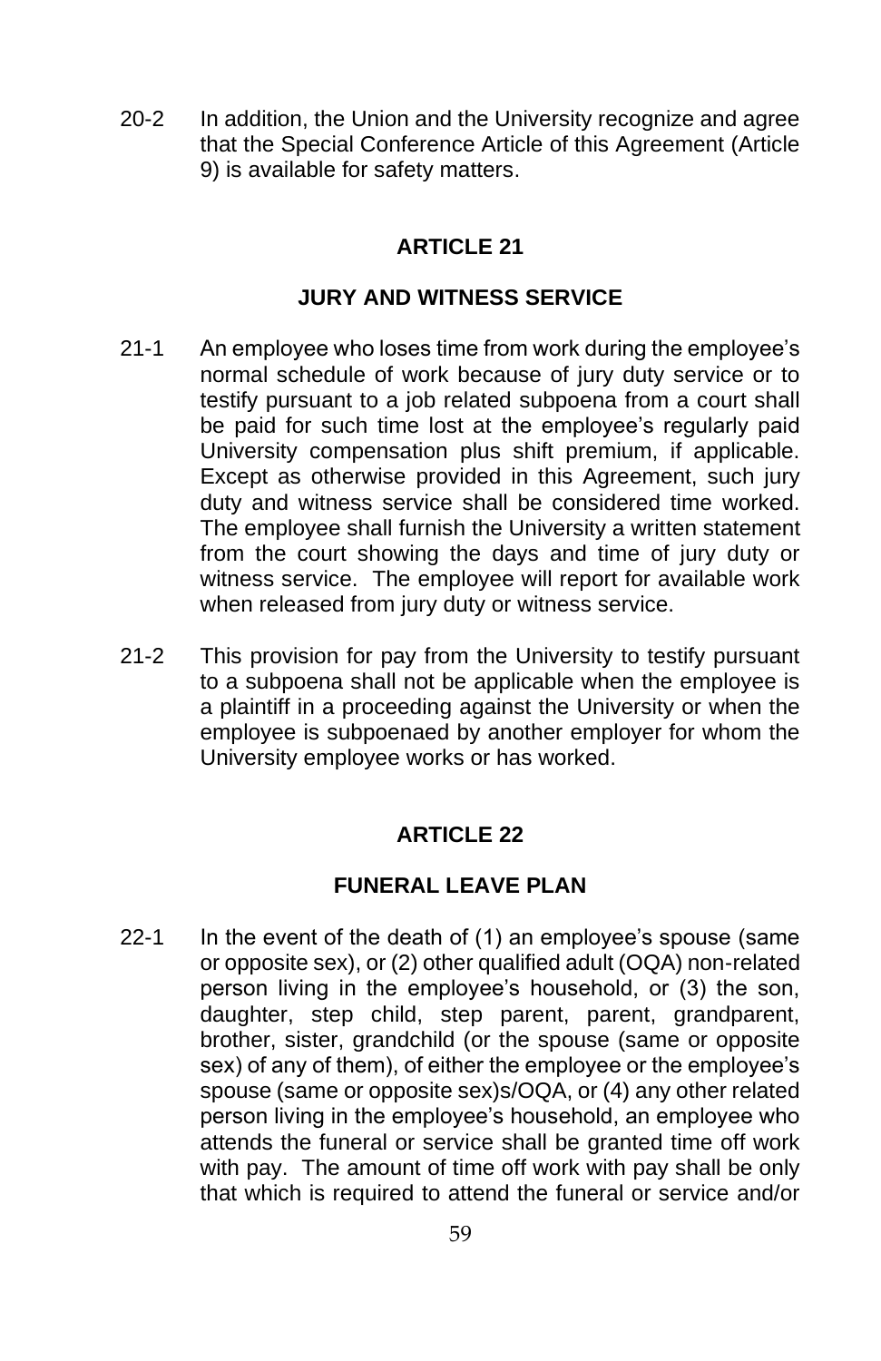20-2 In addition, the Union and the University recognize and agree that the Special Conference Article of this Agreement (Article 9) is available for safety matters.

## ARTICLE 21

## JURY AND WITNESS SERVICE

21-1 An employee who loses time from work during the employee's normal schedule of work because of jury duty service or to testify pursuant to a job related subpoena from a court shall be paid for such time lost at the employee's regularly paid University compensation plus shift premium, if applicable. Except as otherwise provided in this Agreement, such jury duty and witness service shall be considered time worked. The employee shall furnish the University a written statement from the court showing the days and time of jury duty or witness service. The employee will report for available work when released from jury duty or witness service.

21-2 This provision for pay from the University to testify pursuant to a subpoena shall not be applicable when the employee is a plaintiff in a proceeding against the University or when the employee is subpoenaed by another employer for whom the University employee works or has worked.

## ARTICLE 22

## FUNERAL LEAVE PLAN

22-1 In the event of the death of (1) an employee's spouse (same or opposite sex), or (2) other qualified adult (OQA) non-related person living in the employee's household, or (3) the son, daughter, step child, step parent, parent, grandparent, brother, sister, grandchild (or the spouse (same or opposite sex) of any of them), of either the employee or the employee's spouse (same or opposite sex)s/OQA, or (4) any other related person living in the employee's household, an employee who attends the funeral or service shall be granted time off work with pay. The amount of time off work with pay shall be only that which is required to attend the funeral or service and/or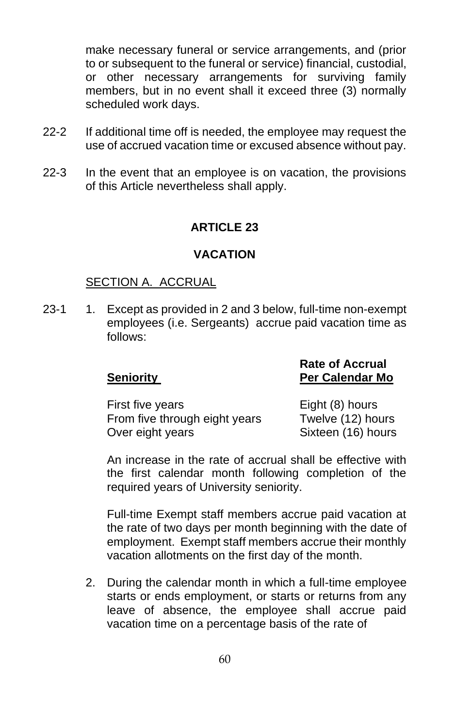make necessary funeral or service arrangements, and (prior to or subsequent to the funeral or service) financial, custodial, or other necessary arrangements for surviving family members, but in no event shall it exceed three (3) normally scheduled work days.

22-2 If additional time off is needed, the employee may request the use of accrued vacation time or excused absence without pay.

22-3 In the event that an employee is on vacation, the provisions of this Article nevertheless shall apply.

## ARTICLE 23

## VACATION

SECTION A. ACCRUAL

23-1 1. Except as provided in 2 and 3 below, full-time non-exempt employees (i.e. Sergeants) accrue paid vacation time as follows:

| **Seniority** | **Rate of Accrual Per Calendar Mo** |
|---|---|
| First five years | Eight (8) hours |
| From five through eight years | Twelve (12) hours |
| Over eight years | Sixteen (16) hours |

An increase in the rate of accrual shall be effective with the first calendar month following completion of the required years of University seniority.

Full-time Exempt staff members accrue paid vacation at the rate of two days per month beginning with the date of employment. Exempt staff members accrue their monthly vacation allotments on the first day of the month.

2. During the calendar month in which a full-time employee starts or ends employment, or starts or returns from any leave of absence, the employee shall accrue paid vacation time on a percentage basis of the rate of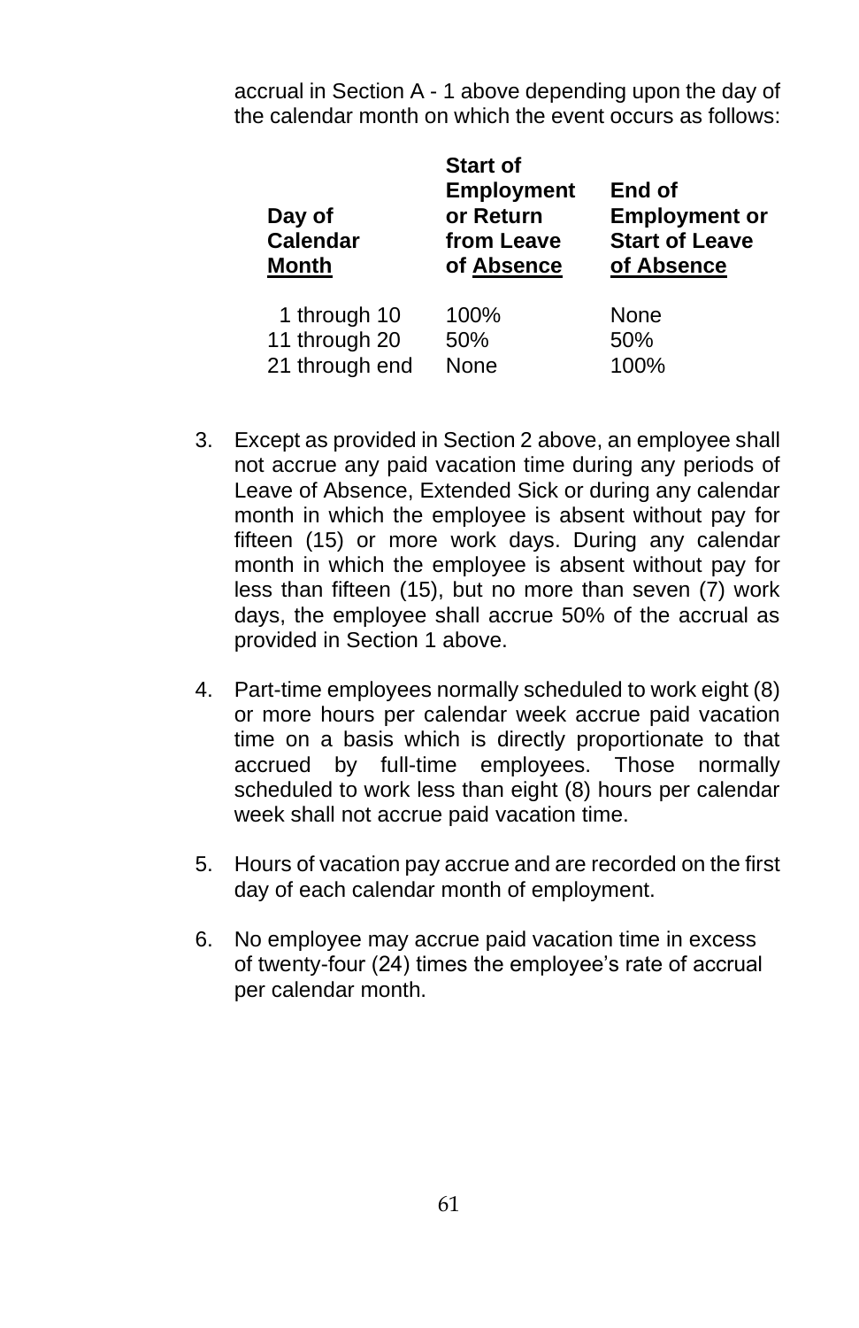accrual in Section A - 1 above depending upon the day of the calendar month on which the event occurs as follows:

| Day of Calendar Month | Start of Employment or Return from Leave of Absence | End of Employment or Start of Leave of Absence |
|---|---|---|
| 1 through 10 | 100% | None |
| 11 through 20 | 50% | 50% |
| 21 through end | None | 100% |

3. Except as provided in Section 2 above, an employee shall not accrue any paid vacation time during any periods of Leave of Absence, Extended Sick or during any calendar month in which the employee is absent without pay for fifteen (15) or more work days. During any calendar month in which the employee is absent without pay for less than fifteen (15), but no more than seven (7) work days, the employee shall accrue 50% of the accrual as provided in Section 1 above.

4. Part-time employees normally scheduled to work eight (8) or more hours per calendar week accrue paid vacation time on a basis which is directly proportionate to that accrued by full-time employees. Those normally scheduled to work less than eight (8) hours per calendar week shall not accrue paid vacation time.

5. Hours of vacation pay accrue and are recorded on the first day of each calendar month of employment.

6. No employee may accrue paid vacation time in excess of twenty-four (24) times the employee's rate of accrual per calendar month.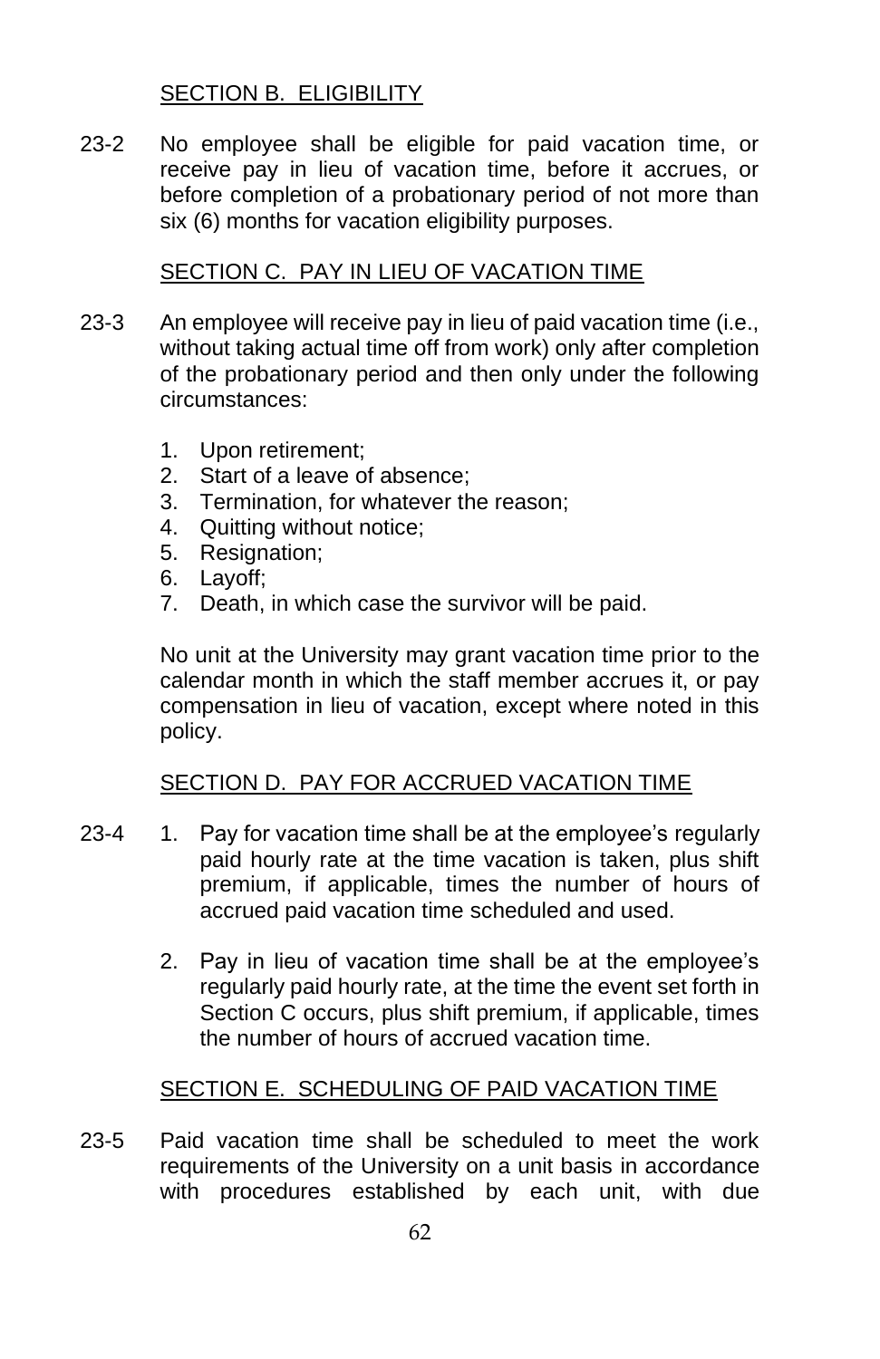## SECTION B. ELIGIBILITY

23-2 No employee shall be eligible for paid vacation time, or receive pay in lieu of vacation time, before it accrues, or before completion of a probationary period of not more than six (6) months for vacation eligibility purposes.

## SECTION C. PAY IN LIEU OF VACATION TIME

23-3 An employee will receive pay in lieu of paid vacation time (i.e., without taking actual time off from work) only after completion of the probationary period and then only under the following circumstances:

1. Upon retirement;
2. Start of a leave of absence;
3. Termination, for whatever the reason;
4. Quitting without notice;
5. Resignation;
6. Layoff;
7. Death, in which case the survivor will be paid.

No unit at the University may grant vacation time prior to the calendar month in which the staff member accrues it, or pay compensation in lieu of vacation, except where noted in this policy.

## SECTION D. PAY FOR ACCRUED VACATION TIME

23-4

1. Pay for vacation time shall be at the employee's regularly paid hourly rate at the time vacation is taken, plus shift premium, if applicable, times the number of hours of accrued paid vacation time scheduled and used.

2. Pay in lieu of vacation time shall be at the employee's regularly paid hourly rate, at the time the event set forth in Section C occurs, plus shift premium, if applicable, times the number of hours of accrued vacation time.

## SECTION E. SCHEDULING OF PAID VACATION TIME

23-5 Paid vacation time shall be scheduled to meet the work requirements of the University on a unit basis in accordance with procedures established by each unit, with due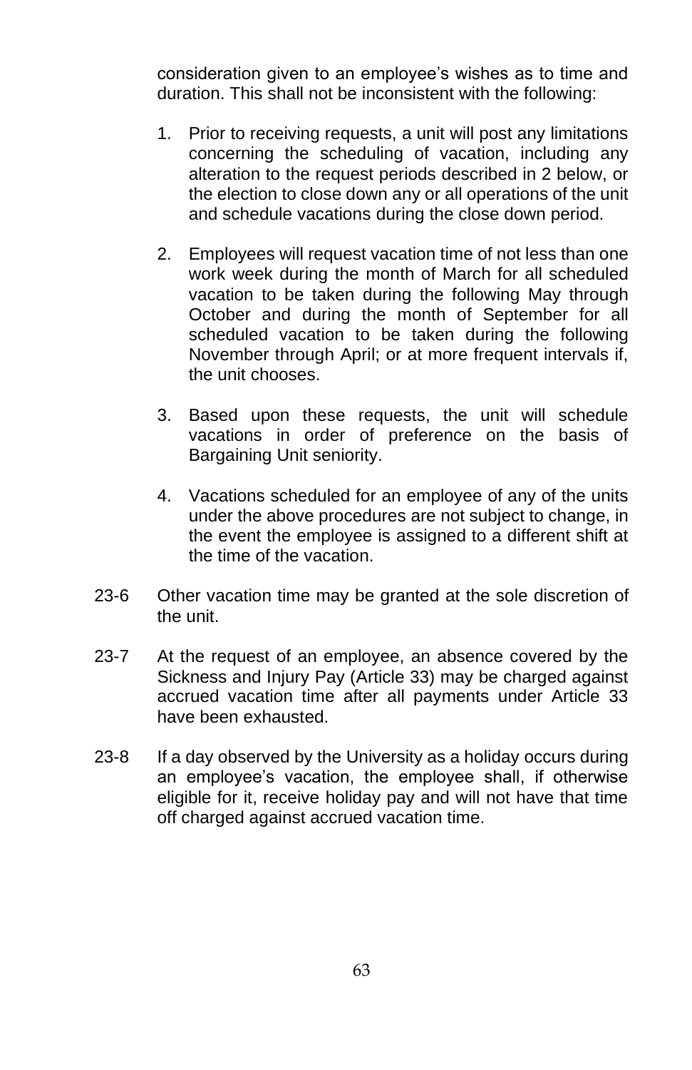consideration given to an employee's wishes as to time and duration. This shall not be inconsistent with the following:

1. Prior to receiving requests, a unit will post any limitations concerning the scheduling of vacation, including any alteration to the request periods described in 2 below, or the election to close down any or all operations of the unit and schedule vacations during the close down period.

2. Employees will request vacation time of not less than one work week during the month of March for all scheduled vacation to be taken during the following May through October and during the month of September for all scheduled vacation to be taken during the following November through April; or at more frequent intervals if, the unit chooses.

3. Based upon these requests, the unit will schedule vacations in order of preference on the basis of Bargaining Unit seniority.

4. Vacations scheduled for an employee of any of the units under the above procedures are not subject to change, in the event the employee is assigned to a different shift at the time of the vacation.

23-6 Other vacation time may be granted at the sole discretion of the unit.

23-7 At the request of an employee, an absence covered by the Sickness and Injury Pay (Article 33) may be charged against accrued vacation time after all payments under Article 33 have been exhausted.

23-8 If a day observed by the University as a holiday occurs during an employee's vacation, the employee shall, if otherwise eligible for it, receive holiday pay and will not have that time off charged against accrued vacation time.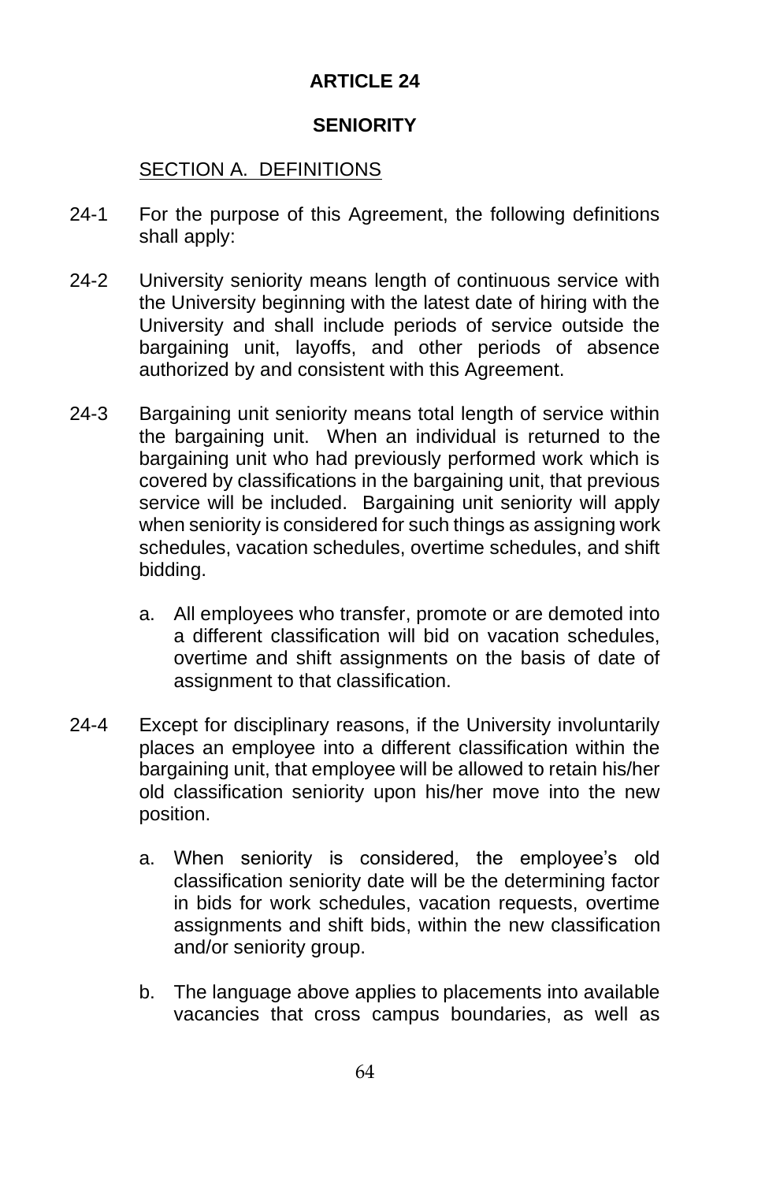# ARTICLE 24

## SENIORITY

### SECTION A. DEFINITIONS

24-1 For the purpose of this Agreement, the following definitions shall apply:

24-2 University seniority means length of continuous service with the University beginning with the latest date of hiring with the University and shall include periods of service outside the bargaining unit, layoffs, and other periods of absence authorized by and consistent with this Agreement.

24-3 Bargaining unit seniority means total length of service within the bargaining unit. When an individual is returned to the bargaining unit who had previously performed work which is covered by classifications in the bargaining unit, that previous service will be included. Bargaining unit seniority will apply when seniority is considered for such things as assigning work schedules, vacation schedules, overtime schedules, and shift bidding.

a. All employees who transfer, promote or are demoted into a different classification will bid on vacation schedules, overtime and shift assignments on the basis of date of assignment to that classification.

24-4 Except for disciplinary reasons, if the University involuntarily places an employee into a different classification within the bargaining unit, that employee will be allowed to retain his/her old classification seniority upon his/her move into the new position.

a. When seniority is considered, the employee's old classification seniority date will be the determining factor in bids for work schedules, vacation requests, overtime assignments and shift bids, within the new classification and/or seniority group.

b. The language above applies to placements into available vacancies that cross campus boundaries, as well as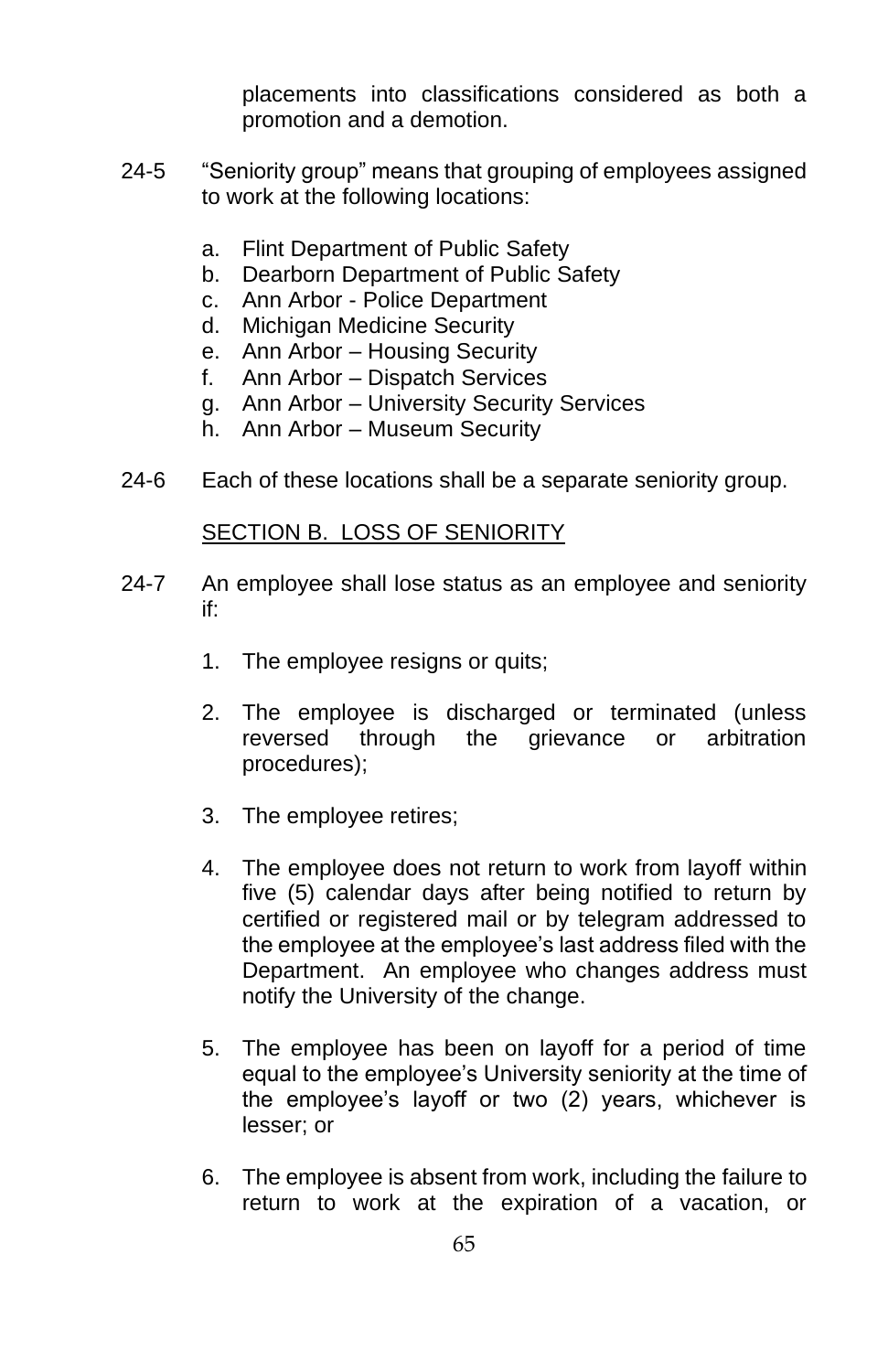placements into classifications considered as both a promotion and a demotion.

24-5 "Seniority group" means that grouping of employees assigned to work at the following locations:

a. Flint Department of Public Safety
b. Dearborn Department of Public Safety
c. Ann Arbor - Police Department
d. Michigan Medicine Security
e. Ann Arbor – Housing Security
f. Ann Arbor – Dispatch Services
g. Ann Arbor – University Security Services
h. Ann Arbor – Museum Security

24-6 Each of these locations shall be a separate seniority group.

SECTION B. LOSS OF SENIORITY

24-7 An employee shall lose status as an employee and seniority if:

1. The employee resigns or quits;

2. The employee is discharged or terminated (unless reversed through the grievance or arbitration procedures);

3. The employee retires;

4. The employee does not return to work from layoff within five (5) calendar days after being notified to return by certified or registered mail or by telegram addressed to the employee at the employee's last address filed with the Department. An employee who changes address must notify the University of the change.

5. The employee has been on layoff for a period of time equal to the employee's University seniority at the time of the employee's layoff or two (2) years, whichever is lesser; or

6. The employee is absent from work, including the failure to return to work at the expiration of a vacation, or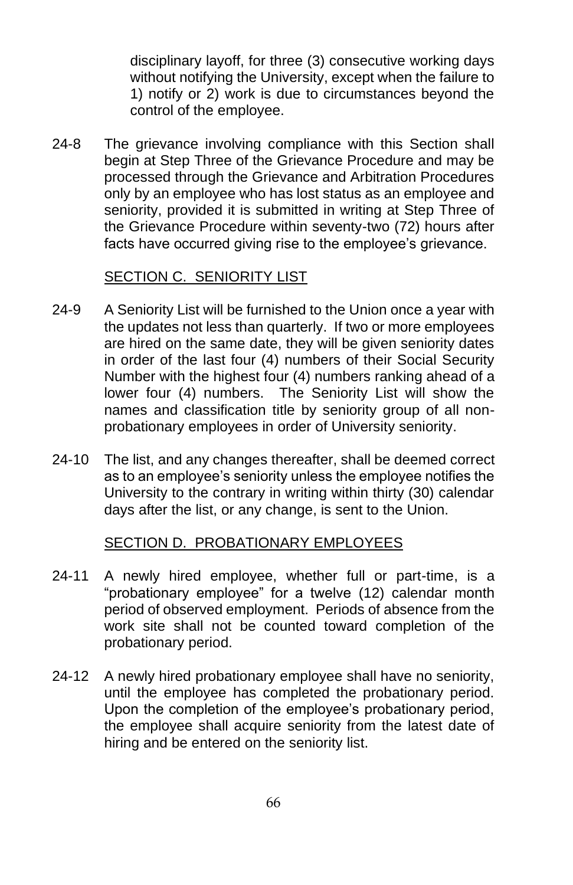disciplinary layoff, for three (3) consecutive working days without notifying the University, except when the failure to 1) notify or 2) work is due to circumstances beyond the control of the employee.

24-8 The grievance involving compliance with this Section shall begin at Step Three of the Grievance Procedure and may be processed through the Grievance and Arbitration Procedures only by an employee who has lost status as an employee and seniority, provided it is submitted in writing at Step Three of the Grievance Procedure within seventy-two (72) hours after facts have occurred giving rise to the employee's grievance.

## SECTION C. SENIORITY LIST

24-9 A Seniority List will be furnished to the Union once a year with the updates not less than quarterly. If two or more employees are hired on the same date, they will be given seniority dates in order of the last four (4) numbers of their Social Security Number with the highest four (4) numbers ranking ahead of a lower four (4) numbers. The Seniority List will show the names and classification title by seniority group of all non-probationary employees in order of University seniority.

24-10 The list, and any changes thereafter, shall be deemed correct as to an employee's seniority unless the employee notifies the University to the contrary in writing within thirty (30) calendar days after the list, or any change, is sent to the Union.

## SECTION D. PROBATIONARY EMPLOYEES

24-11 A newly hired employee, whether full or part-time, is a "probationary employee" for a twelve (12) calendar month period of observed employment. Periods of absence from the work site shall not be counted toward completion of the probationary period.

24-12 A newly hired probationary employee shall have no seniority, until the employee has completed the probationary period. Upon the completion of the employee's probationary period, the employee shall acquire seniority from the latest date of hiring and be entered on the seniority list.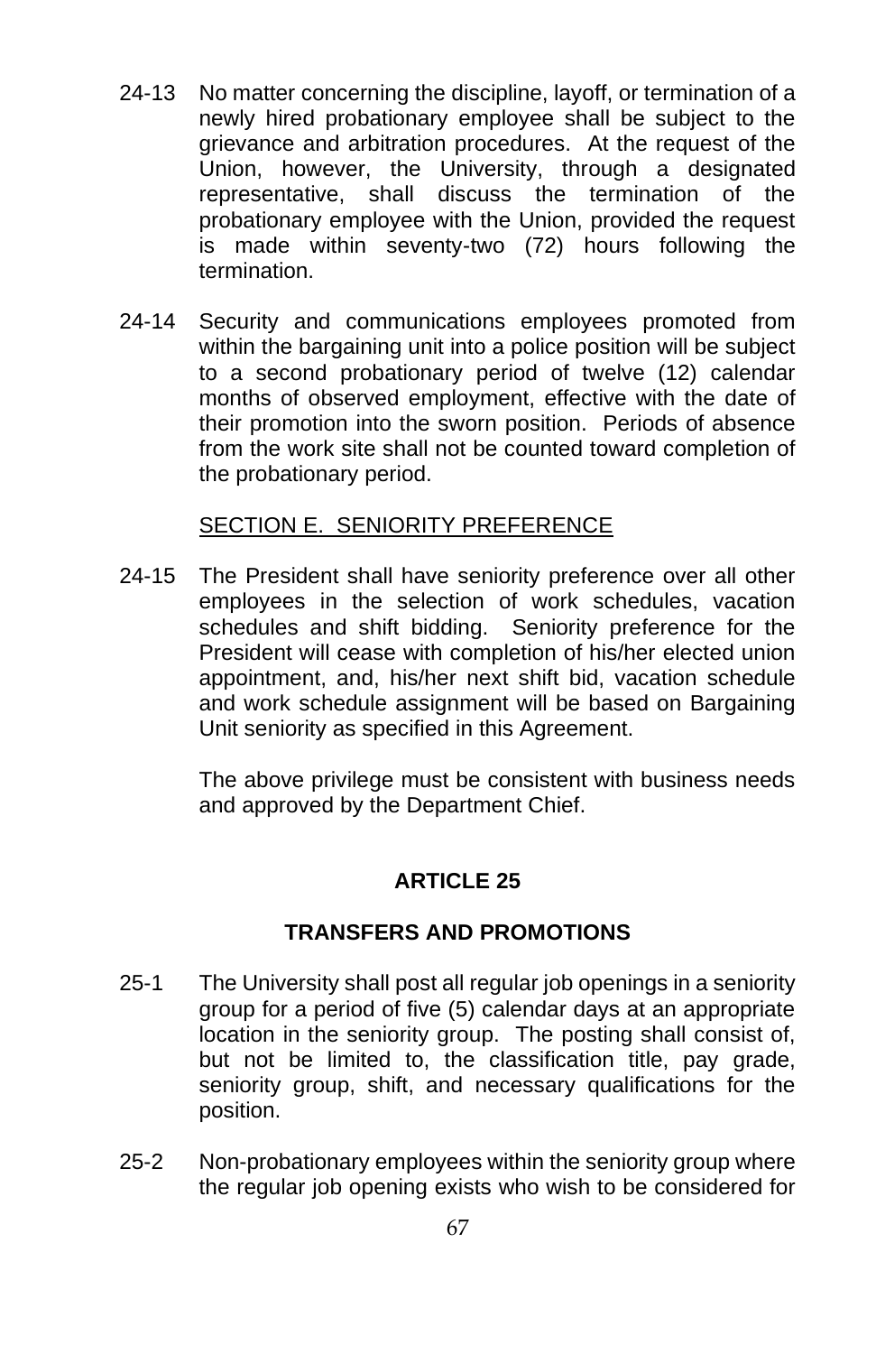24-13 No matter concerning the discipline, layoff, or termination of a newly hired probationary employee shall be subject to the grievance and arbitration procedures. At the request of the Union, however, the University, through a designated representative, shall discuss the termination of the probationary employee with the Union, provided the request is made within seventy-two (72) hours following the termination.

24-14 Security and communications employees promoted from within the bargaining unit into a police position will be subject to a second probationary period of twelve (12) calendar months of observed employment, effective with the date of their promotion into the sworn position. Periods of absence from the work site shall not be counted toward completion of the probationary period.

SECTION E. SENIORITY PREFERENCE

24-15 The President shall have seniority preference over all other employees in the selection of work schedules, vacation schedules and shift bidding. Seniority preference for the President will cease with completion of his/her elected union appointment, and, his/her next shift bid, vacation schedule and work schedule assignment will be based on Bargaining Unit seniority as specified in this Agreement.

The above privilege must be consistent with business needs and approved by the Department Chief.

## ARTICLE 25

## TRANSFERS AND PROMOTIONS

25-1 The University shall post all regular job openings in a seniority group for a period of five (5) calendar days at an appropriate location in the seniority group. The posting shall consist of, but not be limited to, the classification title, pay grade, seniority group, shift, and necessary qualifications for the position.

25-2 Non-probationary employees within the seniority group where the regular job opening exists who wish to be considered for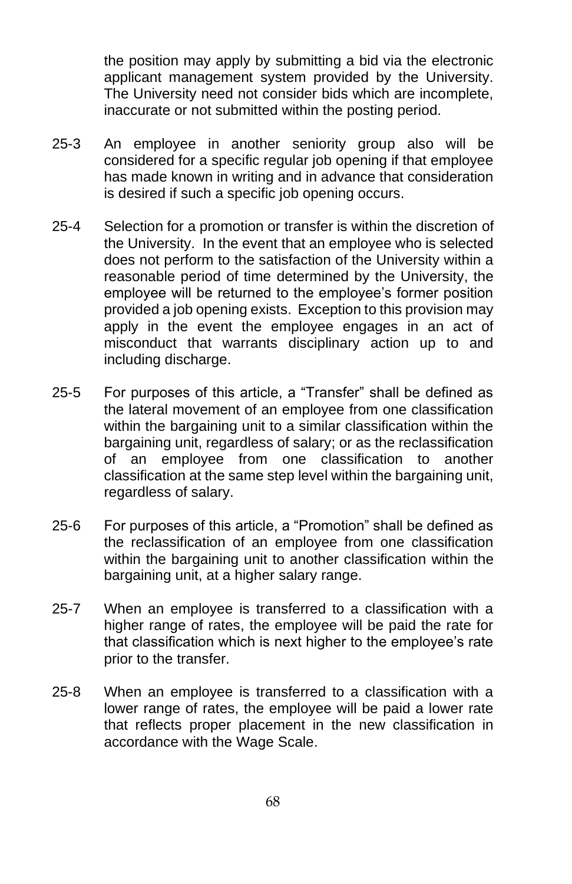the position may apply by submitting a bid via the electronic applicant management system provided by the University. The University need not consider bids which are incomplete, inaccurate or not submitted within the posting period.

25-3 An employee in another seniority group also will be considered for a specific regular job opening if that employee has made known in writing and in advance that consideration is desired if such a specific job opening occurs.

25-4 Selection for a promotion or transfer is within the discretion of the University. In the event that an employee who is selected does not perform to the satisfaction of the University within a reasonable period of time determined by the University, the employee will be returned to the employee's former position provided a job opening exists. Exception to this provision may apply in the event the employee engages in an act of misconduct that warrants disciplinary action up to and including discharge.

25-5 For purposes of this article, a "Transfer" shall be defined as the lateral movement of an employee from one classification within the bargaining unit to a similar classification within the bargaining unit, regardless of salary; or as the reclassification of an employee from one classification to another classification at the same step level within the bargaining unit, regardless of salary.

25-6 For purposes of this article, a "Promotion" shall be defined as the reclassification of an employee from one classification within the bargaining unit to another classification within the bargaining unit, at a higher salary range.

25-7 When an employee is transferred to a classification with a higher range of rates, the employee will be paid the rate for that classification which is next higher to the employee's rate prior to the transfer.

25-8 When an employee is transferred to a classification with a lower range of rates, the employee will be paid a lower rate that reflects proper placement in the new classification in accordance with the Wage Scale.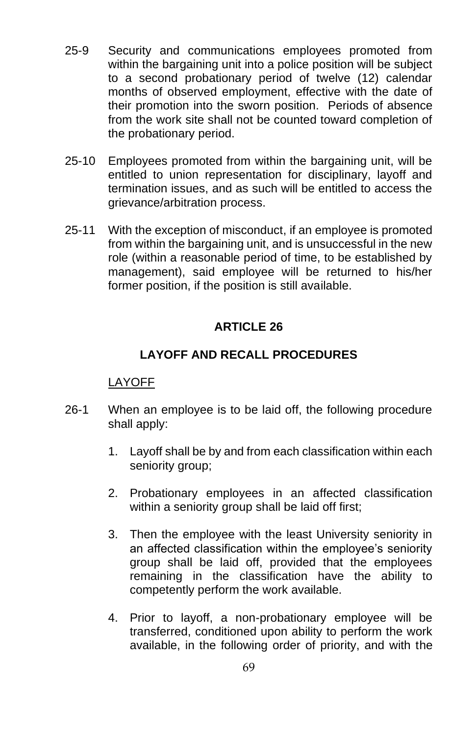25-9 Security and communications employees promoted from within the bargaining unit into a police position will be subject to a second probationary period of twelve (12) calendar months of observed employment, effective with the date of their promotion into the sworn position. Periods of absence from the work site shall not be counted toward completion of the probationary period.

25-10 Employees promoted from within the bargaining unit, will be entitled to union representation for disciplinary, layoff and termination issues, and as such will be entitled to access the grievance/arbitration process.

25-11 With the exception of misconduct, if an employee is promoted from within the bargaining unit, and is unsuccessful in the new role (within a reasonable period of time, to be established by management), said employee will be returned to his/her former position, if the position is still available.

## ARTICLE 26

## LAYOFF AND RECALL PROCEDURES

LAYOFF

26-1 When an employee is to be laid off, the following procedure shall apply:

1. Layoff shall be by and from each classification within each seniority group;

2. Probationary employees in an affected classification within a seniority group shall be laid off first;

3. Then the employee with the least University seniority in an affected classification within the employee's seniority group shall be laid off, provided that the employees remaining in the classification have the ability to competently perform the work available.

4. Prior to layoff, a non-probationary employee will be transferred, conditioned upon ability to perform the work available, in the following order of priority, and with the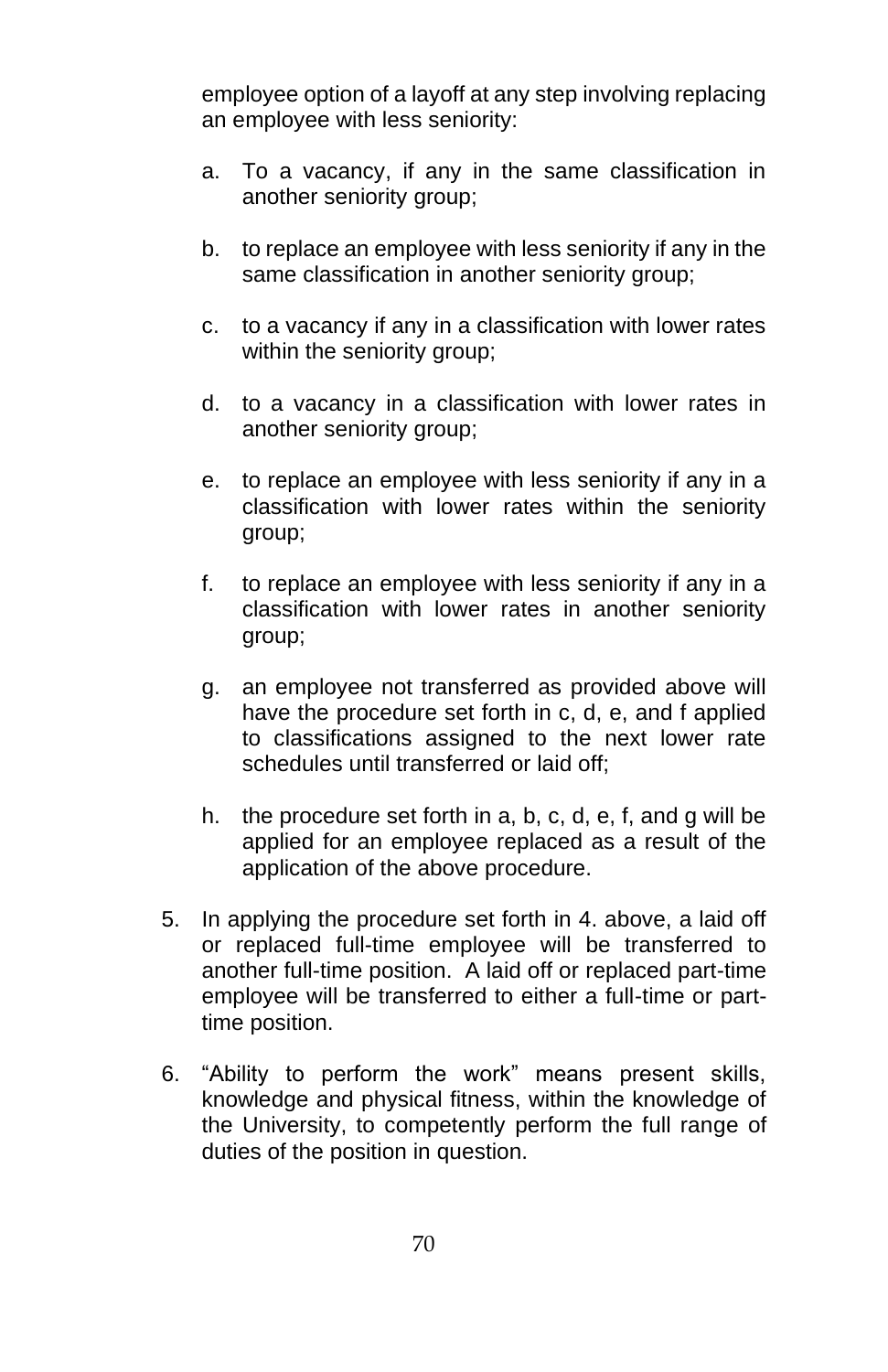employee option of a layoff at any step involving replacing an employee with less seniority:

   a. To a vacancy, if any in the same classification in another seniority group;

   b. to replace an employee with less seniority if any in the same classification in another seniority group;

   c. to a vacancy if any in a classification with lower rates within the seniority group;

   d. to a vacancy in a classification with lower rates in another seniority group;

   e. to replace an employee with less seniority if any in a classification with lower rates within the seniority group;

   f. to replace an employee with less seniority if any in a classification with lower rates in another seniority group;

   g. an employee not transferred as provided above will have the procedure set forth in c, d, e, and f applied to classifications assigned to the next lower rate schedules until transferred or laid off;

   h. the procedure set forth in a, b, c, d, e, f, and g will be applied for an employee replaced as a result of the application of the above procedure.

5. In applying the procedure set forth in 4. above, a laid off or replaced full-time employee will be transferred to another full-time position. A laid off or replaced part-time employee will be transferred to either a full-time or part-time position.

6. "Ability to perform the work" means present skills, knowledge and physical fitness, within the knowledge of the University, to competently perform the full range of duties of the position in question.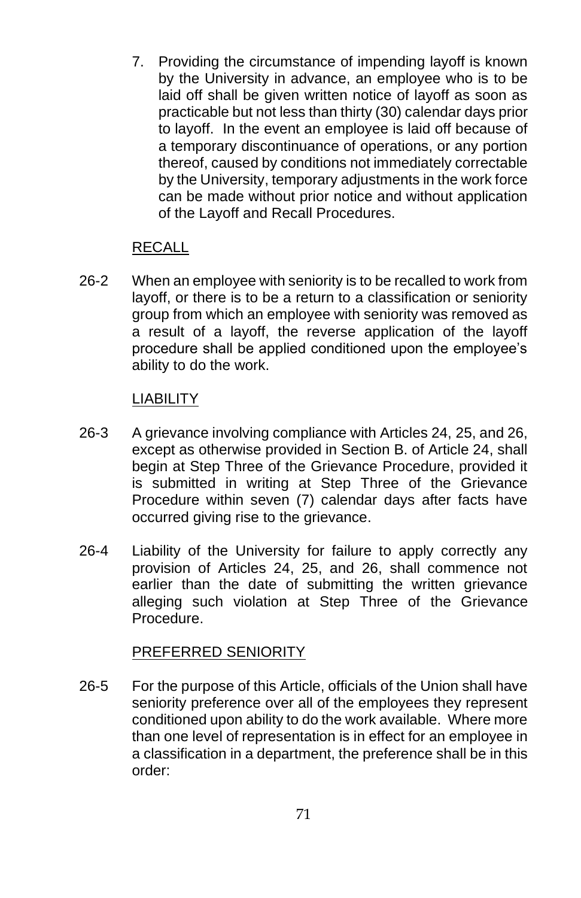7. Providing the circumstance of impending layoff is known by the University in advance, an employee who is to be laid off shall be given written notice of layoff as soon as practicable but not less than thirty (30) calendar days prior to layoff. In the event an employee is laid off because of a temporary discontinuance of operations, or any portion thereof, caused by conditions not immediately correctable by the University, temporary adjustments in the work force can be made without prior notice and without application of the Layoff and Recall Procedures.

RECALL

26-2 When an employee with seniority is to be recalled to work from layoff, or there is to be a return to a classification or seniority group from which an employee with seniority was removed as a result of a layoff, the reverse application of the layoff procedure shall be applied conditioned upon the employee's ability to do the work.

LIABILITY

26-3 A grievance involving compliance with Articles 24, 25, and 26, except as otherwise provided in Section B. of Article 24, shall begin at Step Three of the Grievance Procedure, provided it is submitted in writing at Step Three of the Grievance Procedure within seven (7) calendar days after facts have occurred giving rise to the grievance.

26-4 Liability of the University for failure to apply correctly any provision of Articles 24, 25, and 26, shall commence not earlier than the date of submitting the written grievance alleging such violation at Step Three of the Grievance Procedure.

PREFERRED SENIORITY

26-5 For the purpose of this Article, officials of the Union shall have seniority preference over all of the employees they represent conditioned upon ability to do the work available. Where more than one level of representation is in effect for an employee in a classification in a department, the preference shall be in this order: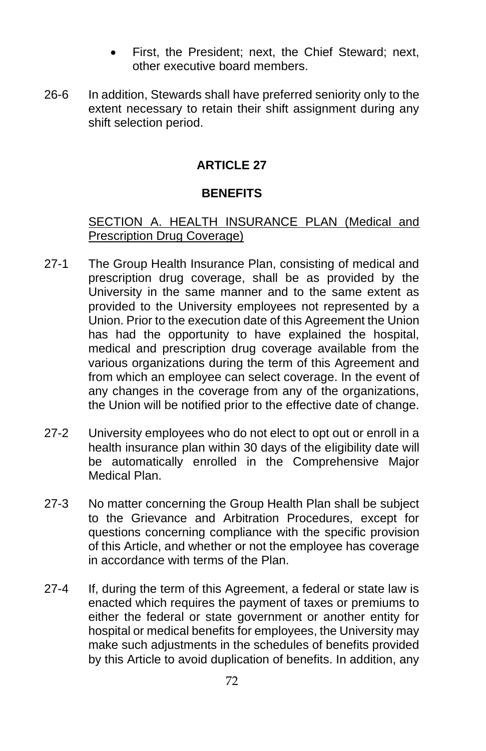- First, the President; next, the Chief Steward; next, other executive board members.

26-6 In addition, Stewards shall have preferred seniority only to the extent necessary to retain their shift assignment during any shift selection period.

## ARTICLE 27

## BENEFITS

SECTION A. HEALTH INSURANCE PLAN (Medical and Prescription Drug Coverage)

27-1 The Group Health Insurance Plan, consisting of medical and prescription drug coverage, shall be as provided by the University in the same manner and to the same extent as provided to the University employees not represented by a Union. Prior to the execution date of this Agreement the Union has had the opportunity to have explained the hospital, medical and prescription drug coverage available from the various organizations during the term of this Agreement and from which an employee can select coverage. In the event of any changes in the coverage from any of the organizations, the Union will be notified prior to the effective date of change.

27-2 University employees who do not elect to opt out or enroll in a health insurance plan within 30 days of the eligibility date will be automatically enrolled in the Comprehensive Major Medical Plan.

27-3 No matter concerning the Group Health Plan shall be subject to the Grievance and Arbitration Procedures, except for questions concerning compliance with the specific provision of this Article, and whether or not the employee has coverage in accordance with terms of the Plan.

27-4 If, during the term of this Agreement, a federal or state law is enacted which requires the payment of taxes or premiums to either the federal or state government or another entity for hospital or medical benefits for employees, the University may make such adjustments in the schedules of benefits provided by this Article to avoid duplication of benefits. In addition, any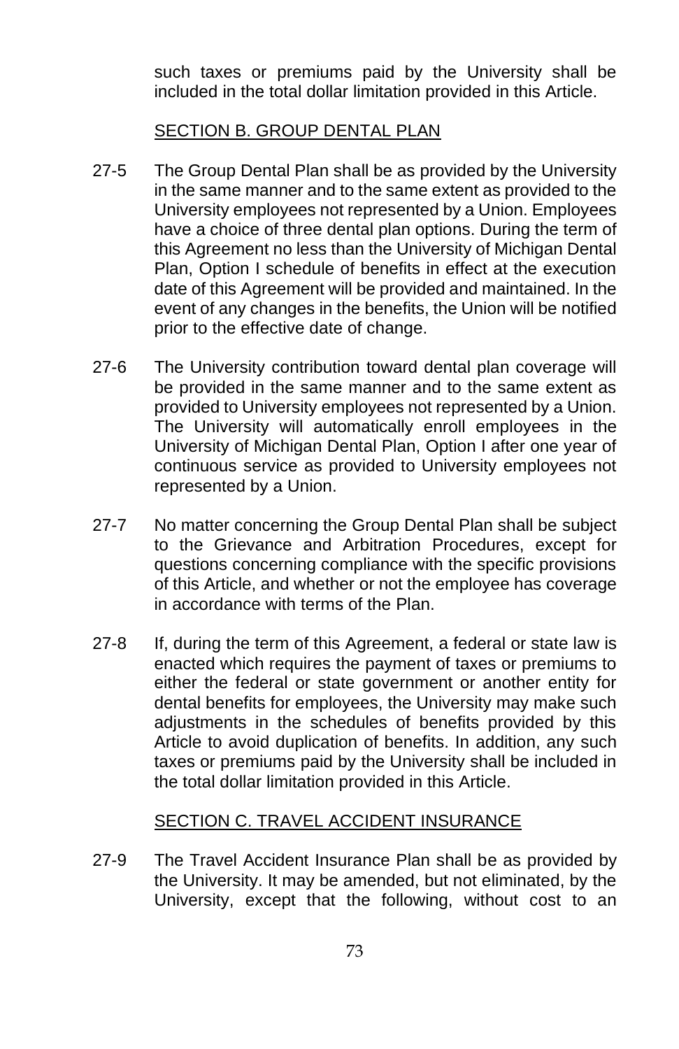such taxes or premiums paid by the University shall be included in the total dollar limitation provided in this Article.

## SECTION B. GROUP DENTAL PLAN

27-5 The Group Dental Plan shall be as provided by the University in the same manner and to the same extent as provided to the University employees not represented by a Union. Employees have a choice of three dental plan options. During the term of this Agreement no less than the University of Michigan Dental Plan, Option I schedule of benefits in effect at the execution date of this Agreement will be provided and maintained. In the event of any changes in the benefits, the Union will be notified prior to the effective date of change.

27-6 The University contribution toward dental plan coverage will be provided in the same manner and to the same extent as provided to University employees not represented by a Union. The University will automatically enroll employees in the University of Michigan Dental Plan, Option I after one year of continuous service as provided to University employees not represented by a Union.

27-7 No matter concerning the Group Dental Plan shall be subject to the Grievance and Arbitration Procedures, except for questions concerning compliance with the specific provisions of this Article, and whether or not the employee has coverage in accordance with terms of the Plan.

27-8 If, during the term of this Agreement, a federal or state law is enacted which requires the payment of taxes or premiums to either the federal or state government or another entity for dental benefits for employees, the University may make such adjustments in the schedules of benefits provided by this Article to avoid duplication of benefits. In addition, any such taxes or premiums paid by the University shall be included in the total dollar limitation provided in this Article.

## SECTION C. TRAVEL ACCIDENT INSURANCE

27-9 The Travel Accident Insurance Plan shall be as provided by the University. It may be amended, but not eliminated, by the University, except that the following, without cost to an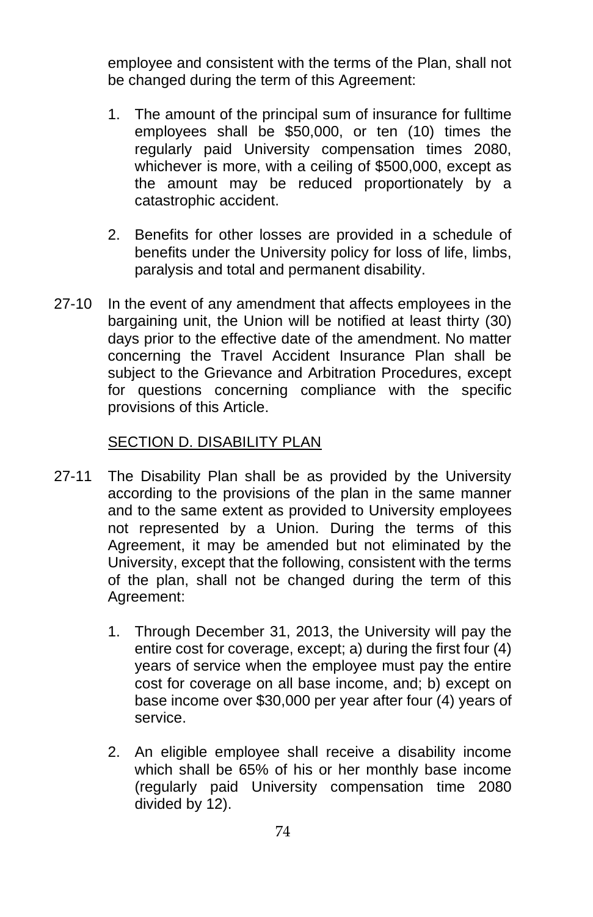employee and consistent with the terms of the Plan, shall not be changed during the term of this Agreement:

1. The amount of the principal sum of insurance for fulltime employees shall be $50,000, or ten (10) times the regularly paid University compensation times 2080, whichever is more, with a ceiling of $500,000, except as the amount may be reduced proportionately by a catastrophic accident.

2. Benefits for other losses are provided in a schedule of benefits under the University policy for loss of life, limbs, paralysis and total and permanent disability.

27-10 In the event of any amendment that affects employees in the bargaining unit, the Union will be notified at least thirty (30) days prior to the effective date of the amendment. No matter concerning the Travel Accident Insurance Plan shall be subject to the Grievance and Arbitration Procedures, except for questions concerning compliance with the specific provisions of this Article.

SECTION D. DISABILITY PLAN

27-11 The Disability Plan shall be as provided by the University according to the provisions of the plan in the same manner and to the same extent as provided to University employees not represented by a Union. During the terms of this Agreement, it may be amended but not eliminated by the University, except that the following, consistent with the terms of the plan, shall not be changed during the term of this Agreement:

1. Through December 31, 2013, the University will pay the entire cost for coverage, except; a) during the first four (4) years of service when the employee must pay the entire cost for coverage on all base income, and; b) except on base income over $30,000 per year after four (4) years of service.

2. An eligible employee shall receive a disability income which shall be 65% of his or her monthly base income (regularly paid University compensation time 2080 divided by 12).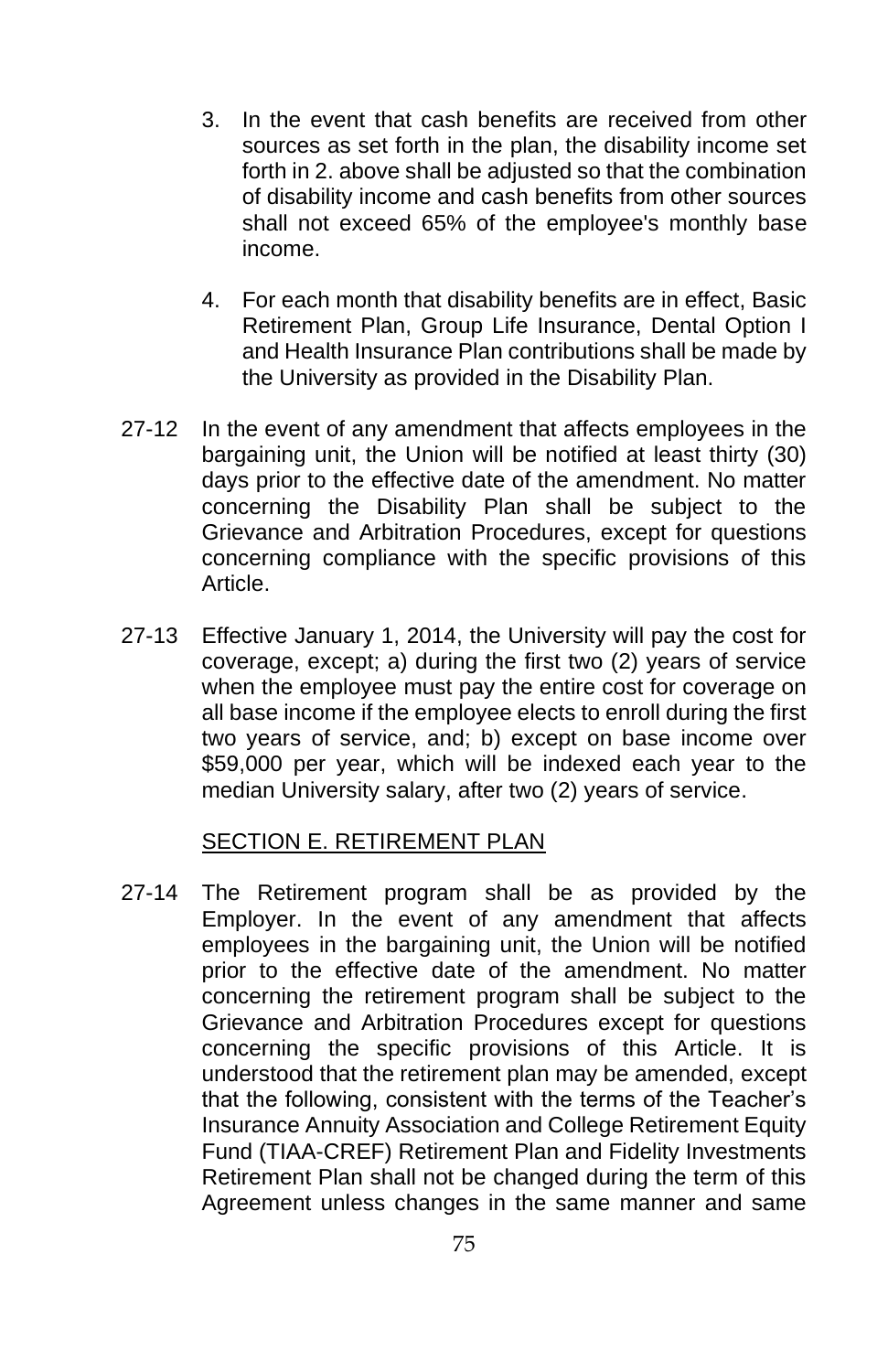3. In the event that cash benefits are received from other sources as set forth in the plan, the disability income set forth in 2. above shall be adjusted so that the combination of disability income and cash benefits from other sources shall not exceed 65% of the employee's monthly base income.

4. For each month that disability benefits are in effect, Basic Retirement Plan, Group Life Insurance, Dental Option I and Health Insurance Plan contributions shall be made by the University as provided in the Disability Plan.

27-12 In the event of any amendment that affects employees in the bargaining unit, the Union will be notified at least thirty (30) days prior to the effective date of the amendment. No matter concerning the Disability Plan shall be subject to the Grievance and Arbitration Procedures, except for questions concerning compliance with the specific provisions of this Article.

27-13 Effective January 1, 2014, the University will pay the cost for coverage, except; a) during the first two (2) years of service when the employee must pay the entire cost for coverage on all base income if the employee elects to enroll during the first two years of service, and; b) except on base income over $59,000 per year, which will be indexed each year to the median University salary, after two (2) years of service.

SECTION E. RETIREMENT PLAN

27-14 The Retirement program shall be as provided by the Employer. In the event of any amendment that affects employees in the bargaining unit, the Union will be notified prior to the effective date of the amendment. No matter concerning the retirement program shall be subject to the Grievance and Arbitration Procedures except for questions concerning the specific provisions of this Article. It is understood that the retirement plan may be amended, except that the following, consistent with the terms of the Teacher's Insurance Annuity Association and College Retirement Equity Fund (TIAA-CREF) Retirement Plan and Fidelity Investments Retirement Plan shall not be changed during the term of this Agreement unless changes in the same manner and same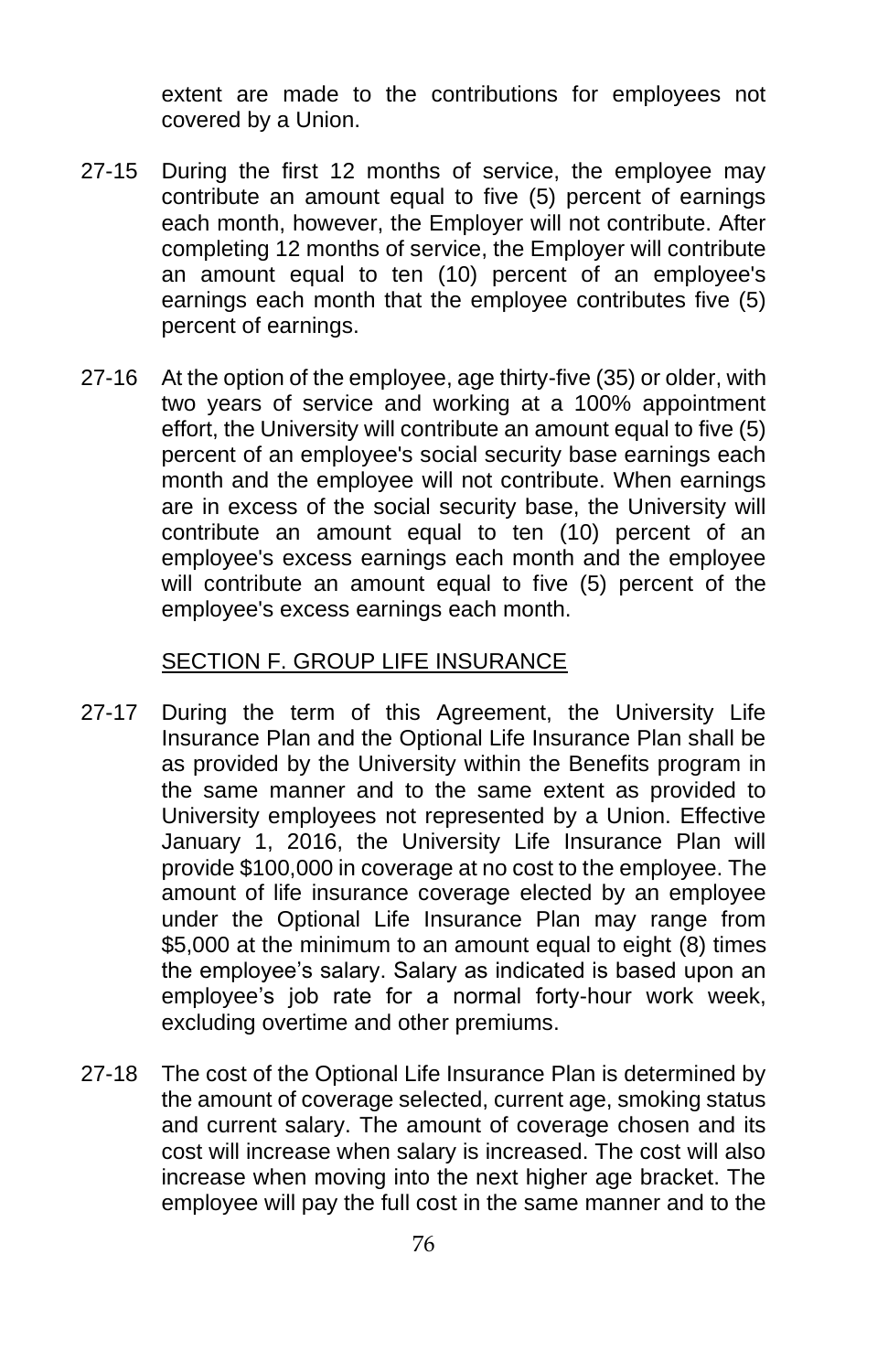extent are made to the contributions for employees not covered by a Union.

27-15 During the first 12 months of service, the employee may contribute an amount equal to five (5) percent of earnings each month, however, the Employer will not contribute. After completing 12 months of service, the Employer will contribute an amount equal to ten (10) percent of an employee's earnings each month that the employee contributes five (5) percent of earnings.

27-16 At the option of the employee, age thirty-five (35) or older, with two years of service and working at a 100% appointment effort, the University will contribute an amount equal to five (5) percent of an employee's social security base earnings each month and the employee will not contribute. When earnings are in excess of the social security base, the University will contribute an amount equal to ten (10) percent of an employee's excess earnings each month and the employee will contribute an amount equal to five (5) percent of the employee's excess earnings each month.

## SECTION F. GROUP LIFE INSURANCE

27-17 During the term of this Agreement, the University Life Insurance Plan and the Optional Life Insurance Plan shall be as provided by the University within the Benefits program in the same manner and to the same extent as provided to University employees not represented by a Union. Effective January 1, 2016, the University Life Insurance Plan will provide $100,000 in coverage at no cost to the employee. The amount of life insurance coverage elected by an employee under the Optional Life Insurance Plan may range from $5,000 at the minimum to an amount equal to eight (8) times the employee's salary. Salary as indicated is based upon an employee's job rate for a normal forty-hour work week, excluding overtime and other premiums.

27-18 The cost of the Optional Life Insurance Plan is determined by the amount of coverage selected, current age, smoking status and current salary. The amount of coverage chosen and its cost will increase when salary is increased. The cost will also increase when moving into the next higher age bracket. The employee will pay the full cost in the same manner and to the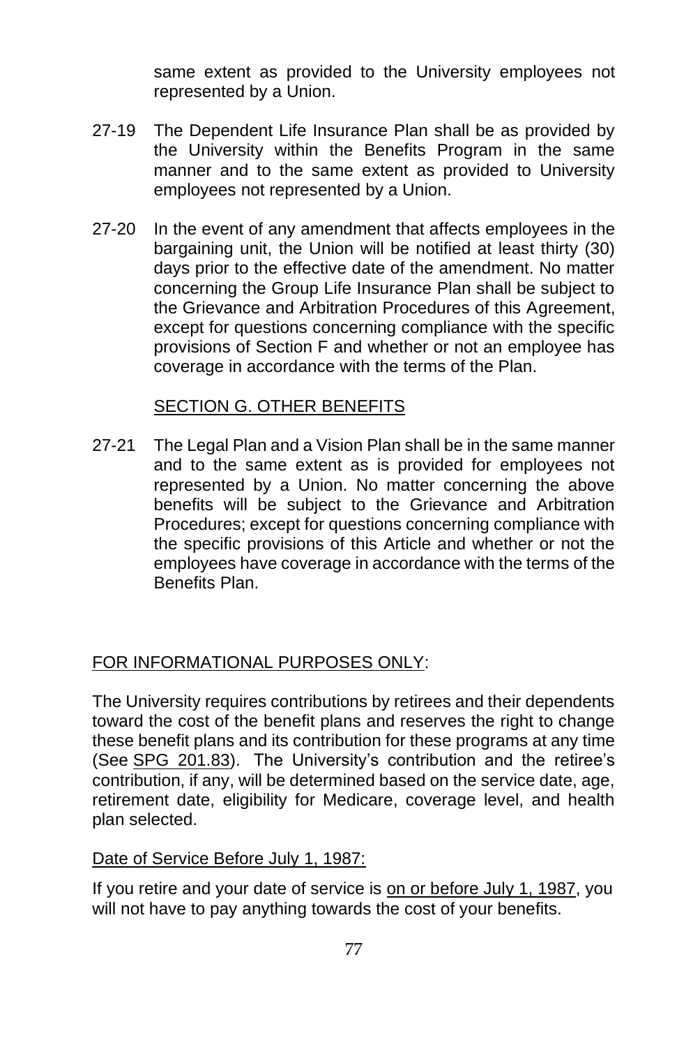same extent as provided to the University employees not represented by a Union.

27-19 The Dependent Life Insurance Plan shall be as provided by the University within the Benefits Program in the same manner and to the same extent as provided to University employees not represented by a Union.

27-20 In the event of any amendment that affects employees in the bargaining unit, the Union will be notified at least thirty (30) days prior to the effective date of the amendment. No matter concerning the Group Life Insurance Plan shall be subject to the Grievance and Arbitration Procedures of this Agreement, except for questions concerning compliance with the specific provisions of Section F and whether or not an employee has coverage in accordance with the terms of the Plan.

## SECTION G. OTHER BENEFITS

27-21 The Legal Plan and a Vision Plan shall be in the same manner and to the same extent as is provided for employees not represented by a Union. No matter concerning the above benefits will be subject to the Grievance and Arbitration Procedures; except for questions concerning compliance with the specific provisions of this Article and whether or not the employees have coverage in accordance with the terms of the Benefits Plan.

FOR INFORMATIONAL PURPOSES ONLY:

The University requires contributions by retirees and their dependents toward the cost of the benefit plans and reserves the right to change these benefit plans and its contribution for these programs at any time (See SPG 201.83). The University's contribution and the retiree's contribution, if any, will be determined based on the service date, age, retirement date, eligibility for Medicare, coverage level, and health plan selected.

Date of Service Before July 1, 1987:

If you retire and your date of service is on or before July 1, 1987, you will not have to pay anything towards the cost of your benefits.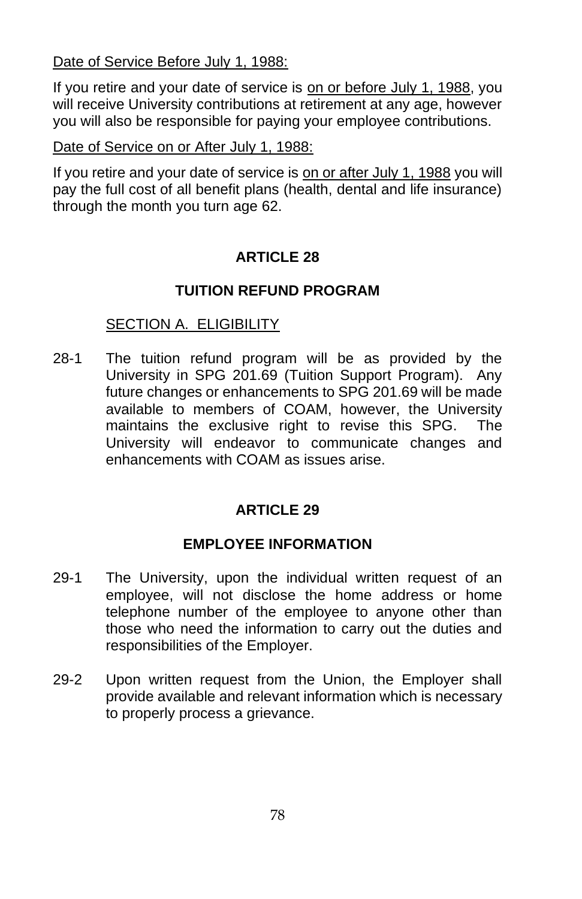<u>Date of Service Before July 1, 1988:</u>

If you retire and your date of service is <u>on or before July 1, 1988</u>, you will receive University contributions at retirement at any age, however you will also be responsible for paying your employee contributions.

<u>Date of Service on or After July 1, 1988:</u>

If you retire and your date of service is <u>on or after July 1, 1988</u> you will pay the full cost of all benefit plans (health, dental and life insurance) through the month you turn age 62.

## ARTICLE 28

## TUITION REFUND PROGRAM

<u>SECTION A. ELIGIBILITY</u>

28-1 The tuition refund program will be as provided by the University in SPG 201.69 (Tuition Support Program). Any future changes or enhancements to SPG 201.69 will be made available to members of COAM, however, the University maintains the exclusive right to revise this SPG. The University will endeavor to communicate changes and enhancements with COAM as issues arise.

## ARTICLE 29

## EMPLOYEE INFORMATION

29-1 The University, upon the individual written request of an employee, will not disclose the home address or home telephone number of the employee to anyone other than those who need the information to carry out the duties and responsibilities of the Employer.

29-2 Upon written request from the Union, the Employer shall provide available and relevant information which is necessary to properly process a grievance.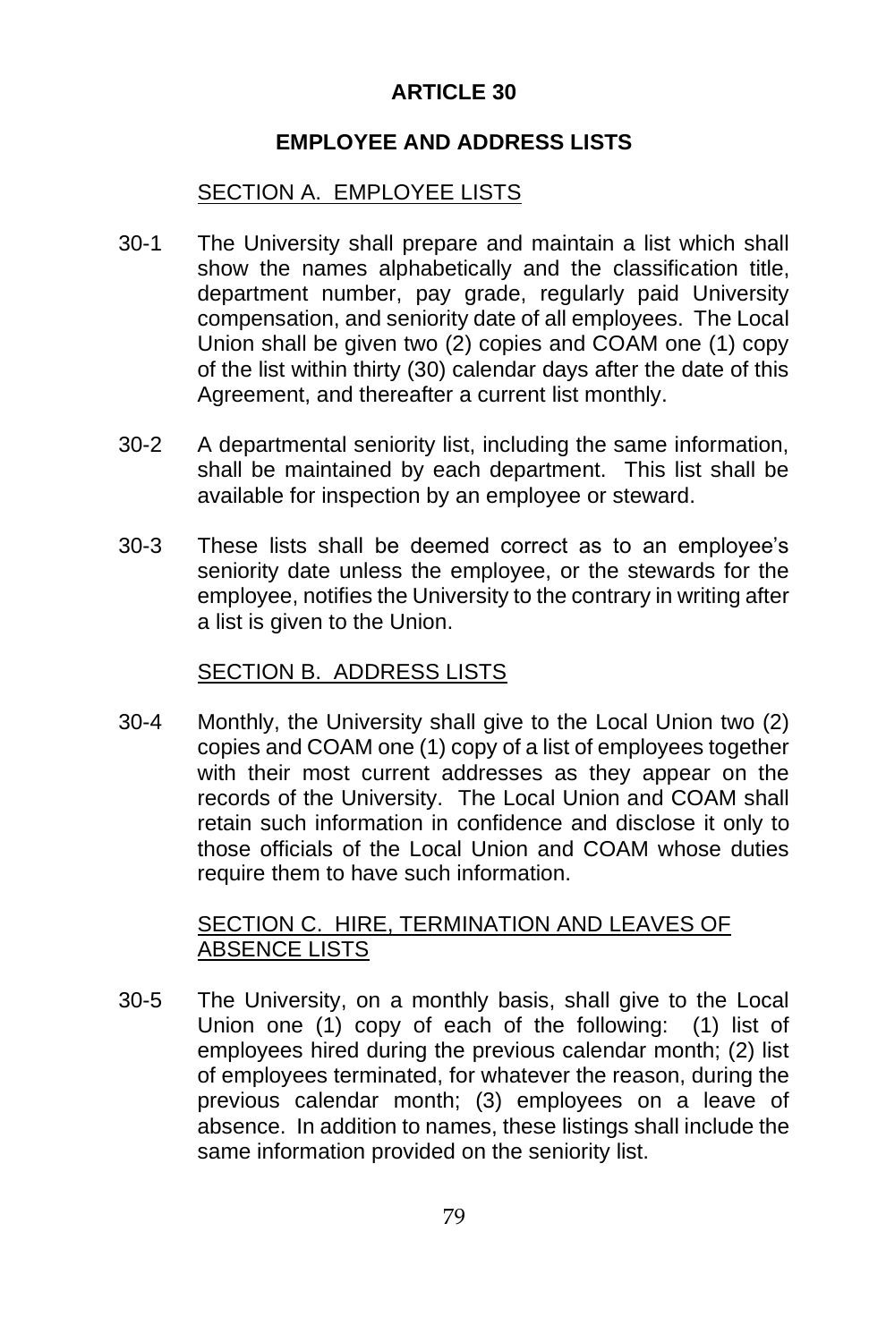# ARTICLE 30

## EMPLOYEE AND ADDRESS LISTS

### SECTION A. EMPLOYEE LISTS

30-1 The University shall prepare and maintain a list which shall show the names alphabetically and the classification title, department number, pay grade, regularly paid University compensation, and seniority date of all employees. The Local Union shall be given two (2) copies and COAM one (1) copy of the list within thirty (30) calendar days after the date of this Agreement, and thereafter a current list monthly.

30-2 A departmental seniority list, including the same information, shall be maintained by each department. This list shall be available for inspection by an employee or steward.

30-3 These lists shall be deemed correct as to an employee's seniority date unless the employee, or the stewards for the employee, notifies the University to the contrary in writing after a list is given to the Union.

### SECTION B. ADDRESS LISTS

30-4 Monthly, the University shall give to the Local Union two (2) copies and COAM one (1) copy of a list of employees together with their most current addresses as they appear on the records of the University. The Local Union and COAM shall retain such information in confidence and disclose it only to those officials of the Local Union and COAM whose duties require them to have such information.

### SECTION C. HIRE, TERMINATION AND LEAVES OF ABSENCE LISTS

30-5 The University, on a monthly basis, shall give to the Local Union one (1) copy of each of the following: (1) list of employees hired during the previous calendar month; (2) list of employees terminated, for whatever the reason, during the previous calendar month; (3) employees on a leave of absence. In addition to names, these listings shall include the same information provided on the seniority list.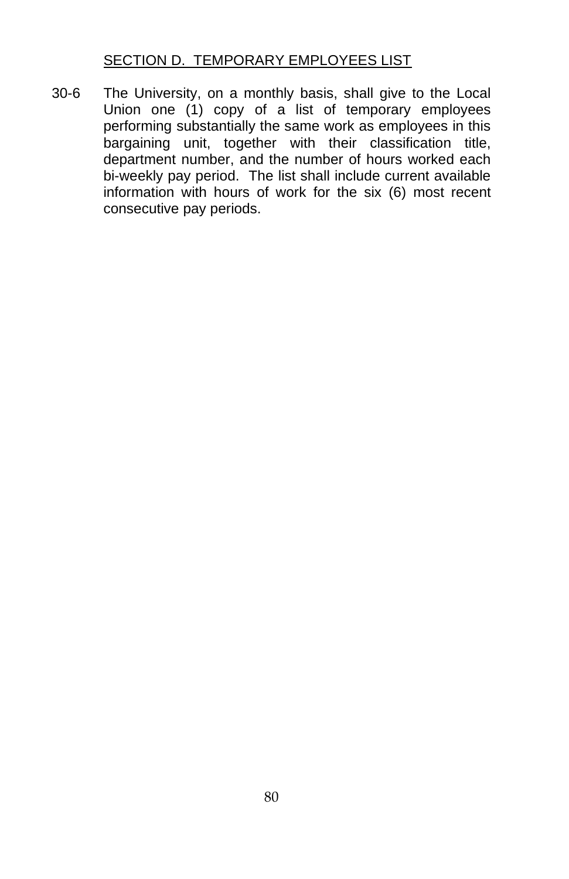## SECTION D. TEMPORARY EMPLOYEES LIST

30-6 The University, on a monthly basis, shall give to the Local Union one (1) copy of a list of temporary employees performing substantially the same work as employees in this bargaining unit, together with their classification title, department number, and the number of hours worked each bi-weekly pay period. The list shall include current available information with hours of work for the six (6) most recent consecutive pay periods.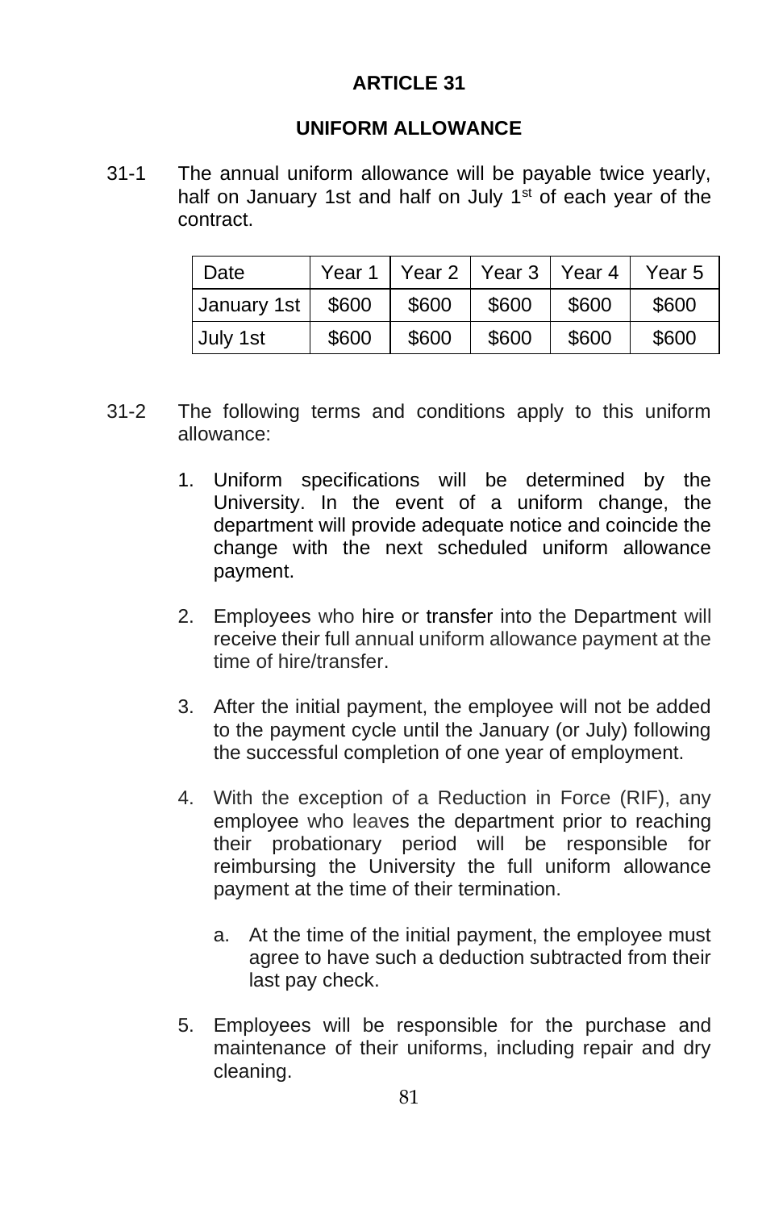## ARTICLE 31

## UNIFORM ALLOWANCE

31-1 The annual uniform allowance will be payable twice yearly, half on January 1st and half on July 1st of each year of the contract.

| Date | Year 1 | Year 2 | Year 3 | Year 4 | Year 5 |
|---|---|---|---|---|---|
| January 1st | $600 | $600 | $600 | $600 | $600 |
| July 1st | $600 | $600 | $600 | $600 | $600 |

31-2 The following terms and conditions apply to this uniform allowance:

1. Uniform specifications will be determined by the University. In the event of a uniform change, the department will provide adequate notice and coincide the change with the next scheduled uniform allowance payment.

2. Employees who hire or transfer into the Department will receive their full annual uniform allowance payment at the time of hire/transfer.

3. After the initial payment, the employee will not be added to the payment cycle until the January (or July) following the successful completion of one year of employment.

4. With the exception of a Reduction in Force (RIF), any employee who leaves the department prior to reaching their probationary period will be responsible for reimbursing the University the full uniform allowance payment at the time of their termination.

   a. At the time of the initial payment, the employee must agree to have such a deduction subtracted from their last pay check.

5. Employees will be responsible for the purchase and maintenance of their uniforms, including repair and dry cleaning.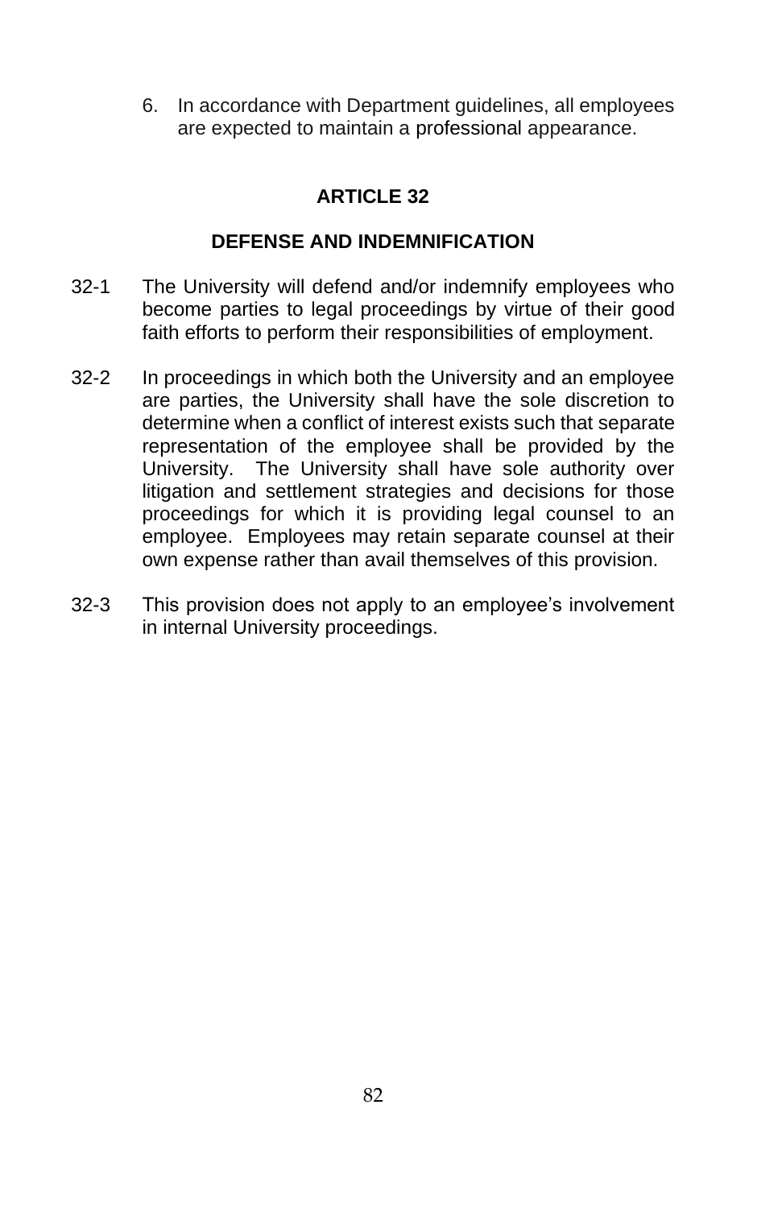6. In accordance with Department guidelines, all employees are expected to maintain a professional appearance.

## ARTICLE 32

### DEFENSE AND INDEMNIFICATION

32-1 The University will defend and/or indemnify employees who become parties to legal proceedings by virtue of their good faith efforts to perform their responsibilities of employment.

32-2 In proceedings in which both the University and an employee are parties, the University shall have the sole discretion to determine when a conflict of interest exists such that separate representation of the employee shall be provided by the University. The University shall have sole authority over litigation and settlement strategies and decisions for those proceedings for which it is providing legal counsel to an employee. Employees may retain separate counsel at their own expense rather than avail themselves of this provision.

32-3 This provision does not apply to an employee's involvement in internal University proceedings.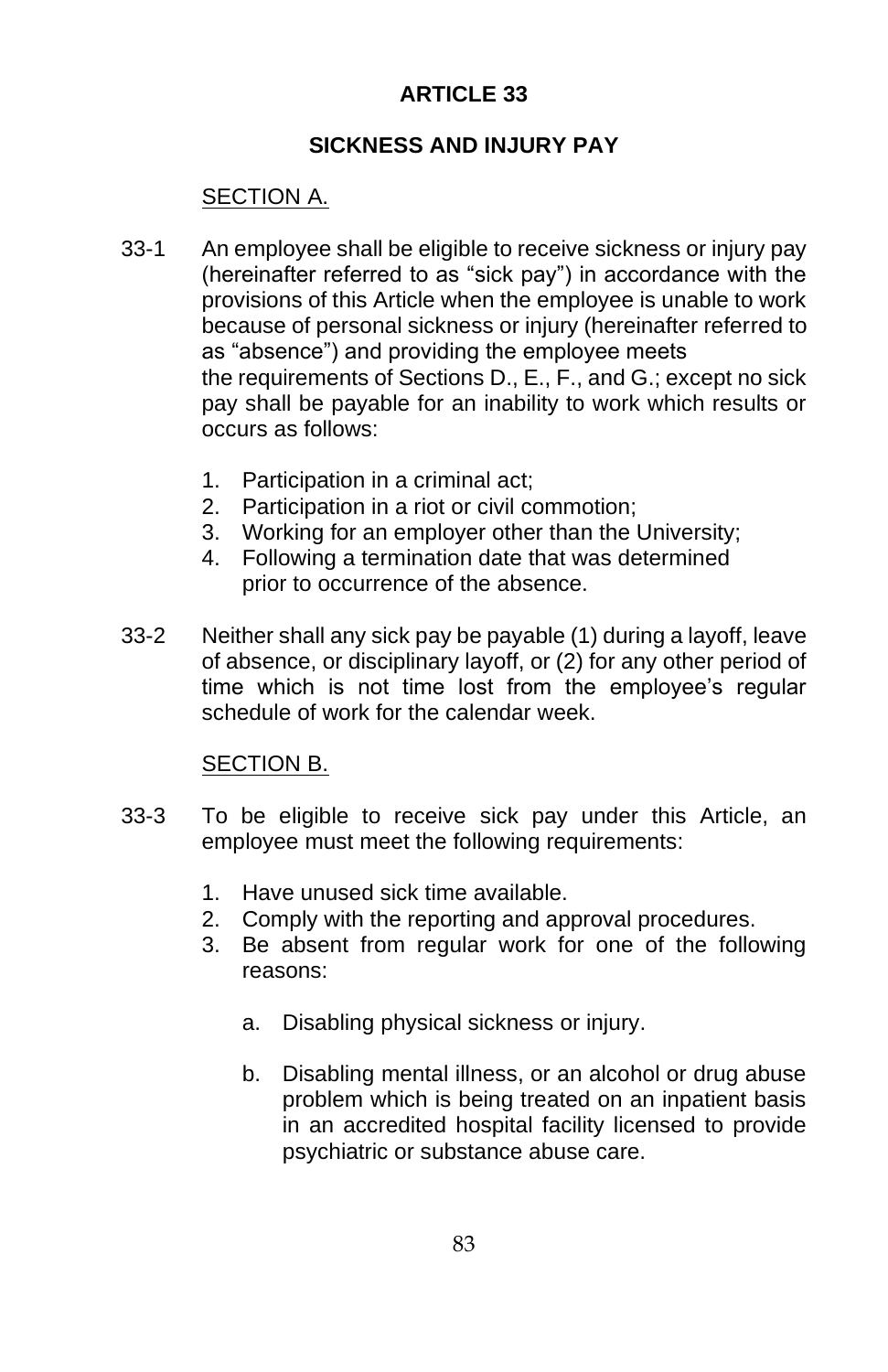# ARTICLE 33

## SICKNESS AND INJURY PAY

### SECTION A.

33-1 An employee shall be eligible to receive sickness or injury pay (hereinafter referred to as "sick pay") in accordance with the provisions of this Article when the employee is unable to work because of personal sickness or injury (hereinafter referred to as "absence") and providing the employee meets the requirements of Sections D., E., F., and G.; except no sick pay shall be payable for an inability to work which results or occurs as follows:

1. Participation in a criminal act;
2. Participation in a riot or civil commotion;
3. Working for an employer other than the University;
4. Following a termination date that was determined prior to occurrence of the absence.

33-2 Neither shall any sick pay be payable (1) during a layoff, leave of absence, or disciplinary layoff, or (2) for any other period of time which is not time lost from the employee's regular schedule of work for the calendar week.

### SECTION B.

33-3 To be eligible to receive sick pay under this Article, an employee must meet the following requirements:

1. Have unused sick time available.
2. Comply with the reporting and approval procedures.
3. Be absent from regular work for one of the following reasons:

   a. Disabling physical sickness or injury.

   b. Disabling mental illness, or an alcohol or drug abuse problem which is being treated on an inpatient basis in an accredited hospital facility licensed to provide psychiatric or substance abuse care.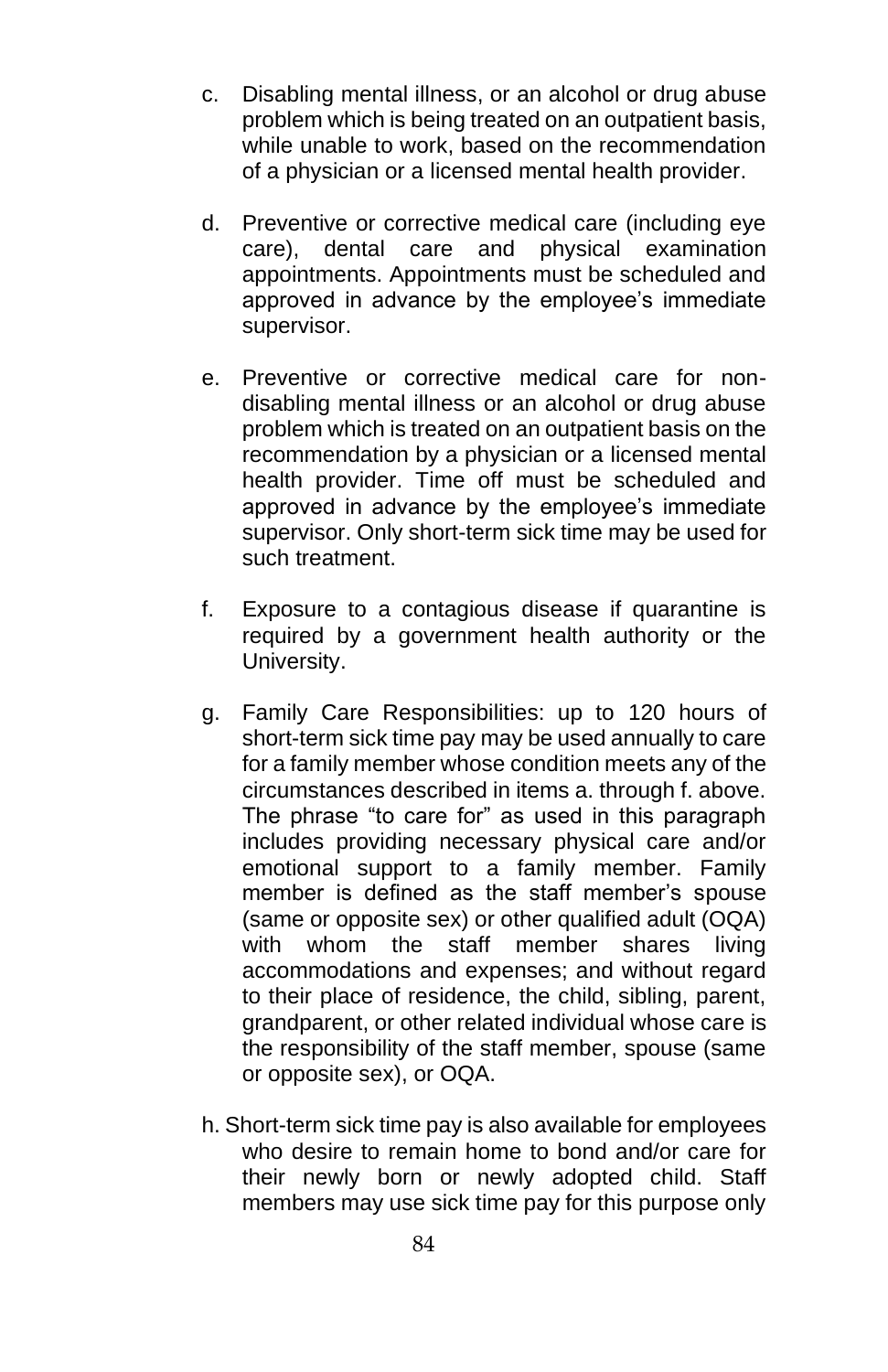c. Disabling mental illness, or an alcohol or drug abuse problem which is being treated on an outpatient basis, while unable to work, based on the recommendation of a physician or a licensed mental health provider.

d. Preventive or corrective medical care (including eye care), dental care and physical examination appointments. Appointments must be scheduled and approved in advance by the employee's immediate supervisor.

e. Preventive or corrective medical care for non-disabling mental illness or an alcohol or drug abuse problem which is treated on an outpatient basis on the recommendation by a physician or a licensed mental health provider. Time off must be scheduled and approved in advance by the employee's immediate supervisor. Only short-term sick time may be used for such treatment.

f. Exposure to a contagious disease if quarantine is required by a government health authority or the University.

g. Family Care Responsibilities: up to 120 hours of short-term sick time pay may be used annually to care for a family member whose condition meets any of the circumstances described in items a. through f. above. The phrase "to care for" as used in this paragraph includes providing necessary physical care and/or emotional support to a family member. Family member is defined as the staff member's spouse (same or opposite sex) or other qualified adult (OQA) with whom the staff member shares living accommodations and expenses; and without regard to their place of residence, the child, sibling, parent, grandparent, or other related individual whose care is the responsibility of the staff member, spouse (same or opposite sex), or OQA.

h. Short-term sick time pay is also available for employees who desire to remain home to bond and/or care for their newly born or newly adopted child. Staff members may use sick time pay for this purpose only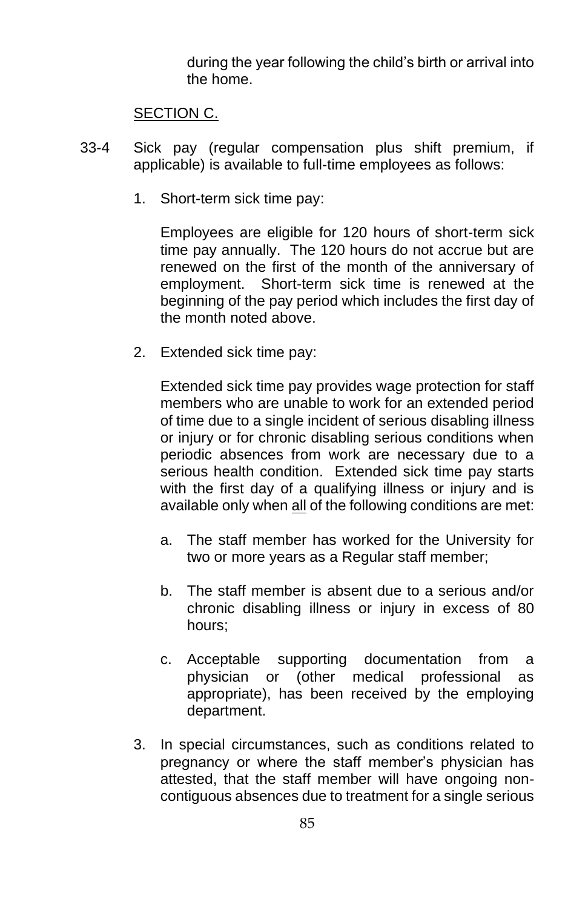during the year following the child's birth or arrival into the home.

SECTION C.

33-4 Sick pay (regular compensation plus shift premium, if applicable) is available to full-time employees as follows:

1. Short-term sick time pay:

   Employees are eligible for 120 hours of short-term sick time pay annually. The 120 hours do not accrue but are renewed on the first of the month of the anniversary of employment. Short-term sick time is renewed at the beginning of the pay period which includes the first day of the month noted above.

2. Extended sick time pay:

   Extended sick time pay provides wage protection for staff members who are unable to work for an extended period of time due to a single incident of serious disabling illness or injury or for chronic disabling serious conditions when periodic absences from work are necessary due to a serious health condition. Extended sick time pay starts with the first day of a qualifying illness or injury and is available only when all of the following conditions are met:

   a. The staff member has worked for the University for two or more years as a Regular staff member;

   b. The staff member is absent due to a serious and/or chronic disabling illness or injury in excess of 80 hours;

   c. Acceptable supporting documentation from a physician or (other medical professional as appropriate), has been received by the employing department.

3. In special circumstances, such as conditions related to pregnancy or where the staff member's physician has attested, that the staff member will have ongoing non-contiguous absences due to treatment for a single serious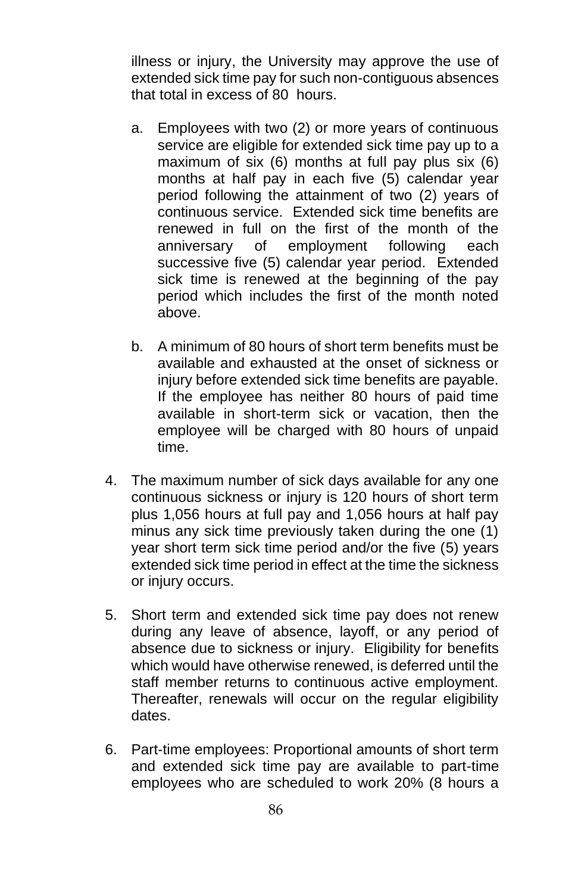illness or injury, the University may approve the use of extended sick time pay for such non-contiguous absences that total in excess of 80 hours.

a. Employees with two (2) or more years of continuous service are eligible for extended sick time pay up to a maximum of six (6) months at full pay plus six (6) months at half pay in each five (5) calendar year period following the attainment of two (2) years of continuous service. Extended sick time benefits are renewed in full on the first of the month of the anniversary of employment following each successive five (5) calendar year period. Extended sick time is renewed at the beginning of the pay period which includes the first of the month noted above.

b. A minimum of 80 hours of short term benefits must be available and exhausted at the onset of sickness or injury before extended sick time benefits are payable. If the employee has neither 80 hours of paid time available in short-term sick or vacation, then the employee will be charged with 80 hours of unpaid time.

4. The maximum number of sick days available for any one continuous sickness or injury is 120 hours of short term plus 1,056 hours at full pay and 1,056 hours at half pay minus any sick time previously taken during the one (1) year short term sick time period and/or the five (5) years extended sick time period in effect at the time the sickness or injury occurs.

5. Short term and extended sick time pay does not renew during any leave of absence, layoff, or any period of absence due to sickness or injury. Eligibility for benefits which would have otherwise renewed, is deferred until the staff member returns to continuous active employment. Thereafter, renewals will occur on the regular eligibility dates.

6. Part-time employees: Proportional amounts of short term and extended sick time pay are available to part-time employees who are scheduled to work 20% (8 hours a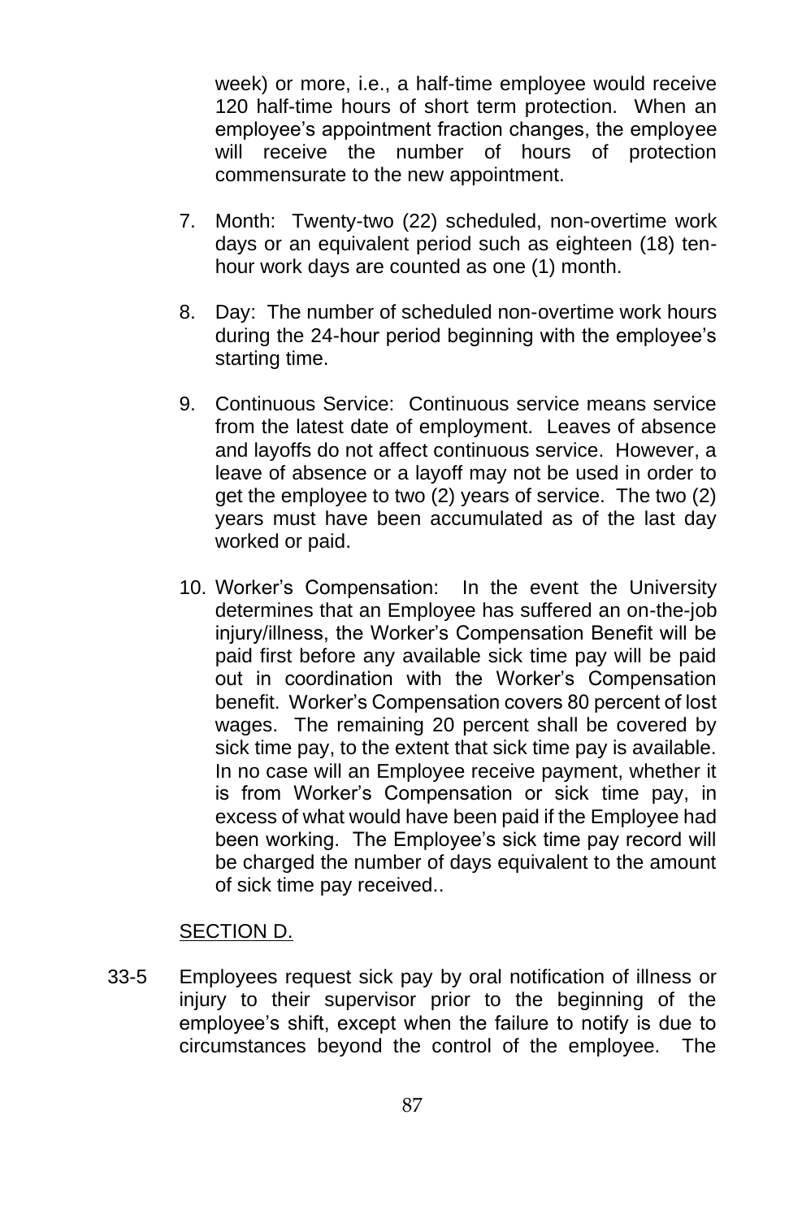week) or more, i.e., a half-time employee would receive 120 half-time hours of short term protection. When an employee's appointment fraction changes, the employee will receive the number of hours of protection commensurate to the new appointment.

7. Month: Twenty-two (22) scheduled, non-overtime work days or an equivalent period such as eighteen (18) ten-hour work days are counted as one (1) month.

8. Day: The number of scheduled non-overtime work hours during the 24-hour period beginning with the employee's starting time.

9. Continuous Service: Continuous service means service from the latest date of employment. Leaves of absence and layoffs do not affect continuous service. However, a leave of absence or a layoff may not be used in order to get the employee to two (2) years of service. The two (2) years must have been accumulated as of the last day worked or paid.

10. Worker's Compensation: In the event the University determines that an Employee has suffered an on-the-job injury/illness, the Worker's Compensation Benefit will be paid first before any available sick time pay will be paid out in coordination with the Worker's Compensation benefit. Worker's Compensation covers 80 percent of lost wages. The remaining 20 percent shall be covered by sick time pay, to the extent that sick time pay is available. In no case will an Employee receive payment, whether it is from Worker's Compensation or sick time pay, in excess of what would have been paid if the Employee had been working. The Employee's sick time pay record will be charged the number of days equivalent to the amount of sick time pay received..

SECTION D.

33-5 Employees request sick pay by oral notification of illness or injury to their supervisor prior to the beginning of the employee's shift, except when the failure to notify is due to circumstances beyond the control of the employee. The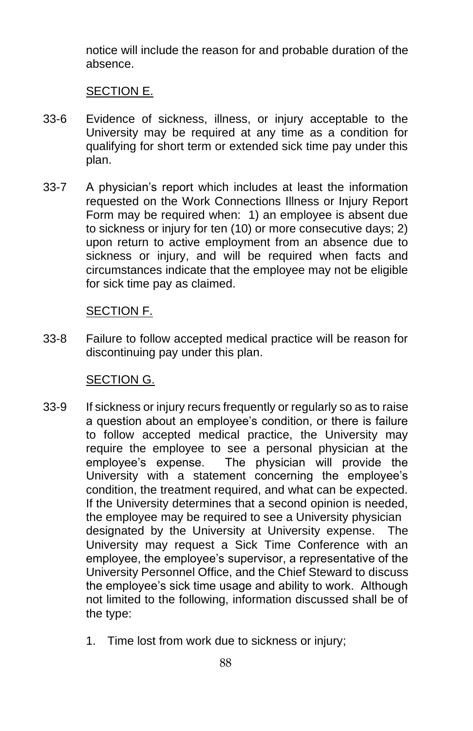notice will include the reason for and probable duration of the absence.

SECTION E.

33-6 Evidence of sickness, illness, or injury acceptable to the University may be required at any time as a condition for qualifying for short term or extended sick time pay under this plan.

33-7 A physician's report which includes at least the information requested on the Work Connections Illness or Injury Report Form may be required when: 1) an employee is absent due to sickness or injury for ten (10) or more consecutive days; 2) upon return to active employment from an absence due to sickness or injury, and will be required when facts and circumstances indicate that the employee may not be eligible for sick time pay as claimed.

SECTION F.

33-8 Failure to follow accepted medical practice will be reason for discontinuing pay under this plan.

SECTION G.

33-9 If sickness or injury recurs frequently or regularly so as to raise a question about an employee's condition, or there is failure to follow accepted medical practice, the University may require the employee to see a personal physician at the employee's expense. The physician will provide the University with a statement concerning the employee's condition, the treatment required, and what can be expected. If the University determines that a second opinion is needed, the employee may be required to see a University physician designated by the University at University expense. The University may request a Sick Time Conference with an employee, the employee's supervisor, a representative of the University Personnel Office, and the Chief Steward to discuss the employee's sick time usage and ability to work. Although not limited to the following, information discussed shall be of the type:

1. Time lost from work due to sickness or injury;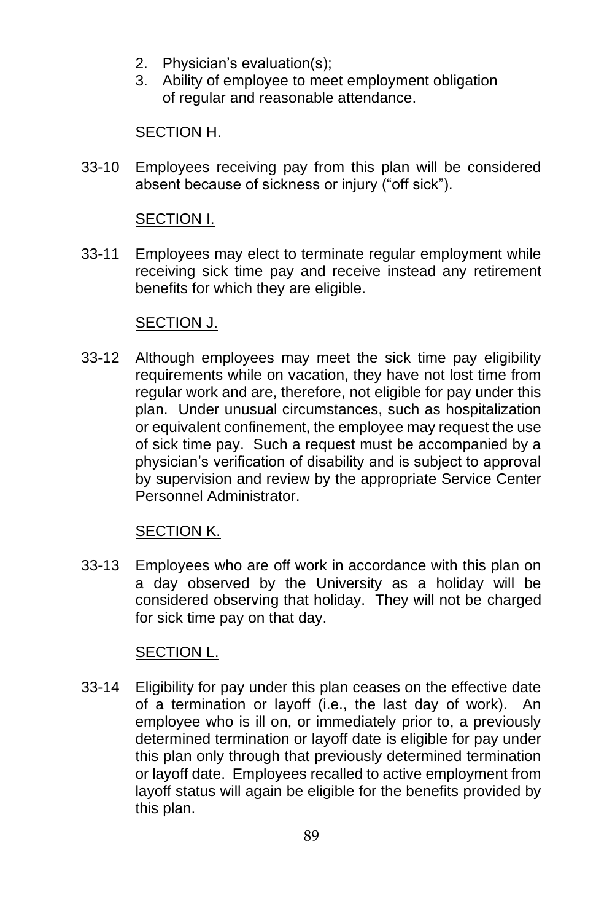2. Physician's evaluation(s);
3. Ability of employee to meet employment obligation of regular and reasonable attendance.

SECTION H.

33-10 Employees receiving pay from this plan will be considered absent because of sickness or injury ("off sick").

SECTION I.

33-11 Employees may elect to terminate regular employment while receiving sick time pay and receive instead any retirement benefits for which they are eligible.

SECTION J.

33-12 Although employees may meet the sick time pay eligibility requirements while on vacation, they have not lost time from regular work and are, therefore, not eligible for pay under this plan. Under unusual circumstances, such as hospitalization or equivalent confinement, the employee may request the use of sick time pay. Such a request must be accompanied by a physician's verification of disability and is subject to approval by supervision and review by the appropriate Service Center Personnel Administrator.

SECTION K.

33-13 Employees who are off work in accordance with this plan on a day observed by the University as a holiday will be considered observing that holiday. They will not be charged for sick time pay on that day.

SECTION L.

33-14 Eligibility for pay under this plan ceases on the effective date of a termination or layoff (i.e., the last day of work). An employee who is ill on, or immediately prior to, a previously determined termination or layoff date is eligible for pay under this plan only through that previously determined termination or layoff date. Employees recalled to active employment from layoff status will again be eligible for the benefits provided by this plan.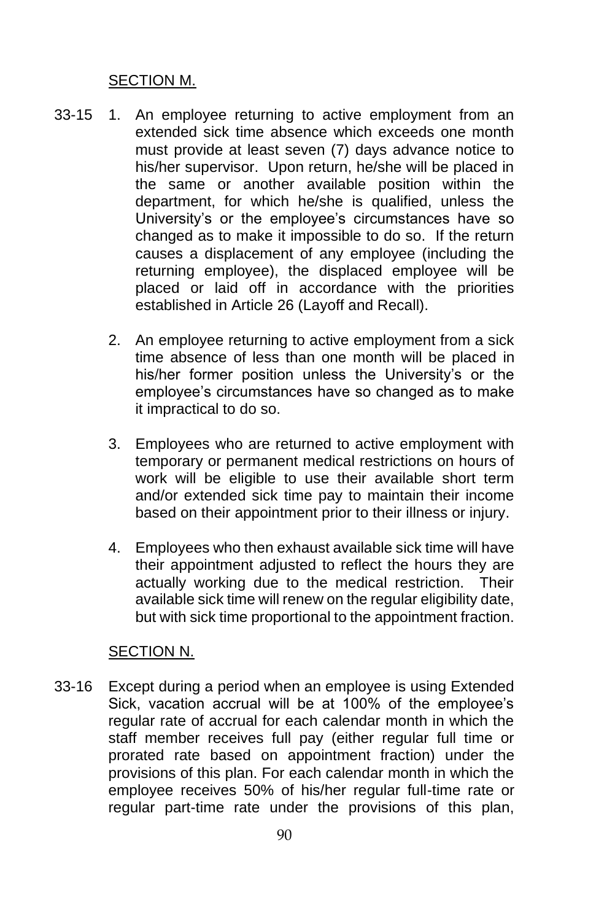SECTION M.

33-15 1. An employee returning to active employment from an extended sick time absence which exceeds one month must provide at least seven (7) days advance notice to his/her supervisor. Upon return, he/she will be placed in the same or another available position within the department, for which he/she is qualified, unless the University's or the employee's circumstances have so changed as to make it impossible to do so. If the return causes a displacement of any employee (including the returning employee), the displaced employee will be placed or laid off in accordance with the priorities established in Article 26 (Layoff and Recall).

2. An employee returning to active employment from a sick time absence of less than one month will be placed in his/her former position unless the University's or the employee's circumstances have so changed as to make it impractical to do so.

3. Employees who are returned to active employment with temporary or permanent medical restrictions on hours of work will be eligible to use their available short term and/or extended sick time pay to maintain their income based on their appointment prior to their illness or injury.

4. Employees who then exhaust available sick time will have their appointment adjusted to reflect the hours they are actually working due to the medical restriction. Their available sick time will renew on the regular eligibility date, but with sick time proportional to the appointment fraction.

SECTION N.

33-16 Except during a period when an employee is using Extended Sick, vacation accrual will be at 100% of the employee's regular rate of accrual for each calendar month in which the staff member receives full pay (either regular full time or prorated rate based on appointment fraction) under the provisions of this plan. For each calendar month in which the employee receives 50% of his/her regular full-time rate or regular part-time rate under the provisions of this plan,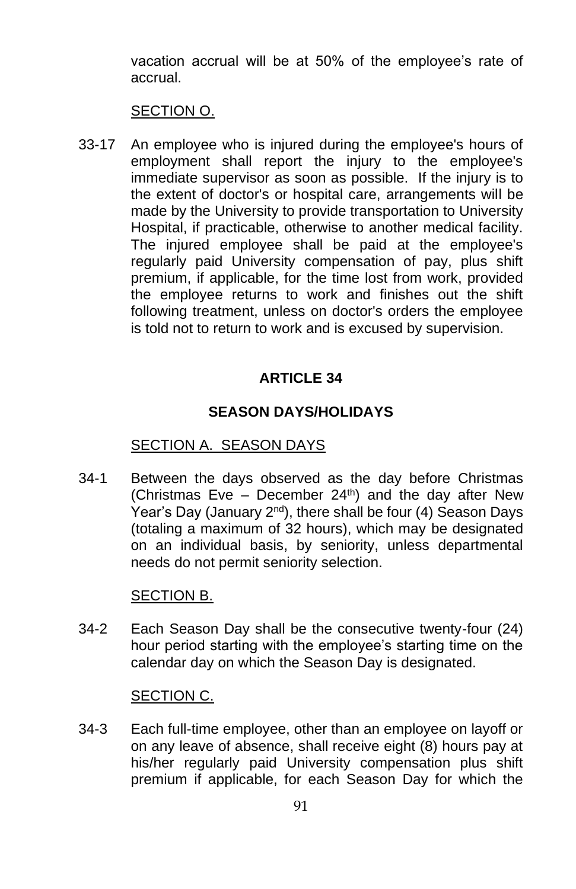vacation accrual will be at 50% of the employee's rate of accrual.

SECTION O.

33-17 An employee who is injured during the employee's hours of employment shall report the injury to the employee's immediate supervisor as soon as possible. If the injury is to the extent of doctor's or hospital care, arrangements will be made by the University to provide transportation to University Hospital, if practicable, otherwise to another medical facility. The injured employee shall be paid at the employee's regularly paid University compensation of pay, plus shift premium, if applicable, for the time lost from work, provided the employee returns to work and finishes out the shift following treatment, unless on doctor's orders the employee is told not to return to work and is excused by supervision.

## ARTICLE 34

## SEASON DAYS/HOLIDAYS

SECTION A. SEASON DAYS

34-1 Between the days observed as the day before Christmas (Christmas Eve – December 24th) and the day after New Year's Day (January 2nd), there shall be four (4) Season Days (totaling a maximum of 32 hours), which may be designated on an individual basis, by seniority, unless departmental needs do not permit seniority selection.

SECTION B.

34-2 Each Season Day shall be the consecutive twenty-four (24) hour period starting with the employee's starting time on the calendar day on which the Season Day is designated.

SECTION C.

34-3 Each full-time employee, other than an employee on layoff or on any leave of absence, shall receive eight (8) hours pay at his/her regularly paid University compensation plus shift premium if applicable, for each Season Day for which the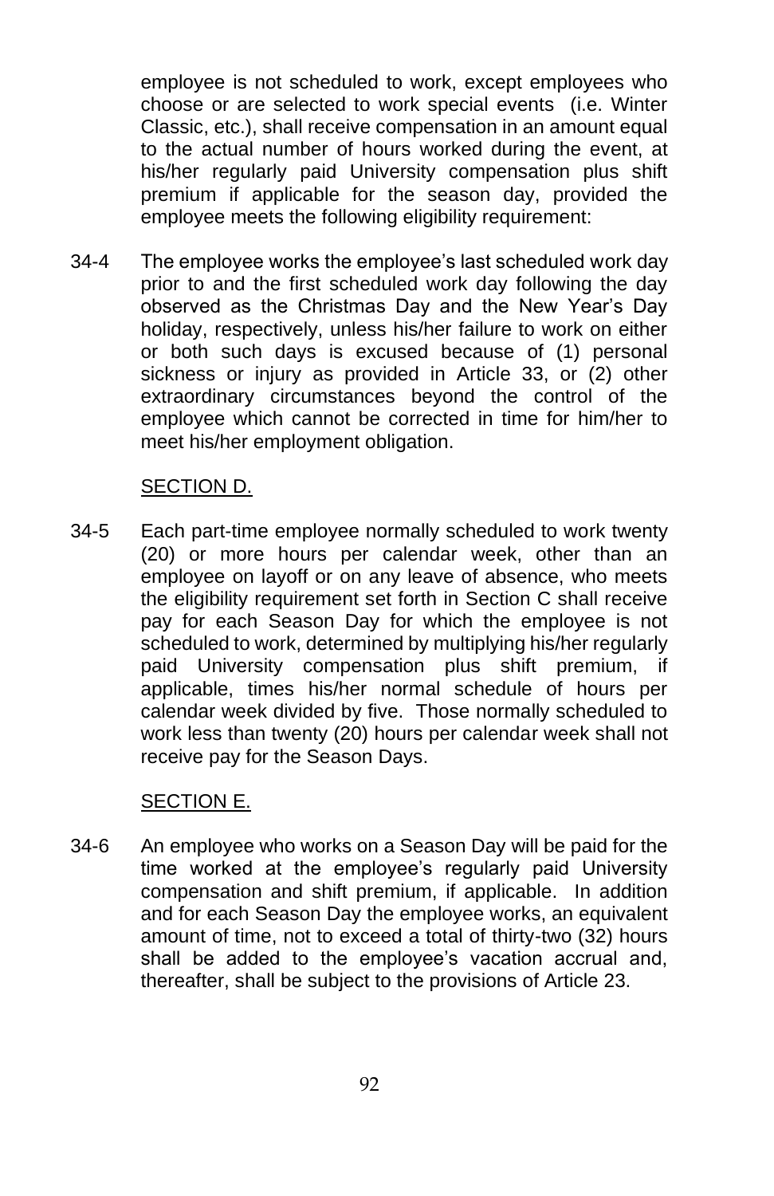employee is not scheduled to work, except employees who choose or are selected to work special events (i.e. Winter Classic, etc.), shall receive compensation in an amount equal to the actual number of hours worked during the event, at his/her regularly paid University compensation plus shift premium if applicable for the season day, provided the employee meets the following eligibility requirement:

34-4 The employee works the employee's last scheduled work day prior to and the first scheduled work day following the day observed as the Christmas Day and the New Year's Day holiday, respectively, unless his/her failure to work on either or both such days is excused because of (1) personal sickness or injury as provided in Article 33, or (2) other extraordinary circumstances beyond the control of the employee which cannot be corrected in time for him/her to meet his/her employment obligation.

SECTION D.

34-5 Each part-time employee normally scheduled to work twenty (20) or more hours per calendar week, other than an employee on layoff or on any leave of absence, who meets the eligibility requirement set forth in Section C shall receive pay for each Season Day for which the employee is not scheduled to work, determined by multiplying his/her regularly paid University compensation plus shift premium, if applicable, times his/her normal schedule of hours per calendar week divided by five. Those normally scheduled to work less than twenty (20) hours per calendar week shall not receive pay for the Season Days.

SECTION E.

34-6 An employee who works on a Season Day will be paid for the time worked at the employee's regularly paid University compensation and shift premium, if applicable. In addition and for each Season Day the employee works, an equivalent amount of time, not to exceed a total of thirty-two (32) hours shall be added to the employee's vacation accrual and, thereafter, shall be subject to the provisions of Article 23.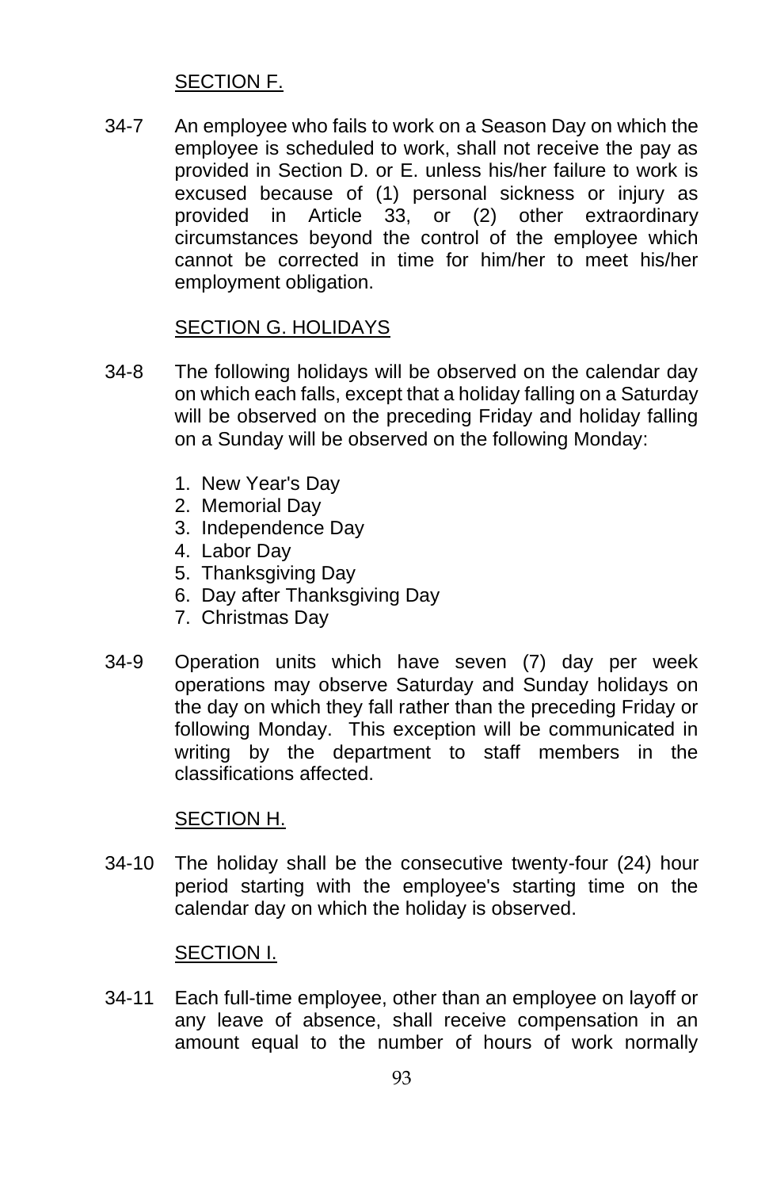SECTION F.

34-7 An employee who fails to work on a Season Day on which the employee is scheduled to work, shall not receive the pay as provided in Section D. or E. unless his/her failure to work is excused because of (1) personal sickness or injury as provided in Article 33, or (2) other extraordinary circumstances beyond the control of the employee which cannot be corrected in time for him/her to meet his/her employment obligation.

SECTION G. HOLIDAYS

34-8 The following holidays will be observed on the calendar day on which each falls, except that a holiday falling on a Saturday will be observed on the preceding Friday and holiday falling on a Sunday will be observed on the following Monday:

1. New Year's Day
2. Memorial Day
3. Independence Day
4. Labor Day
5. Thanksgiving Day
6. Day after Thanksgiving Day
7. Christmas Day

34-9 Operation units which have seven (7) day per week operations may observe Saturday and Sunday holidays on the day on which they fall rather than the preceding Friday or following Monday. This exception will be communicated in writing by the department to staff members in the classifications affected.

SECTION H.

34-10 The holiday shall be the consecutive twenty-four (24) hour period starting with the employee's starting time on the calendar day on which the holiday is observed.

SECTION I.

34-11 Each full-time employee, other than an employee on layoff or any leave of absence, shall receive compensation in an amount equal to the number of hours of work normally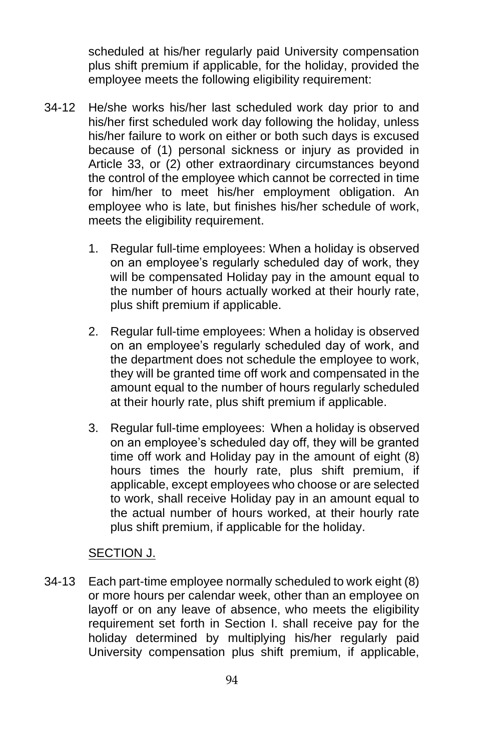scheduled at his/her regularly paid University compensation plus shift premium if applicable, for the holiday, provided the employee meets the following eligibility requirement:

34-12 He/she works his/her last scheduled work day prior to and his/her first scheduled work day following the holiday, unless his/her failure to work on either or both such days is excused because of (1) personal sickness or injury as provided in Article 33, or (2) other extraordinary circumstances beyond the control of the employee which cannot be corrected in time for him/her to meet his/her employment obligation. An employee who is late, but finishes his/her schedule of work, meets the eligibility requirement.

1. Regular full-time employees: When a holiday is observed on an employee's regularly scheduled day of work, they will be compensated Holiday pay in the amount equal to the number of hours actually worked at their hourly rate, plus shift premium if applicable.

2. Regular full-time employees: When a holiday is observed on an employee's regularly scheduled day of work, and the department does not schedule the employee to work, they will be granted time off work and compensated in the amount equal to the number of hours regularly scheduled at their hourly rate, plus shift premium if applicable.

3. Regular full-time employees: When a holiday is observed on an employee's scheduled day off, they will be granted time off work and Holiday pay in the amount of eight (8) hours times the hourly rate, plus shift premium, if applicable, except employees who choose or are selected to work, shall receive Holiday pay in an amount equal to the actual number of hours worked, at their hourly rate plus shift premium, if applicable for the holiday.

SECTION J.

34-13 Each part-time employee normally scheduled to work eight (8) or more hours per calendar week, other than an employee on layoff or on any leave of absence, who meets the eligibility requirement set forth in Section I. shall receive pay for the holiday determined by multiplying his/her regularly paid University compensation plus shift premium, if applicable,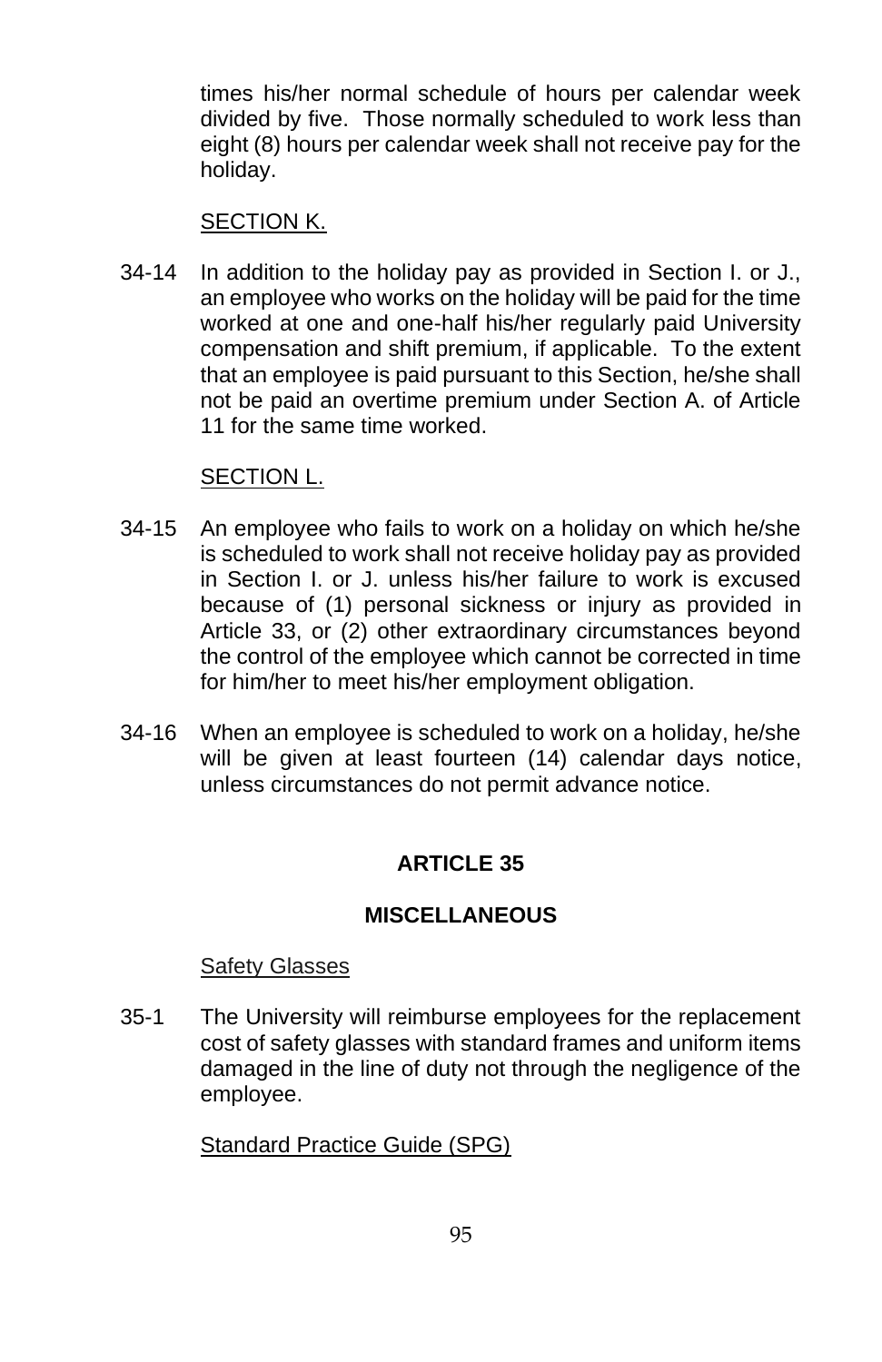times his/her normal schedule of hours per calendar week divided by five. Those normally scheduled to work less than eight (8) hours per calendar week shall not receive pay for the holiday.

SECTION K.

34-14 In addition to the holiday pay as provided in Section I. or J., an employee who works on the holiday will be paid for the time worked at one and one-half his/her regularly paid University compensation and shift premium, if applicable. To the extent that an employee is paid pursuant to this Section, he/she shall not be paid an overtime premium under Section A. of Article 11 for the same time worked.

SECTION L.

34-15 An employee who fails to work on a holiday on which he/she is scheduled to work shall not receive holiday pay as provided in Section I. or J. unless his/her failure to work is excused because of (1) personal sickness or injury as provided in Article 33, or (2) other extraordinary circumstances beyond the control of the employee which cannot be corrected in time for him/her to meet his/her employment obligation.

34-16 When an employee is scheduled to work on a holiday, he/she will be given at least fourteen (14) calendar days notice, unless circumstances do not permit advance notice.

## ARTICLE 35

## MISCELLANEOUS

Safety Glasses

35-1 The University will reimburse employees for the replacement cost of safety glasses with standard frames and uniform items damaged in the line of duty not through the negligence of the employee.

Standard Practice Guide (SPG)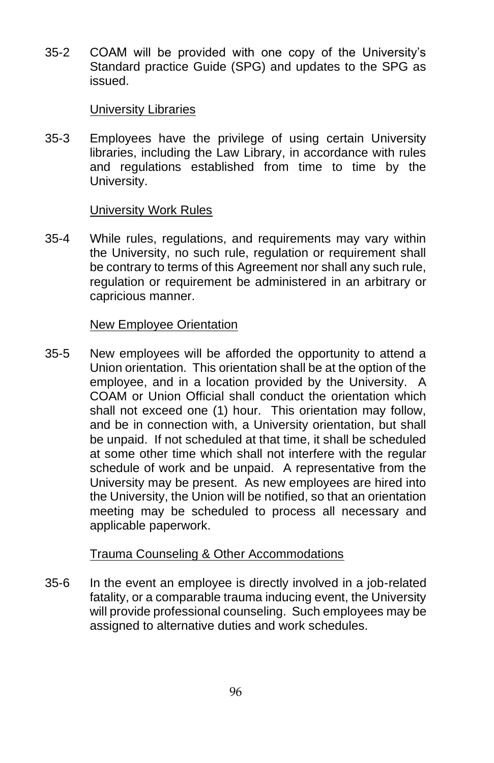35-2 COAM will be provided with one copy of the University's Standard practice Guide (SPG) and updates to the SPG as issued.

University Libraries

35-3 Employees have the privilege of using certain University libraries, including the Law Library, in accordance with rules and regulations established from time to time by the University.

University Work Rules

35-4 While rules, regulations, and requirements may vary within the University, no such rule, regulation or requirement shall be contrary to terms of this Agreement nor shall any such rule, regulation or requirement be administered in an arbitrary or capricious manner.

New Employee Orientation

35-5 New employees will be afforded the opportunity to attend a Union orientation. This orientation shall be at the option of the employee, and in a location provided by the University. A COAM or Union Official shall conduct the orientation which shall not exceed one (1) hour. This orientation may follow, and be in connection with, a University orientation, but shall be unpaid. If not scheduled at that time, it shall be scheduled at some other time which shall not interfere with the regular schedule of work and be unpaid. A representative from the University may be present. As new employees are hired into the University, the Union will be notified, so that an orientation meeting may be scheduled to process all necessary and applicable paperwork.

Trauma Counseling & Other Accommodations

35-6 In the event an employee is directly involved in a job-related fatality, or a comparable trauma inducing event, the University will provide professional counseling. Such employees may be assigned to alternative duties and work schedules.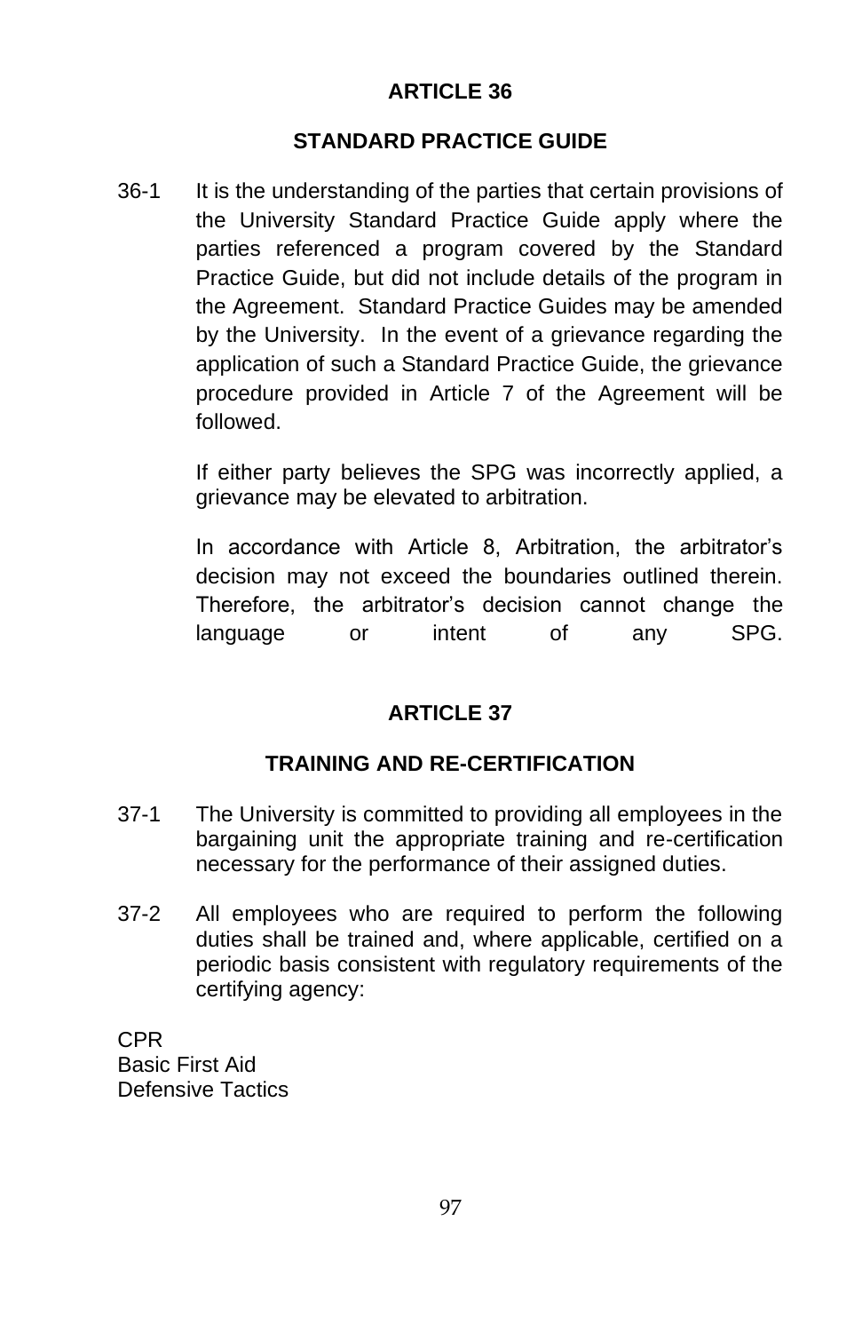## ARTICLE 36

## STANDARD PRACTICE GUIDE

36-1 It is the understanding of the parties that certain provisions of the University Standard Practice Guide apply where the parties referenced a program covered by the Standard Practice Guide, but did not include details of the program in the Agreement. Standard Practice Guides may be amended by the University. In the event of a grievance regarding the application of such a Standard Practice Guide, the grievance procedure provided in Article 7 of the Agreement will be followed.

If either party believes the SPG was incorrectly applied, a grievance may be elevated to arbitration.

In accordance with Article 8, Arbitration, the arbitrator's decision may not exceed the boundaries outlined therein. Therefore, the arbitrator's decision cannot change the language or intent of any SPG.

## ARTICLE 37

## TRAINING AND RE-CERTIFICATION

37-1 The University is committed to providing all employees in the bargaining unit the appropriate training and re-certification necessary for the performance of their assigned duties.

37-2 All employees who are required to perform the following duties shall be trained and, where applicable, certified on a periodic basis consistent with regulatory requirements of the certifying agency:

CPR
Basic First Aid
Defensive Tactics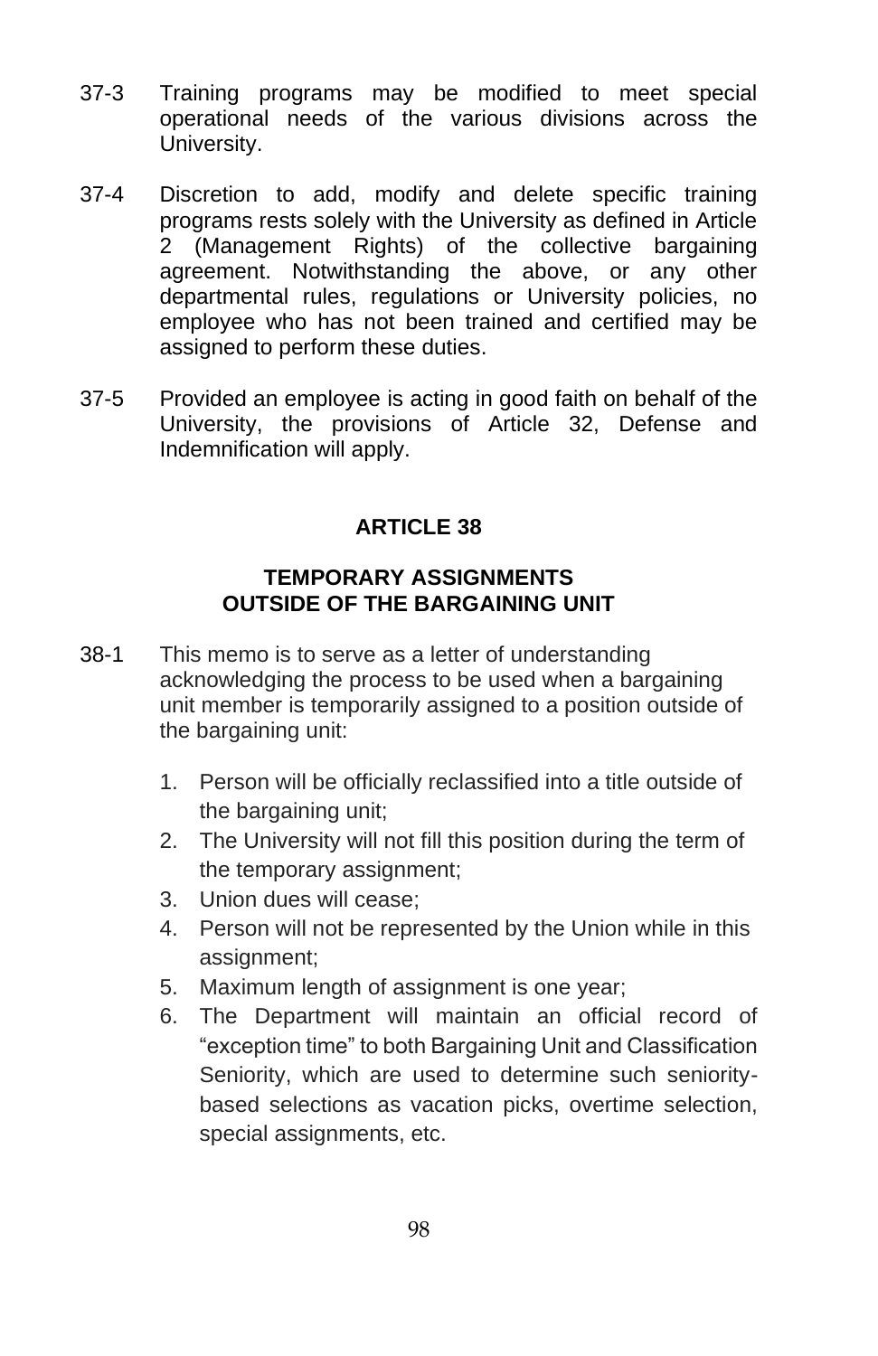37-3 Training programs may be modified to meet special operational needs of the various divisions across the University.

37-4 Discretion to add, modify and delete specific training programs rests solely with the University as defined in Article 2 (Management Rights) of the collective bargaining agreement. Notwithstanding the above, or any other departmental rules, regulations or University policies, no employee who has not been trained and certified may be assigned to perform these duties.

37-5 Provided an employee is acting in good faith on behalf of the University, the provisions of Article 32, Defense and Indemnification will apply.

## ARTICLE 38

### TEMPORARY ASSIGNMENTS OUTSIDE OF THE BARGAINING UNIT

38-1 This memo is to serve as a letter of understanding acknowledging the process to be used when a bargaining unit member is temporarily assigned to a position outside of the bargaining unit:

1. Person will be officially reclassified into a title outside of the bargaining unit;
2. The University will not fill this position during the term of the temporary assignment;
3. Union dues will cease;
4. Person will not be represented by the Union while in this assignment;
5. Maximum length of assignment is one year;
6. The Department will maintain an official record of "exception time" to both Bargaining Unit and Classification Seniority, which are used to determine such seniority-based selections as vacation picks, overtime selection, special assignments, etc.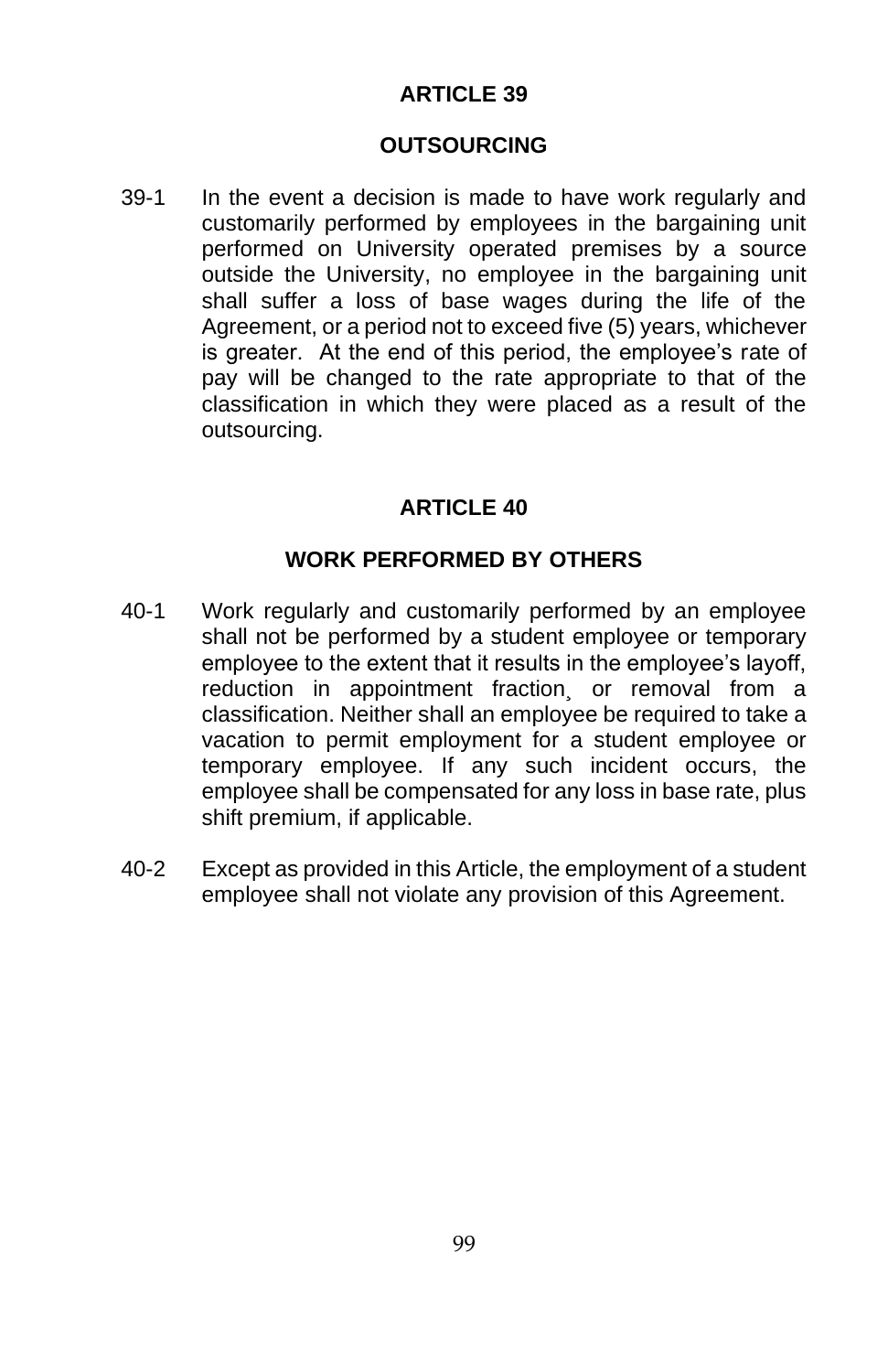## ARTICLE 39

### OUTSOURCING

39-1 In the event a decision is made to have work regularly and customarily performed by employees in the bargaining unit performed on University operated premises by a source outside the University, no employee in the bargaining unit shall suffer a loss of base wages during the life of the Agreement, or a period not to exceed five (5) years, whichever is greater. At the end of this period, the employee's rate of pay will be changed to the rate appropriate to that of the classification in which they were placed as a result of the outsourcing.

## ARTICLE 40

### WORK PERFORMED BY OTHERS

40-1 Work regularly and customarily performed by an employee shall not be performed by a student employee or temporary employee to the extent that it results in the employee's layoff, reduction in appointment fraction¸ or removal from a classification. Neither shall an employee be required to take a vacation to permit employment for a student employee or temporary employee. If any such incident occurs, the employee shall be compensated for any loss in base rate, plus shift premium, if applicable.

40-2 Except as provided in this Article, the employment of a student employee shall not violate any provision of this Agreement.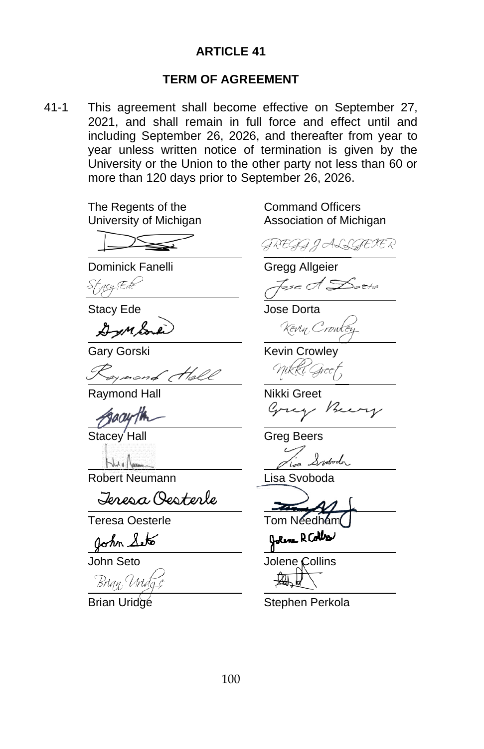# ARTICLE 41

## TERM OF AGREEMENT

41-1 This agreement shall become effective on September 27, 2021, and shall remain in full force and effect until and including September 26, 2026, and thereafter from year to year unless written notice of termination is given by the University or the Union to the other party not less than 60 or more than 120 days prior to September 26, 2026.

| The Regents of the University of Michigan | Command Officers Association of Michigan |
|---|---|
| Dominick Fanelli | Gregg Allgeier |
| Stacy Ede | Jose Dorta |
| Gary Gorski | Kevin Crowley |
| Raymond Hall | Nikki Greet |
| Stacey Hall | Greg Beers |
| Robert Neumann | Lisa Svoboda |
| Teresa Oesterle | Tom Needham |
| John Seto | Jolene Collins |
| Brian Uridge | Stephen Perkola |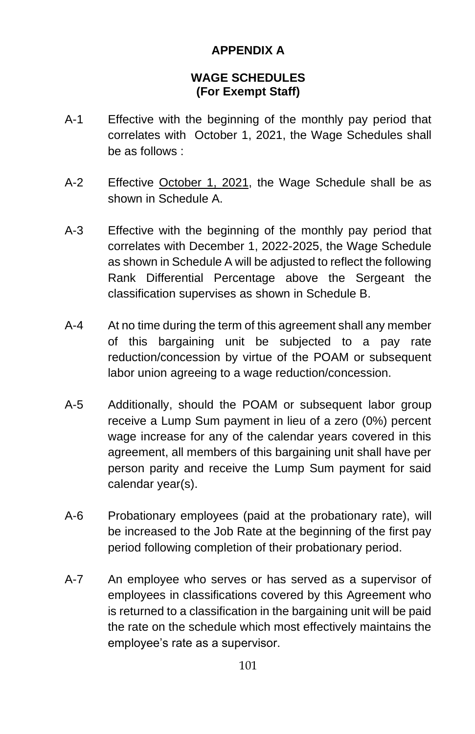# APPENDIX A

## WAGE SCHEDULES
## (For Exempt Staff)

A-1 Effective with the beginning of the monthly pay period that correlates with October 1, 2021, the Wage Schedules shall be as follows :

A-2 Effective <u>October 1, 2021</u>, the Wage Schedule shall be as shown in Schedule A.

A-3 Effective with the beginning of the monthly pay period that correlates with December 1, 2022-2025, the Wage Schedule as shown in Schedule A will be adjusted to reflect the following Rank Differential Percentage above the Sergeant the classification supervises as shown in Schedule B.

A-4 At no time during the term of this agreement shall any member of this bargaining unit be subjected to a pay rate reduction/concession by virtue of the POAM or subsequent labor union agreeing to a wage reduction/concession.

A-5 Additionally, should the POAM or subsequent labor group receive a Lump Sum payment in lieu of a zero (0%) percent wage increase for any of the calendar years covered in this agreement, all members of this bargaining unit shall have per person parity and receive the Lump Sum payment for said calendar year(s).

A-6 Probationary employees (paid at the probationary rate), will be increased to the Job Rate at the beginning of the first pay period following completion of their probationary period.

A-7 An employee who serves or has served as a supervisor of employees in classifications covered by this Agreement who is returned to a classification in the bargaining unit will be paid the rate on the schedule which most effectively maintains the employee's rate as a supervisor.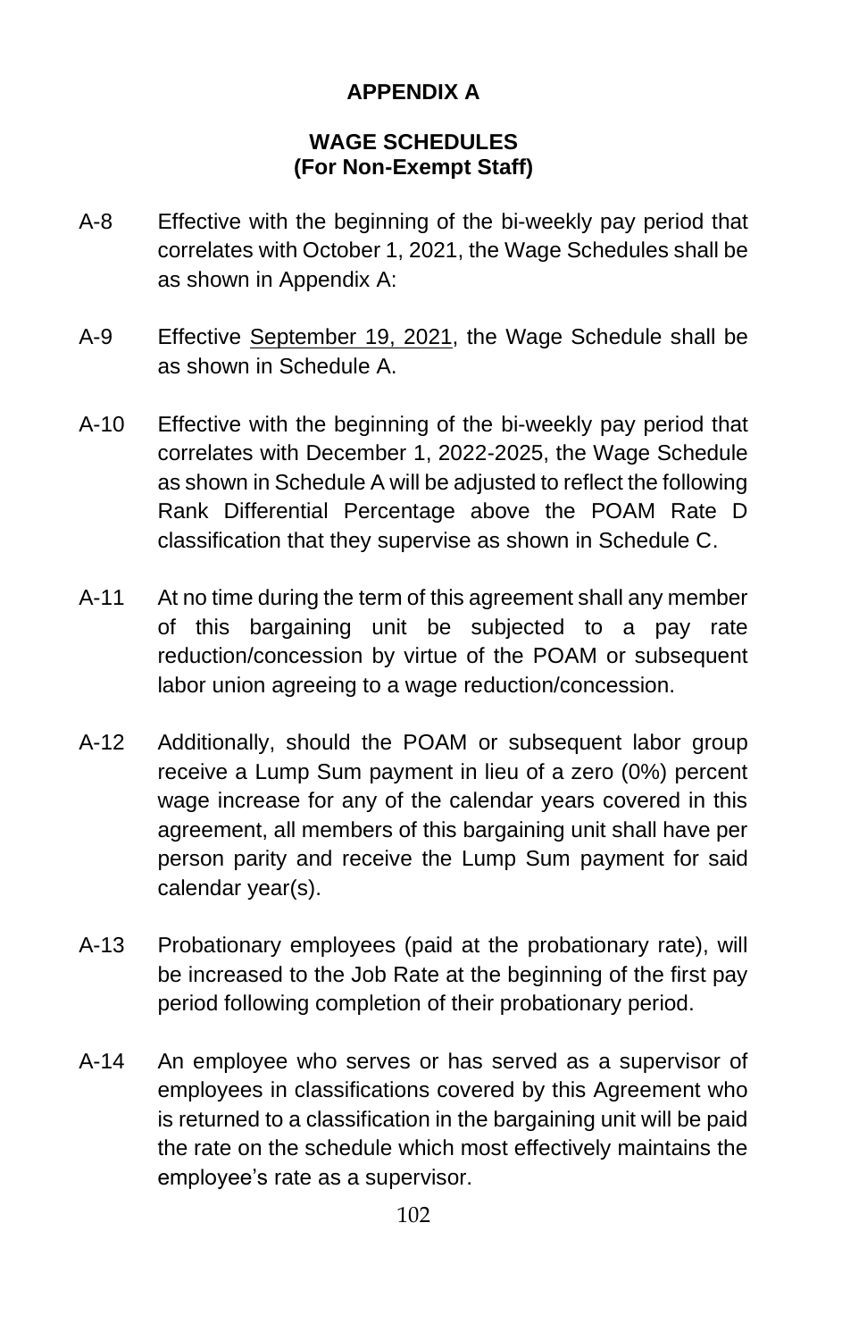# APPENDIX A

## WAGE SCHEDULES
## (For Non-Exempt Staff)

A-8 Effective with the beginning of the bi-weekly pay period that correlates with October 1, 2021, the Wage Schedules shall be as shown in Appendix A:

A-9 Effective September 19, 2021, the Wage Schedule shall be as shown in Schedule A.

A-10 Effective with the beginning of the bi-weekly pay period that correlates with December 1, 2022-2025, the Wage Schedule as shown in Schedule A will be adjusted to reflect the following Rank Differential Percentage above the POAM Rate D classification that they supervise as shown in Schedule C.

A-11 At no time during the term of this agreement shall any member of this bargaining unit be subjected to a pay rate reduction/concession by virtue of the POAM or subsequent labor union agreeing to a wage reduction/concession.

A-12 Additionally, should the POAM or subsequent labor group receive a Lump Sum payment in lieu of a zero (0%) percent wage increase for any of the calendar years covered in this agreement, all members of this bargaining unit shall have per person parity and receive the Lump Sum payment for said calendar year(s).

A-13 Probationary employees (paid at the probationary rate), will be increased to the Job Rate at the beginning of the first pay period following completion of their probationary period.

A-14 An employee who serves or has served as a supervisor of employees in classifications covered by this Agreement who is returned to a classification in the bargaining unit will be paid the rate on the schedule which most effectively maintains the employee's rate as a supervisor.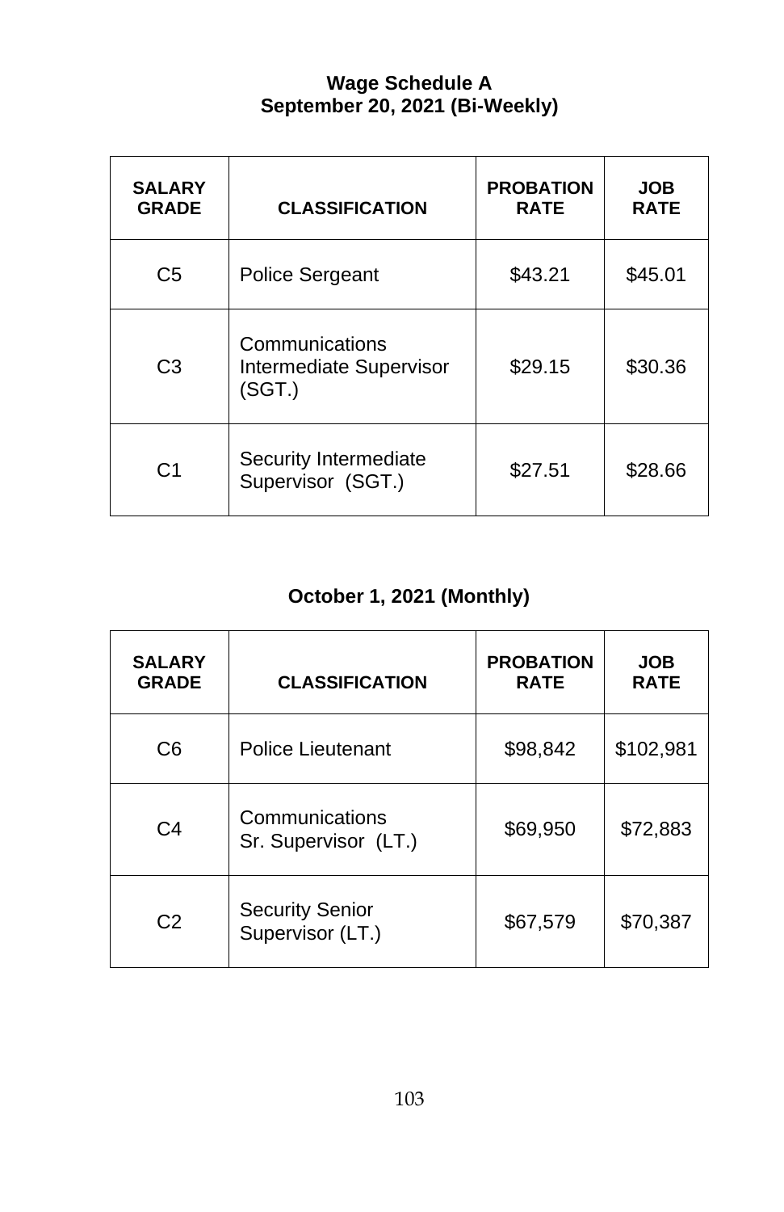**Wage Schedule A**
**September 20, 2021 (Bi-Weekly)**

| SALARY GRADE | CLASSIFICATION | PROBATION RATE | JOB RATE |
|---|---|---|---|
| C5 | Police Sergeant | \$43.21 | \$45.01 |
| C3 | Communications Intermediate Supervisor (SGT.) | \$29.15 | \$30.36 |
| C1 | Security Intermediate Supervisor (SGT.) | \$27.51 | \$28.66 |

**October 1, 2021 (Monthly)**

| SALARY GRADE | CLASSIFICATION | PROBATION RATE | JOB RATE |
|---|---|---|---|
| C6 | Police Lieutenant | \$98,842 | \$102,981 |
| C4 | Communications Sr. Supervisor (LT.) | \$69,950 | \$72,883 |
| C2 | Security Senior Supervisor (LT.) | \$67,579 | \$70,387 |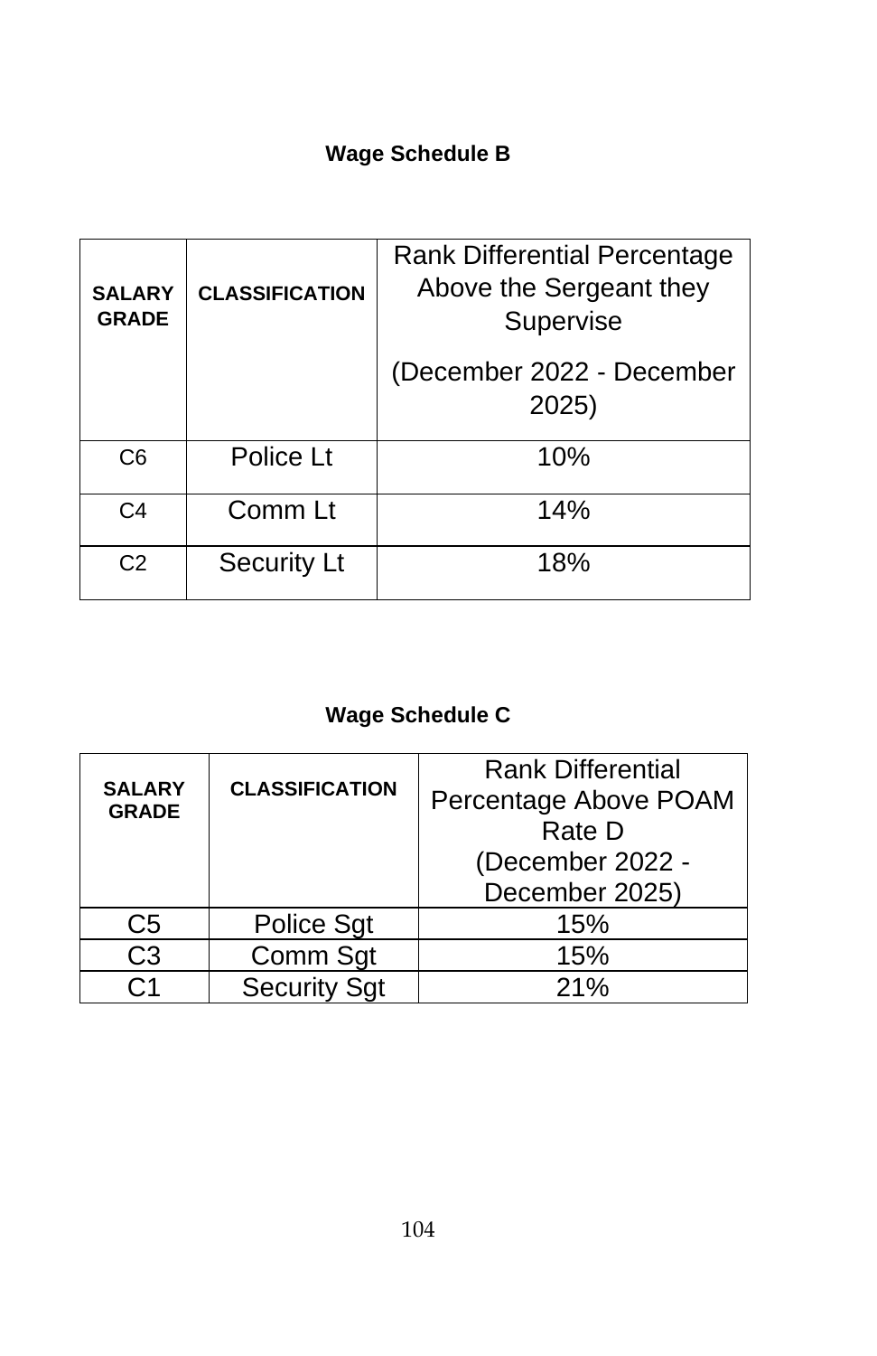## Wage Schedule B

| SALARY GRADE | CLASSIFICATION | Rank Differential Percentage Above the Sergeant they Supervise (December 2022 - December 2025) |
|---|---|---|
| C6 | Police Lt | 10% |
| C4 | Comm Lt | 14% |
| C2 | Security Lt | 18% |

## Wage Schedule C

| SALARY GRADE | CLASSIFICATION | Rank Differential Percentage Above POAM Rate D (December 2022 - December 2025) |
|---|---|---|
| C5 | Police Sgt | 15% |
| C3 | Comm Sgt | 15% |
| C1 | Security Sgt | 21% |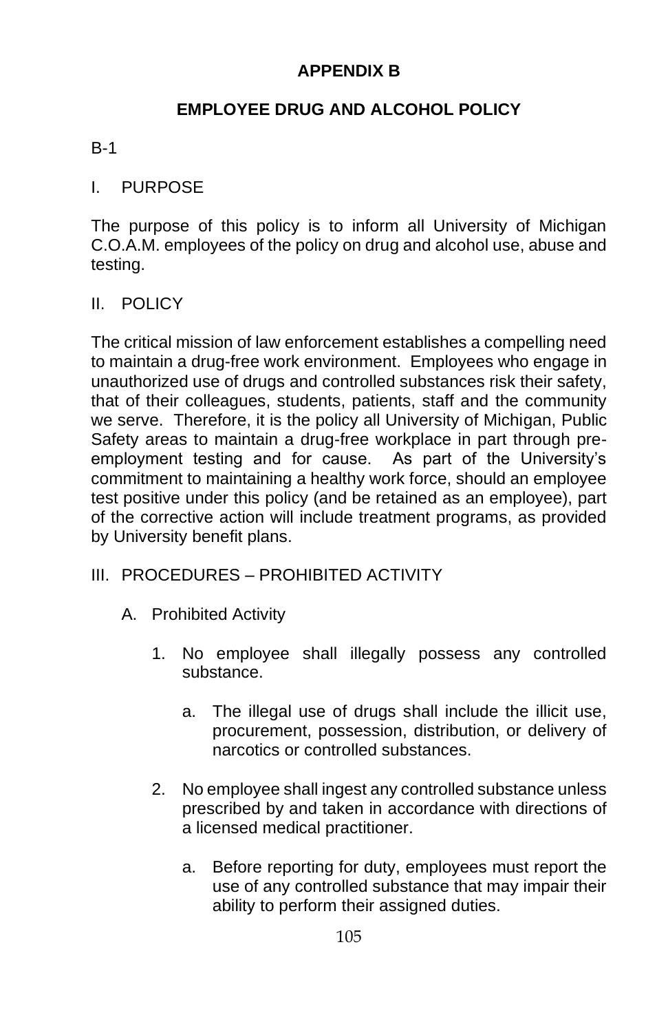# APPENDIX B

## EMPLOYEE DRUG AND ALCOHOL POLICY

B-1

I. PURPOSE

The purpose of this policy is to inform all University of Michigan C.O.A.M. employees of the policy on drug and alcohol use, abuse and testing.

II. POLICY

The critical mission of law enforcement establishes a compelling need to maintain a drug-free work environment. Employees who engage in unauthorized use of drugs and controlled substances risk their safety, that of their colleagues, students, patients, staff and the community we serve. Therefore, it is the policy all University of Michigan, Public Safety areas to maintain a drug-free workplace in part through pre-employment testing and for cause. As part of the University's commitment to maintaining a healthy work force, should an employee test positive under this policy (and be retained as an employee), part of the corrective action will include treatment programs, as provided by University benefit plans.

III. PROCEDURES – PROHIBITED ACTIVITY

A. Prohibited Activity

1. No employee shall illegally possess any controlled substance.

    a. The illegal use of drugs shall include the illicit use, procurement, possession, distribution, or delivery of narcotics or controlled substances.

2. No employee shall ingest any controlled substance unless prescribed by and taken in accordance with directions of a licensed medical practitioner.

    a. Before reporting for duty, employees must report the use of any controlled substance that may impair their ability to perform their assigned duties.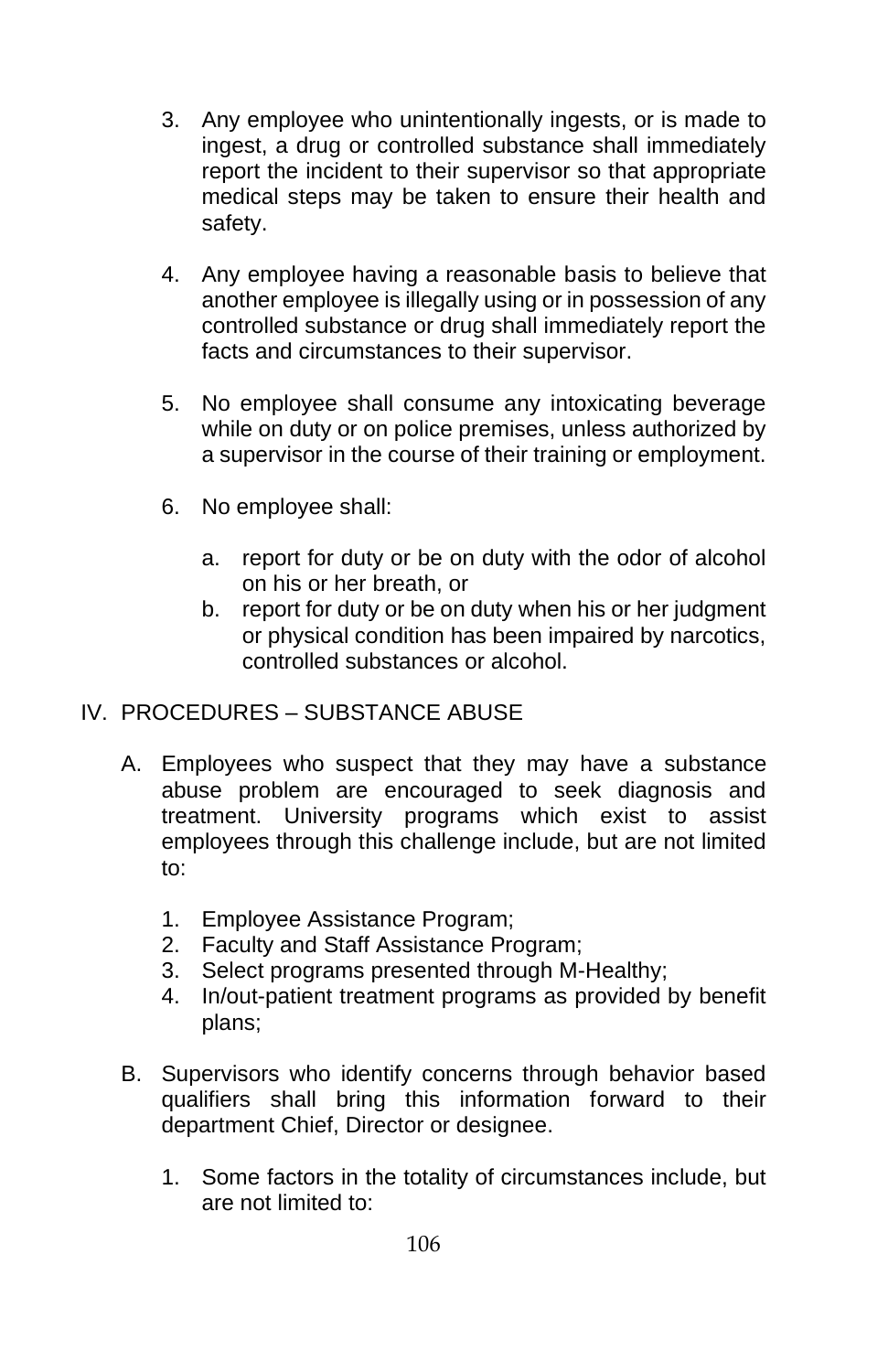3. Any employee who unintentionally ingests, or is made to ingest, a drug or controlled substance shall immediately report the incident to their supervisor so that appropriate medical steps may be taken to ensure their health and safety.

4. Any employee having a reasonable basis to believe that another employee is illegally using or in possession of any controlled substance or drug shall immediately report the facts and circumstances to their supervisor.

5. No employee shall consume any intoxicating beverage while on duty or on police premises, unless authorized by a supervisor in the course of their training or employment.

6. No employee shall:

   a. report for duty or be on duty with the odor of alcohol on his or her breath, or
   b. report for duty or be on duty when his or her judgment or physical condition has been impaired by narcotics, controlled substances or alcohol.

## IV. PROCEDURES – SUBSTANCE ABUSE

A. Employees who suspect that they may have a substance abuse problem are encouraged to seek diagnosis and treatment. University programs which exist to assist employees through this challenge include, but are not limited to:

   1. Employee Assistance Program;
   2. Faculty and Staff Assistance Program;
   3. Select programs presented through M-Healthy;
   4. In/out-patient treatment programs as provided by benefit plans;

B. Supervisors who identify concerns through behavior based qualifiers shall bring this information forward to their department Chief, Director or designee.

   1. Some factors in the totality of circumstances include, but are not limited to: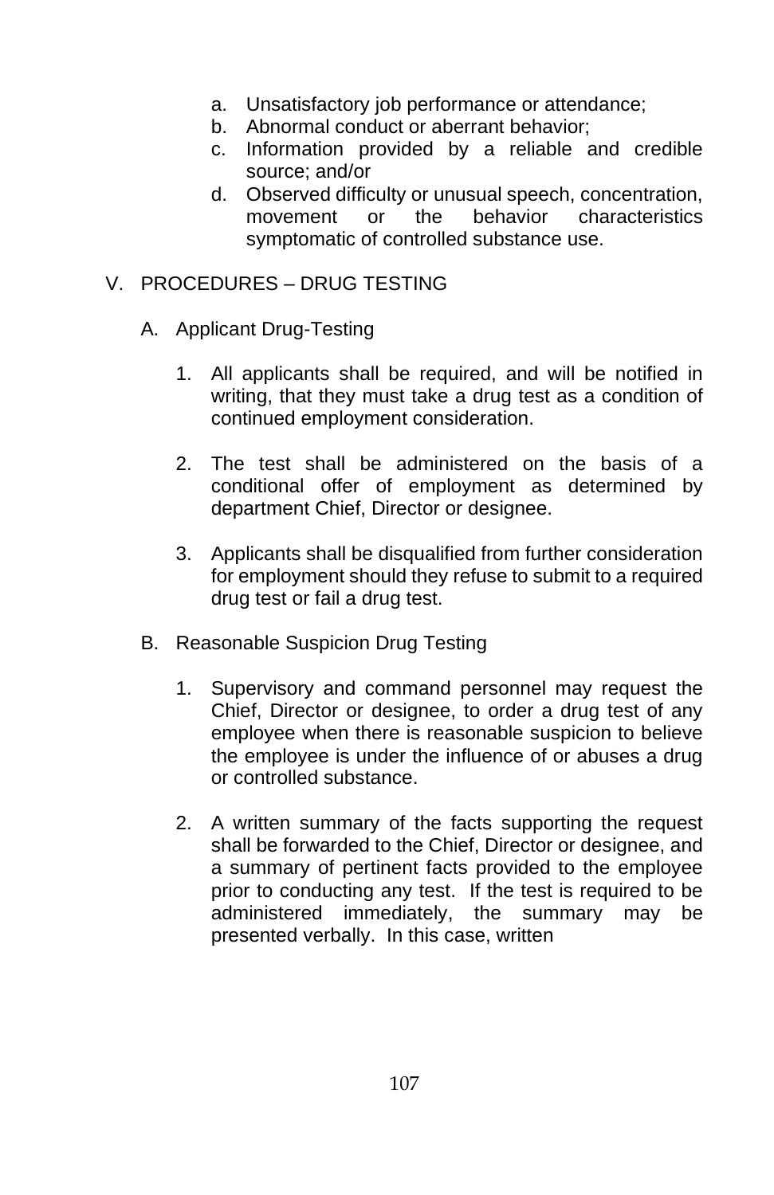a. Unsatisfactory job performance or attendance;
   b. Abnormal conduct or aberrant behavior;
   c. Information provided by a reliable and credible source; and/or
   d. Observed difficulty or unusual speech, concentration, movement or the behavior characteristics symptomatic of controlled substance use.

## V. PROCEDURES – DRUG TESTING

### A. Applicant Drug-Testing

1. All applicants shall be required, and will be notified in writing, that they must take a drug test as a condition of continued employment consideration.

2. The test shall be administered on the basis of a conditional offer of employment as determined by department Chief, Director or designee.

3. Applicants shall be disqualified from further consideration for employment should they refuse to submit to a required drug test or fail a drug test.

### B. Reasonable Suspicion Drug Testing

1. Supervisory and command personnel may request the Chief, Director or designee, to order a drug test of any employee when there is reasonable suspicion to believe the employee is under the influence of or abuses a drug or controlled substance.

2. A written summary of the facts supporting the request shall be forwarded to the Chief, Director or designee, and a summary of pertinent facts provided to the employee prior to conducting any test. If the test is required to be administered immediately, the summary may be presented verbally. In this case, written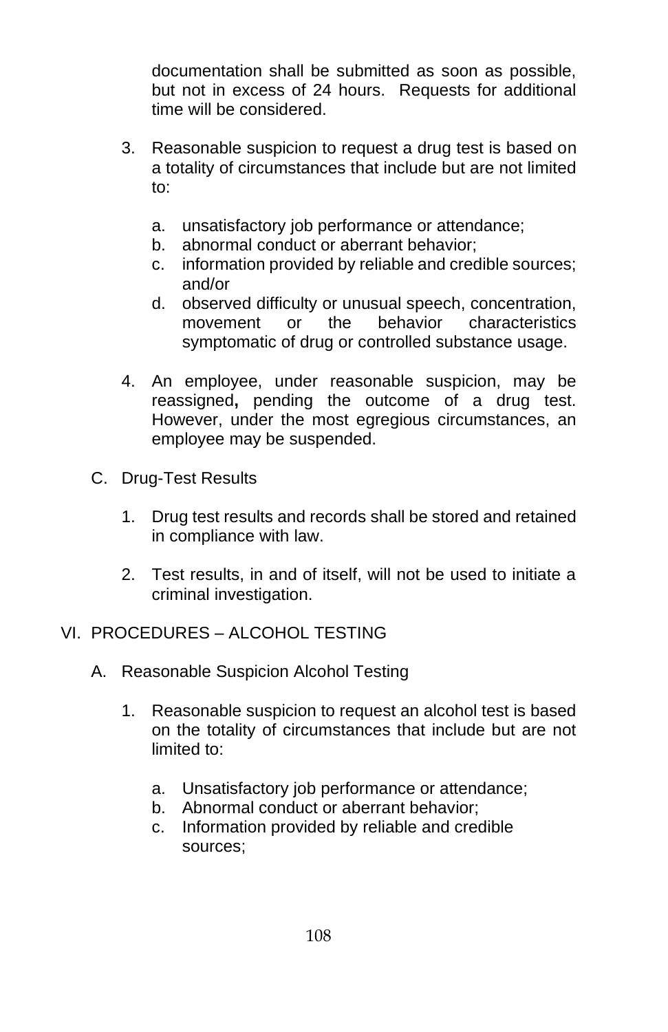documentation shall be submitted as soon as possible, but not in excess of 24 hours. Requests for additional time will be considered.

3. Reasonable suspicion to request a drug test is based on a totality of circumstances that include but are not limited to:

   a. unsatisfactory job performance or attendance;
   b. abnormal conduct or aberrant behavior;
   c. information provided by reliable and credible sources; and/or
   d. observed difficulty or unusual speech, concentration, movement or the behavior characteristics symptomatic of drug or controlled substance usage.

4. An employee, under reasonable suspicion, may be reassigned**,** pending the outcome of a drug test. However, under the most egregious circumstances, an employee may be suspended.

C. Drug-Test Results

1. Drug test results and records shall be stored and retained in compliance with law.

2. Test results, in and of itself, will not be used to initiate a criminal investigation.

VI. PROCEDURES – ALCOHOL TESTING

A. Reasonable Suspicion Alcohol Testing

1. Reasonable suspicion to request an alcohol test is based on the totality of circumstances that include but are not limited to:

   a. Unsatisfactory job performance or attendance;
   b. Abnormal conduct or aberrant behavior;
   c. Information provided by reliable and credible sources;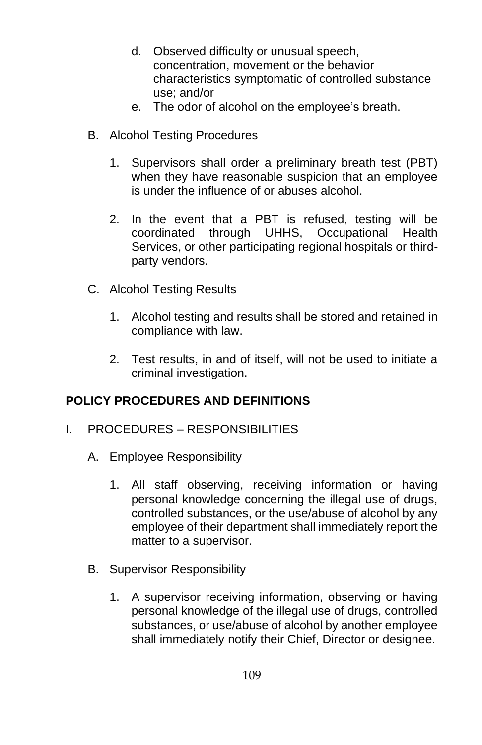d. Observed difficulty or unusual speech, concentration, movement or the behavior characteristics symptomatic of controlled substance use; and/or
e. The odor of alcohol on the employee's breath.

B. Alcohol Testing Procedures

1. Supervisors shall order a preliminary breath test (PBT) when they have reasonable suspicion that an employee is under the influence of or abuses alcohol.

2. In the event that a PBT is refused, testing will be coordinated through UHHS, Occupational Health Services, or other participating regional hospitals or third-party vendors.

C. Alcohol Testing Results

1. Alcohol testing and results shall be stored and retained in compliance with law.

2. Test results, in and of itself, will not be used to initiate a criminal investigation.

**POLICY PROCEDURES AND DEFINITIONS**

I. PROCEDURES – RESPONSIBILITIES

A. Employee Responsibility

1. All staff observing, receiving information or having personal knowledge concerning the illegal use of drugs, controlled substances, or the use/abuse of alcohol by any employee of their department shall immediately report the matter to a supervisor.

B. Supervisor Responsibility

1. A supervisor receiving information, observing or having personal knowledge of the illegal use of drugs, controlled substances, or use/abuse of alcohol by another employee shall immediately notify their Chief, Director or designee.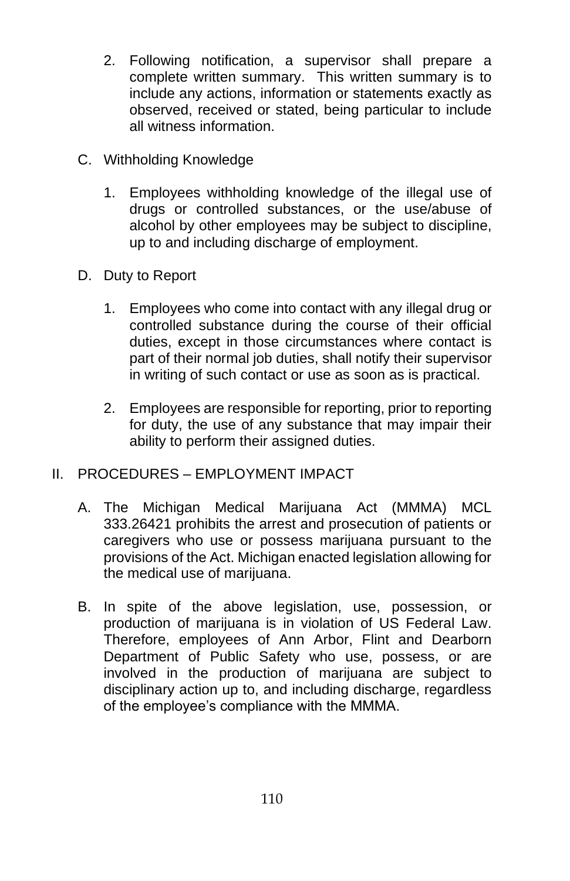2. Following notification, a supervisor shall prepare a complete written summary. This written summary is to include any actions, information or statements exactly as observed, received or stated, being particular to include all witness information.

C. Withholding Knowledge

1. Employees withholding knowledge of the illegal use of drugs or controlled substances, or the use/abuse of alcohol by other employees may be subject to discipline, up to and including discharge of employment.

D. Duty to Report

1. Employees who come into contact with any illegal drug or controlled substance during the course of their official duties, except in those circumstances where contact is part of their normal job duties, shall notify their supervisor in writing of such contact or use as soon as is practical.

2. Employees are responsible for reporting, prior to reporting for duty, the use of any substance that may impair their ability to perform their assigned duties.

II. PROCEDURES – EMPLOYMENT IMPACT

A. The Michigan Medical Marijuana Act (MMMA) MCL 333.26421 prohibits the arrest and prosecution of patients or caregivers who use or possess marijuana pursuant to the provisions of the Act. Michigan enacted legislation allowing for the medical use of marijuana.

B. In spite of the above legislation, use, possession, or production of marijuana is in violation of US Federal Law. Therefore, employees of Ann Arbor, Flint and Dearborn Department of Public Safety who use, possess, or are involved in the production of marijuana are subject to disciplinary action up to, and including discharge, regardless of the employee's compliance with the MMMA.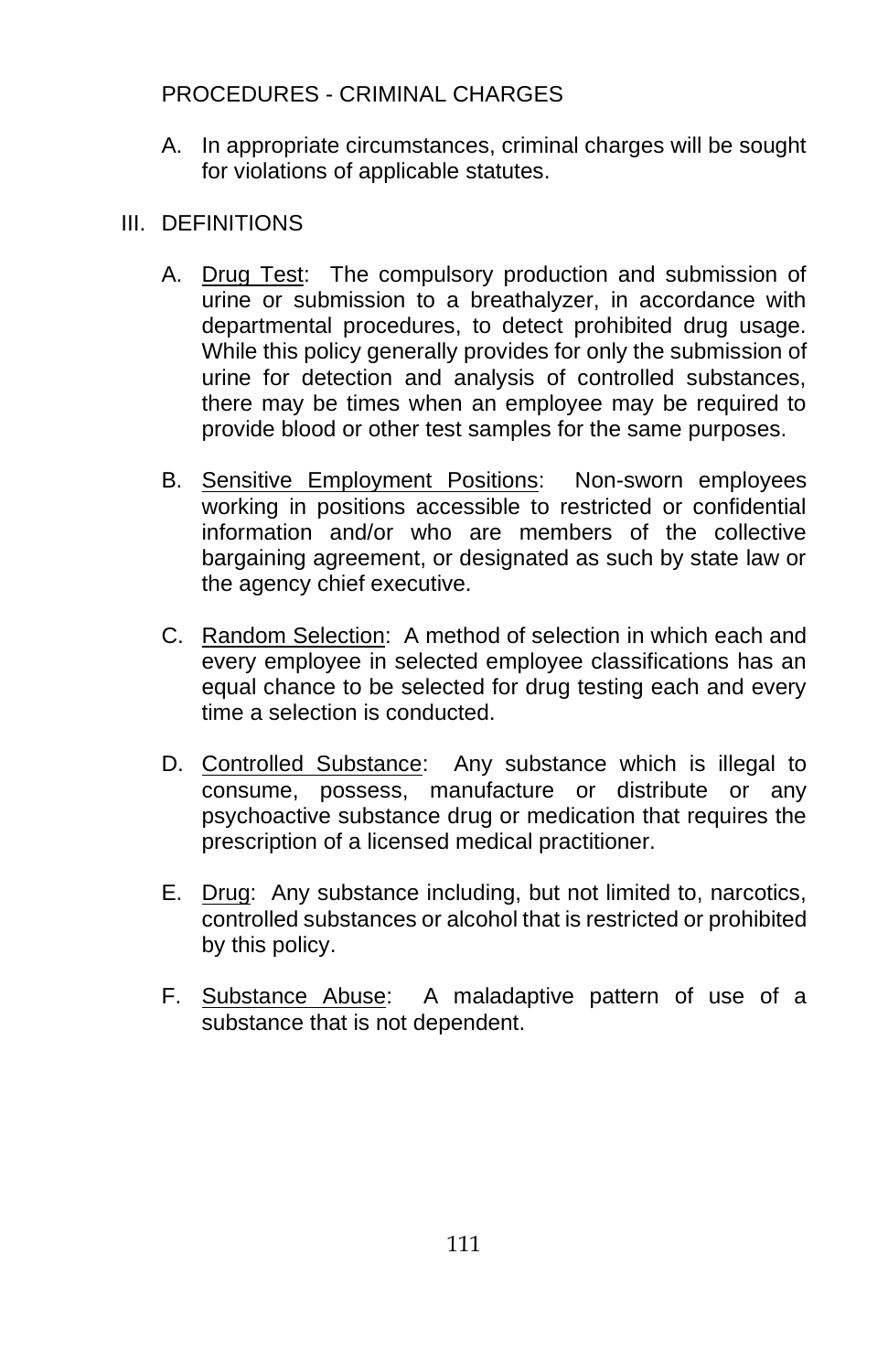PROCEDURES - CRIMINAL CHARGES

A. In appropriate circumstances, criminal charges will be sought for violations of applicable statutes.

III. DEFINITIONS

A. Drug Test: The compulsory production and submission of urine or submission to a breathalyzer, in accordance with departmental procedures, to detect prohibited drug usage. While this policy generally provides for only the submission of urine for detection and analysis of controlled substances, there may be times when an employee may be required to provide blood or other test samples for the same purposes.

B. Sensitive Employment Positions: Non-sworn employees working in positions accessible to restricted or confidential information and/or who are members of the collective bargaining agreement, or designated as such by state law or the agency chief executive.

C. Random Selection: A method of selection in which each and every employee in selected employee classifications has an equal chance to be selected for drug testing each and every time a selection is conducted.

D. Controlled Substance: Any substance which is illegal to consume, possess, manufacture or distribute or any psychoactive substance drug or medication that requires the prescription of a licensed medical practitioner.

E. Drug: Any substance including, but not limited to, narcotics, controlled substances or alcohol that is restricted or prohibited by this policy.

F. Substance Abuse: A maladaptive pattern of use of a substance that is not dependent.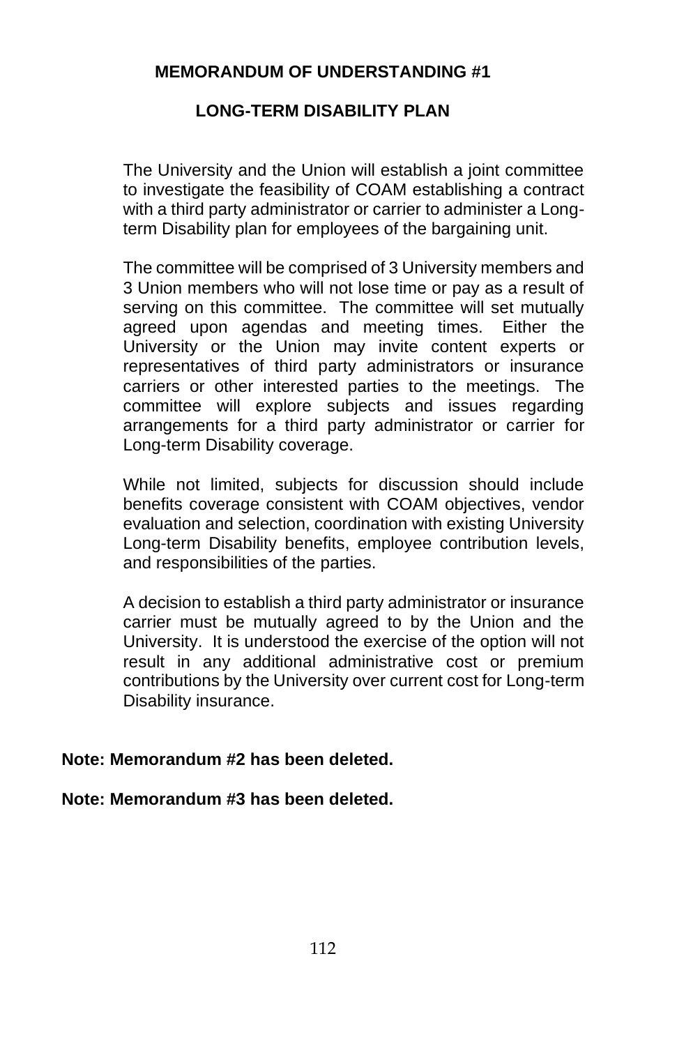## MEMORANDUM OF UNDERSTANDING #1

### LONG-TERM DISABILITY PLAN

The University and the Union will establish a joint committee to investigate the feasibility of COAM establishing a contract with a third party administrator or carrier to administer a Long-term Disability plan for employees of the bargaining unit.

The committee will be comprised of 3 University members and 3 Union members who will not lose time or pay as a result of serving on this committee. The committee will set mutually agreed upon agendas and meeting times. Either the University or the Union may invite content experts or representatives of third party administrators or insurance carriers or other interested parties to the meetings. The committee will explore subjects and issues regarding arrangements for a third party administrator or carrier for Long-term Disability coverage.

While not limited, subjects for discussion should include benefits coverage consistent with COAM objectives, vendor evaluation and selection, coordination with existing University Long-term Disability benefits, employee contribution levels, and responsibilities of the parties.

A decision to establish a third party administrator or insurance carrier must be mutually agreed to by the Union and the University. It is understood the exercise of the option will not result in any additional administrative cost or premium contributions by the University over current cost for Long-term Disability insurance.

**Note: Memorandum #2 has been deleted.**

**Note: Memorandum #3 has been deleted.**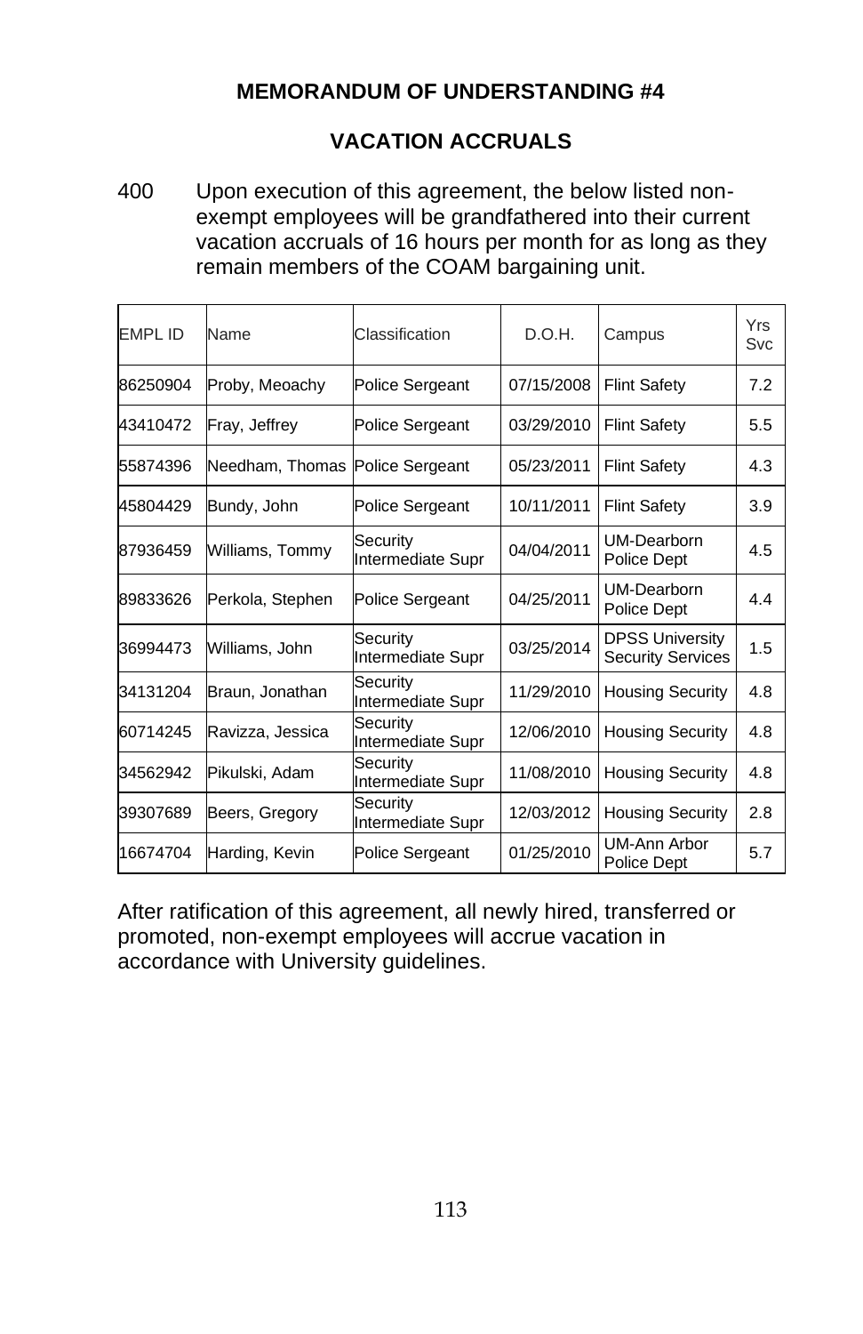## MEMORANDUM OF UNDERSTANDING #4

## VACATION ACCRUALS

400 Upon execution of this agreement, the below listed non-exempt employees will be grandfathered into their current vacation accruals of 16 hours per month for as long as they remain members of the COAM bargaining unit.

| EMPL ID | Name | Classification | D.O.H. | Campus | Yrs Svc |
|---|---|---|---|---|---|
| 86250904 | Proby, Meoachy | Police Sergeant | 07/15/2008 | Flint Safety | 7.2 |
| 43410472 | Fray, Jeffrey | Police Sergeant | 03/29/2010 | Flint Safety | 5.5 |
| 55874396 | Needham, Thomas | Police Sergeant | 05/23/2011 | Flint Safety | 4.3 |
| 45804429 | Bundy, John | Police Sergeant | 10/11/2011 | Flint Safety | 3.9 |
| 87936459 | Williams, Tommy | Security Intermediate Supr | 04/04/2011 | UM-Dearborn Police Dept | 4.5 |
| 89833626 | Perkola, Stephen | Police Sergeant | 04/25/2011 | UM-Dearborn Police Dept | 4.4 |
| 36994473 | Williams, John | Security Intermediate Supr | 03/25/2014 | DPSS University Security Services | 1.5 |
| 34131204 | Braun, Jonathan | Security Intermediate Supr | 11/29/2010 | Housing Security | 4.8 |
| 60714245 | Ravizza, Jessica | Security Intermediate Supr | 12/06/2010 | Housing Security | 4.8 |
| 34562942 | Pikulski, Adam | Security Intermediate Supr | 11/08/2010 | Housing Security | 4.8 |
| 39307689 | Beers, Gregory | Security Intermediate Supr | 12/03/2012 | Housing Security | 2.8 |
| 16674704 | Harding, Kevin | Police Sergeant | 01/25/2010 | UM-Ann Arbor Police Dept | 5.7 |

After ratification of this agreement, all newly hired, transferred or promoted, non-exempt employees will accrue vacation in accordance with University guidelines.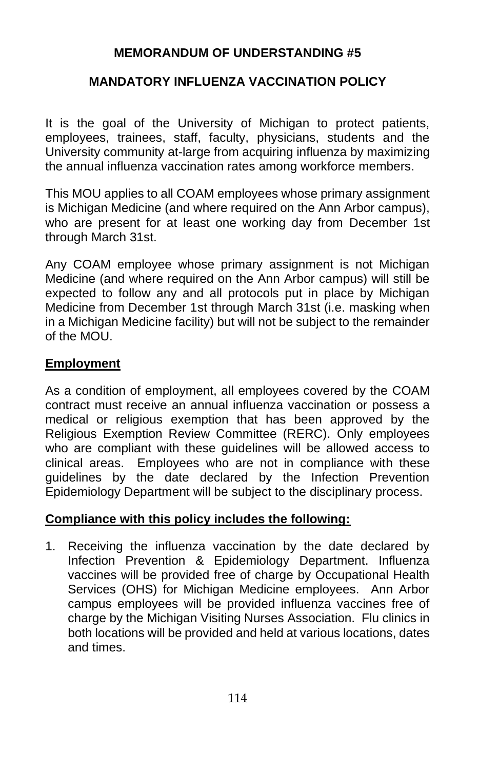## MEMORANDUM OF UNDERSTANDING #5

## MANDATORY INFLUENZA VACCINATION POLICY

It is the goal of the University of Michigan to protect patients, employees, trainees, staff, faculty, physicians, students and the University community at-large from acquiring influenza by maximizing the annual influenza vaccination rates among workforce members.

This MOU applies to all COAM employees whose primary assignment is Michigan Medicine (and where required on the Ann Arbor campus), who are present for at least one working day from December 1st through March 31st.

Any COAM employee whose primary assignment is not Michigan Medicine (and where required on the Ann Arbor campus) will still be expected to follow any and all protocols put in place by Michigan Medicine from December 1st through March 31st (i.e. masking when in a Michigan Medicine facility) but will not be subject to the remainder of the MOU.

**Employment**

As a condition of employment, all employees covered by the COAM contract must receive an annual influenza vaccination or possess a medical or religious exemption that has been approved by the Religious Exemption Review Committee (RERC). Only employees who are compliant with these guidelines will be allowed access to clinical areas. Employees who are not in compliance with these guidelines by the date declared by the Infection Prevention Epidemiology Department will be subject to the disciplinary process.

**Compliance with this policy includes the following:**

1. Receiving the influenza vaccination by the date declared by Infection Prevention & Epidemiology Department. Influenza vaccines will be provided free of charge by Occupational Health Services (OHS) for Michigan Medicine employees. Ann Arbor campus employees will be provided influenza vaccines free of charge by the Michigan Visiting Nurses Association. Flu clinics in both locations will be provided and held at various locations, dates and times.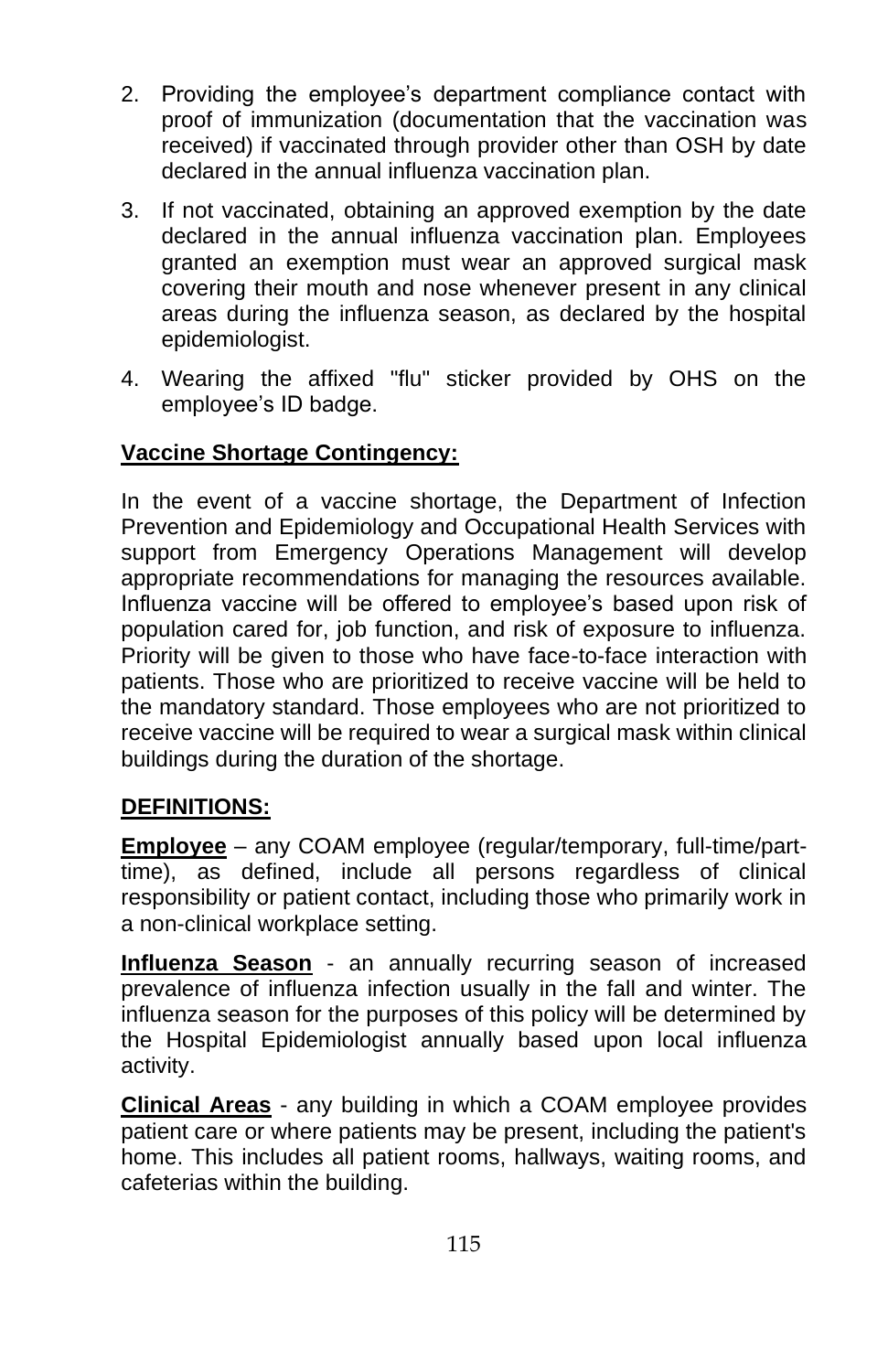2. Providing the employee's department compliance contact with proof of immunization (documentation that the vaccination was received) if vaccinated through provider other than OSH by date declared in the annual influenza vaccination plan.
3. If not vaccinated, obtaining an approved exemption by the date declared in the annual influenza vaccination plan. Employees granted an exemption must wear an approved surgical mask covering their mouth and nose whenever present in any clinical areas during the influenza season, as declared by the hospital epidemiologist.
4. Wearing the affixed "flu" sticker provided by OHS on the employee's ID badge.

**Vaccine Shortage Contingency:**

In the event of a vaccine shortage, the Department of Infection Prevention and Epidemiology and Occupational Health Services with support from Emergency Operations Management will develop appropriate recommendations for managing the resources available. Influenza vaccine will be offered to employee's based upon risk of population cared for, job function, and risk of exposure to influenza. Priority will be given to those who have face-to-face interaction with patients. Those who are prioritized to receive vaccine will be held to the mandatory standard. Those employees who are not prioritized to receive vaccine will be required to wear a surgical mask within clinical buildings during the duration of the shortage.

**DEFINITIONS:**

**Employee** – any COAM employee (regular/temporary, full-time/part-time), as defined, include all persons regardless of clinical responsibility or patient contact, including those who primarily work in a non-clinical workplace setting.

**Influenza Season** - an annually recurring season of increased prevalence of influenza infection usually in the fall and winter. The influenza season for the purposes of this policy will be determined by the Hospital Epidemiologist annually based upon local influenza activity.

**Clinical Areas** - any building in which a COAM employee provides patient care or where patients may be present, including the patient's home. This includes all patient rooms, hallways, waiting rooms, and cafeterias within the building.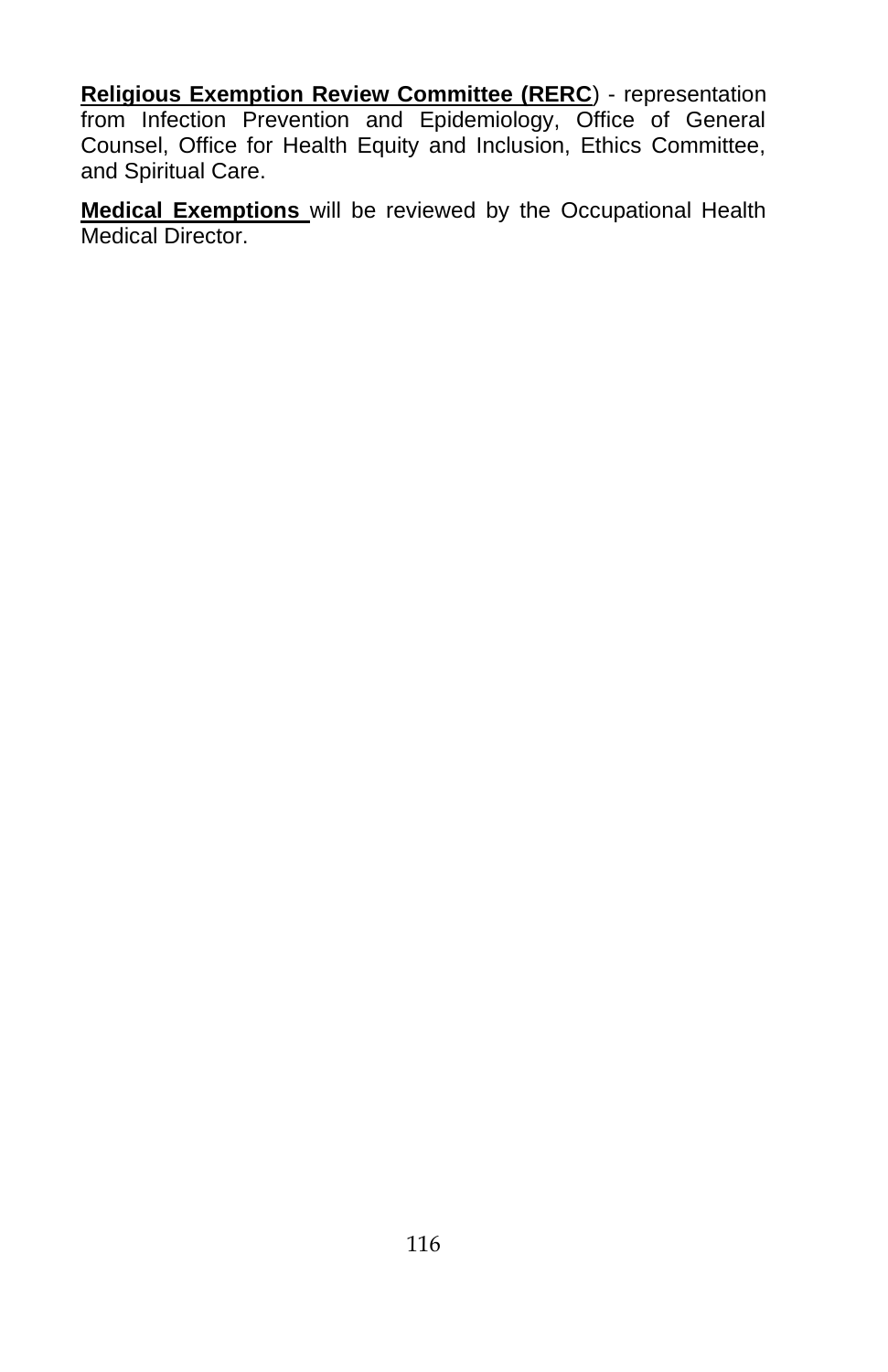**Religious Exemption Review Committee (RERC**) - representation from Infection Prevention and Epidemiology, Office of General Counsel, Office for Health Equity and Inclusion, Ethics Committee, and Spiritual Care.

**Medical Exemptions** will be reviewed by the Occupational Health Medical Director.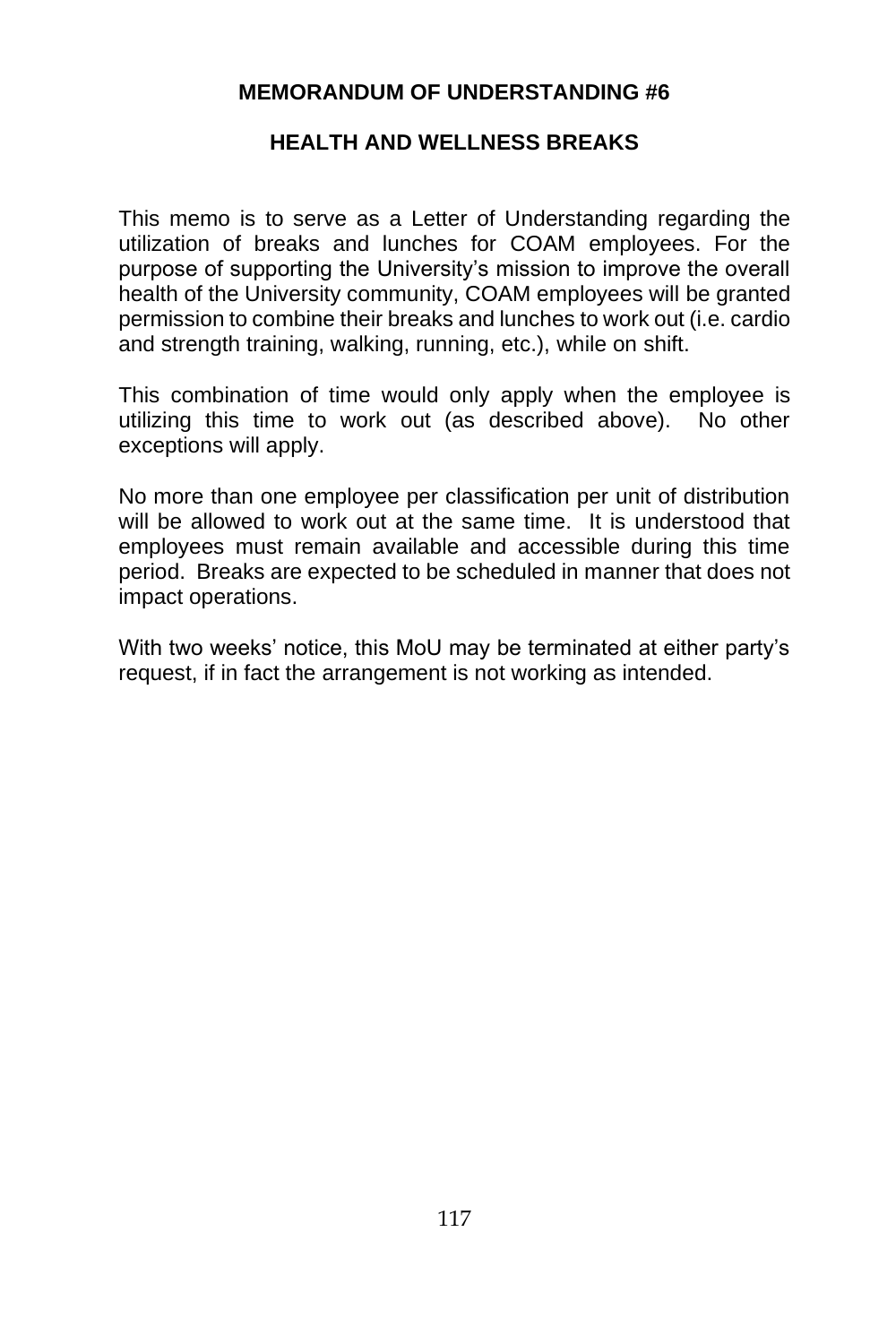# MEMORANDUM OF UNDERSTANDING #6

## HEALTH AND WELLNESS BREAKS

This memo is to serve as a Letter of Understanding regarding the utilization of breaks and lunches for COAM employees. For the purpose of supporting the University's mission to improve the overall health of the University community, COAM employees will be granted permission to combine their breaks and lunches to work out (i.e. cardio and strength training, walking, running, etc.), while on shift.

This combination of time would only apply when the employee is utilizing this time to work out (as described above). No other exceptions will apply.

No more than one employee per classification per unit of distribution will be allowed to work out at the same time. It is understood that employees must remain available and accessible during this time period. Breaks are expected to be scheduled in manner that does not impact operations.

With two weeks' notice, this MoU may be terminated at either party's request, if in fact the arrangement is not working as intended.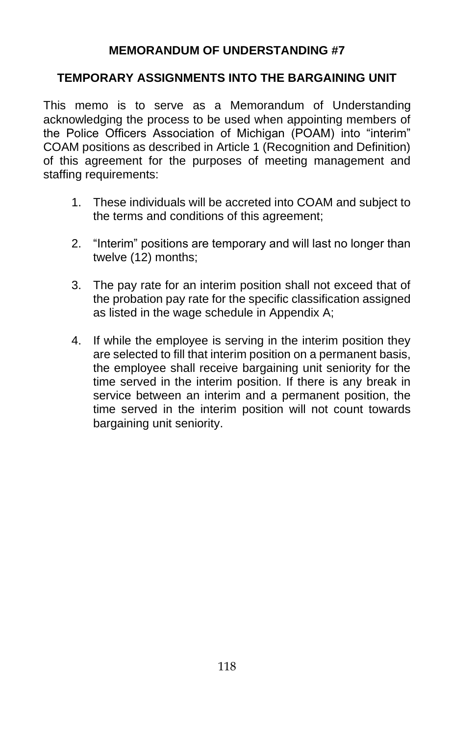## MEMORANDUM OF UNDERSTANDING #7

## TEMPORARY ASSIGNMENTS INTO THE BARGAINING UNIT

This memo is to serve as a Memorandum of Understanding acknowledging the process to be used when appointing members of the Police Officers Association of Michigan (POAM) into "interim" COAM positions as described in Article 1 (Recognition and Definition) of this agreement for the purposes of meeting management and staffing requirements:

1. These individuals will be accreted into COAM and subject to the terms and conditions of this agreement;

2. "Interim" positions are temporary and will last no longer than twelve (12) months;

3. The pay rate for an interim position shall not exceed that of the probation pay rate for the specific classification assigned as listed in the wage schedule in Appendix A;

4. If while the employee is serving in the interim position they are selected to fill that interim position on a permanent basis, the employee shall receive bargaining unit seniority for the time served in the interim position. If there is any break in service between an interim and a permanent position, the time served in the interim position will not count towards bargaining unit seniority.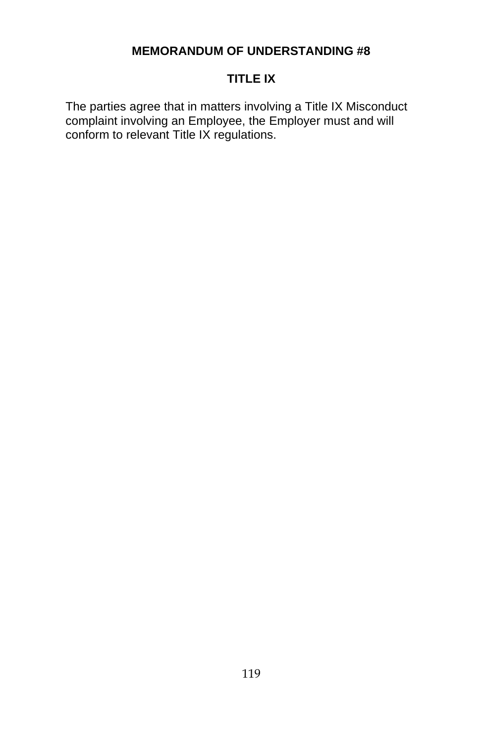# MEMORANDUM OF UNDERSTANDING #8

## TITLE IX

The parties agree that in matters involving a Title IX Misconduct complaint involving an Employee, the Employer must and will conform to relevant Title IX regulations.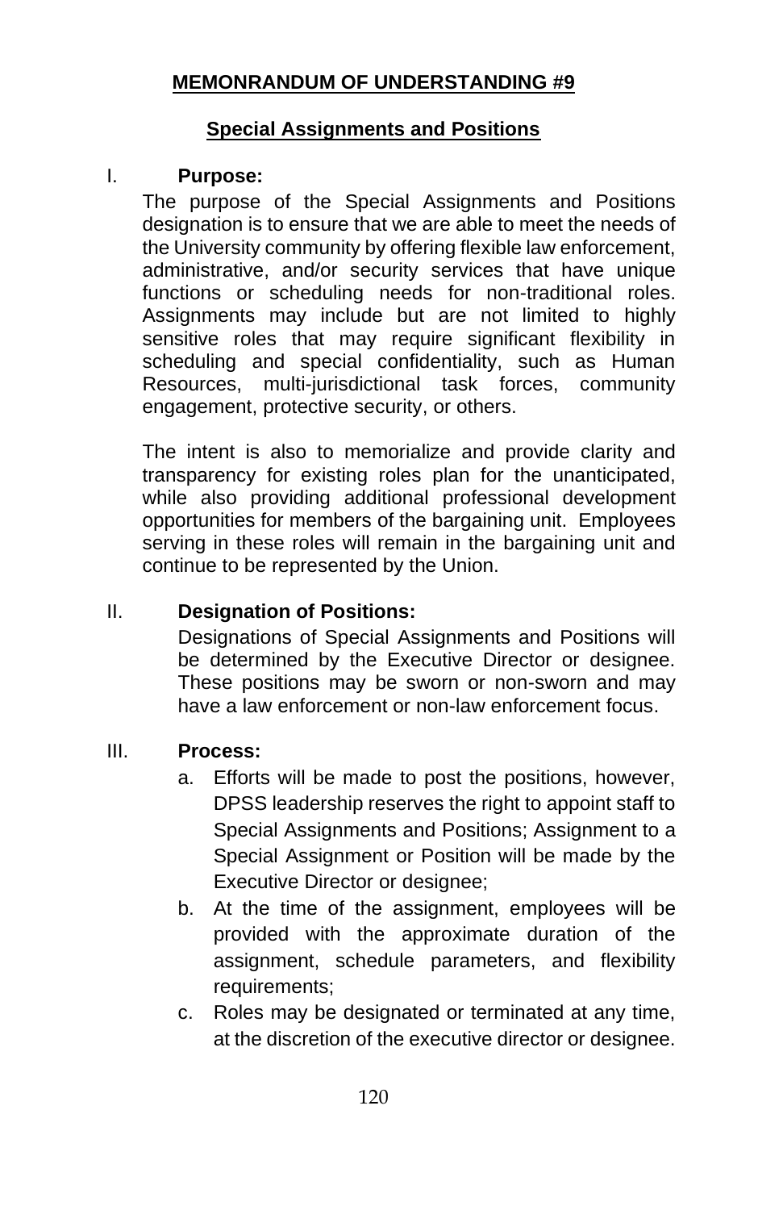# MEMONRANDUM OF UNDERSTANDING #9

## Special Assignments and Positions

I. **Purpose:**

The purpose of the Special Assignments and Positions designation is to ensure that we are able to meet the needs of the University community by offering flexible law enforcement, administrative, and/or security services that have unique functions or scheduling needs for non-traditional roles. Assignments may include but are not limited to highly sensitive roles that may require significant flexibility in scheduling and special confidentiality, such as Human Resources, multi-jurisdictional task forces, community engagement, protective security, or others.

The intent is also to memorialize and provide clarity and transparency for existing roles plan for the unanticipated, while also providing additional professional development opportunities for members of the bargaining unit. Employees serving in these roles will remain in the bargaining unit and continue to be represented by the Union.

II. **Designation of Positions:**

Designations of Special Assignments and Positions will be determined by the Executive Director or designee. These positions may be sworn or non-sworn and may have a law enforcement or non-law enforcement focus.

III. **Process:**

a. Efforts will be made to post the positions, however, DPSS leadership reserves the right to appoint staff to Special Assignments and Positions; Assignment to a Special Assignment or Position will be made by the Executive Director or designee;

b. At the time of the assignment, employees will be provided with the approximate duration of the assignment, schedule parameters, and flexibility requirements;

c. Roles may be designated or terminated at any time, at the discretion of the executive director or designee.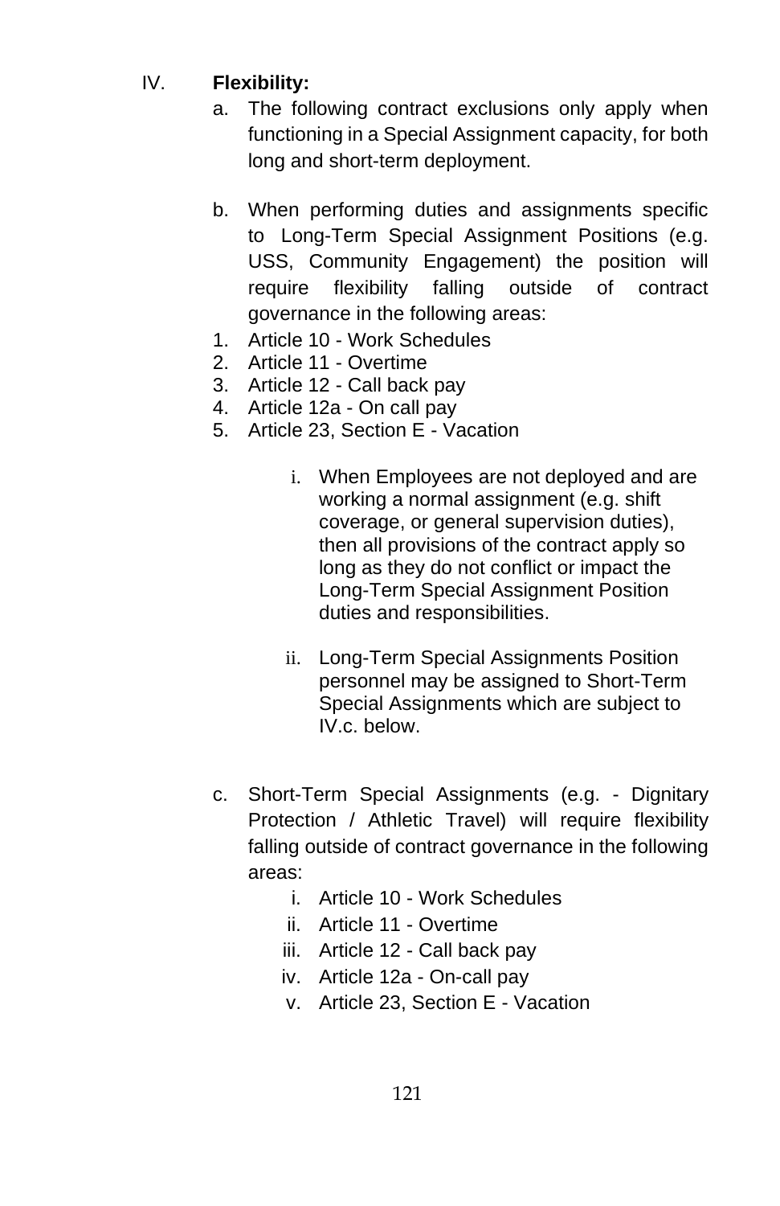IV. **Flexibility:**

a. The following contract exclusions only apply when functioning in a Special Assignment capacity, for both long and short-term deployment.

b. When performing duties and assignments specific to Long-Term Special Assignment Positions (e.g. USS, Community Engagement) the position will require flexibility falling outside of contract governance in the following areas:

1. Article 10 - Work Schedules
2. Article 11 - Overtime
3. Article 12 - Call back pay
4. Article 12a - On call pay
5. Article 23, Section E - Vacation

   i. When Employees are not deployed and are working a normal assignment (e.g. shift coverage, or general supervision duties), then all provisions of the contract apply so long as they do not conflict or impact the Long-Term Special Assignment Position duties and responsibilities.

   ii. Long-Term Special Assignments Position personnel may be assigned to Short-Term Special Assignments which are subject to IV.c. below.

c. Short-Term Special Assignments (e.g. - Dignitary Protection / Athletic Travel) will require flexibility falling outside of contract governance in the following areas:

   i. Article 10 - Work Schedules
   ii. Article 11 - Overtime
   iii. Article 12 - Call back pay
   iv. Article 12a - On-call pay
   v. Article 23, Section E - Vacation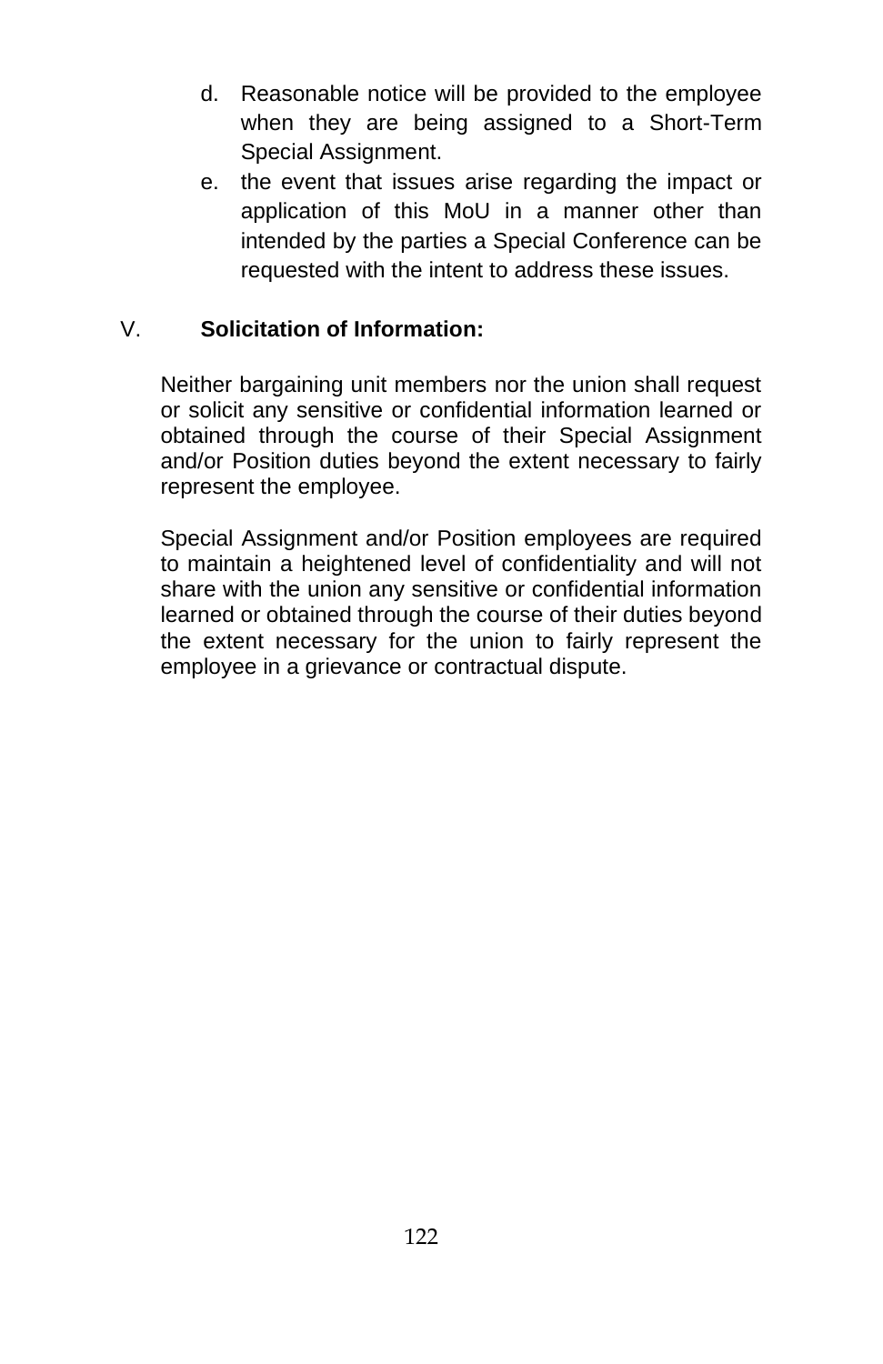d. Reasonable notice will be provided to the employee when they are being assigned to a Short-Term Special Assignment.
e. the event that issues arise regarding the impact or application of this MoU in a manner other than intended by the parties a Special Conference can be requested with the intent to address these issues.

V. **Solicitation of Information:**

Neither bargaining unit members nor the union shall request or solicit any sensitive or confidential information learned or obtained through the course of their Special Assignment and/or Position duties beyond the extent necessary to fairly represent the employee.

Special Assignment and/or Position employees are required to maintain a heightened level of confidentiality and will not share with the union any sensitive or confidential information learned or obtained through the course of their duties beyond the extent necessary for the union to fairly represent the employee in a grievance or contractual dispute.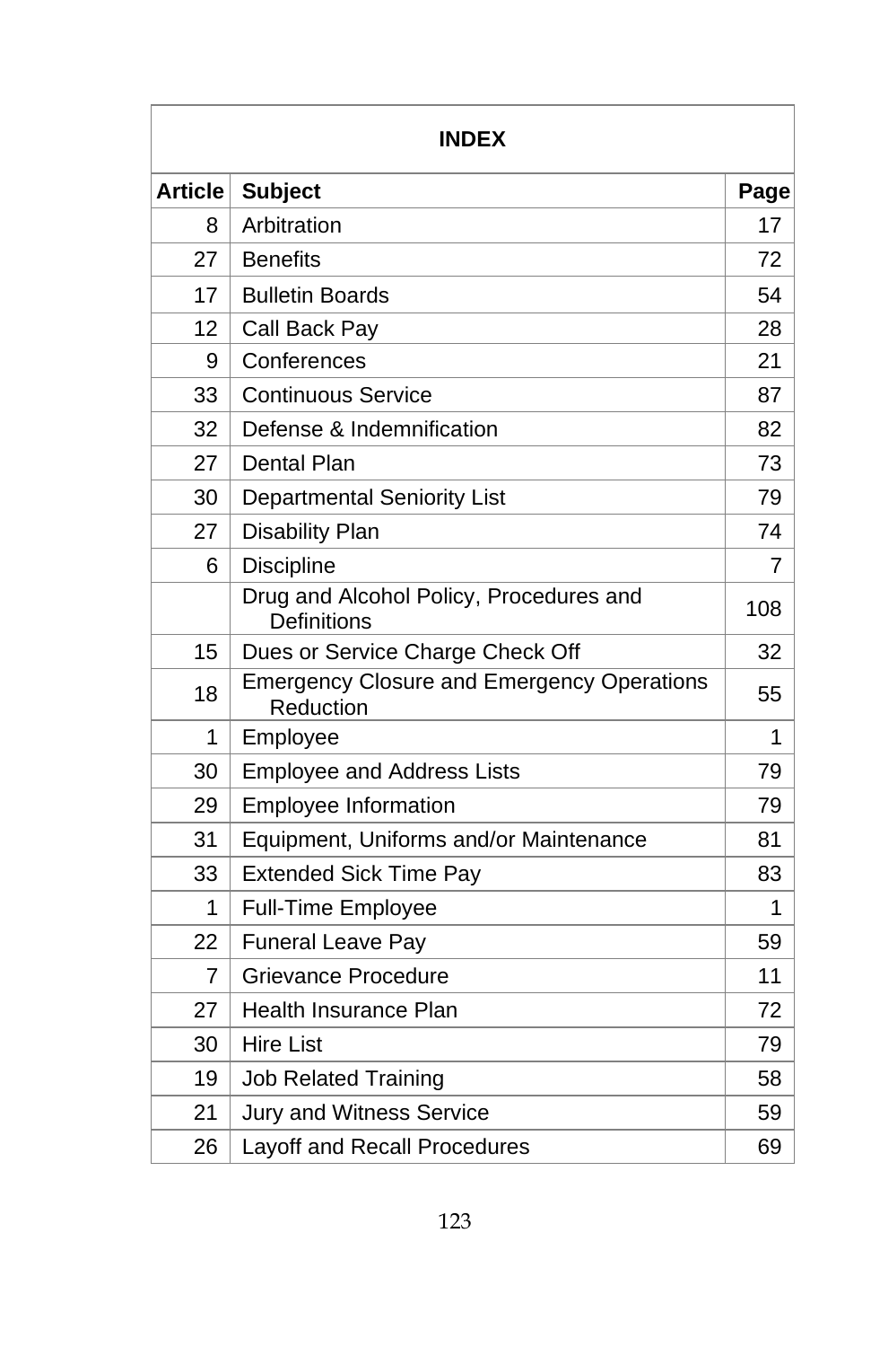| INDEX | | |
|---|---|---|
| **Article** | **Subject** | **Page** |
| 8 | Arbitration | 17 |
| 27 | Benefits | 72 |
| 17 | Bulletin Boards | 54 |
| 12 | Call Back Pay | 28 |
| 9 | Conferences | 21 |
| 33 | Continuous Service | 87 |
| 32 | Defense & Indemnification | 82 |
| 27 | Dental Plan | 73 |
| 30 | Departmental Seniority List | 79 |
| 27 | Disability Plan | 74 |
| 6 | Discipline | 7 |
| | Drug and Alcohol Policy, Procedures and Definitions | 108 |
| 15 | Dues or Service Charge Check Off | 32 |
| 18 | Emergency Closure and Emergency Operations Reduction | 55 |
| 1 | Employee | 1 |
| 30 | Employee and Address Lists | 79 |
| 29 | Employee Information | 79 |
| 31 | Equipment, Uniforms and/or Maintenance | 81 |
| 33 | Extended Sick Time Pay | 83 |
| 1 | Full-Time Employee | 1 |
| 22 | Funeral Leave Pay | 59 |
| 7 | Grievance Procedure | 11 |
| 27 | Health Insurance Plan | 72 |
| 30 | Hire List | 79 |
| 19 | Job Related Training | 58 |
| 21 | Jury and Witness Service | 59 |
| 26 | Layoff and Recall Procedures | 69 |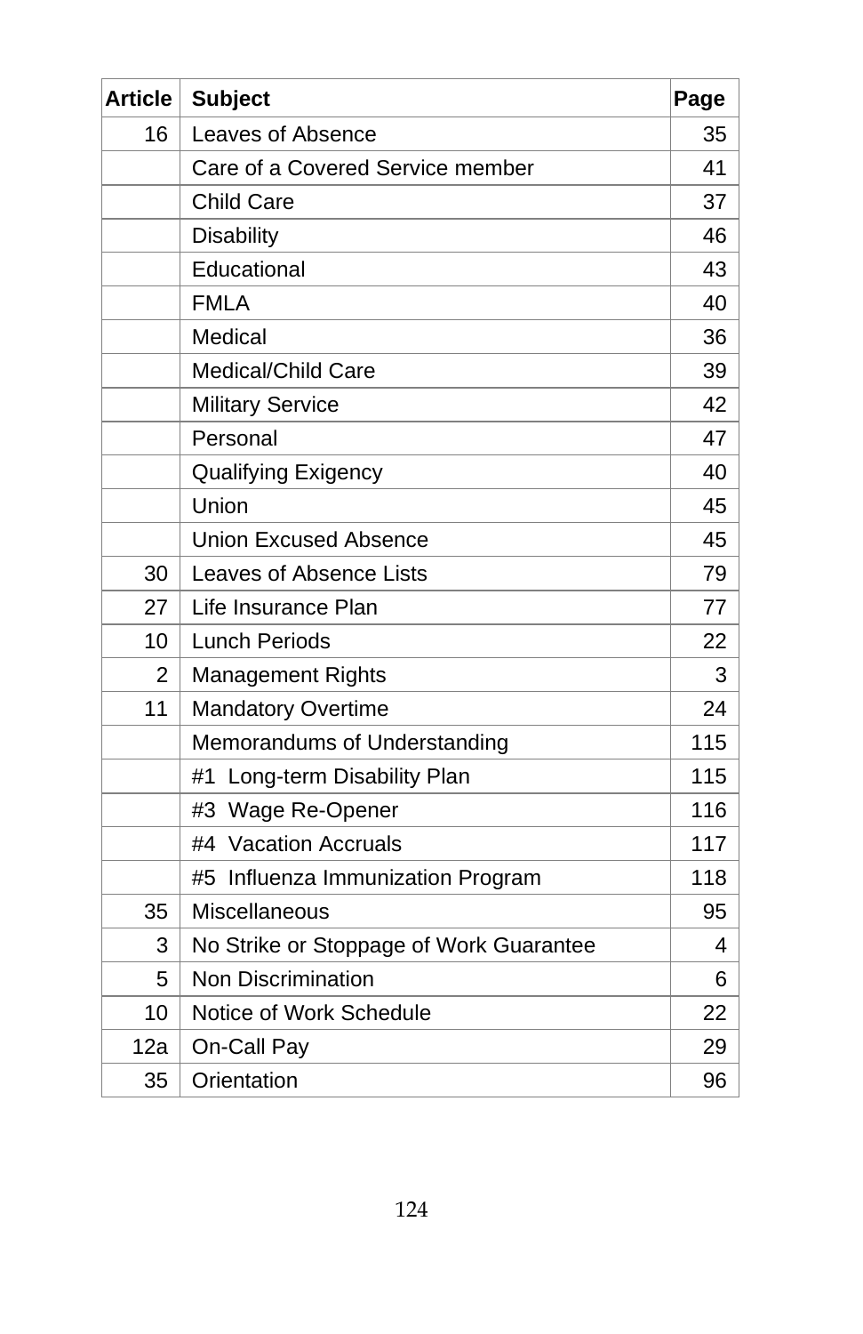| Article | Subject | Page |
|---|---|---|
| 16 | Leaves of Absence | 35 |
| | Care of a Covered Service member | 41 |
| | Child Care | 37 |
| | Disability | 46 |
| | Educational | 43 |
| | FMLA | 40 |
| | Medical | 36 |
| | Medical/Child Care | 39 |
| | Military Service | 42 |
| | Personal | 47 |
| | Qualifying Exigency | 40 |
| | Union | 45 |
| | Union Excused Absence | 45 |
| 30 | Leaves of Absence Lists | 79 |
| 27 | Life Insurance Plan | 77 |
| 10 | Lunch Periods | 22 |
| 2 | Management Rights | 3 |
| 11 | Mandatory Overtime | 24 |
| | Memorandums of Understanding | 115 |
| | #1 Long-term Disability Plan | 115 |
| | #3 Wage Re-Opener | 116 |
| | #4 Vacation Accruals | 117 |
| | #5 Influenza Immunization Program | 118 |
| 35 | Miscellaneous | 95 |
| 3 | No Strike or Stoppage of Work Guarantee | 4 |
| 5 | Non Discrimination | 6 |
| 10 | Notice of Work Schedule | 22 |
| 12a | On-Call Pay | 29 |
| 35 | Orientation | 96 |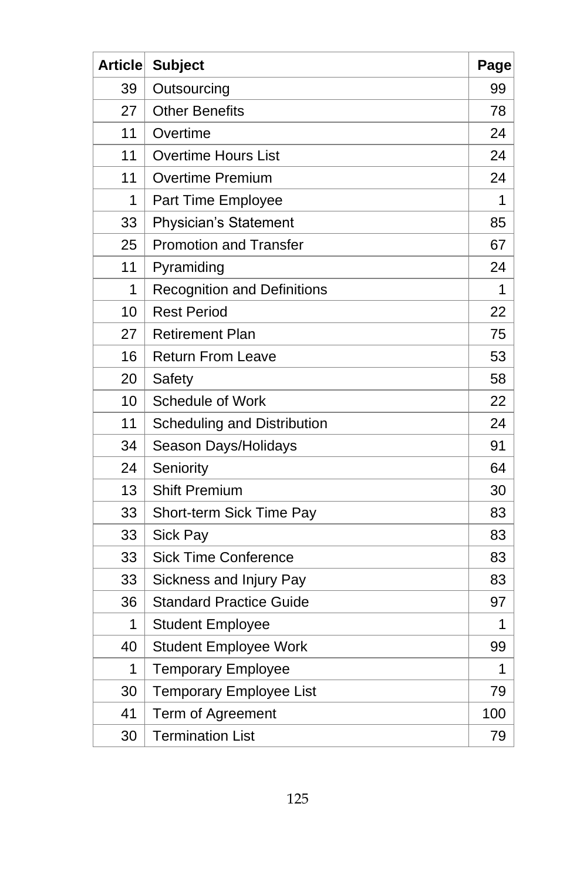| Article | Subject | Page |
|---|---|---|
| 39 | Outsourcing | 99 |
| 27 | Other Benefits | 78 |
| 11 | Overtime | 24 |
| 11 | Overtime Hours List | 24 |
| 11 | Overtime Premium | 24 |
| 1 | Part Time Employee | 1 |
| 33 | Physician’s Statement | 85 |
| 25 | Promotion and Transfer | 67 |
| 11 | Pyramiding | 24 |
| 1 | Recognition and Definitions | 1 |
| 10 | Rest Period | 22 |
| 27 | Retirement Plan | 75 |
| 16 | Return From Leave | 53 |
| 20 | Safety | 58 |
| 10 | Schedule of Work | 22 |
| 11 | Scheduling and Distribution | 24 |
| 34 | Season Days/Holidays | 91 |
| 24 | Seniority | 64 |
| 13 | Shift Premium | 30 |
| 33 | Short-term Sick Time Pay | 83 |
| 33 | Sick Pay | 83 |
| 33 | Sick Time Conference | 83 |
| 33 | Sickness and Injury Pay | 83 |
| 36 | Standard Practice Guide | 97 |
| 1 | Student Employee | 1 |
| 40 | Student Employee Work | 99 |
| 1 | Temporary Employee | 1 |
| 30 | Temporary Employee List | 79 |
| 41 | Term of Agreement | 100 |
| 30 | Termination List | 79 |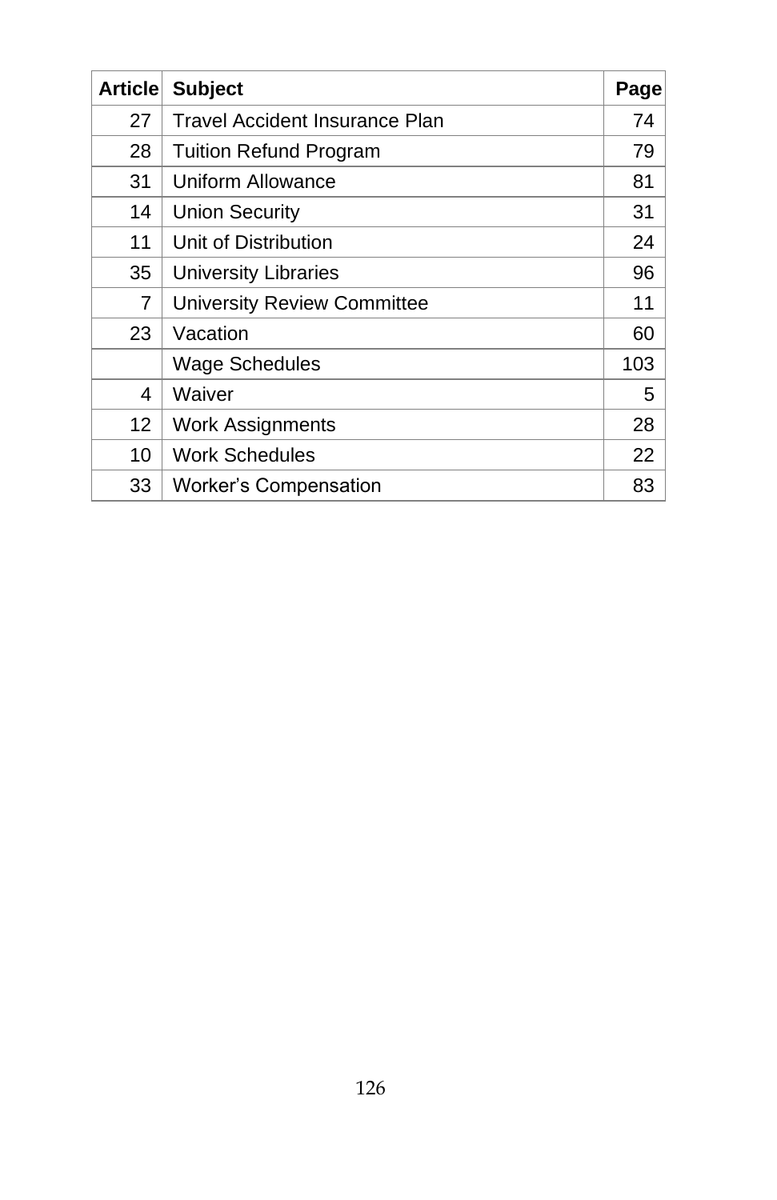| Article | Subject | Page |
|---|---|---|
| 27 | Travel Accident Insurance Plan | 74 |
| 28 | Tuition Refund Program | 79 |
| 31 | Uniform Allowance | 81 |
| 14 | Union Security | 31 |
| 11 | Unit of Distribution | 24 |
| 35 | University Libraries | 96 |
| 7 | University Review Committee | 11 |
| 23 | Vacation | 60 |
| | Wage Schedules | 103 |
| 4 | Waiver | 5 |
| 12 | Work Assignments | 28 |
| 10 | Work Schedules | 22 |
| 33 | Worker's Compensation | 83 |